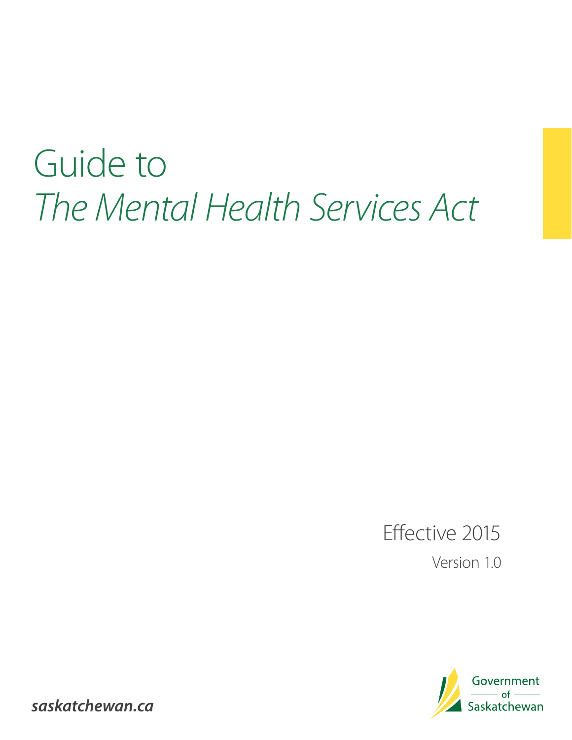# Guide to *The Mental Health Services Act*

Effective 2015

Version 1.0

Government of Saskatchewan

***saskatchewan.ca***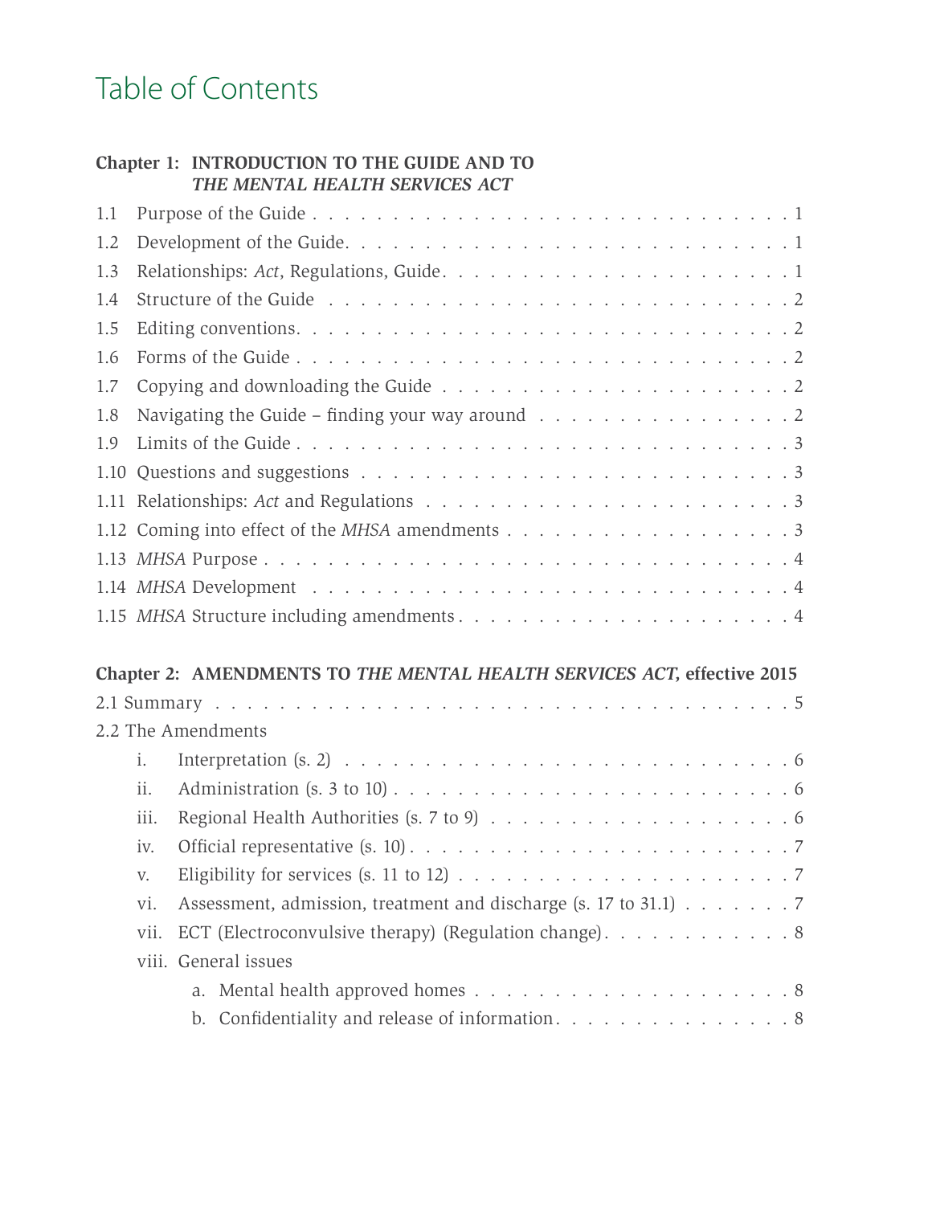# Table of Contents

**Chapter 1: INTRODUCTION TO THE GUIDE AND TO *THE MENTAL HEALTH SERVICES ACT***

1.1 Purpose of the Guide . . . . . . . . . . 1
1.2 Development of the Guide. . . . . . . . . . 1
1.3 Relationships: *Act*, Regulations, Guide. . . . . . . . . . 1
1.4 Structure of the Guide . . . . . . . . . . 2
1.5 Editing conventions. . . . . . . . . . 2
1.6 Forms of the Guide . . . . . . . . . . 2
1.7 Copying and downloading the Guide . . . . . . . . . . 2
1.8 Navigating the Guide – finding your way around . . . . . . . . . . 2
1.9 Limits of the Guide . . . . . . . . . . 3
1.10 Questions and suggestions . . . . . . . . . . 3
1.11 Relationships: *Act* and Regulations . . . . . . . . . . 3
1.12 Coming into effect of the *MHSA* amendments . . . . . . . . . . 3
1.13 *MHSA* Purpose . . . . . . . . . . 4
1.14 *MHSA* Development . . . . . . . . . . 4
1.15 *MHSA* Structure including amendments . . . . . . . . . . 4

**Chapter 2: AMENDMENTS TO *THE MENTAL HEALTH SERVICES ACT*, effective 2015**

2.1 Summary . . . . . . . . . . 5
2.2 The Amendments
- i. Interpretation (s. 2) . . . . . . . . . . 6
- ii. Administration (s. 3 to 10) . . . . . . . . . . 6
- iii. Regional Health Authorities (s. 7 to 9) . . . . . . . . . . 6
- iv. Official representative (s. 10) . . . . . . . . . . 7
- v. Eligibility for services (s. 11 to 12) . . . . . . . . . . 7
- vi. Assessment, admission, treatment and discharge (s. 17 to 31.1) . . . . . . . . . . 7
- vii. ECT (Electroconvulsive therapy) (Regulation change). . . . . . . . . . 8
- viii. General issues
  - a. Mental health approved homes . . . . . . . . . . 8
  - b. Confidentiality and release of information. . . . . . . . . . 8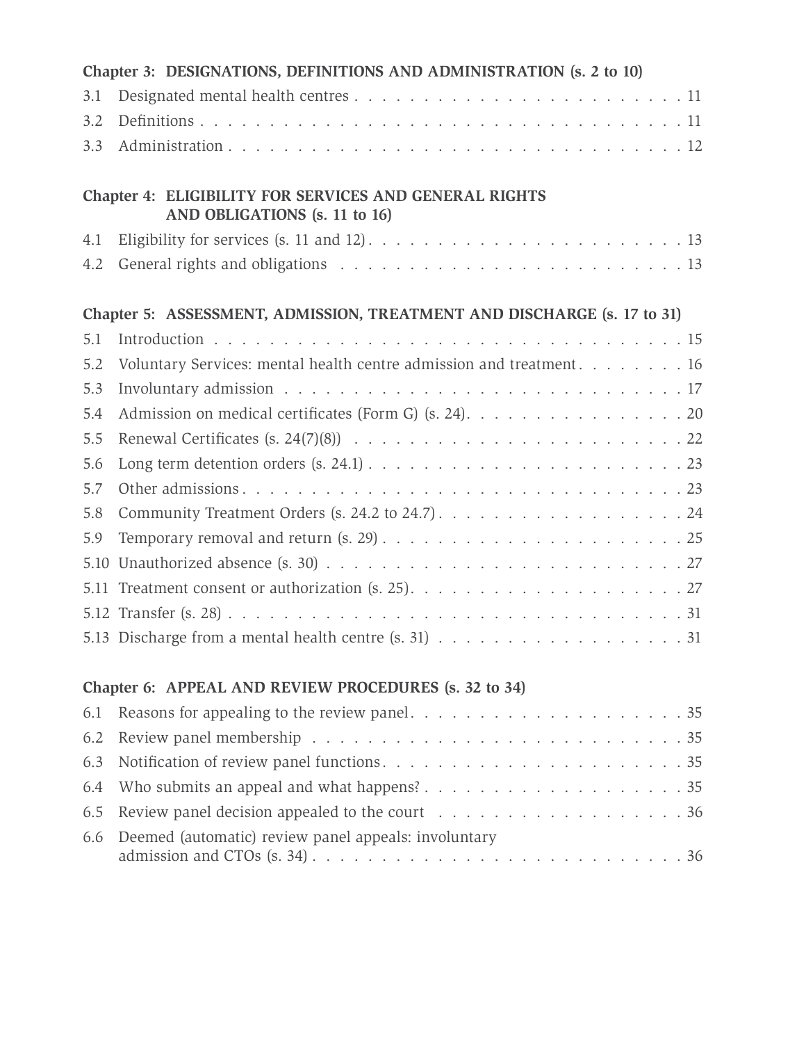**Chapter 3: DESIGNATIONS, DEFINITIONS AND ADMINISTRATION (s. 2 to 10)**

3.1 Designated mental health centres . . . . . . . . . . . . . . . . . . . . . . . . . 11
3.2 Definitions . . . . . . . . . . . . . . . . . . . . . . . . . . . . . . . . . . . . 11
3.3 Administration . . . . . . . . . . . . . . . . . . . . . . . . . . . . . . . . . . 12

**Chapter 4: ELIGIBILITY FOR SERVICES AND GENERAL RIGHTS AND OBLIGATIONS (s. 11 to 16)**

4.1 Eligibility for services (s. 11 and 12) . . . . . . . . . . . . . . . . . . . . . . 13
4.2 General rights and obligations . . . . . . . . . . . . . . . . . . . . . . . . . 13

**Chapter 5: ASSESSMENT, ADMISSION, TREATMENT AND DISCHARGE (s. 17 to 31)**

5.1 Introduction . . . . . . . . . . . . . . . . . . . . . . . . . . . . . . . . . . . 15
5.2 Voluntary Services: mental health centre admission and treatment . . . . . . . . 16
5.3 Involuntary admission . . . . . . . . . . . . . . . . . . . . . . . . . . . . . . 17
5.4 Admission on medical certificates (Form G) (s. 24) . . . . . . . . . . . . . . . . 20
5.5 Renewal Certificates (s. 24(7)(8)) . . . . . . . . . . . . . . . . . . . . . . . . 22
5.6 Long term detention orders (s. 24.1) . . . . . . . . . . . . . . . . . . . . . . . 23
5.7 Other admissions . . . . . . . . . . . . . . . . . . . . . . . . . . . . . . . . . 23
5.8 Community Treatment Orders (s. 24.2 to 24.7) . . . . . . . . . . . . . . . . . . 24
5.9 Temporary removal and return (s. 29) . . . . . . . . . . . . . . . . . . . . . . . 25
5.10 Unauthorized absence (s. 30) . . . . . . . . . . . . . . . . . . . . . . . . . . 27
5.11 Treatment consent or authorization (s. 25) . . . . . . . . . . . . . . . . . . . . 27
5.12 Transfer (s. 28) . . . . . . . . . . . . . . . . . . . . . . . . . . . . . . . . . 31
5.13 Discharge from a mental health centre (s. 31) . . . . . . . . . . . . . . . . . . 31

**Chapter 6: APPEAL AND REVIEW PROCEDURES (s. 32 to 34)**

6.1 Reasons for appealing to the review panel . . . . . . . . . . . . . . . . . . . . 35
6.2 Review panel membership . . . . . . . . . . . . . . . . . . . . . . . . . . . . 35
6.3 Notification of review panel functions . . . . . . . . . . . . . . . . . . . . . . 35
6.4 Who submits an appeal and what happens? . . . . . . . . . . . . . . . . . . . . 35
6.5 Review panel decision appealed to the court . . . . . . . . . . . . . . . . . . . 36
6.6 Deemed (automatic) review panel appeals: involuntary admission and CTOs (s. 34) . . . . . . . . . . . . . . . . . . . . . . . . . . . 36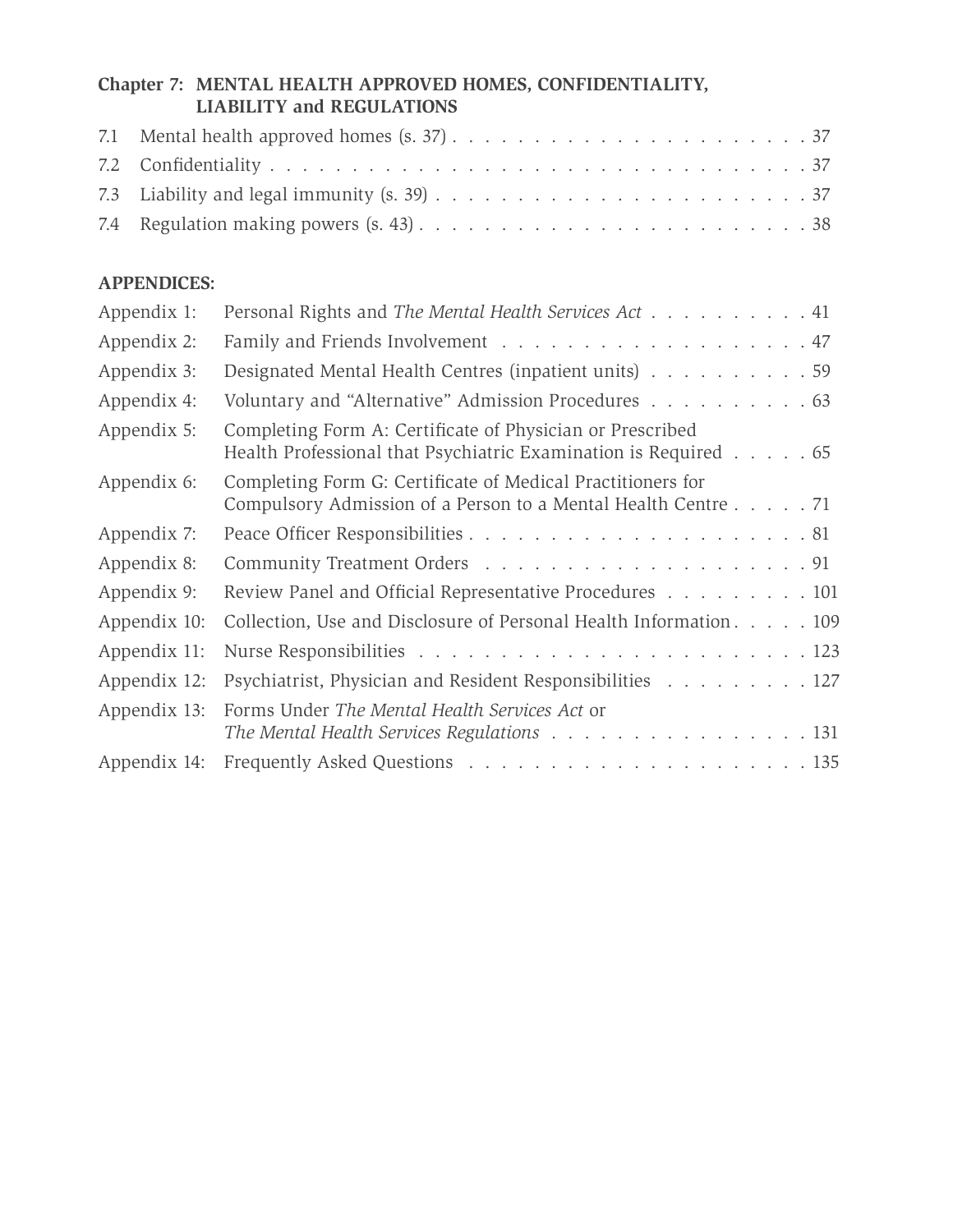**Chapter 7: MENTAL HEALTH APPROVED HOMES, CONFIDENTIALITY, LIABILITY and REGULATIONS**

| | | |
|---|---|---|
| 7.1 | Mental health approved homes (s. 37) | 37 |
| 7.2 | Confidentiality | 37 |
| 7.3 | Liability and legal immunity (s. 39) | 37 |
| 7.4 | Regulation making powers (s. 43) | 38 |

**APPENDICES:**

| | | |
|---|---|---|
| Appendix 1: | Personal Rights and *The Mental Health Services Act* | 41 |
| Appendix 2: | Family and Friends Involvement | 47 |
| Appendix 3: | Designated Mental Health Centres (inpatient units) | 59 |
| Appendix 4: | Voluntary and “Alternative” Admission Procedures | 63 |
| Appendix 5: | Completing Form A: Certificate of Physician or Prescribed Health Professional that Psychiatric Examination is Required | 65 |
| Appendix 6: | Completing Form G: Certificate of Medical Practitioners for Compulsory Admission of a Person to a Mental Health Centre | 71 |
| Appendix 7: | Peace Officer Responsibilities | 81 |
| Appendix 8: | Community Treatment Orders | 91 |
| Appendix 9: | Review Panel and Official Representative Procedures | 101 |
| Appendix 10: | Collection, Use and Disclosure of Personal Health Information | 109 |
| Appendix 11: | Nurse Responsibilities | 123 |
| Appendix 12: | Psychiatrist, Physician and Resident Responsibilities | 127 |
| Appendix 13: | Forms Under *The Mental Health Services Act* or *The Mental Health Services Regulations* | 131 |
| Appendix 14: | Frequently Asked Questions | 135 |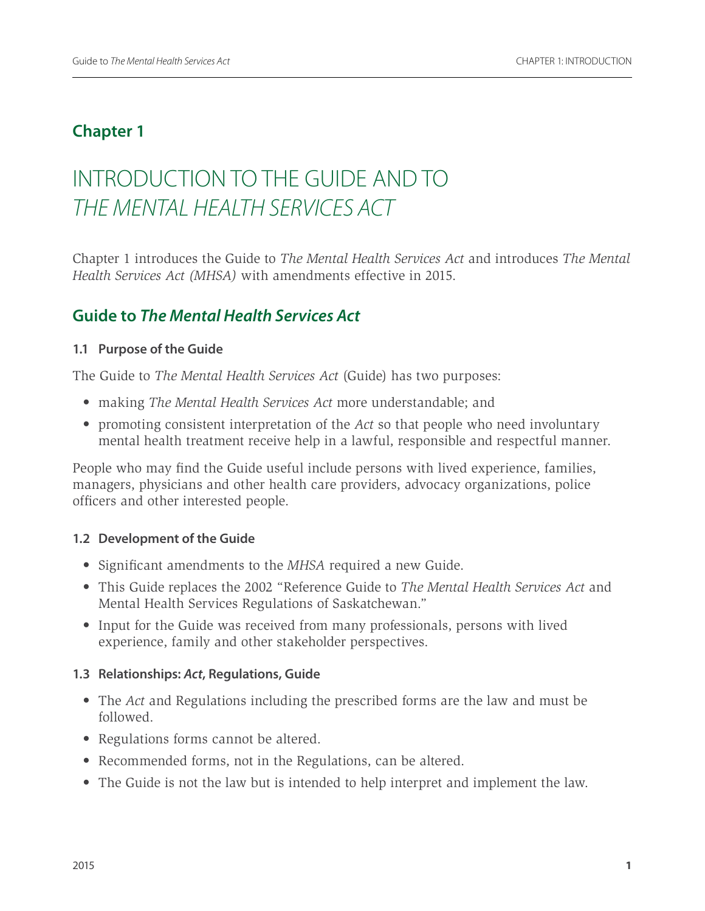## Chapter 1

# INTRODUCTION TO THE GUIDE AND TO *THE MENTAL HEALTH SERVICES ACT*

Chapter 1 introduces the Guide to *The Mental Health Services Act* and introduces *The Mental Health Services Act (MHSA)* with amendments effective in 2015.

## Guide to *The Mental Health Services Act*

### 1.1 Purpose of the Guide

The Guide to *The Mental Health Services Act* (Guide) has two purposes:

- making *The Mental Health Services Act* more understandable; and
- promoting consistent interpretation of the *Act* so that people who need involuntary mental health treatment receive help in a lawful, responsible and respectful manner.

People who may find the Guide useful include persons with lived experience, families, managers, physicians and other health care providers, advocacy organizations, police officers and other interested people.

### 1.2 Development of the Guide

- Significant amendments to the *MHSA* required a new Guide.
- This Guide replaces the 2002 "Reference Guide to *The Mental Health Services Act* and Mental Health Services Regulations of Saskatchewan."
- Input for the Guide was received from many professionals, persons with lived experience, family and other stakeholder perspectives.

### 1.3 Relationships: *Act*, Regulations, Guide

- The *Act* and Regulations including the prescribed forms are the law and must be followed.
- Regulations forms cannot be altered.
- Recommended forms, not in the Regulations, can be altered.
- The Guide is not the law but is intended to help interpret and implement the law.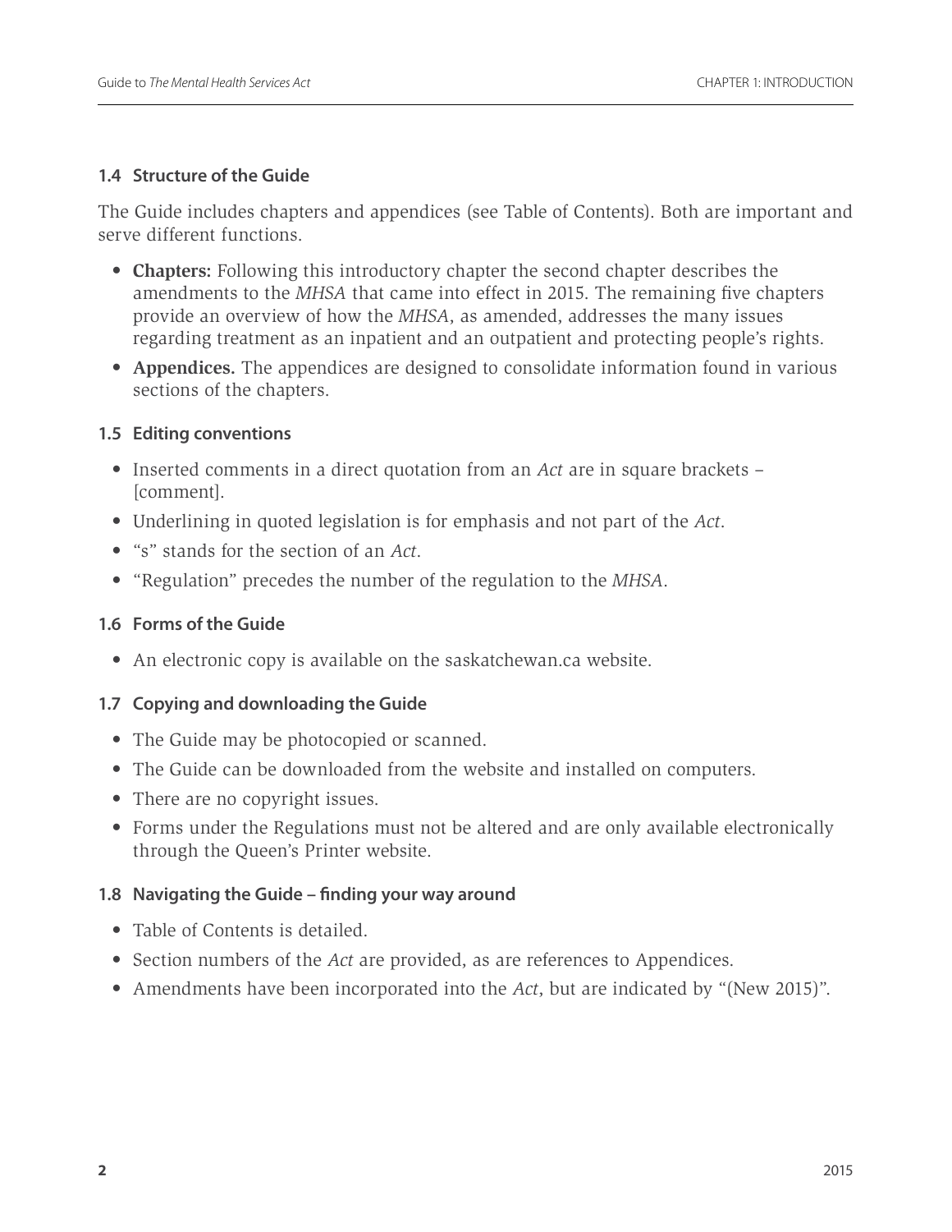### 1.4 Structure of the Guide

The Guide includes chapters and appendices (see Table of Contents). Both are important and serve different functions.

- **Chapters:** Following this introductory chapter the second chapter describes the amendments to the *MHSA* that came into effect in 2015. The remaining five chapters provide an overview of how the *MHSA*, as amended, addresses the many issues regarding treatment as an inpatient and an outpatient and protecting people's rights.
- **Appendices.** The appendices are designed to consolidate information found in various sections of the chapters.

### 1.5 Editing conventions

- Inserted comments in a direct quotation from an *Act* are in square brackets – [comment].
- Underlining in quoted legislation is for emphasis and not part of the *Act*.
- "s" stands for the section of an *Act*.
- "Regulation" precedes the number of the regulation to the *MHSA*.

### 1.6 Forms of the Guide

- An electronic copy is available on the saskatchewan.ca website.

### 1.7 Copying and downloading the Guide

- The Guide may be photocopied or scanned.
- The Guide can be downloaded from the website and installed on computers.
- There are no copyright issues.
- Forms under the Regulations must not be altered and are only available electronically through the Queen's Printer website.

### 1.8 Navigating the Guide – finding your way around

- Table of Contents is detailed.
- Section numbers of the *Act* are provided, as are references to Appendices.
- Amendments have been incorporated into the *Act*, but are indicated by "(New 2015)".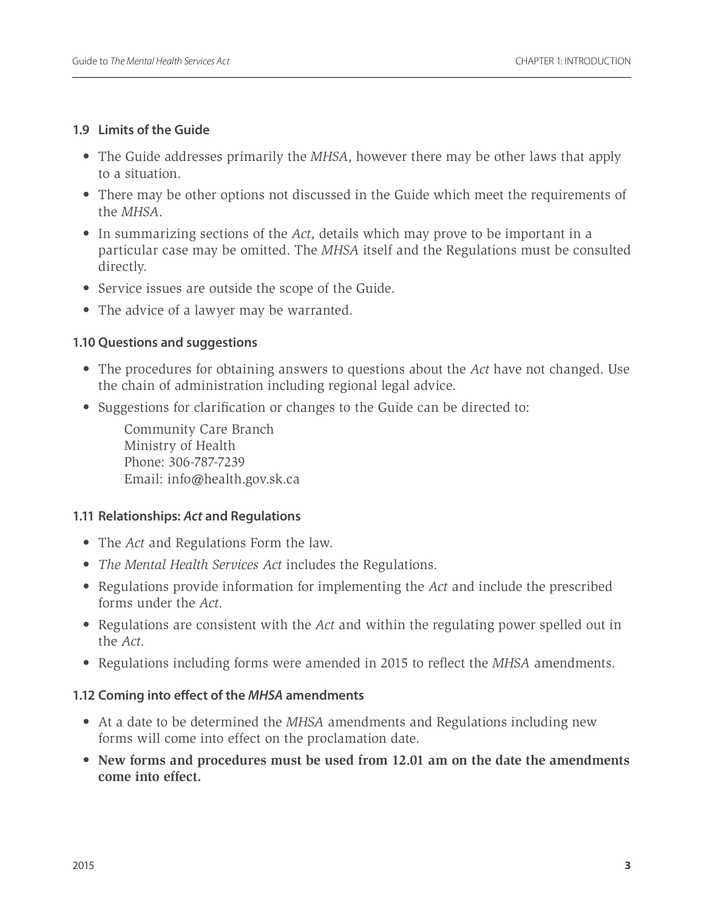### 1.9 Limits of the Guide

- The Guide addresses primarily the *MHSA*, however there may be other laws that apply to a situation.
- There may be other options not discussed in the Guide which meet the requirements of the *MHSA*.
- In summarizing sections of the *Act*, details which may prove to be important in a particular case may be omitted. The *MHSA* itself and the Regulations must be consulted directly.
- Service issues are outside the scope of the Guide.
- The advice of a lawyer may be warranted.

### 1.10 Questions and suggestions

- The procedures for obtaining answers to questions about the *Act* have not changed. Use the chain of administration including regional legal advice.
- Suggestions for clarification or changes to the Guide can be directed to:

  Community Care Branch
  Ministry of Health
  Phone: 306-787-7239
  Email: info@health.gov.sk.ca

### 1.11 Relationships: *Act* and Regulations

- The *Act* and Regulations Form the law.
- *The Mental Health Services Act* includes the Regulations.
- Regulations provide information for implementing the *Act* and include the prescribed forms under the *Act*.
- Regulations are consistent with the *Act* and within the regulating power spelled out in the *Act*.
- Regulations including forms were amended in 2015 to reflect the *MHSA* amendments.

### 1.12 Coming into effect of the *MHSA* amendments

- At a date to be determined the *MHSA* amendments and Regulations including new forms will come into effect on the proclamation date.
- **New forms and procedures must be used from 12.01 am on the date the amendments come into effect.**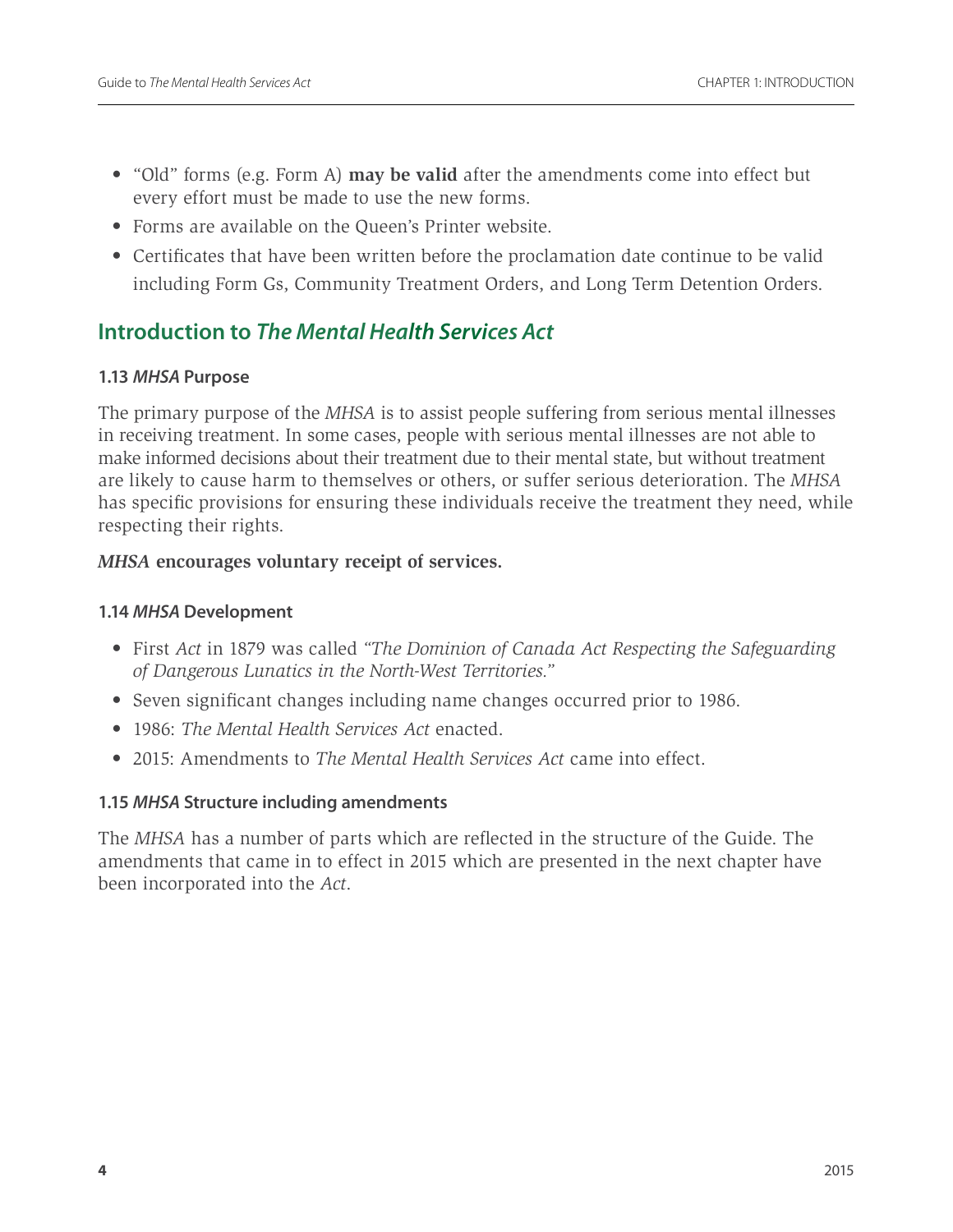- "Old" forms (e.g. Form A) **may be valid** after the amendments come into effect but every effort must be made to use the new forms.
- Forms are available on the Queen's Printer website.
- Certificates that have been written before the proclamation date continue to be valid including Form Gs, Community Treatment Orders, and Long Term Detention Orders.

## Introduction to *The Mental Health Services Act*

### 1.13 *MHSA* Purpose

The primary purpose of the *MHSA* is to assist people suffering from serious mental illnesses in receiving treatment. In some cases, people with serious mental illnesses are not able to make informed decisions about their treatment due to their mental state, but without treatment are likely to cause harm to themselves or others, or suffer serious deterioration. The *MHSA* has specific provisions for ensuring these individuals receive the treatment they need, while respecting their rights.

***MHSA* encourages voluntary receipt of services.**

### 1.14 *MHSA* Development

- First *Act* in 1879 was called *"The Dominion of Canada Act Respecting the Safeguarding of Dangerous Lunatics in the North-West Territories."*
- Seven significant changes including name changes occurred prior to 1986.
- 1986: *The Mental Health Services Act* enacted.
- 2015: Amendments to *The Mental Health Services Act* came into effect.

### 1.15 *MHSA* Structure including amendments

The *MHSA* has a number of parts which are reflected in the structure of the Guide. The amendments that came in to effect in 2015 which are presented in the next chapter have been incorporated into the *Act*.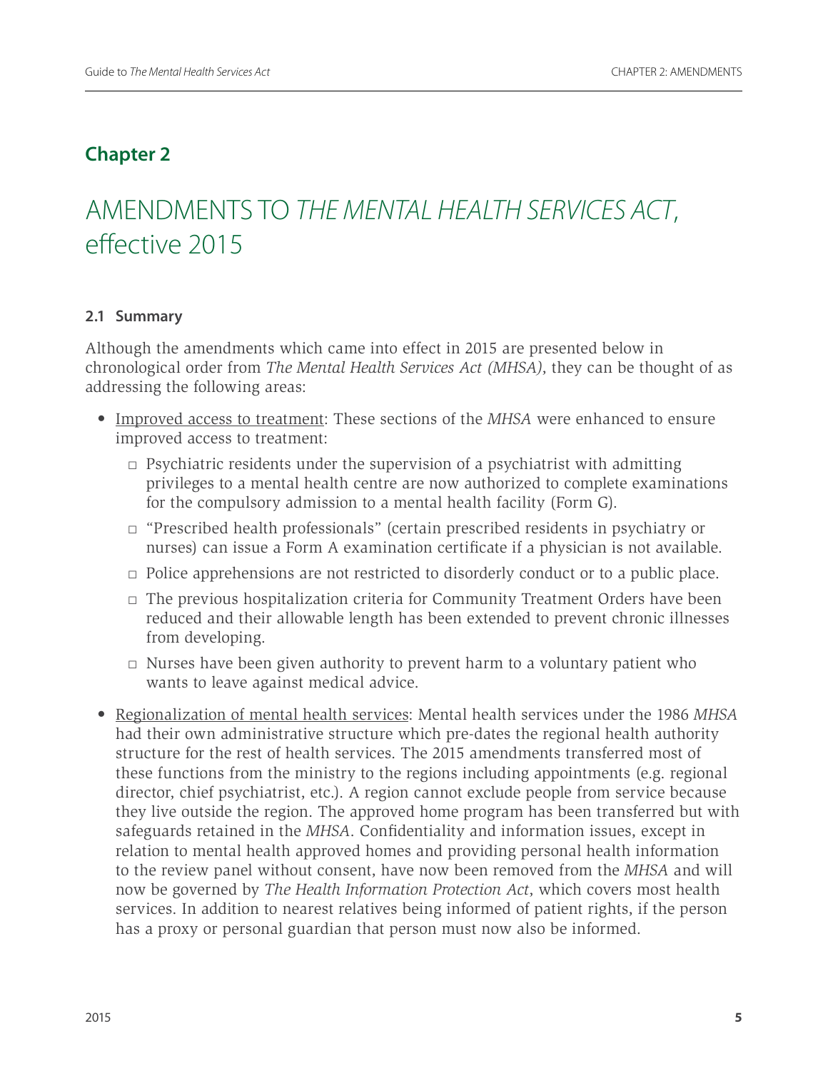## Chapter 2

# AMENDMENTS TO *THE MENTAL HEALTH SERVICES ACT*, effective 2015

### 2.1 Summary

Although the amendments which came into effect in 2015 are presented below in chronological order from *The Mental Health Services Act (MHSA)*, they can be thought of as addressing the following areas:

- Improved access to treatment: These sections of the *MHSA* were enhanced to ensure improved access to treatment:
  - Psychiatric residents under the supervision of a psychiatrist with admitting privileges to a mental health centre are now authorized to complete examinations for the compulsory admission to a mental health facility (Form G).
  - "Prescribed health professionals" (certain prescribed residents in psychiatry or nurses) can issue a Form A examination certificate if a physician is not available.
  - Police apprehensions are not restricted to disorderly conduct or to a public place.
  - The previous hospitalization criteria for Community Treatment Orders have been reduced and their allowable length has been extended to prevent chronic illnesses from developing.
  - Nurses have been given authority to prevent harm to a voluntary patient who wants to leave against medical advice.
- Regionalization of mental health services: Mental health services under the 1986 *MHSA* had their own administrative structure which pre-dates the regional health authority structure for the rest of health services. The 2015 amendments transferred most of these functions from the ministry to the regions including appointments (e.g. regional director, chief psychiatrist, etc.). A region cannot exclude people from service because they live outside the region. The approved home program has been transferred but with safeguards retained in the *MHSA*. Confidentiality and information issues, except in relation to mental health approved homes and providing personal health information to the review panel without consent, have now been removed from the *MHSA* and will now be governed by *The Health Information Protection Act*, which covers most health services. In addition to nearest relatives being informed of patient rights, if the person has a proxy or personal guardian that person must now also be informed.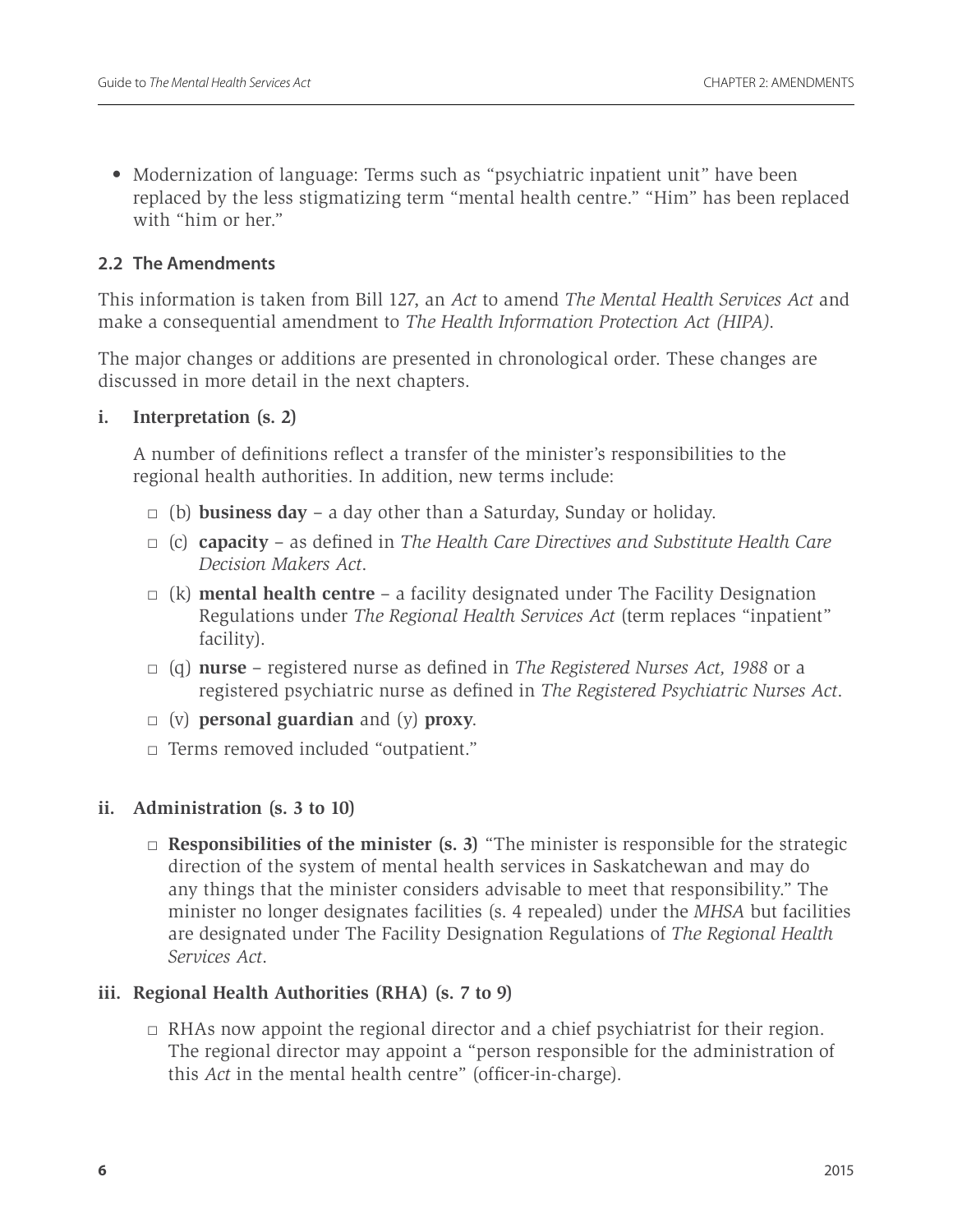- Modernization of language: Terms such as "psychiatric inpatient unit" have been replaced by the less stigmatizing term "mental health centre." "Him" has been replaced with "him or her."

### 2.2 The Amendments

This information is taken from Bill 127, an *Act* to amend *The Mental Health Services Act* and make a consequential amendment to *The Health Information Protection Act (HIPA)*.

The major changes or additions are presented in chronological order. These changes are discussed in more detail in the next chapters.

**i. Interpretation (s. 2)**

A number of definitions reflect a transfer of the minister's responsibilities to the regional health authorities. In addition, new terms include:

- (b) **business day** – a day other than a Saturday, Sunday or holiday.
- (c) **capacity** – as defined in *The Health Care Directives and Substitute Health Care Decision Makers Act*.
- (k) **mental health centre** – a facility designated under The Facility Designation Regulations under *The Regional Health Services Act* (term replaces "inpatient" facility).
- (q) **nurse** – registered nurse as defined in *The Registered Nurses Act, 1988* or a registered psychiatric nurse as defined in *The Registered Psychiatric Nurses Act*.
- (v) **personal guardian** and (y) **proxy**.
- Terms removed included "outpatient."

**ii. Administration (s. 3 to 10)**

- **Responsibilities of the minister (s. 3)** "The minister is responsible for the strategic direction of the system of mental health services in Saskatchewan and may do any things that the minister considers advisable to meet that responsibility." The minister no longer designates facilities (s. 4 repealed) under the *MHSA* but facilities are designated under The Facility Designation Regulations of *The Regional Health Services Act*.

**iii. Regional Health Authorities (RHA) (s. 7 to 9)**

- RHAs now appoint the regional director and a chief psychiatrist for their region. The regional director may appoint a "person responsible for the administration of this *Act* in the mental health centre" (officer-in-charge).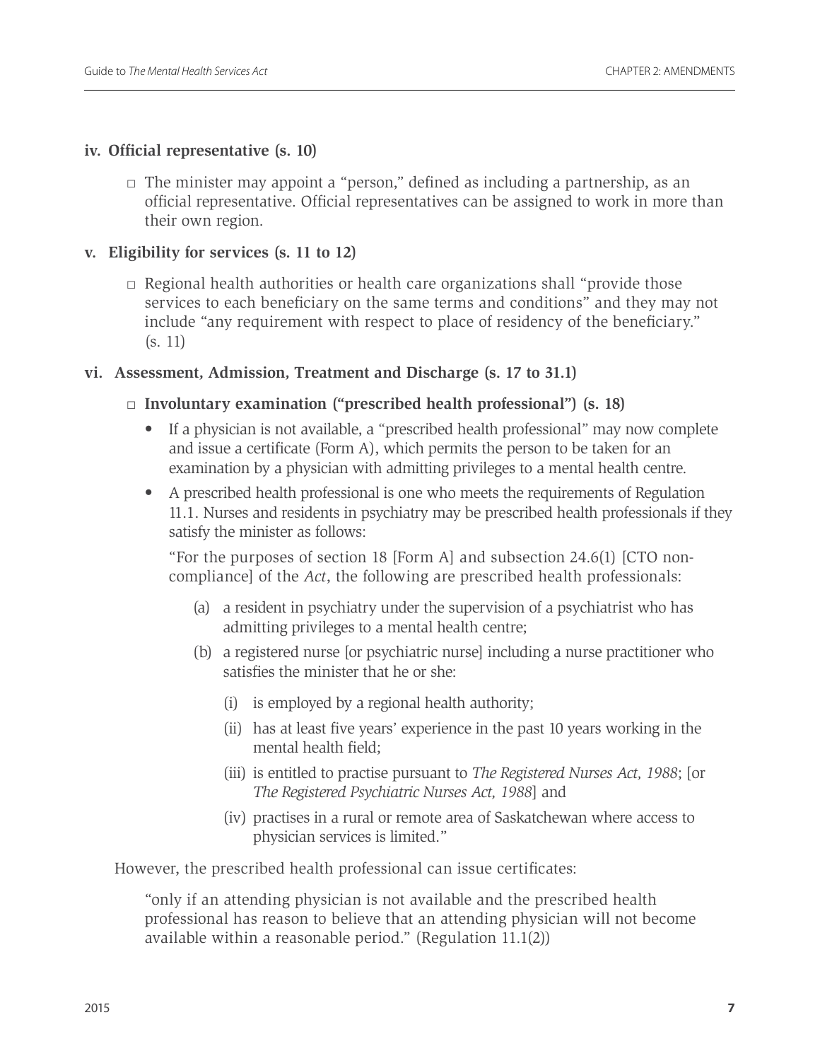### iv. Official representative (s. 10)

- The minister may appoint a "person," defined as including a partnership, as an official representative. Official representatives can be assigned to work in more than their own region.

### v. Eligibility for services (s. 11 to 12)

- Regional health authorities or health care organizations shall "provide those services to each beneficiary on the same terms and conditions" and they may not include "any requirement with respect to place of residency of the beneficiary." (s. 11)

### vi. Assessment, Admission, Treatment and Discharge (s. 17 to 31.1)

- **Involuntary examination ("prescribed health professional") (s. 18)**
  - If a physician is not available, a "prescribed health professional" may now complete and issue a certificate (Form A), which permits the person to be taken for an examination by a physician with admitting privileges to a mental health centre.
  - A prescribed health professional is one who meets the requirements of Regulation 11.1. Nurses and residents in psychiatry may be prescribed health professionals if they satisfy the minister as follows:

    "For the purposes of section 18 [Form A] and subsection 24.6(1) [CTO non-compliance] of the *Act*, the following are prescribed health professionals:

    (a) a resident in psychiatry under the supervision of a psychiatrist who has admitting privileges to a mental health centre;

    (b) a registered nurse [or psychiatric nurse] including a nurse practitioner who satisfies the minister that he or she:

    (i) is employed by a regional health authority;

    (ii) has at least five years' experience in the past 10 years working in the mental health field;

    (iii) is entitled to practise pursuant to *The Registered Nurses Act, 1988*; [or *The Registered Psychiatric Nurses Act, 1988*] and

    (iv) practises in a rural or remote area of Saskatchewan where access to physician services is limited."

However, the prescribed health professional can issue certificates:

"only if an attending physician is not available and the prescribed health professional has reason to believe that an attending physician will not become available within a reasonable period." (Regulation 11.1(2))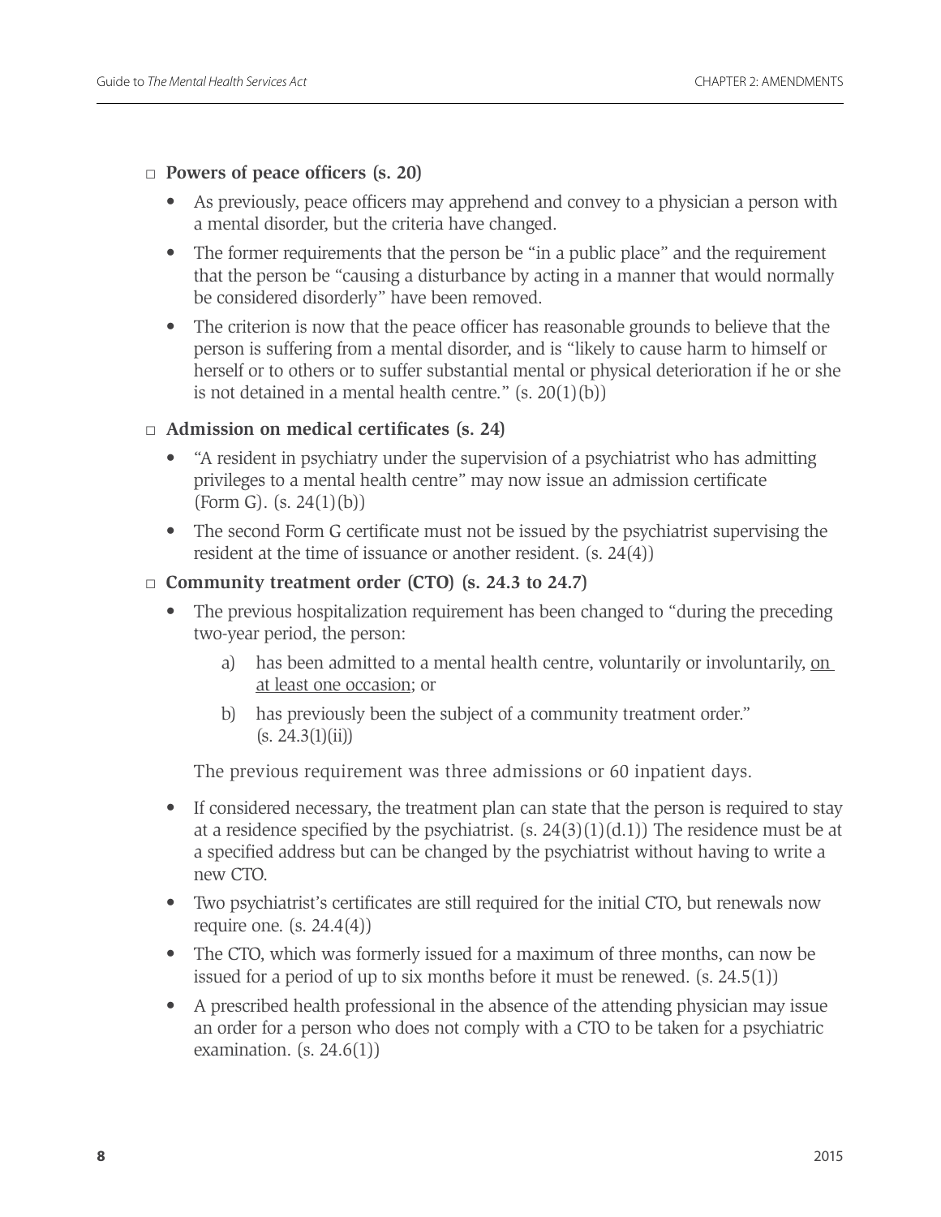- **Powers of peace officers (s. 20)**
  - As previously, peace officers may apprehend and convey to a physician a person with a mental disorder, but the criteria have changed.
  - The former requirements that the person be "in a public place" and the requirement that the person be "causing a disturbance by acting in a manner that would normally be considered disorderly" have been removed.
  - The criterion is now that the peace officer has reasonable grounds to believe that the person is suffering from a mental disorder, and is "likely to cause harm to himself or herself or to others or to suffer substantial mental or physical deterioration if he or she is not detained in a mental health centre." (s. 20(1)(b))
- **Admission on medical certificates (s. 24)**
  - "A resident in psychiatry under the supervision of a psychiatrist who has admitting privileges to a mental health centre" may now issue an admission certificate (Form G). (s. 24(1)(b))
  - The second Form G certificate must not be issued by the psychiatrist supervising the resident at the time of issuance or another resident. (s. 24(4))
- **Community treatment order (CTO) (s. 24.3 to 24.7)**
  - The previous hospitalization requirement has been changed to "during the preceding two-year period, the person:
    - a) has been admitted to a mental health centre, voluntarily or involuntarily, <u>on at least one occasion</u>; or
    - b) has previously been the subject of a community treatment order." (s. 24.3(1)(ii))

    The previous requirement was three admissions or 60 inpatient days.
  - If considered necessary, the treatment plan can state that the person is required to stay at a residence specified by the psychiatrist. (s. 24(3)(1)(d.1)) The residence must be at a specified address but can be changed by the psychiatrist without having to write a new CTO.
  - Two psychiatrist's certificates are still required for the initial CTO, but renewals now require one. (s. 24.4(4))
  - The CTO, which was formerly issued for a maximum of three months, can now be issued for a period of up to six months before it must be renewed. (s. 24.5(1))
  - A prescribed health professional in the absence of the attending physician may issue an order for a person who does not comply with a CTO to be taken for a psychiatric examination. (s. 24.6(1))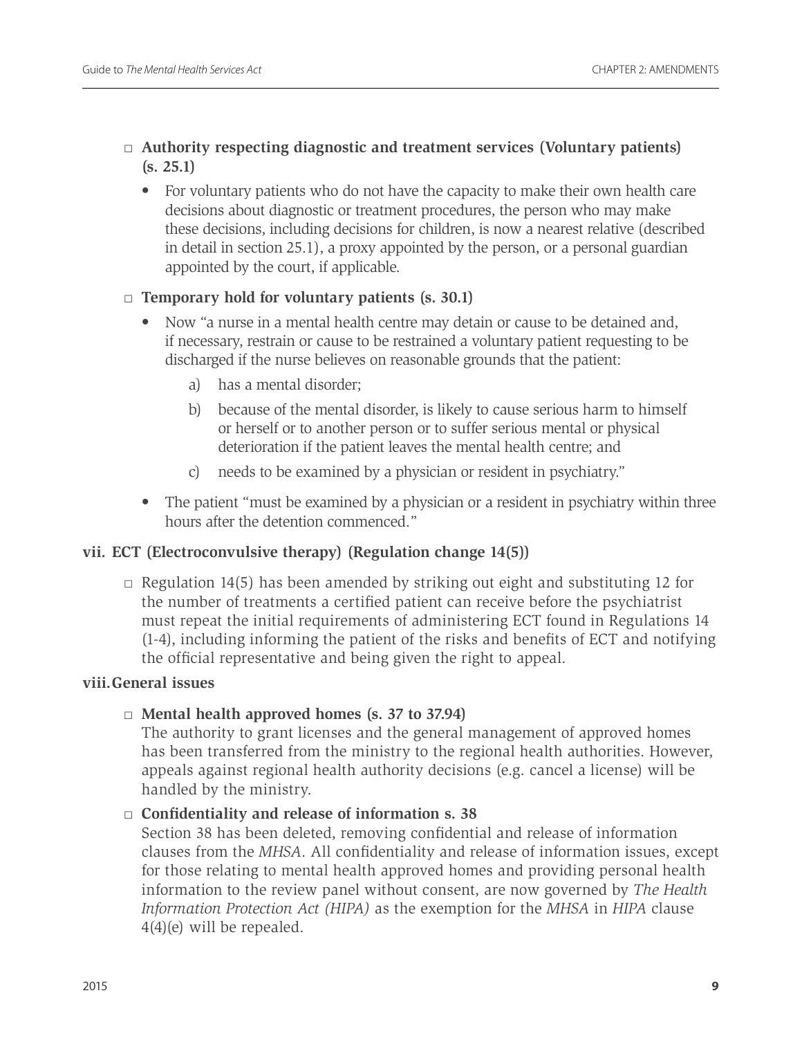- **Authority respecting diagnostic and treatment services (Voluntary patients) (s. 25.1)**
  - For voluntary patients who do not have the capacity to make their own health care decisions about diagnostic or treatment procedures, the person who may make these decisions, including decisions for children, is now a nearest relative (described in detail in section 25.1), a proxy appointed by the person, or a personal guardian appointed by the court, if applicable.
- **Temporary hold for voluntary patients (s. 30.1)**
  - Now "a nurse in a mental health centre may detain or cause to be detained and, if necessary, restrain or cause to be restrained a voluntary patient requesting to be discharged if the nurse believes on reasonable grounds that the patient:
    - a) has a mental disorder;
    - b) because of the mental disorder, is likely to cause serious harm to himself or herself or to another person or to suffer serious mental or physical deterioration if the patient leaves the mental health centre; and
    - c) needs to be examined by a physician or resident in psychiatry."
  - The patient "must be examined by a physician or a resident in psychiatry within three hours after the detention commenced."

**vii. ECT (Electroconvulsive therapy) (Regulation change 14(5))**

- Regulation 14(5) has been amended by striking out eight and substituting 12 for the number of treatments a certified patient can receive before the psychiatrist must repeat the initial requirements of administering ECT found in Regulations 14 (1-4), including informing the patient of the risks and benefits of ECT and notifying the official representative and being given the right to appeal.

**viii. General issues**

- **Mental health approved homes (s. 37 to 37.94)**
  The authority to grant licenses and the general management of approved homes has been transferred from the ministry to the regional health authorities. However, appeals against regional health authority decisions (e.g. cancel a license) will be handled by the ministry.
- **Confidentiality and release of information s. 38**
  Section 38 has been deleted, removing confidential and release of information clauses from the *MHSA*. All confidentiality and release of information issues, except for those relating to mental health approved homes and providing personal health information to the review panel without consent, are now governed by *The Health Information Protection Act (HIPA)* as the exemption for the *MHSA* in *HIPA* clause 4(4)(e) will be repealed.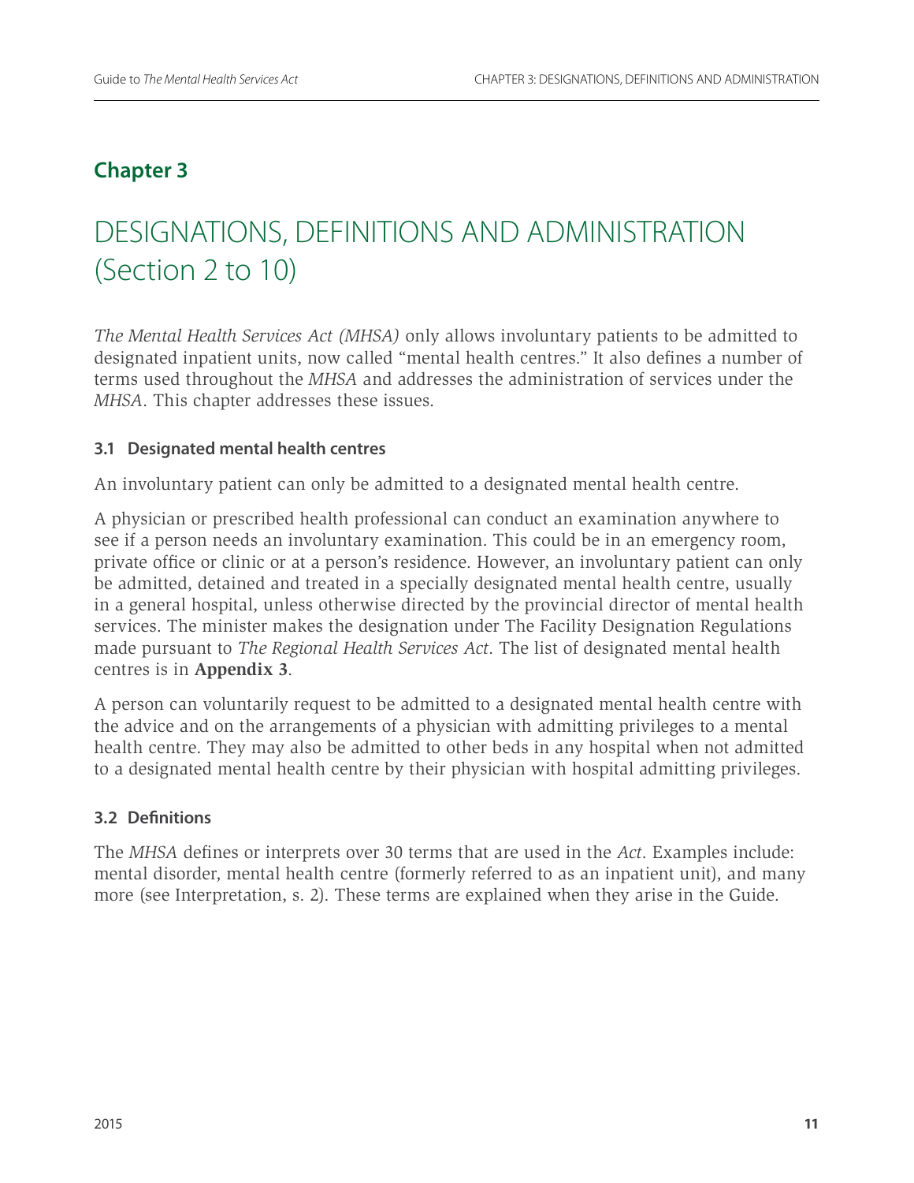## Chapter 3

# DESIGNATIONS, DEFINITIONS AND ADMINISTRATION (Section 2 to 10)

*The Mental Health Services Act (MHSA)* only allows involuntary patients to be admitted to designated inpatient units, now called "mental health centres." It also defines a number of terms used throughout the *MHSA* and addresses the administration of services under the *MHSA*. This chapter addresses these issues.

### 3.1 Designated mental health centres

An involuntary patient can only be admitted to a designated mental health centre.

A physician or prescribed health professional can conduct an examination anywhere to see if a person needs an involuntary examination. This could be in an emergency room, private office or clinic or at a person's residence. However, an involuntary patient can only be admitted, detained and treated in a specially designated mental health centre, usually in a general hospital, unless otherwise directed by the provincial director of mental health services. The minister makes the designation under The Facility Designation Regulations made pursuant to *The Regional Health Services Act*. The list of designated mental health centres is in **Appendix 3**.

A person can voluntarily request to be admitted to a designated mental health centre with the advice and on the arrangements of a physician with admitting privileges to a mental health centre. They may also be admitted to other beds in any hospital when not admitted to a designated mental health centre by their physician with hospital admitting privileges.

### 3.2 Definitions

The *MHSA* defines or interprets over 30 terms that are used in the *Act*. Examples include: mental disorder, mental health centre (formerly referred to as an inpatient unit), and many more (see Interpretation, s. 2). These terms are explained when they arise in the Guide.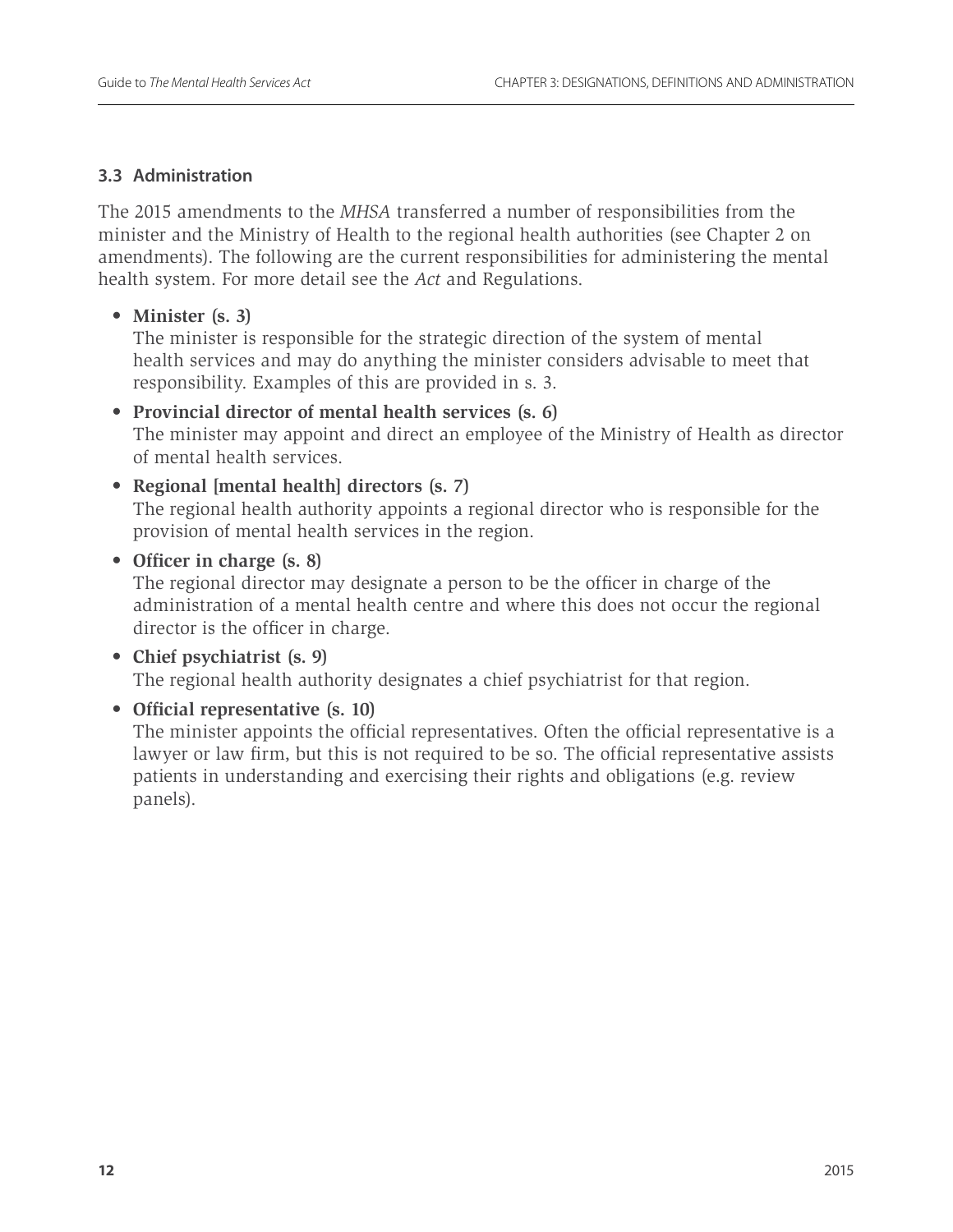### 3.3 Administration

The 2015 amendments to the *MHSA* transferred a number of responsibilities from the minister and the Ministry of Health to the regional health authorities (see Chapter 2 on amendments). The following are the current responsibilities for administering the mental health system. For more detail see the *Act* and Regulations.

- **Minister (s. 3)**
  The minister is responsible for the strategic direction of the system of mental health services and may do anything the minister considers advisable to meet that responsibility. Examples of this are provided in s. 3.
- **Provincial director of mental health services (s. 6)**
  The minister may appoint and direct an employee of the Ministry of Health as director of mental health services.
- **Regional [mental health] directors (s. 7)**
  The regional health authority appoints a regional director who is responsible for the provision of mental health services in the region.
- **Officer in charge (s. 8)**
  The regional director may designate a person to be the officer in charge of the administration of a mental health centre and where this does not occur the regional director is the officer in charge.
- **Chief psychiatrist (s. 9)**
  The regional health authority designates a chief psychiatrist for that region.
- **Official representative (s. 10)**
  The minister appoints the official representatives. Often the official representative is a lawyer or law firm, but this is not required to be so. The official representative assists patients in understanding and exercising their rights and obligations (e.g. review panels).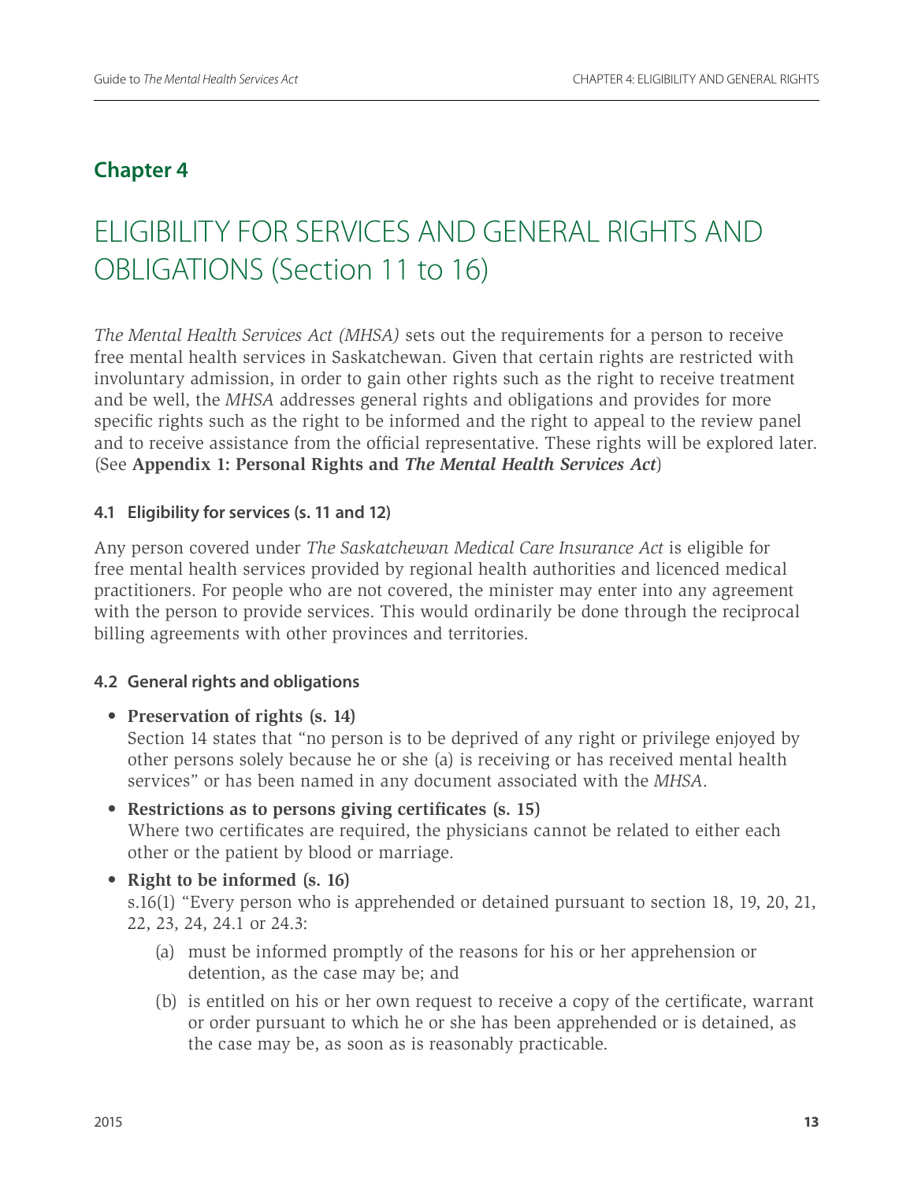## Chapter 4

# ELIGIBILITY FOR SERVICES AND GENERAL RIGHTS AND OBLIGATIONS (Section 11 to 16)

*The Mental Health Services Act (MHSA)* sets out the requirements for a person to receive free mental health services in Saskatchewan. Given that certain rights are restricted with involuntary admission, in order to gain other rights such as the right to receive treatment and be well, the *MHSA* addresses general rights and obligations and provides for more specific rights such as the right to be informed and the right to appeal to the review panel and to receive assistance from the official representative. These rights will be explored later. (See **Appendix 1: Personal Rights and *The Mental Health Services Act***)

### 4.1 Eligibility for services (s. 11 and 12)

Any person covered under *The Saskatchewan Medical Care Insurance Act* is eligible for free mental health services provided by regional health authorities and licenced medical practitioners. For people who are not covered, the minister may enter into any agreement with the person to provide services. This would ordinarily be done through the reciprocal billing agreements with other provinces and territories.

### 4.2 General rights and obligations

- **Preservation of rights (s. 14)**
  Section 14 states that "no person is to be deprived of any right or privilege enjoyed by other persons solely because he or she (a) is receiving or has received mental health services" or has been named in any document associated with the *MHSA*.
- **Restrictions as to persons giving certificates (s. 15)**
  Where two certificates are required, the physicians cannot be related to either each other or the patient by blood or marriage.
- **Right to be informed (s. 16)**
  s.16(1) "Every person who is apprehended or detained pursuant to section 18, 19, 20, 21, 22, 23, 24, 24.1 or 24.3:
  - (a) must be informed promptly of the reasons for his or her apprehension or detention, as the case may be; and
  - (b) is entitled on his or her own request to receive a copy of the certificate, warrant or order pursuant to which he or she has been apprehended or is detained, as the case may be, as soon as is reasonably practicable.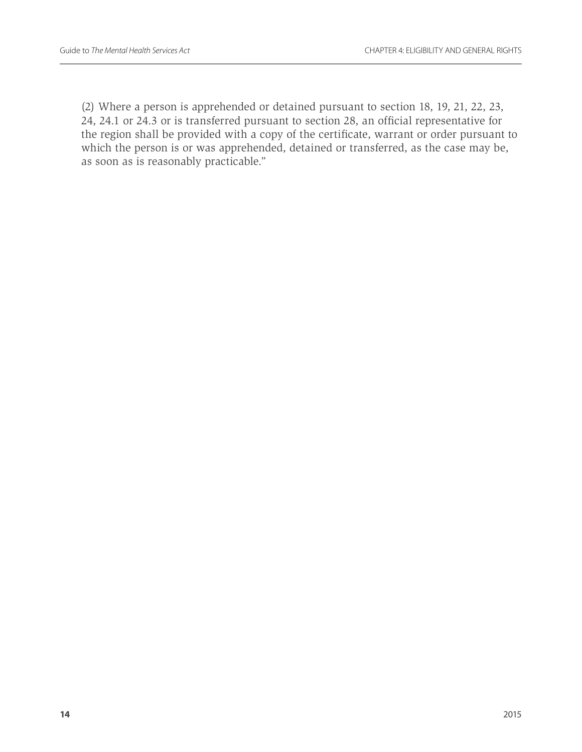(2) Where a person is apprehended or detained pursuant to section 18, 19, 21, 22, 23, 24, 24.1 or 24.3 or is transferred pursuant to section 28, an official representative for the region shall be provided with a copy of the certificate, warrant or order pursuant to which the person is or was apprehended, detained or transferred, as the case may be, as soon as is reasonably practicable."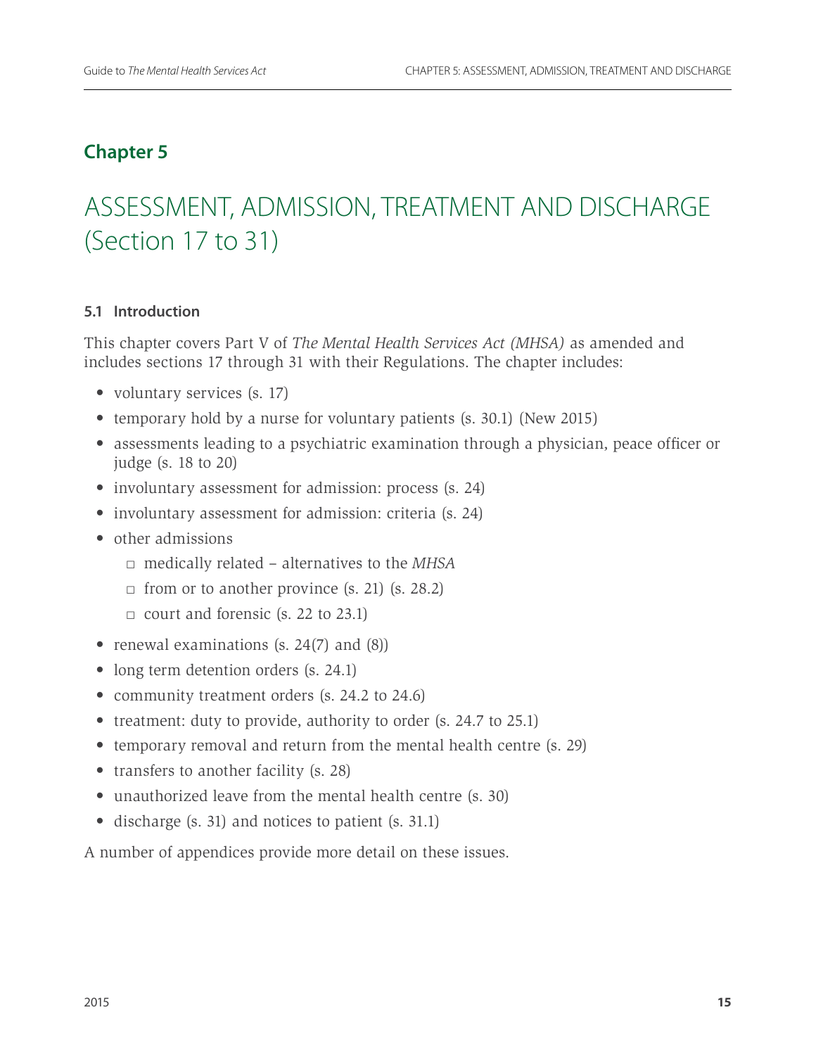## Chapter 5

# ASSESSMENT, ADMISSION, TREATMENT AND DISCHARGE (Section 17 to 31)

### 5.1 Introduction

This chapter covers Part V of *The Mental Health Services Act (MHSA)* as amended and includes sections 17 through 31 with their Regulations. The chapter includes:

- voluntary services (s. 17)
- temporary hold by a nurse for voluntary patients (s. 30.1) (New 2015)
- assessments leading to a psychiatric examination through a physician, peace officer or judge (s. 18 to 20)
- involuntary assessment for admission: process (s. 24)
- involuntary assessment for admission: criteria (s. 24)
- other admissions
  - medically related – alternatives to the *MHSA*
  - from or to another province (s. 21) (s. 28.2)
  - court and forensic (s. 22 to 23.1)
- renewal examinations (s. 24(7) and (8))
- long term detention orders (s. 24.1)
- community treatment orders (s. 24.2 to 24.6)
- treatment: duty to provide, authority to order (s. 24.7 to 25.1)
- temporary removal and return from the mental health centre (s. 29)
- transfers to another facility (s. 28)
- unauthorized leave from the mental health centre (s. 30)
- discharge (s. 31) and notices to patient (s. 31.1)

A number of appendices provide more detail on these issues.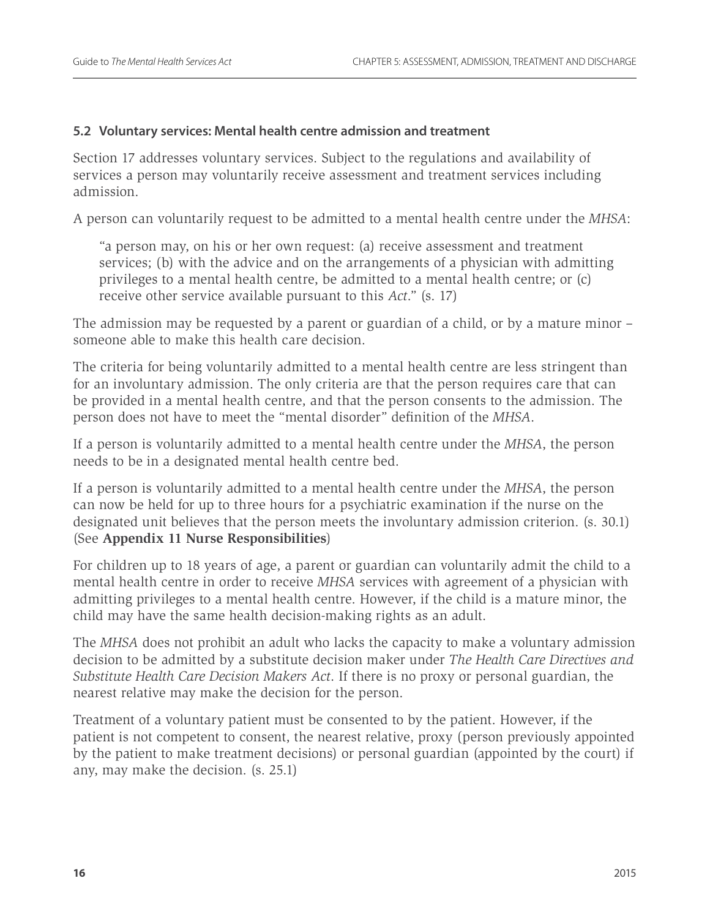### 5.2 Voluntary services: Mental health centre admission and treatment

Section 17 addresses voluntary services. Subject to the regulations and availability of services a person may voluntarily receive assessment and treatment services including admission.

A person can voluntarily request to be admitted to a mental health centre under the *MHSA*:

> "a person may, on his or her own request: (a) receive assessment and treatment services; (b) with the advice and on the arrangements of a physician with admitting privileges to a mental health centre, be admitted to a mental health centre; or (c) receive other service available pursuant to this *Act*." (s. 17)

The admission may be requested by a parent or guardian of a child, or by a mature minor – someone able to make this health care decision.

The criteria for being voluntarily admitted to a mental health centre are less stringent than for an involuntary admission. The only criteria are that the person requires care that can be provided in a mental health centre, and that the person consents to the admission. The person does not have to meet the "mental disorder" definition of the *MHSA*.

If a person is voluntarily admitted to a mental health centre under the *MHSA*, the person needs to be in a designated mental health centre bed.

If a person is voluntarily admitted to a mental health centre under the *MHSA*, the person can now be held for up to three hours for a psychiatric examination if the nurse on the designated unit believes that the person meets the involuntary admission criterion. (s. 30.1) (See **Appendix 11 Nurse Responsibilities**)

For children up to 18 years of age, a parent or guardian can voluntarily admit the child to a mental health centre in order to receive *MHSA* services with agreement of a physician with admitting privileges to a mental health centre. However, if the child is a mature minor, the child may have the same health decision-making rights as an adult.

The *MHSA* does not prohibit an adult who lacks the capacity to make a voluntary admission decision to be admitted by a substitute decision maker under *The Health Care Directives and Substitute Health Care Decision Makers Act*. If there is no proxy or personal guardian, the nearest relative may make the decision for the person.

Treatment of a voluntary patient must be consented to by the patient. However, if the patient is not competent to consent, the nearest relative, proxy (person previously appointed by the patient to make treatment decisions) or personal guardian (appointed by the court) if any, may make the decision. (s. 25.1)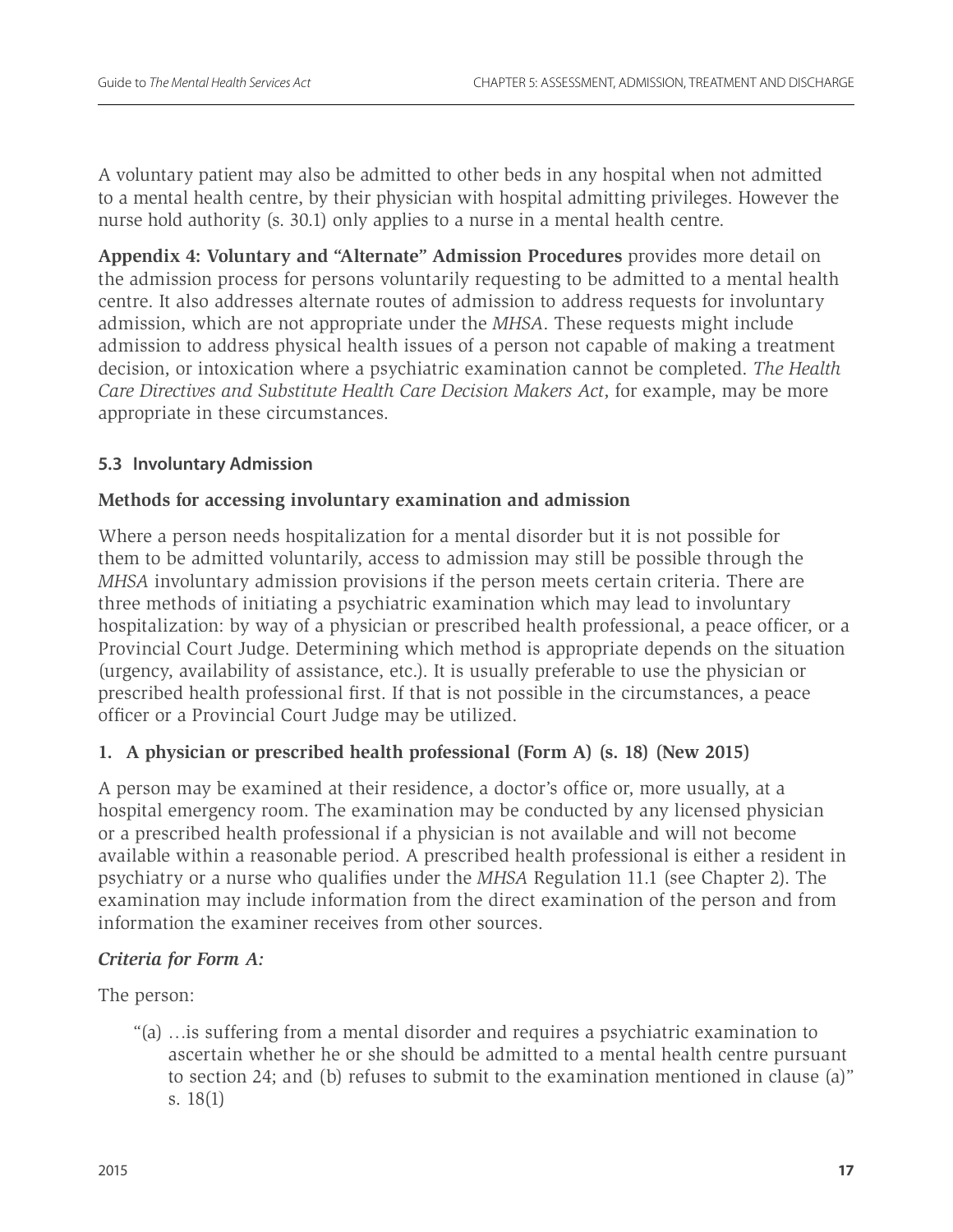A voluntary patient may also be admitted to other beds in any hospital when not admitted to a mental health centre, by their physician with hospital admitting privileges. However the nurse hold authority (s. 30.1) only applies to a nurse in a mental health centre.

**Appendix 4: Voluntary and "Alternate" Admission Procedures** provides more detail on the admission process for persons voluntarily requesting to be admitted to a mental health centre. It also addresses alternate routes of admission to address requests for involuntary admission, which are not appropriate under the *MHSA*. These requests might include admission to address physical health issues of a person not capable of making a treatment decision, or intoxication where a psychiatric examination cannot be completed. *The Health Care Directives and Substitute Health Care Decision Makers Act*, for example, may be more appropriate in these circumstances.

### 5.3 Involuntary Admission

**Methods for accessing involuntary examination and admission**

Where a person needs hospitalization for a mental disorder but it is not possible for them to be admitted voluntarily, access to admission may still be possible through the *MHSA* involuntary admission provisions if the person meets certain criteria. There are three methods of initiating a psychiatric examination which may lead to involuntary hospitalization: by way of a physician or prescribed health professional, a peace officer, or a Provincial Court Judge. Determining which method is appropriate depends on the situation (urgency, availability of assistance, etc.). It is usually preferable to use the physician or prescribed health professional first. If that is not possible in the circumstances, a peace officer or a Provincial Court Judge may be utilized.

**1. A physician or prescribed health professional (Form A) (s. 18) (New 2015)**

A person may be examined at their residence, a doctor's office or, more usually, at a hospital emergency room. The examination may be conducted by any licensed physician or a prescribed health professional if a physician is not available and will not become available within a reasonable period. A prescribed health professional is either a resident in psychiatry or a nurse who qualifies under the *MHSA* Regulation 11.1 (see Chapter 2). The examination may include information from the direct examination of the person and from information the examiner receives from other sources.

***Criteria for Form A:***

The person:

> "(a) …is suffering from a mental disorder and requires a psychiatric examination to ascertain whether he or she should be admitted to a mental health centre pursuant to section 24; and (b) refuses to submit to the examination mentioned in clause (a)" s. 18(1)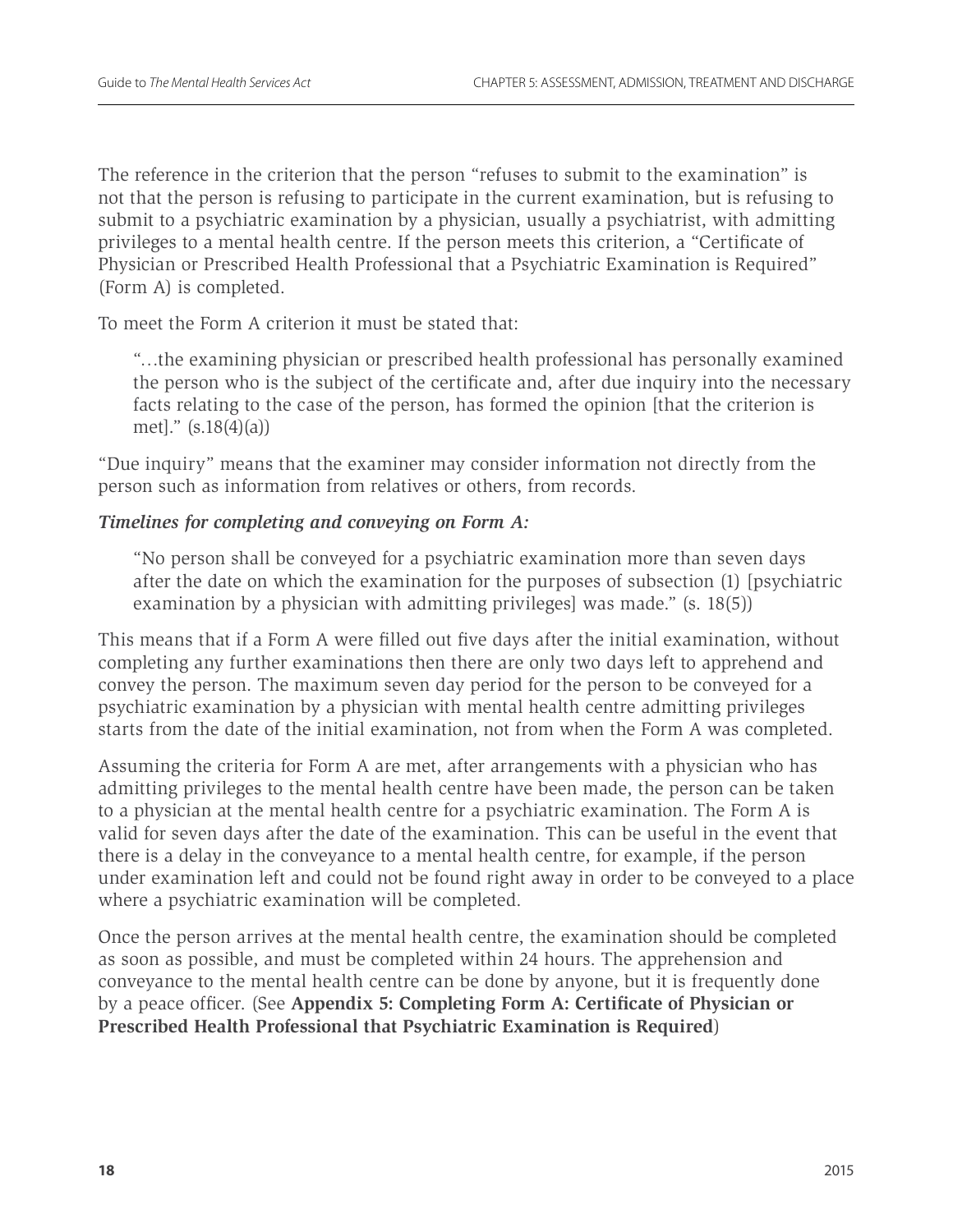The reference in the criterion that the person "refuses to submit to the examination" is not that the person is refusing to participate in the current examination, but is refusing to submit to a psychiatric examination by a physician, usually a psychiatrist, with admitting privileges to a mental health centre. If the person meets this criterion, a "Certificate of Physician or Prescribed Health Professional that a Psychiatric Examination is Required" (Form A) is completed.

To meet the Form A criterion it must be stated that:

> "…the examining physician or prescribed health professional has personally examined the person who is the subject of the certificate and, after due inquiry into the necessary facts relating to the case of the person, has formed the opinion [that the criterion is met]." (s.18(4)(a))

"Due inquiry" means that the examiner may consider information not directly from the person such as information from relatives or others, from records.

***Timelines for completing and conveying on Form A:***

> "No person shall be conveyed for a psychiatric examination more than seven days after the date on which the examination for the purposes of subsection (1) [psychiatric examination by a physician with admitting privileges] was made." (s. 18(5))

This means that if a Form A were filled out five days after the initial examination, without completing any further examinations then there are only two days left to apprehend and convey the person. The maximum seven day period for the person to be conveyed for a psychiatric examination by a physician with mental health centre admitting privileges starts from the date of the initial examination, not from when the Form A was completed.

Assuming the criteria for Form A are met, after arrangements with a physician who has admitting privileges to the mental health centre have been made, the person can be taken to a physician at the mental health centre for a psychiatric examination. The Form A is valid for seven days after the date of the examination. This can be useful in the event that there is a delay in the conveyance to a mental health centre, for example, if the person under examination left and could not be found right away in order to be conveyed to a place where a psychiatric examination will be completed.

Once the person arrives at the mental health centre, the examination should be completed as soon as possible, and must be completed within 24 hours. The apprehension and conveyance to the mental health centre can be done by anyone, but it is frequently done by a peace officer. (See **Appendix 5: Completing Form A: Certificate of Physician or Prescribed Health Professional that Psychiatric Examination is Required**)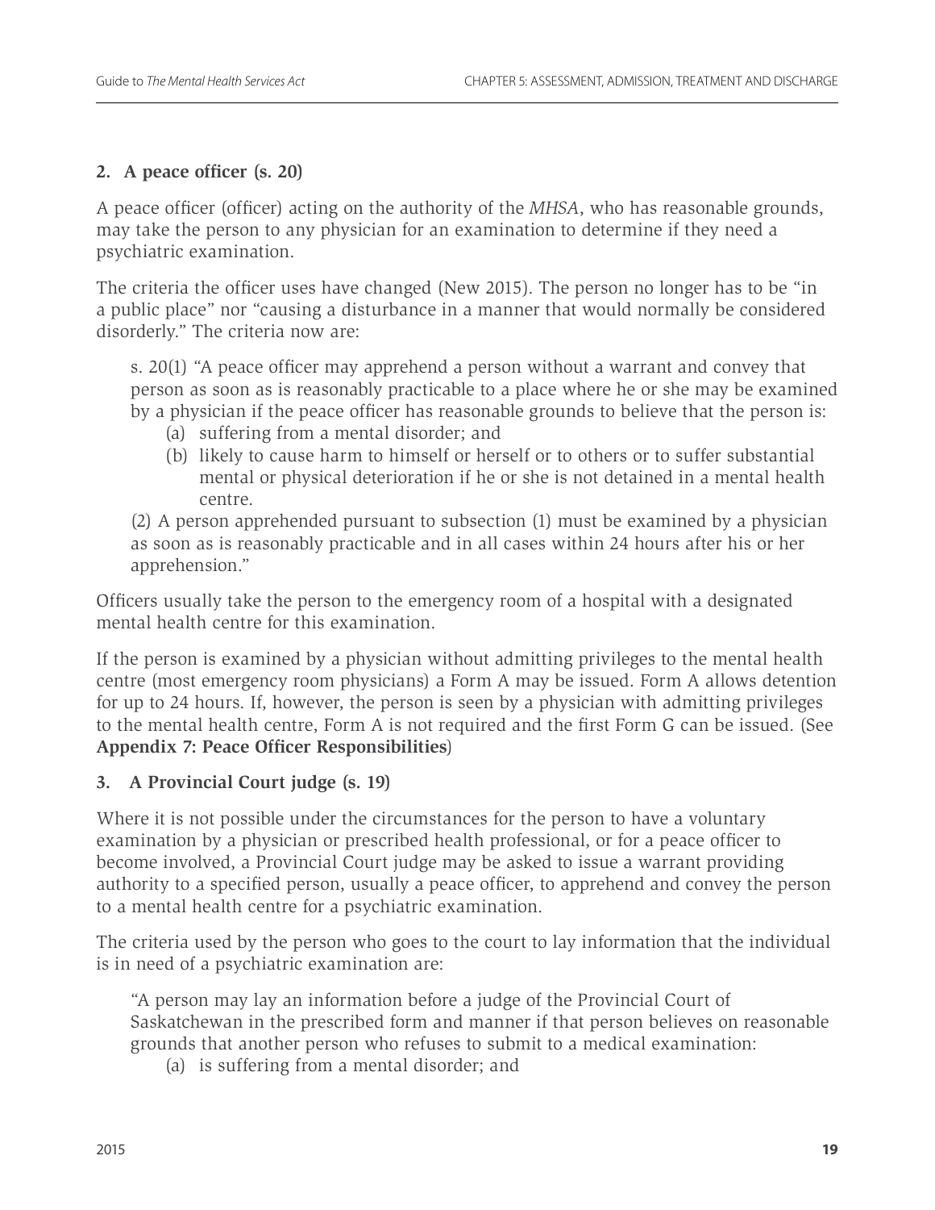**2. A peace officer (s. 20)**

A peace officer (officer) acting on the authority of the *MHSA*, who has reasonable grounds, may take the person to any physician for an examination to determine if they need a psychiatric examination.

The criteria the officer uses have changed (New 2015). The person no longer has to be "in a public place" nor "causing a disturbance in a manner that would normally be considered disorderly." The criteria now are:

> s. 20(1) "A peace officer may apprehend a person without a warrant and convey that person as soon as is reasonably practicable to a place where he or she may be examined by a physician if the peace officer has reasonable grounds to believe that the person is:
>
> (a) suffering from a mental disorder; and
>
> (b) likely to cause harm to himself or herself or to others or to suffer substantial mental or physical deterioration if he or she is not detained in a mental health centre.
>
> (2) A person apprehended pursuant to subsection (1) must be examined by a physician as soon as is reasonably practicable and in all cases within 24 hours after his or her apprehension."

Officers usually take the person to the emergency room of a hospital with a designated mental health centre for this examination.

If the person is examined by a physician without admitting privileges to the mental health centre (most emergency room physicians) a Form A may be issued. Form A allows detention for up to 24 hours. If, however, the person is seen by a physician with admitting privileges to the mental health centre, Form A is not required and the first Form G can be issued. (See **Appendix 7: Peace Officer Responsibilities**)

**3. A Provincial Court judge (s. 19)**

Where it is not possible under the circumstances for the person to have a voluntary examination by a physician or prescribed health professional, or for a peace officer to become involved, a Provincial Court judge may be asked to issue a warrant providing authority to a specified person, usually a peace officer, to apprehend and convey the person to a mental health centre for a psychiatric examination.

The criteria used by the person who goes to the court to lay information that the individual is in need of a psychiatric examination are:

> "A person may lay an information before a judge of the Provincial Court of Saskatchewan in the prescribed form and manner if that person believes on reasonable grounds that another person who refuses to submit to a medical examination:
>
> (a) is suffering from a mental disorder; and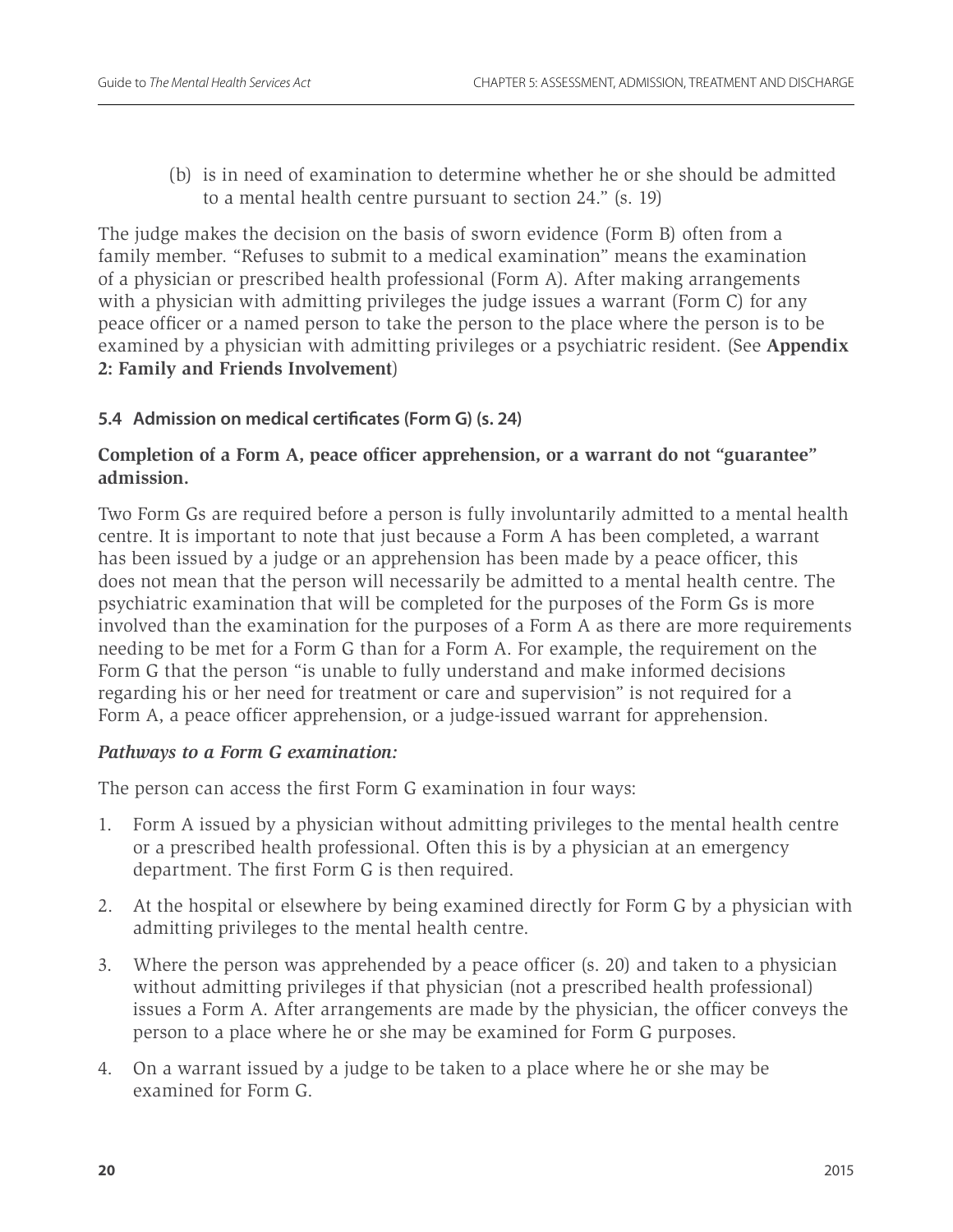(b) is in need of examination to determine whether he or she should be admitted to a mental health centre pursuant to section 24." (s. 19)

The judge makes the decision on the basis of sworn evidence (Form B) often from a family member. "Refuses to submit to a medical examination" means the examination of a physician or prescribed health professional (Form A). After making arrangements with a physician with admitting privileges the judge issues a warrant (Form C) for any peace officer or a named person to take the person to the place where the person is to be examined by a physician with admitting privileges or a psychiatric resident. (See **Appendix 2: Family and Friends Involvement**)

### 5.4 Admission on medical certificates (Form G) (s. 24)

**Completion of a Form A, peace officer apprehension, or a warrant do not "guarantee" admission.**

Two Form Gs are required before a person is fully involuntarily admitted to a mental health centre. It is important to note that just because a Form A has been completed, a warrant has been issued by a judge or an apprehension has been made by a peace officer, this does not mean that the person will necessarily be admitted to a mental health centre. The psychiatric examination that will be completed for the purposes of the Form Gs is more involved than the examination for the purposes of a Form A as there are more requirements needing to be met for a Form G than for a Form A. For example, the requirement on the Form G that the person "is unable to fully understand and make informed decisions regarding his or her need for treatment or care and supervision" is not required for a Form A, a peace officer apprehension, or a judge-issued warrant for apprehension.

***Pathways to a Form G examination:***

The person can access the first Form G examination in four ways:

1. Form A issued by a physician without admitting privileges to the mental health centre or a prescribed health professional. Often this is by a physician at an emergency department. The first Form G is then required.
2. At the hospital or elsewhere by being examined directly for Form G by a physician with admitting privileges to the mental health centre.
3. Where the person was apprehended by a peace officer (s. 20) and taken to a physician without admitting privileges if that physician (not a prescribed health professional) issues a Form A. After arrangements are made by the physician, the officer conveys the person to a place where he or she may be examined for Form G purposes.
4. On a warrant issued by a judge to be taken to a place where he or she may be examined for Form G.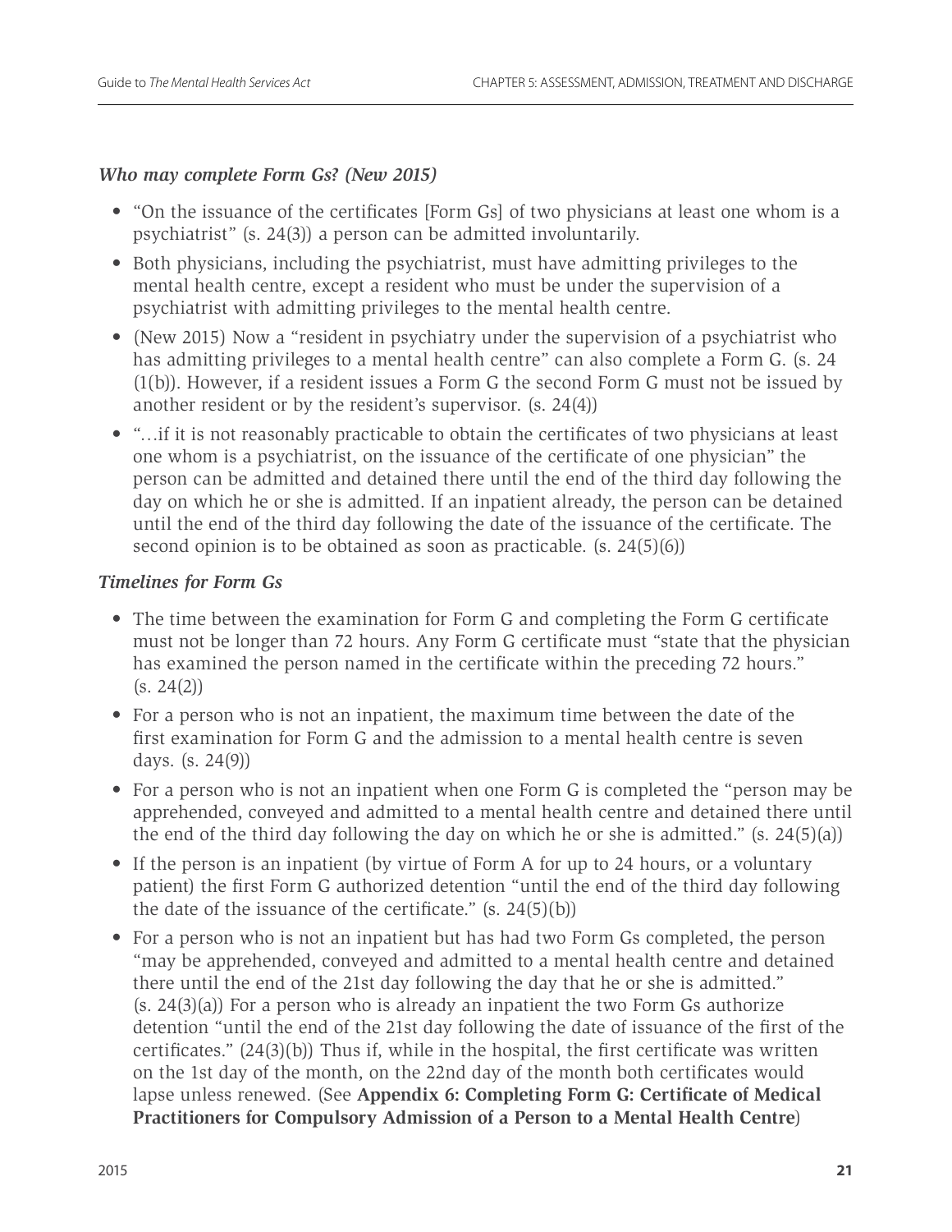### *Who may complete Form Gs? (New 2015)*

- "On the issuance of the certificates [Form Gs] of two physicians at least one whom is a psychiatrist" (s. 24(3)) a person can be admitted involuntarily.
- Both physicians, including the psychiatrist, must have admitting privileges to the mental health centre, except a resident who must be under the supervision of a psychiatrist with admitting privileges to the mental health centre.
- (New 2015) Now a "resident in psychiatry under the supervision of a psychiatrist who has admitting privileges to a mental health centre" can also complete a Form G. (s. 24 (1(b)). However, if a resident issues a Form G the second Form G must not be issued by another resident or by the resident's supervisor. (s. 24(4))
- "…if it is not reasonably practicable to obtain the certificates of two physicians at least one whom is a psychiatrist, on the issuance of the certificate of one physician" the person can be admitted and detained there until the end of the third day following the day on which he or she is admitted. If an inpatient already, the person can be detained until the end of the third day following the date of the issuance of the certificate. The second opinion is to be obtained as soon as practicable. (s. 24(5)(6))

### *Timelines for Form Gs*

- The time between the examination for Form G and completing the Form G certificate must not be longer than 72 hours. Any Form G certificate must "state that the physician has examined the person named in the certificate within the preceding 72 hours." (s. 24(2))
- For a person who is not an inpatient, the maximum time between the date of the first examination for Form G and the admission to a mental health centre is seven days. (s. 24(9))
- For a person who is not an inpatient when one Form G is completed the "person may be apprehended, conveyed and admitted to a mental health centre and detained there until the end of the third day following the day on which he or she is admitted." (s. 24(5)(a))
- If the person is an inpatient (by virtue of Form A for up to 24 hours, or a voluntary patient) the first Form G authorized detention "until the end of the third day following the date of the issuance of the certificate." (s. 24(5)(b))
- For a person who is not an inpatient but has had two Form Gs completed, the person "may be apprehended, conveyed and admitted to a mental health centre and detained there until the end of the 21st day following the day that he or she is admitted." (s. 24(3)(a)) For a person who is already an inpatient the two Form Gs authorize detention "until the end of the 21st day following the date of issuance of the first of the certificates." (24(3)(b)) Thus if, while in the hospital, the first certificate was written on the 1st day of the month, on the 22nd day of the month both certificates would lapse unless renewed. (See **Appendix 6: Completing Form G: Certificate of Medical Practitioners for Compulsory Admission of a Person to a Mental Health Centre**)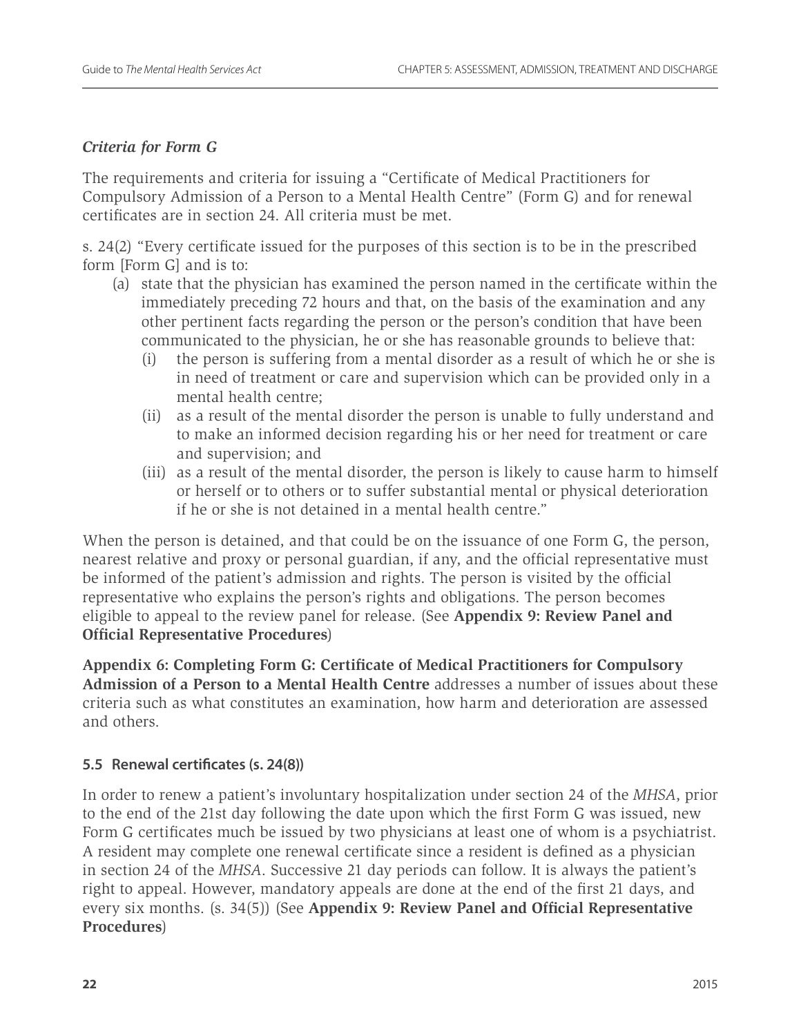### *Criteria for Form G*

The requirements and criteria for issuing a "Certificate of Medical Practitioners for Compulsory Admission of a Person to a Mental Health Centre" (Form G) and for renewal certificates are in section 24. All criteria must be met.

s. 24(2) "Every certificate issued for the purposes of this section is to be in the prescribed form [Form G] and is to:

(a) state that the physician has examined the person named in the certificate within the immediately preceding 72 hours and that, on the basis of the examination and any other pertinent facts regarding the person or the person's condition that have been communicated to the physician, he or she has reasonable grounds to believe that:
   (i) the person is suffering from a mental disorder as a result of which he or she is in need of treatment or care and supervision which can be provided only in a mental health centre;
   (ii) as a result of the mental disorder the person is unable to fully understand and to make an informed decision regarding his or her need for treatment or care and supervision; and
   (iii) as a result of the mental disorder, the person is likely to cause harm to himself or herself or to others or to suffer substantial mental or physical deterioration if he or she is not detained in a mental health centre."

When the person is detained, and that could be on the issuance of one Form G, the person, nearest relative and proxy or personal guardian, if any, and the official representative must be informed of the patient's admission and rights. The person is visited by the official representative who explains the person's rights and obligations. The person becomes eligible to appeal to the review panel for release. (See **Appendix 9: Review Panel and Official Representative Procedures**)

**Appendix 6: Completing Form G: Certificate of Medical Practitioners for Compulsory Admission of a Person to a Mental Health Centre** addresses a number of issues about these criteria such as what constitutes an examination, how harm and deterioration are assessed and others.

### 5.5 Renewal certificates (s. 24(8))

In order to renew a patient's involuntary hospitalization under section 24 of the *MHSA*, prior to the end of the 21st day following the date upon which the first Form G was issued, new Form G certificates much be issued by two physicians at least one of whom is a psychiatrist. A resident may complete one renewal certificate since a resident is defined as a physician in section 24 of the *MHSA*. Successive 21 day periods can follow. It is always the patient's right to appeal. However, mandatory appeals are done at the end of the first 21 days, and every six months. (s. 34(5)) (See **Appendix 9: Review Panel and Official Representative Procedures**)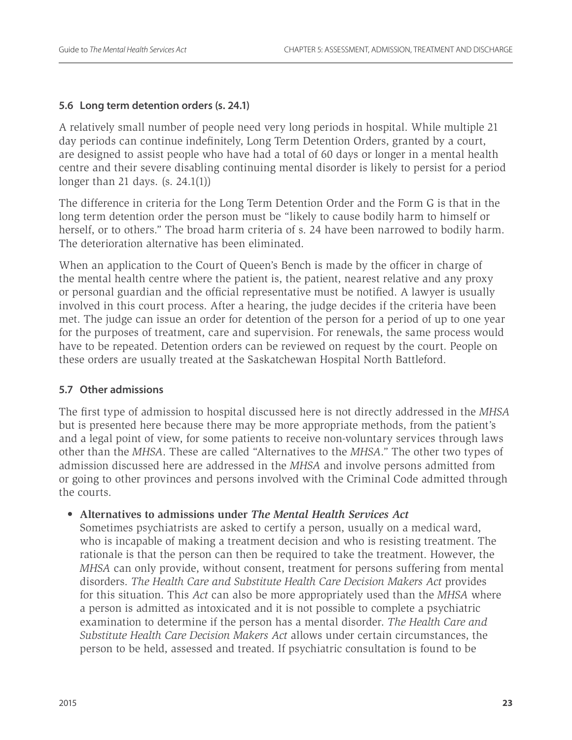### 5.6 Long term detention orders (s. 24.1)

A relatively small number of people need very long periods in hospital. While multiple 21 day periods can continue indefinitely, Long Term Detention Orders, granted by a court, are designed to assist people who have had a total of 60 days or longer in a mental health centre and their severe disabling continuing mental disorder is likely to persist for a period longer than 21 days. (s. 24.1(1))

The difference in criteria for the Long Term Detention Order and the Form G is that in the long term detention order the person must be "likely to cause bodily harm to himself or herself, or to others." The broad harm criteria of s. 24 have been narrowed to bodily harm. The deterioration alternative has been eliminated.

When an application to the Court of Queen's Bench is made by the officer in charge of the mental health centre where the patient is, the patient, nearest relative and any proxy or personal guardian and the official representative must be notified. A lawyer is usually involved in this court process. After a hearing, the judge decides if the criteria have been met. The judge can issue an order for detention of the person for a period of up to one year for the purposes of treatment, care and supervision. For renewals, the same process would have to be repeated. Detention orders can be reviewed on request by the court. People on these orders are usually treated at the Saskatchewan Hospital North Battleford.

### 5.7 Other admissions

The first type of admission to hospital discussed here is not directly addressed in the *MHSA* but is presented here because there may be more appropriate methods, from the patient's and a legal point of view, for some patients to receive non-voluntary services through laws other than the *MHSA*. These are called "Alternatives to the *MHSA*." The other two types of admission discussed here are addressed in the *MHSA* and involve persons admitted from or going to other provinces and persons involved with the Criminal Code admitted through the courts.

- **Alternatives to admissions under *The Mental Health Services Act***
  Sometimes psychiatrists are asked to certify a person, usually on a medical ward, who is incapable of making a treatment decision and who is resisting treatment. The rationale is that the person can then be required to take the treatment. However, the *MHSA* can only provide, without consent, treatment for persons suffering from mental disorders. *The Health Care and Substitute Health Care Decision Makers Act* provides for this situation. This *Act* can also be more appropriately used than the *MHSA* where a person is admitted as intoxicated and it is not possible to complete a psychiatric examination to determine if the person has a mental disorder. *The Health Care and Substitute Health Care Decision Makers Act* allows under certain circumstances, the person to be held, assessed and treated. If psychiatric consultation is found to be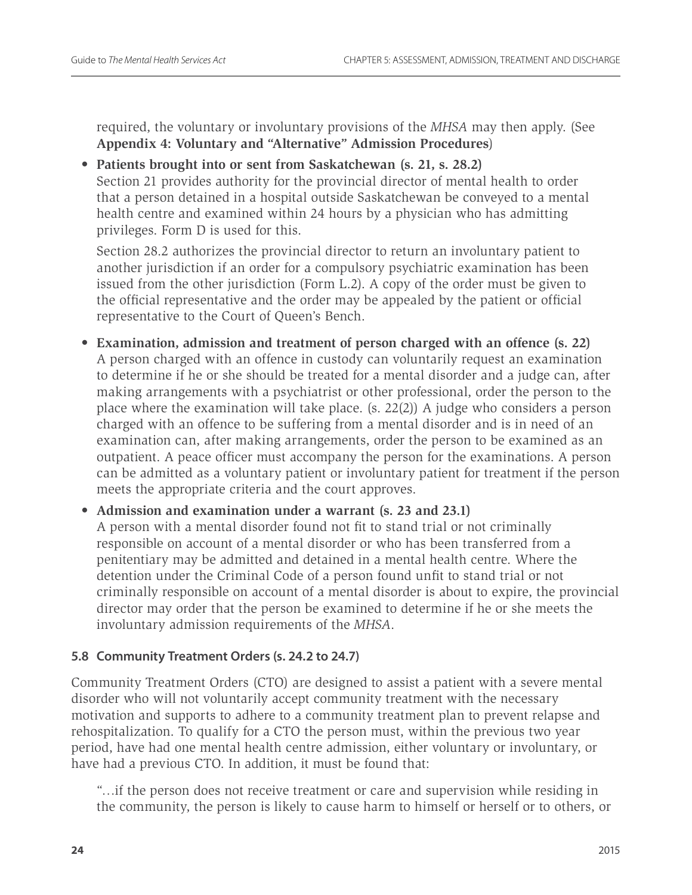required, the voluntary or involuntary provisions of the *MHSA* may then apply. (See **Appendix 4: Voluntary and "Alternative" Admission Procedures**)

- **Patients brought into or sent from Saskatchewan (s. 21, s. 28.2)**
  Section 21 provides authority for the provincial director of mental health to order that a person detained in a hospital outside Saskatchewan be conveyed to a mental health centre and examined within 24 hours by a physician who has admitting privileges. Form D is used for this.

  Section 28.2 authorizes the provincial director to return an involuntary patient to another jurisdiction if an order for a compulsory psychiatric examination has been issued from the other jurisdiction (Form L.2). A copy of the order must be given to the official representative and the order may be appealed by the patient or official representative to the Court of Queen's Bench.

- **Examination, admission and treatment of person charged with an offence (s. 22)**
  A person charged with an offence in custody can voluntarily request an examination to determine if he or she should be treated for a mental disorder and a judge can, after making arrangements with a psychiatrist or other professional, order the person to the place where the examination will take place. (s. 22(2)) A judge who considers a person charged with an offence to be suffering from a mental disorder and is in need of an examination can, after making arrangements, order the person to be examined as an outpatient. A peace officer must accompany the person for the examinations. A person can be admitted as a voluntary patient or involuntary patient for treatment if the person meets the appropriate criteria and the court approves.

- **Admission and examination under a warrant (s. 23 and 23.1)**
  A person with a mental disorder found not fit to stand trial or not criminally responsible on account of a mental disorder or who has been transferred from a penitentiary may be admitted and detained in a mental health centre. Where the detention under the Criminal Code of a person found unfit to stand trial or not criminally responsible on account of a mental disorder is about to expire, the provincial director may order that the person be examined to determine if he or she meets the involuntary admission requirements of the *MHSA*.

### 5.8 Community Treatment Orders (s. 24.2 to 24.7)

Community Treatment Orders (CTO) are designed to assist a patient with a severe mental disorder who will not voluntarily accept community treatment with the necessary motivation and supports to adhere to a community treatment plan to prevent relapse and rehospitalization. To qualify for a CTO the person must, within the previous two year period, have had one mental health centre admission, either voluntary or involuntary, or have had a previous CTO. In addition, it must be found that:

> "…if the person does not receive treatment or care and supervision while residing in the community, the person is likely to cause harm to himself or herself or to others, or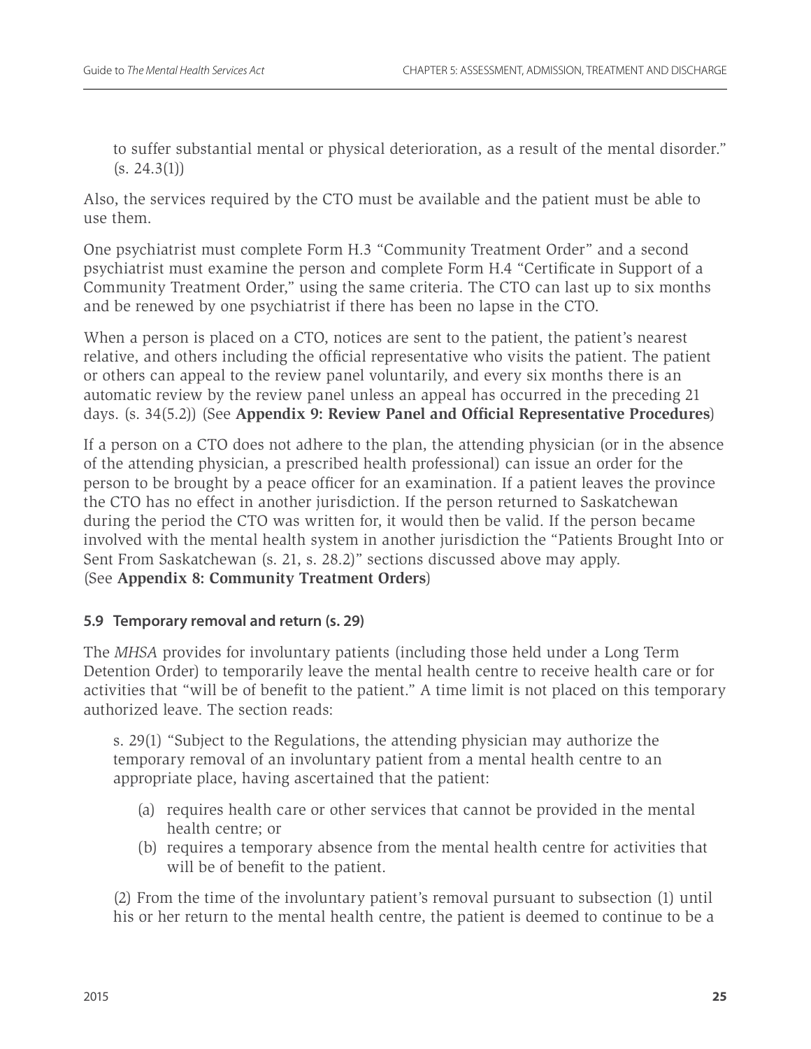to suffer substantial mental or physical deterioration, as a result of the mental disorder." (s. 24.3(1))

Also, the services required by the CTO must be available and the patient must be able to use them.

One psychiatrist must complete Form H.3 "Community Treatment Order" and a second psychiatrist must examine the person and complete Form H.4 "Certificate in Support of a Community Treatment Order," using the same criteria. The CTO can last up to six months and be renewed by one psychiatrist if there has been no lapse in the CTO.

When a person is placed on a CTO, notices are sent to the patient, the patient's nearest relative, and others including the official representative who visits the patient. The patient or others can appeal to the review panel voluntarily, and every six months there is an automatic review by the review panel unless an appeal has occurred in the preceding 21 days. (s. 34(5.2)) (See **Appendix 9: Review Panel and Official Representative Procedures**)

If a person on a CTO does not adhere to the plan, the attending physician (or in the absence of the attending physician, a prescribed health professional) can issue an order for the person to be brought by a peace officer for an examination. If a patient leaves the province the CTO has no effect in another jurisdiction. If the person returned to Saskatchewan during the period the CTO was written for, it would then be valid. If the person became involved with the mental health system in another jurisdiction the "Patients Brought Into or Sent From Saskatchewan (s. 21, s. 28.2)" sections discussed above may apply. (See **Appendix 8: Community Treatment Orders**)

### 5.9 Temporary removal and return (s. 29)

The *MHSA* provides for involuntary patients (including those held under a Long Term Detention Order) to temporarily leave the mental health centre to receive health care or for activities that "will be of benefit to the patient." A time limit is not placed on this temporary authorized leave. The section reads:

s. 29(1) "Subject to the Regulations, the attending physician may authorize the temporary removal of an involuntary patient from a mental health centre to an appropriate place, having ascertained that the patient:

- (a) requires health care or other services that cannot be provided in the mental health centre; or
- (b) requires a temporary absence from the mental health centre for activities that will be of benefit to the patient.

(2) From the time of the involuntary patient's removal pursuant to subsection (1) until his or her return to the mental health centre, the patient is deemed to continue to be a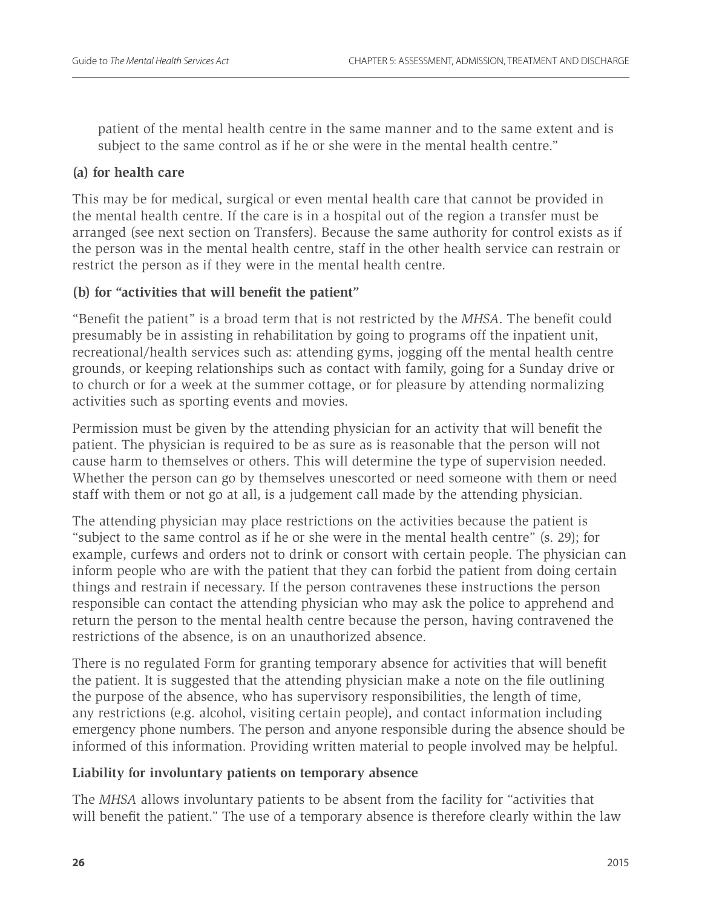patient of the mental health centre in the same manner and to the same extent and is subject to the same control as if he or she were in the mental health centre."

### (a) for health care

This may be for medical, surgical or even mental health care that cannot be provided in the mental health centre. If the care is in a hospital out of the region a transfer must be arranged (see next section on Transfers). Because the same authority for control exists as if the person was in the mental health centre, staff in the other health service can restrain or restrict the person as if they were in the mental health centre.

### (b) for "activities that will benefit the patient"

"Benefit the patient" is a broad term that is not restricted by the *MHSA*. The benefit could presumably be in assisting in rehabilitation by going to programs off the inpatient unit, recreational/health services such as: attending gyms, jogging off the mental health centre grounds, or keeping relationships such as contact with family, going for a Sunday drive or to church or for a week at the summer cottage, or for pleasure by attending normalizing activities such as sporting events and movies.

Permission must be given by the attending physician for an activity that will benefit the patient. The physician is required to be as sure as is reasonable that the person will not cause harm to themselves or others. This will determine the type of supervision needed. Whether the person can go by themselves unescorted or need someone with them or need staff with them or not go at all, is a judgement call made by the attending physician.

The attending physician may place restrictions on the activities because the patient is "subject to the same control as if he or she were in the mental health centre" (s. 29); for example, curfews and orders not to drink or consort with certain people. The physician can inform people who are with the patient that they can forbid the patient from doing certain things and restrain if necessary. If the person contravenes these instructions the person responsible can contact the attending physician who may ask the police to apprehend and return the person to the mental health centre because the person, having contravened the restrictions of the absence, is on an unauthorized absence.

There is no regulated Form for granting temporary absence for activities that will benefit the patient. It is suggested that the attending physician make a note on the file outlining the purpose of the absence, who has supervisory responsibilities, the length of time, any restrictions (e.g. alcohol, visiting certain people), and contact information including emergency phone numbers. The person and anyone responsible during the absence should be informed of this information. Providing written material to people involved may be helpful.

### Liability for involuntary patients on temporary absence

The *MHSA* allows involuntary patients to be absent from the facility for "activities that will benefit the patient." The use of a temporary absence is therefore clearly within the law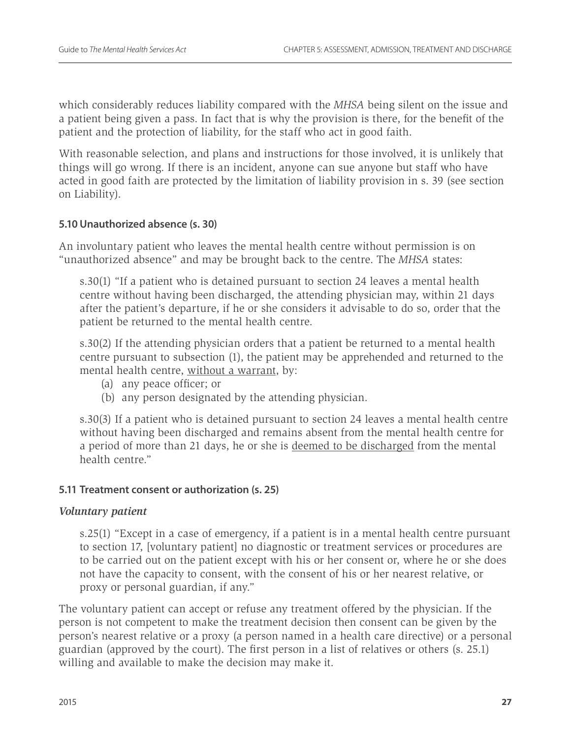which considerably reduces liability compared with the *MHSA* being silent on the issue and a patient being given a pass. In fact that is why the provision is there, for the benefit of the patient and the protection of liability, for the staff who act in good faith.

With reasonable selection, and plans and instructions for those involved, it is unlikely that things will go wrong. If there is an incident, anyone can sue anyone but staff who have acted in good faith are protected by the limitation of liability provision in s. 39 (see section on Liability).

### 5.10 Unauthorized absence (s. 30)

An involuntary patient who leaves the mental health centre without permission is on "unauthorized absence" and may be brought back to the centre. The *MHSA* states:

> s.30(1) "If a patient who is detained pursuant to section 24 leaves a mental health centre without having been discharged, the attending physician may, within 21 days after the patient's departure, if he or she considers it advisable to do so, order that the patient be returned to the mental health centre.
>
> s.30(2) If the attending physician orders that a patient be returned to a mental health centre pursuant to subsection (1), the patient may be apprehended and returned to the mental health centre, <u>without a warrant</u>, by:
>
> (a) any peace officer; or
> (b) any person designated by the attending physician.
>
> s.30(3) If a patient who is detained pursuant to section 24 leaves a mental health centre without having been discharged and remains absent from the mental health centre for a period of more than 21 days, he or she is <u>deemed to be discharged</u> from the mental health centre."

### 5.11 Treatment consent or authorization (s. 25)

#### *Voluntary patient*

> s.25(1) "Except in a case of emergency, if a patient is in a mental health centre pursuant to section 17, [voluntary patient] no diagnostic or treatment services or procedures are to be carried out on the patient except with his or her consent or, where he or she does not have the capacity to consent, with the consent of his or her nearest relative, or proxy or personal guardian, if any."

The voluntary patient can accept or refuse any treatment offered by the physician. If the person is not competent to make the treatment decision then consent can be given by the person's nearest relative or a proxy (a person named in a health care directive) or a personal guardian (approved by the court). The first person in a list of relatives or others (s. 25.1) willing and available to make the decision may make it.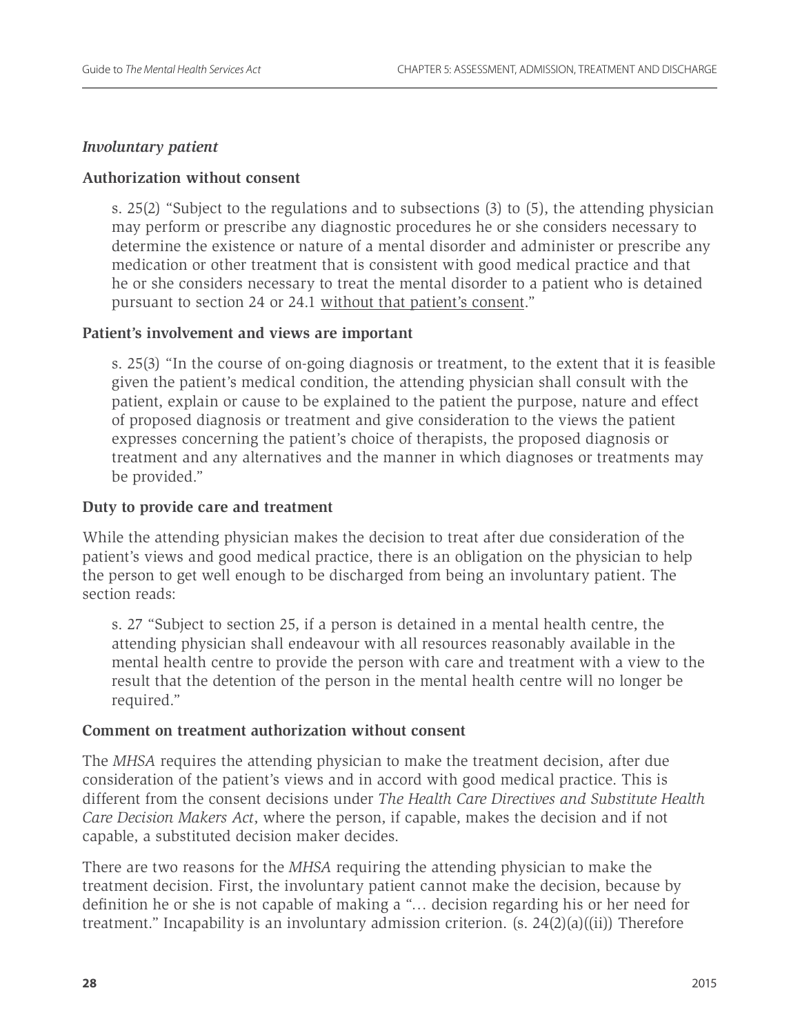### *Involuntary patient*

**Authorization without consent**

> s. 25(2) "Subject to the regulations and to subsections (3) to (5), the attending physician may perform or prescribe any diagnostic procedures he or she considers necessary to determine the existence or nature of a mental disorder and administer or prescribe any medication or other treatment that is consistent with good medical practice and that he or she considers necessary to treat the mental disorder to a patient who is detained pursuant to section 24 or 24.1 <u>without that patient's consent</u>."

**Patient's involvement and views are important**

> s. 25(3) "In the course of on-going diagnosis or treatment, to the extent that it is feasible given the patient's medical condition, the attending physician shall consult with the patient, explain or cause to be explained to the patient the purpose, nature and effect of proposed diagnosis or treatment and give consideration to the views the patient expresses concerning the patient's choice of therapists, the proposed diagnosis or treatment and any alternatives and the manner in which diagnoses or treatments may be provided."

**Duty to provide care and treatment**

While the attending physician makes the decision to treat after due consideration of the patient's views and good medical practice, there is an obligation on the physician to help the person to get well enough to be discharged from being an involuntary patient. The section reads:

> s. 27 "Subject to section 25, if a person is detained in a mental health centre, the attending physician shall endeavour with all resources reasonably available in the mental health centre to provide the person with care and treatment with a view to the result that the detention of the person in the mental health centre will no longer be required."

**Comment on treatment authorization without consent**

The *MHSA* requires the attending physician to make the treatment decision, after due consideration of the patient's views and in accord with good medical practice. This is different from the consent decisions under *The Health Care Directives and Substitute Health Care Decision Makers Act*, where the person, if capable, makes the decision and if not capable, a substituted decision maker decides.

There are two reasons for the *MHSA* requiring the attending physician to make the treatment decision. First, the involuntary patient cannot make the decision, because by definition he or she is not capable of making a "… decision regarding his or her need for treatment." Incapability is an involuntary admission criterion. (s. 24(2)(a)((ii)) Therefore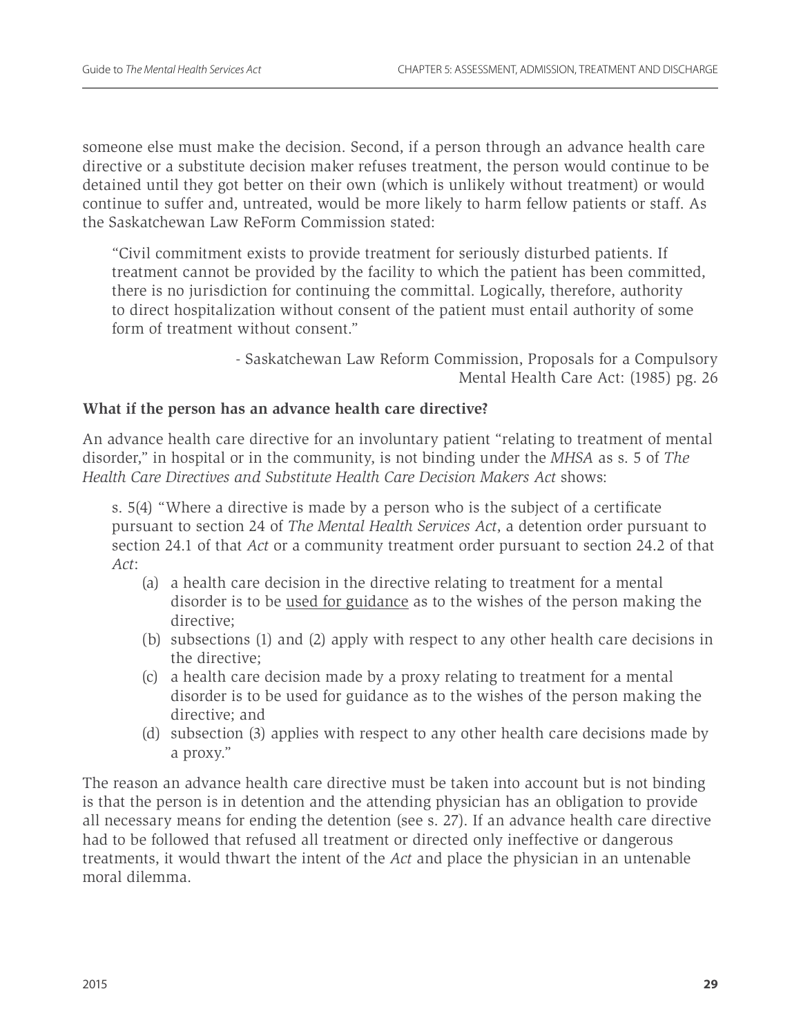someone else must make the decision. Second, if a person through an advance health care directive or a substitute decision maker refuses treatment, the person would continue to be detained until they got better on their own (which is unlikely without treatment) or would continue to suffer and, untreated, would be more likely to harm fellow patients or staff. As the Saskatchewan Law ReForm Commission stated:

> "Civil commitment exists to provide treatment for seriously disturbed patients. If treatment cannot be provided by the facility to which the patient has been committed, there is no jurisdiction for continuing the committal. Logically, therefore, authority to direct hospitalization without consent of the patient must entail authority of some form of treatment without consent."
>
> - Saskatchewan Law Reform Commission, Proposals for a Compulsory Mental Health Care Act: (1985) pg. 26

**What if the person has an advance health care directive?**

An advance health care directive for an involuntary patient "relating to treatment of mental disorder," in hospital or in the community, is not binding under the *MHSA* as s. 5 of *The Health Care Directives and Substitute Health Care Decision Makers Act* shows:

> s. 5(4) "Where a directive is made by a person who is the subject of a certificate pursuant to section 24 of *The Mental Health Services Act*, a detention order pursuant to section 24.1 of that *Act* or a community treatment order pursuant to section 24.2 of that *Act*:
>
> (a) a health care decision in the directive relating to treatment for a mental disorder is to be <u>used for guidance</u> as to the wishes of the person making the directive;
>
> (b) subsections (1) and (2) apply with respect to any other health care decisions in the directive;
>
> (c) a health care decision made by a proxy relating to treatment for a mental disorder is to be used for guidance as to the wishes of the person making the directive; and
>
> (d) subsection (3) applies with respect to any other health care decisions made by a proxy."

The reason an advance health care directive must be taken into account but is not binding is that the person is in detention and the attending physician has an obligation to provide all necessary means for ending the detention (see s. 27). If an advance health care directive had to be followed that refused all treatment or directed only ineffective or dangerous treatments, it would thwart the intent of the *Act* and place the physician in an untenable moral dilemma.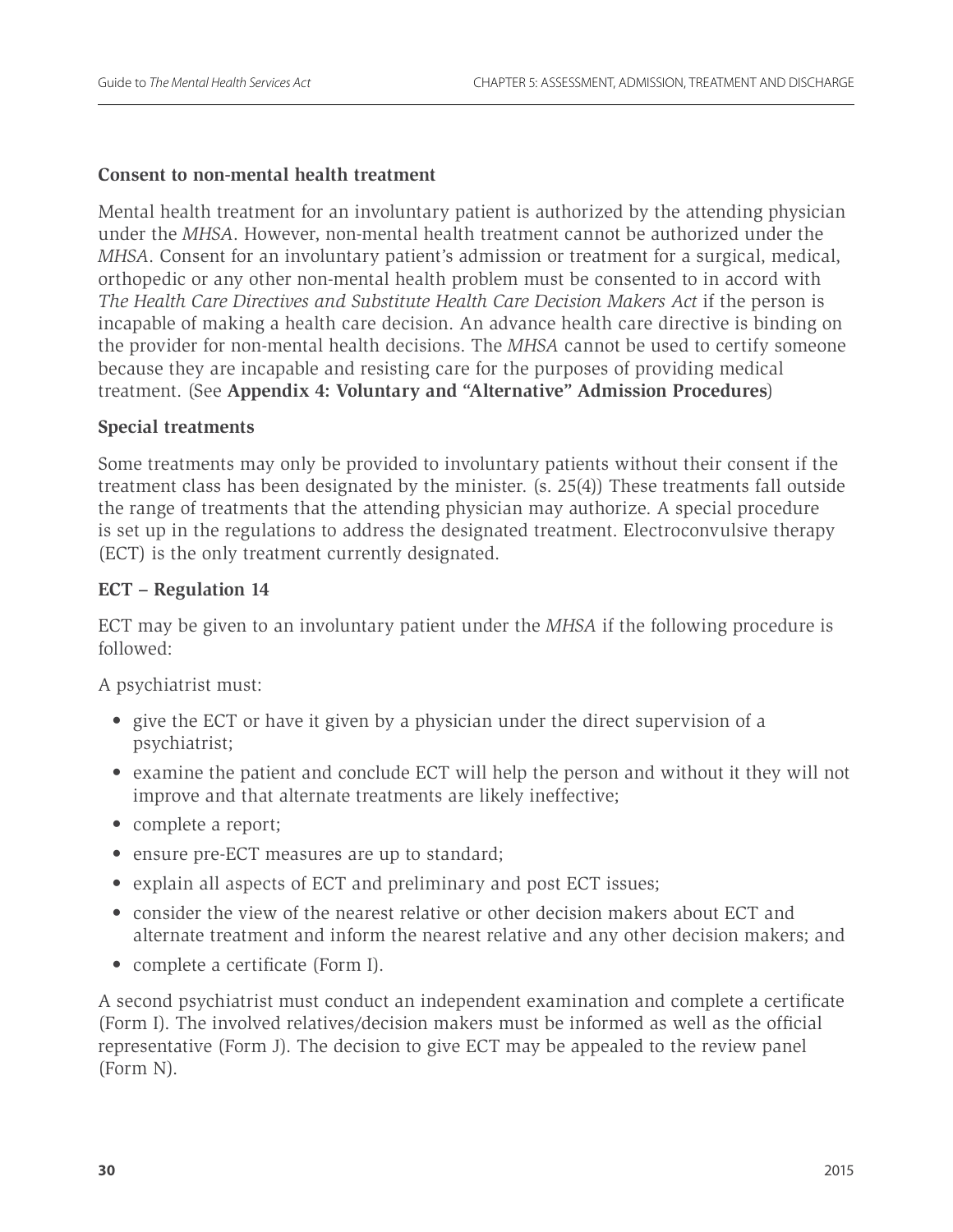### Consent to non-mental health treatment

Mental health treatment for an involuntary patient is authorized by the attending physician under the *MHSA*. However, non-mental health treatment cannot be authorized under the *MHSA*. Consent for an involuntary patient's admission or treatment for a surgical, medical, orthopedic or any other non-mental health problem must be consented to in accord with *The Health Care Directives and Substitute Health Care Decision Makers Act* if the person is incapable of making a health care decision. An advance health care directive is binding on the provider for non-mental health decisions. The *MHSA* cannot be used to certify someone because they are incapable and resisting care for the purposes of providing medical treatment. (See **Appendix 4: Voluntary and "Alternative" Admission Procedures**)

### Special treatments

Some treatments may only be provided to involuntary patients without their consent if the treatment class has been designated by the minister. (s. 25(4)) These treatments fall outside the range of treatments that the attending physician may authorize. A special procedure is set up in the regulations to address the designated treatment. Electroconvulsive therapy (ECT) is the only treatment currently designated.

### ECT – Regulation 14

ECT may be given to an involuntary patient under the *MHSA* if the following procedure is followed:

A psychiatrist must:

- give the ECT or have it given by a physician under the direct supervision of a psychiatrist;
- examine the patient and conclude ECT will help the person and without it they will not improve and that alternate treatments are likely ineffective;
- complete a report;
- ensure pre-ECT measures are up to standard;
- explain all aspects of ECT and preliminary and post ECT issues;
- consider the view of the nearest relative or other decision makers about ECT and alternate treatment and inform the nearest relative and any other decision makers; and
- complete a certificate (Form I).

A second psychiatrist must conduct an independent examination and complete a certificate (Form I). The involved relatives/decision makers must be informed as well as the official representative (Form J). The decision to give ECT may be appealed to the review panel (Form N).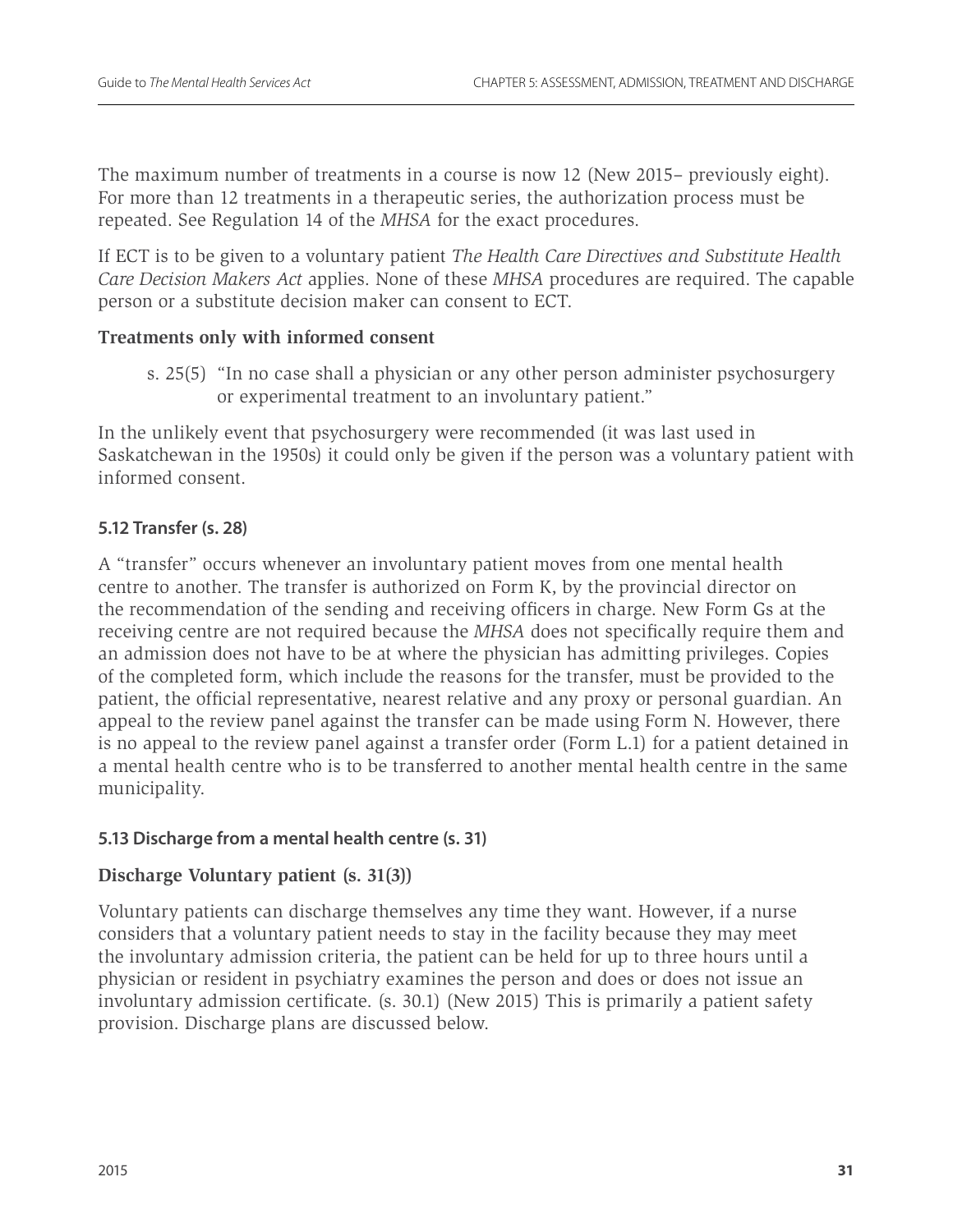The maximum number of treatments in a course is now 12 (New 2015– previously eight). For more than 12 treatments in a therapeutic series, the authorization process must be repeated. See Regulation 14 of the *MHSA* for the exact procedures.

If ECT is to be given to a voluntary patient *The Health Care Directives and Substitute Health Care Decision Makers Act* applies. None of these *MHSA* procedures are required. The capable person or a substitute decision maker can consent to ECT.

**Treatments only with informed consent**

> s. 25(5) "In no case shall a physician or any other person administer psychosurgery or experimental treatment to an involuntary patient."

In the unlikely event that psychosurgery were recommended (it was last used in Saskatchewan in the 1950s) it could only be given if the person was a voluntary patient with informed consent.

### 5.12 Transfer (s. 28)

A "transfer" occurs whenever an involuntary patient moves from one mental health centre to another. The transfer is authorized on Form K, by the provincial director on the recommendation of the sending and receiving officers in charge. New Form Gs at the receiving centre are not required because the *MHSA* does not specifically require them and an admission does not have to be at where the physician has admitting privileges. Copies of the completed form, which include the reasons for the transfer, must be provided to the patient, the official representative, nearest relative and any proxy or personal guardian. An appeal to the review panel against the transfer can be made using Form N. However, there is no appeal to the review panel against a transfer order (Form L.1) for a patient detained in a mental health centre who is to be transferred to another mental health centre in the same municipality.

### 5.13 Discharge from a mental health centre (s. 31)

**Discharge Voluntary patient (s. 31(3))**

Voluntary patients can discharge themselves any time they want. However, if a nurse considers that a voluntary patient needs to stay in the facility because they may meet the involuntary admission criteria, the patient can be held for up to three hours until a physician or resident in psychiatry examines the person and does or does not issue an involuntary admission certificate. (s. 30.1) (New 2015) This is primarily a patient safety provision. Discharge plans are discussed below.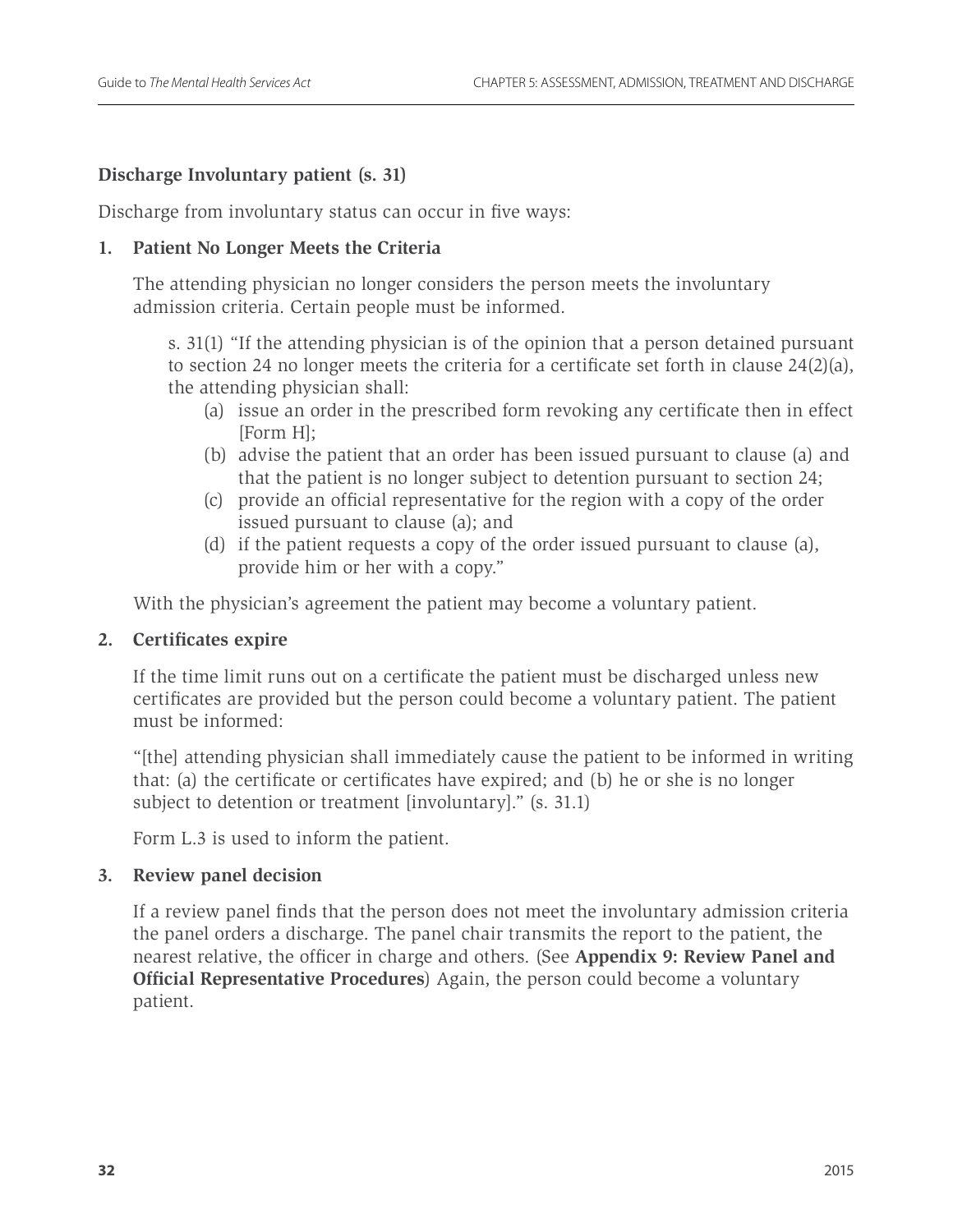### Discharge Involuntary patient (s. 31)

Discharge from involuntary status can occur in five ways:

**1. Patient No Longer Meets the Criteria**

The attending physician no longer considers the person meets the involuntary admission criteria. Certain people must be informed.

> s. 31(1) "If the attending physician is of the opinion that a person detained pursuant to section 24 no longer meets the criteria for a certificate set forth in clause 24(2)(a), the attending physician shall:
>
> (a) issue an order in the prescribed form revoking any certificate then in effect [Form H];
>
> (b) advise the patient that an order has been issued pursuant to clause (a) and that the patient is no longer subject to detention pursuant to section 24;
>
> (c) provide an official representative for the region with a copy of the order issued pursuant to clause (a); and
>
> (d) if the patient requests a copy of the order issued pursuant to clause (a), provide him or her with a copy."

With the physician's agreement the patient may become a voluntary patient.

**2. Certificates expire**

If the time limit runs out on a certificate the patient must be discharged unless new certificates are provided but the person could become a voluntary patient. The patient must be informed:

"[the] attending physician shall immediately cause the patient to be informed in writing that: (a) the certificate or certificates have expired; and (b) he or she is no longer subject to detention or treatment [involuntary]." (s. 31.1)

Form L.3 is used to inform the patient.

**3. Review panel decision**

If a review panel finds that the person does not meet the involuntary admission criteria the panel orders a discharge. The panel chair transmits the report to the patient, the nearest relative, the officer in charge and others. (See **Appendix 9: Review Panel and Official Representative Procedures**) Again, the person could become a voluntary patient.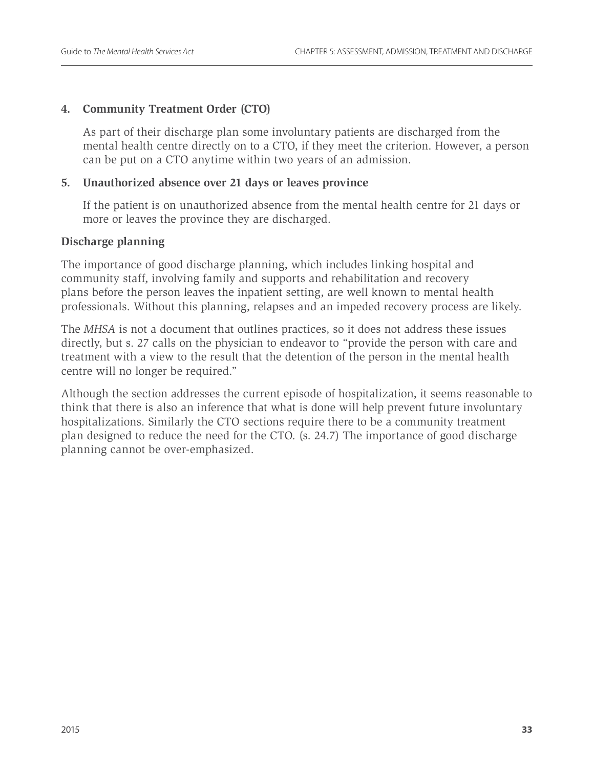**4. Community Treatment Order (CTO)**

As part of their discharge plan some involuntary patients are discharged from the mental health centre directly on to a CTO, if they meet the criterion. However, a person can be put on a CTO anytime within two years of an admission.

**5. Unauthorized absence over 21 days or leaves province**

If the patient is on unauthorized absence from the mental health centre for 21 days or more or leaves the province they are discharged.

**Discharge planning**

The importance of good discharge planning, which includes linking hospital and community staff, involving family and supports and rehabilitation and recovery plans before the person leaves the inpatient setting, are well known to mental health professionals. Without this planning, relapses and an impeded recovery process are likely.

The *MHSA* is not a document that outlines practices, so it does not address these issues directly, but s. 27 calls on the physician to endeavor to "provide the person with care and treatment with a view to the result that the detention of the person in the mental health centre will no longer be required."

Although the section addresses the current episode of hospitalization, it seems reasonable to think that there is also an inference that what is done will help prevent future involuntary hospitalizations. Similarly the CTO sections require there to be a community treatment plan designed to reduce the need for the CTO. (s. 24.7) The importance of good discharge planning cannot be over-emphasized.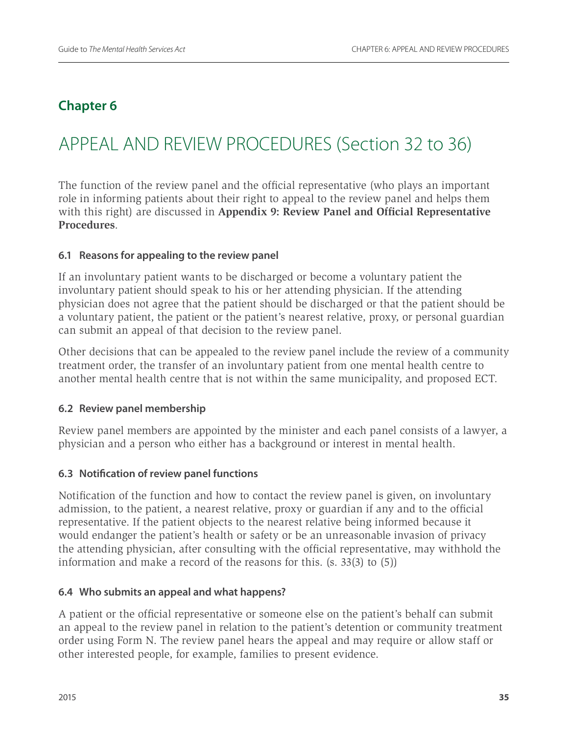## Chapter 6

# APPEAL AND REVIEW PROCEDURES (Section 32 to 36)

The function of the review panel and the official representative (who plays an important role in informing patients about their right to appeal to the review panel and helps them with this right) are discussed in **Appendix 9: Review Panel and Official Representative Procedures**.

### 6.1 Reasons for appealing to the review panel

If an involuntary patient wants to be discharged or become a voluntary patient the involuntary patient should speak to his or her attending physician. If the attending physician does not agree that the patient should be discharged or that the patient should be a voluntary patient, the patient or the patient's nearest relative, proxy, or personal guardian can submit an appeal of that decision to the review panel.

Other decisions that can be appealed to the review panel include the review of a community treatment order, the transfer of an involuntary patient from one mental health centre to another mental health centre that is not within the same municipality, and proposed ECT.

### 6.2 Review panel membership

Review panel members are appointed by the minister and each panel consists of a lawyer, a physician and a person who either has a background or interest in mental health.

### 6.3 Notification of review panel functions

Notification of the function and how to contact the review panel is given, on involuntary admission, to the patient, a nearest relative, proxy or guardian if any and to the official representative. If the patient objects to the nearest relative being informed because it would endanger the patient's health or safety or be an unreasonable invasion of privacy the attending physician, after consulting with the official representative, may withhold the information and make a record of the reasons for this. (s. 33(3) to (5))

### 6.4 Who submits an appeal and what happens?

A patient or the official representative or someone else on the patient's behalf can submit an appeal to the review panel in relation to the patient's detention or community treatment order using Form N. The review panel hears the appeal and may require or allow staff or other interested people, for example, families to present evidence.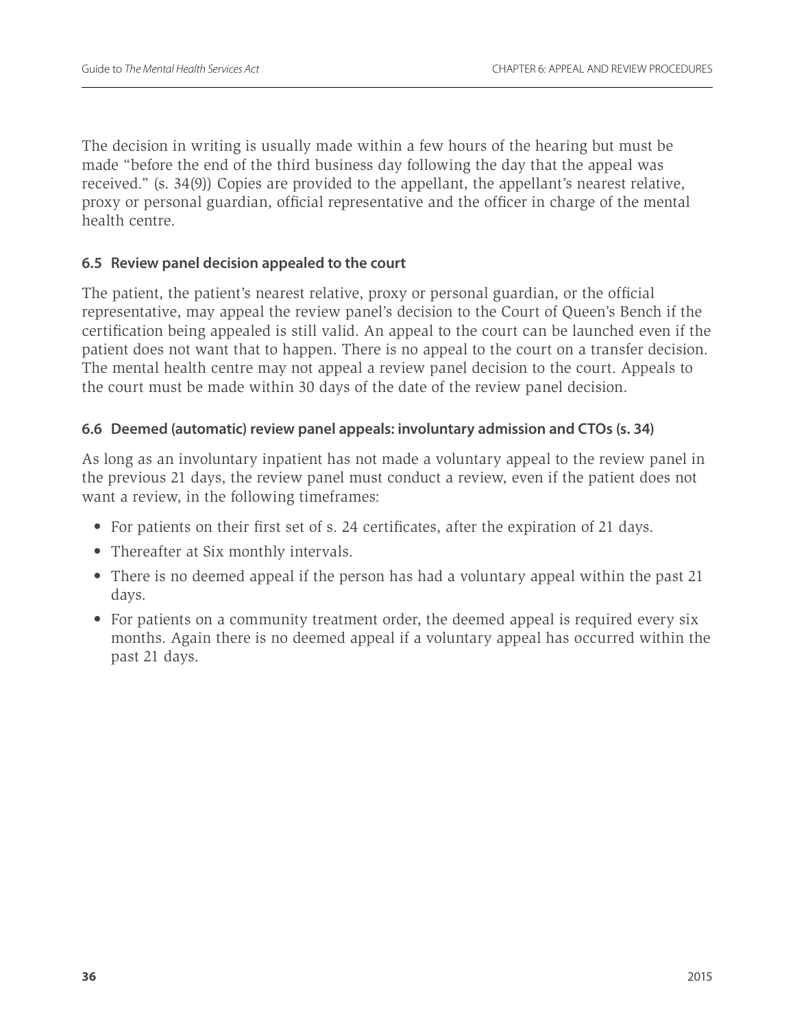The decision in writing is usually made within a few hours of the hearing but must be made "before the end of the third business day following the day that the appeal was received." (s. 34(9)) Copies are provided to the appellant, the appellant's nearest relative, proxy or personal guardian, official representative and the officer in charge of the mental health centre.

### 6.5 Review panel decision appealed to the court

The patient, the patient's nearest relative, proxy or personal guardian, or the official representative, may appeal the review panel's decision to the Court of Queen's Bench if the certification being appealed is still valid. An appeal to the court can be launched even if the patient does not want that to happen. There is no appeal to the court on a transfer decision. The mental health centre may not appeal a review panel decision to the court. Appeals to the court must be made within 30 days of the date of the review panel decision.

### 6.6 Deemed (automatic) review panel appeals: involuntary admission and CTOs (s. 34)

As long as an involuntary inpatient has not made a voluntary appeal to the review panel in the previous 21 days, the review panel must conduct a review, even if the patient does not want a review, in the following timeframes:

- For patients on their first set of s. 24 certificates, after the expiration of 21 days.
- Thereafter at Six monthly intervals.
- There is no deemed appeal if the person has had a voluntary appeal within the past 21 days.
- For patients on a community treatment order, the deemed appeal is required every six months. Again there is no deemed appeal if a voluntary appeal has occurred within the past 21 days.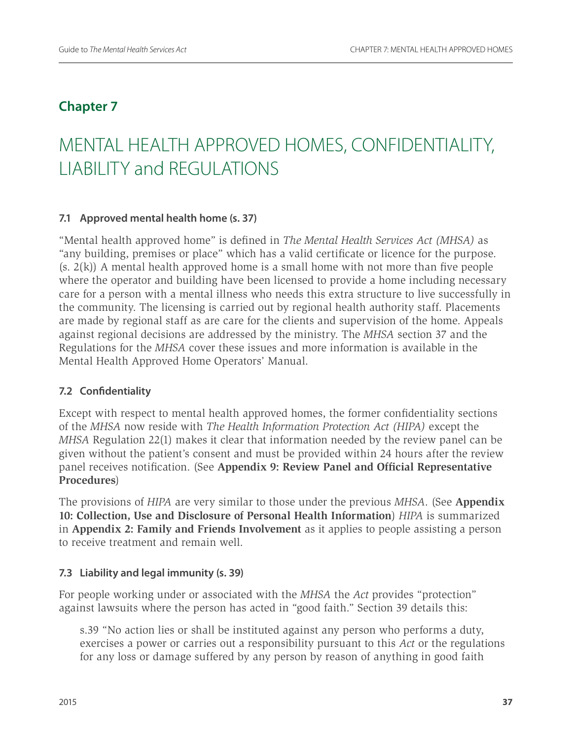## Chapter 7

# MENTAL HEALTH APPROVED HOMES, CONFIDENTIALITY, LIABILITY and REGULATIONS

### 7.1 Approved mental health home (s. 37)

"Mental health approved home" is defined in *The Mental Health Services Act (MHSA)* as "any building, premises or place" which has a valid certificate or licence for the purpose. (s. 2(k)) A mental health approved home is a small home with not more than five people where the operator and building have been licensed to provide a home including necessary care for a person with a mental illness who needs this extra structure to live successfully in the community. The licensing is carried out by regional health authority staff. Placements are made by regional staff as are care for the clients and supervision of the home. Appeals against regional decisions are addressed by the ministry. The *MHSA* section 37 and the Regulations for the *MHSA* cover these issues and more information is available in the Mental Health Approved Home Operators' Manual.

### 7.2 Confidentiality

Except with respect to mental health approved homes, the former confidentiality sections of the *MHSA* now reside with *The Health Information Protection Act (HIPA)* except the *MHSA* Regulation 22(1) makes it clear that information needed by the review panel can be given without the patient's consent and must be provided within 24 hours after the review panel receives notification. (See **Appendix 9: Review Panel and Official Representative Procedures**)

The provisions of *HIPA* are very similar to those under the previous *MHSA*. (See **Appendix 10: Collection, Use and Disclosure of Personal Health Information**) *HIPA* is summarized in **Appendix 2: Family and Friends Involvement** as it applies to people assisting a person to receive treatment and remain well.

### 7.3 Liability and legal immunity (s. 39)

For people working under or associated with the *MHSA* the *Act* provides "protection" against lawsuits where the person has acted in "good faith." Section 39 details this:

> s.39 "No action lies or shall be instituted against any person who performs a duty, exercises a power or carries out a responsibility pursuant to this *Act* or the regulations for any loss or damage suffered by any person by reason of anything in good faith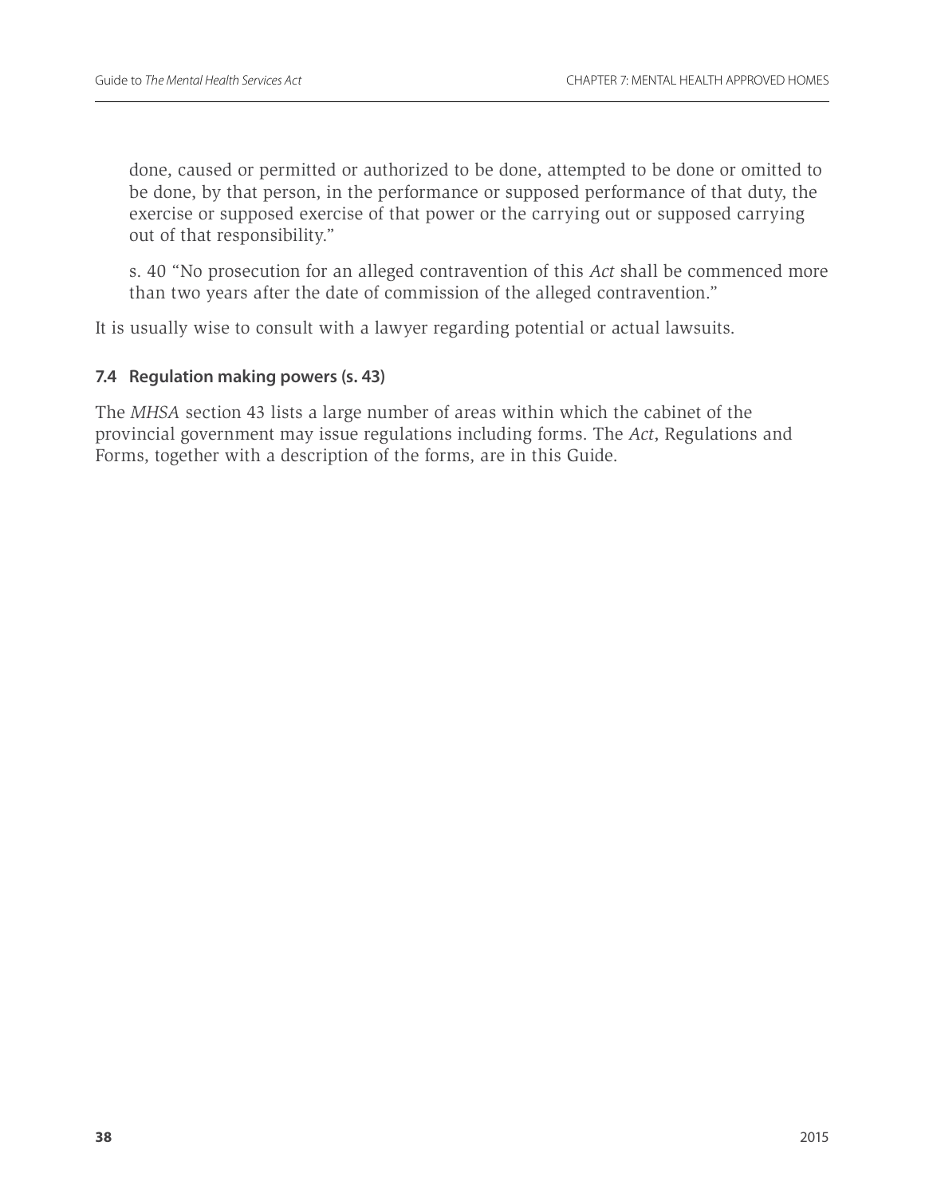done, caused or permitted or authorized to be done, attempted to be done or omitted to be done, by that person, in the performance or supposed performance of that duty, the exercise or supposed exercise of that power or the carrying out or supposed carrying out of that responsibility."

s. 40 "No prosecution for an alleged contravention of this *Act* shall be commenced more than two years after the date of commission of the alleged contravention."

It is usually wise to consult with a lawyer regarding potential or actual lawsuits.

### 7.4 Regulation making powers (s. 43)

The *MHSA* section 43 lists a large number of areas within which the cabinet of the provincial government may issue regulations including forms. The *Act*, Regulations and Forms, together with a description of the forms, are in this Guide.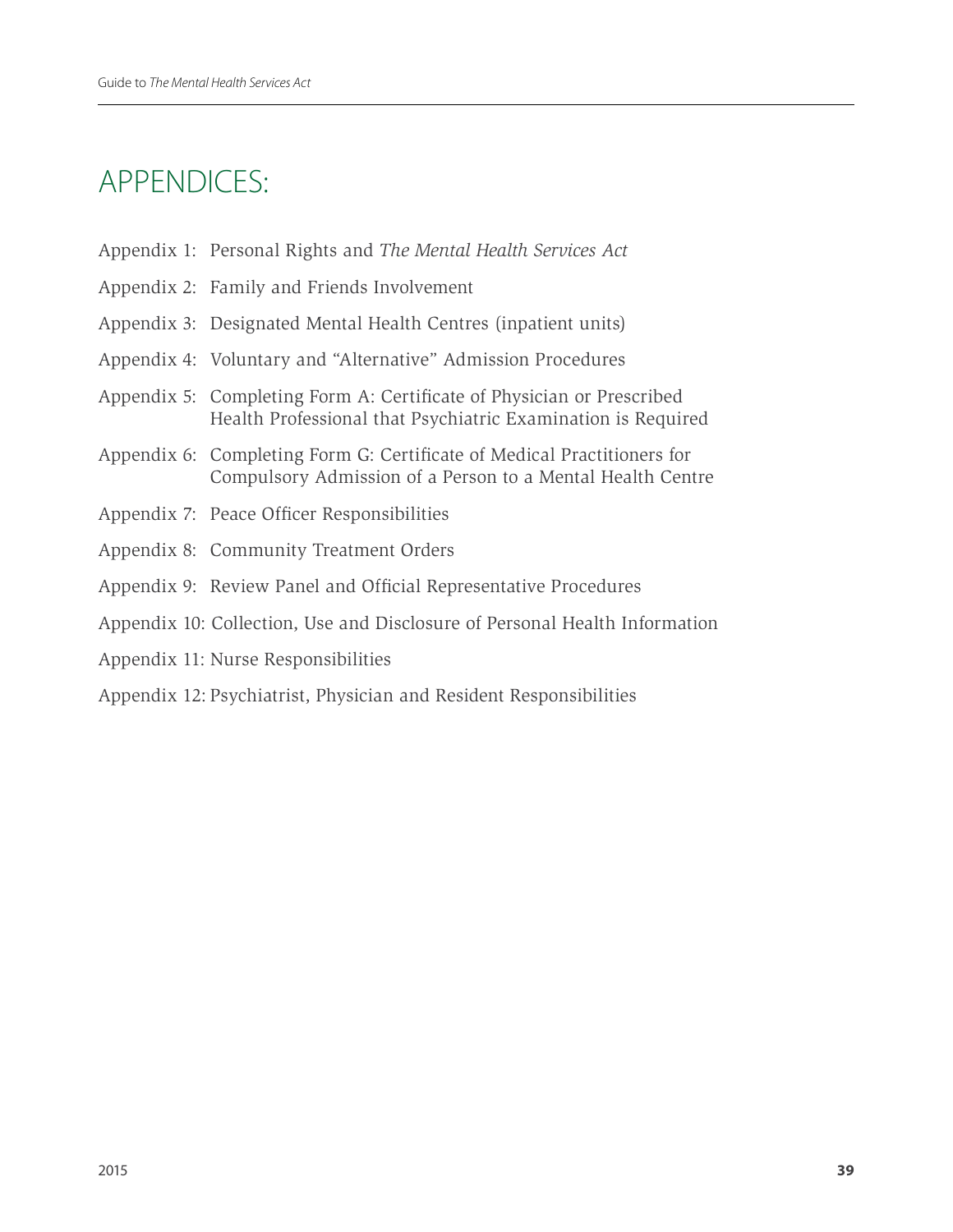# APPENDICES:

Appendix 1: Personal Rights and *The Mental Health Services Act*

Appendix 2: Family and Friends Involvement

Appendix 3: Designated Mental Health Centres (inpatient units)

Appendix 4: Voluntary and "Alternative" Admission Procedures

Appendix 5: Completing Form A: Certificate of Physician or Prescribed Health Professional that Psychiatric Examination is Required

Appendix 6: Completing Form G: Certificate of Medical Practitioners for Compulsory Admission of a Person to a Mental Health Centre

Appendix 7: Peace Officer Responsibilities

Appendix 8: Community Treatment Orders

Appendix 9: Review Panel and Official Representative Procedures

Appendix 10: Collection, Use and Disclosure of Personal Health Information

Appendix 11: Nurse Responsibilities

Appendix 12: Psychiatrist, Physician and Resident Responsibilities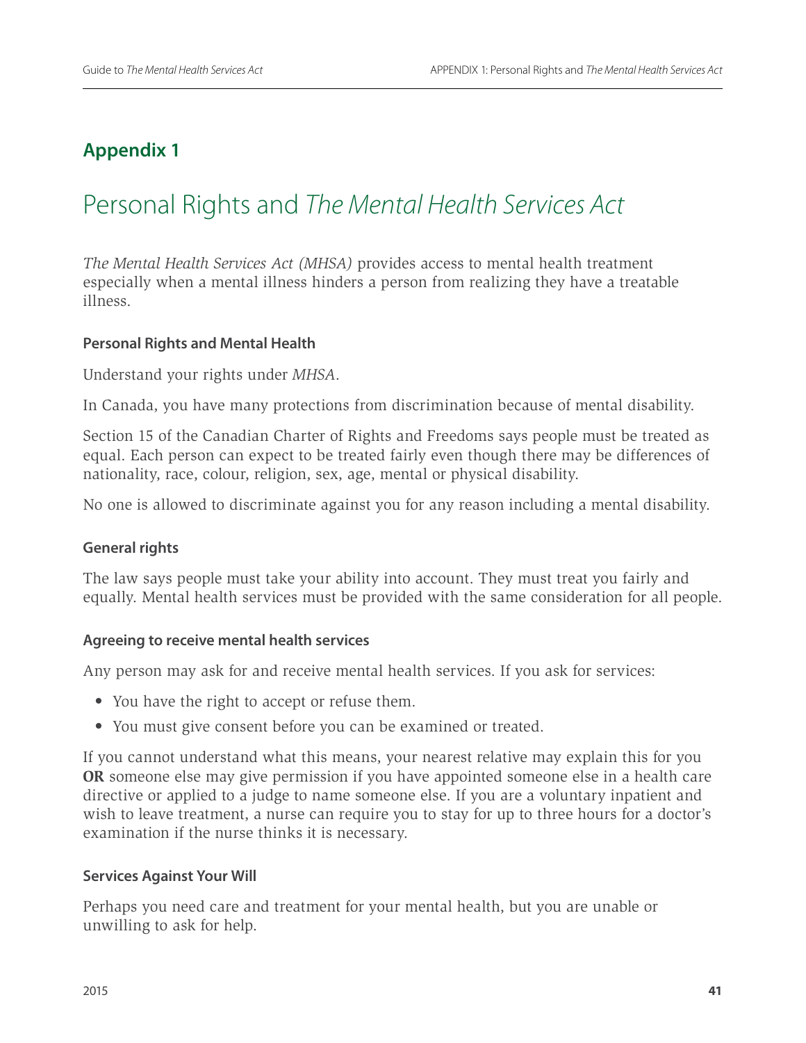## Appendix 1

# Personal Rights and *The Mental Health Services Act*

*The Mental Health Services Act (MHSA)* provides access to mental health treatment especially when a mental illness hinders a person from realizing they have a treatable illness.

### Personal Rights and Mental Health

Understand your rights under *MHSA*.

In Canada, you have many protections from discrimination because of mental disability.

Section 15 of the Canadian Charter of Rights and Freedoms says people must be treated as equal. Each person can expect to be treated fairly even though there may be differences of nationality, race, colour, religion, sex, age, mental or physical disability.

No one is allowed to discriminate against you for any reason including a mental disability.

### General rights

The law says people must take your ability into account. They must treat you fairly and equally. Mental health services must be provided with the same consideration for all people.

### Agreeing to receive mental health services

Any person may ask for and receive mental health services. If you ask for services:

- You have the right to accept or refuse them.
- You must give consent before you can be examined or treated.

If you cannot understand what this means, your nearest relative may explain this for you **OR** someone else may give permission if you have appointed someone else in a health care directive or applied to a judge to name someone else. If you are a voluntary inpatient and wish to leave treatment, a nurse can require you to stay for up to three hours for a doctor's examination if the nurse thinks it is necessary.

### Services Against Your Will

Perhaps you need care and treatment for your mental health, but you are unable or unwilling to ask for help.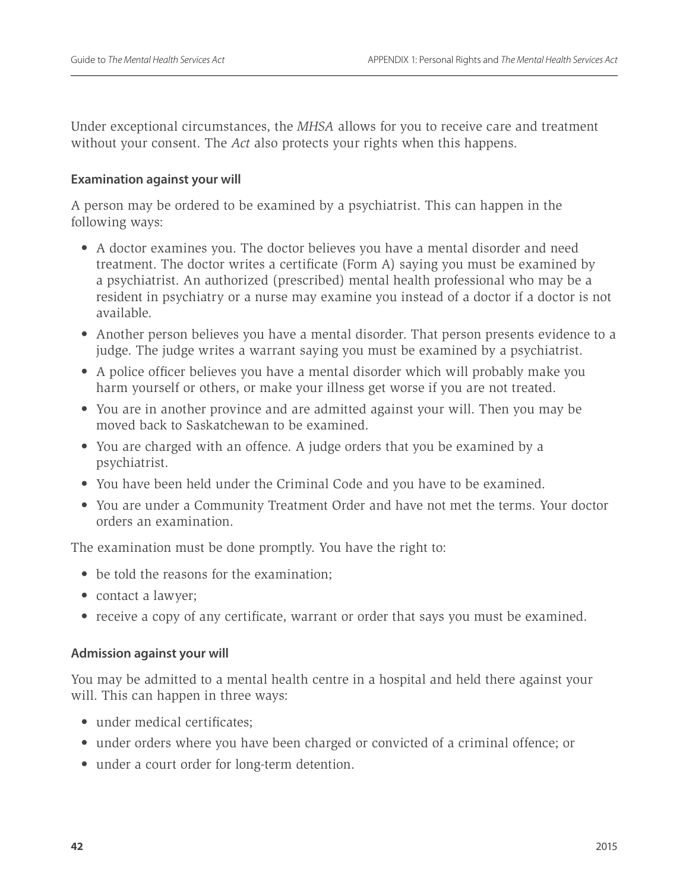Under exceptional circumstances, the *MHSA* allows for you to receive care and treatment without your consent. The *Act* also protects your rights when this happens.

### Examination against your will

A person may be ordered to be examined by a psychiatrist. This can happen in the following ways:

- A doctor examines you. The doctor believes you have a mental disorder and need treatment. The doctor writes a certificate (Form A) saying you must be examined by a psychiatrist. An authorized (prescribed) mental health professional who may be a resident in psychiatry or a nurse may examine you instead of a doctor if a doctor is not available.
- Another person believes you have a mental disorder. That person presents evidence to a judge. The judge writes a warrant saying you must be examined by a psychiatrist.
- A police officer believes you have a mental disorder which will probably make you harm yourself or others, or make your illness get worse if you are not treated.
- You are in another province and are admitted against your will. Then you may be moved back to Saskatchewan to be examined.
- You are charged with an offence. A judge orders that you be examined by a psychiatrist.
- You have been held under the Criminal Code and you have to be examined.
- You are under a Community Treatment Order and have not met the terms. Your doctor orders an examination.

The examination must be done promptly. You have the right to:

- be told the reasons for the examination;
- contact a lawyer;
- receive a copy of any certificate, warrant or order that says you must be examined.

### Admission against your will

You may be admitted to a mental health centre in a hospital and held there against your will. This can happen in three ways:

- under medical certificates;
- under orders where you have been charged or convicted of a criminal offence; or
- under a court order for long-term detention.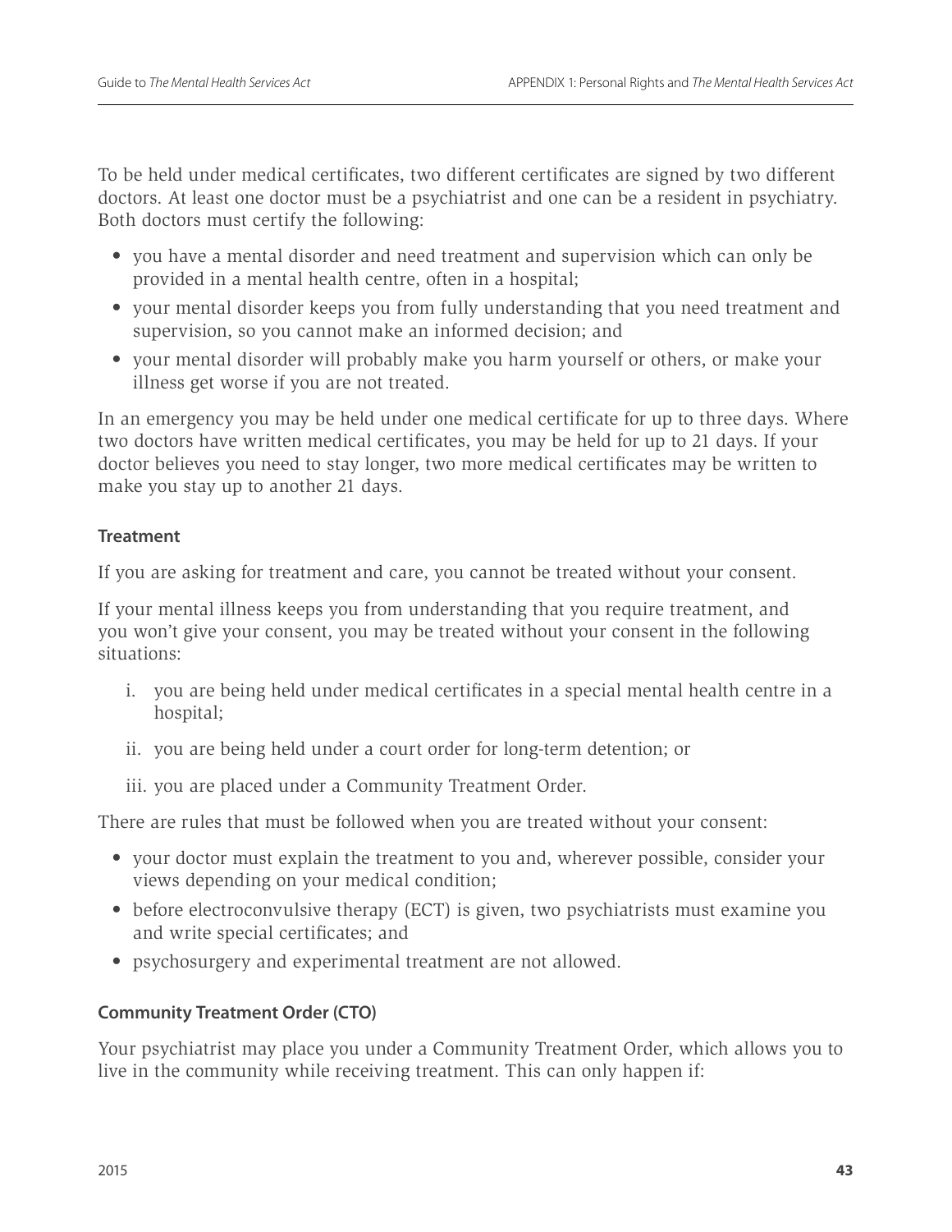To be held under medical certificates, two different certificates are signed by two different doctors. At least one doctor must be a psychiatrist and one can be a resident in psychiatry. Both doctors must certify the following:

- you have a mental disorder and need treatment and supervision which can only be provided in a mental health centre, often in a hospital;
- your mental disorder keeps you from fully understanding that you need treatment and supervision, so you cannot make an informed decision; and
- your mental disorder will probably make you harm yourself or others, or make your illness get worse if you are not treated.

In an emergency you may be held under one medical certificate for up to three days. Where two doctors have written medical certificates, you may be held for up to 21 days. If your doctor believes you need to stay longer, two more medical certificates may be written to make you stay up to another 21 days.

### Treatment

If you are asking for treatment and care, you cannot be treated without your consent.

If your mental illness keeps you from understanding that you require treatment, and you won't give your consent, you may be treated without your consent in the following situations:

i. you are being held under medical certificates in a special mental health centre in a hospital;

ii. you are being held under a court order for long-term detention; or

iii. you are placed under a Community Treatment Order.

There are rules that must be followed when you are treated without your consent:

- your doctor must explain the treatment to you and, wherever possible, consider your views depending on your medical condition;
- before electroconvulsive therapy (ECT) is given, two psychiatrists must examine you and write special certificates; and
- psychosurgery and experimental treatment are not allowed.

### Community Treatment Order (CTO)

Your psychiatrist may place you under a Community Treatment Order, which allows you to live in the community while receiving treatment. This can only happen if: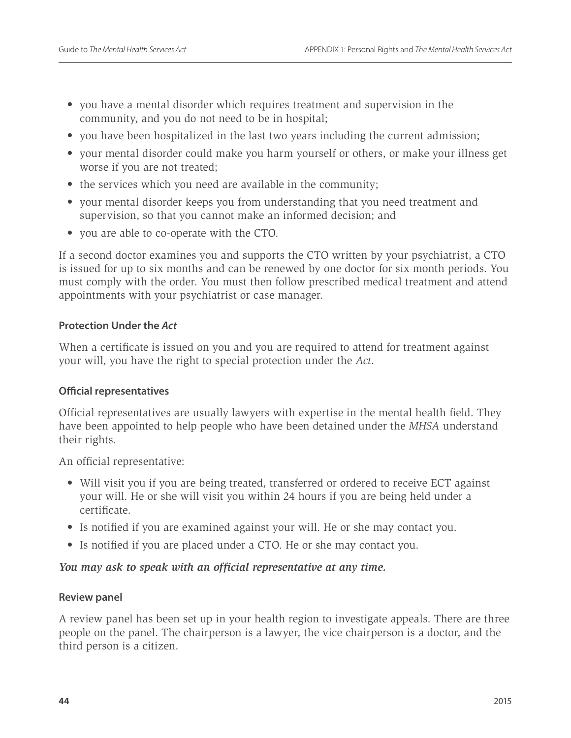- you have a mental disorder which requires treatment and supervision in the community, and you do not need to be in hospital;
- you have been hospitalized in the last two years including the current admission;
- your mental disorder could make you harm yourself or others, or make your illness get worse if you are not treated;
- the services which you need are available in the community;
- your mental disorder keeps you from understanding that you need treatment and supervision, so that you cannot make an informed decision; and
- you are able to co-operate with the CTO.

If a second doctor examines you and supports the CTO written by your psychiatrist, a CTO is issued for up to six months and can be renewed by one doctor for six month periods. You must comply with the order. You must then follow prescribed medical treatment and attend appointments with your psychiatrist or case manager.

#### Protection Under the *Act*

When a certificate is issued on you and you are required to attend for treatment against your will, you have the right to special protection under the *Act*.

#### Official representatives

Official representatives are usually lawyers with expertise in the mental health field. They have been appointed to help people who have been detained under the *MHSA* understand their rights.

An official representative:

- Will visit you if you are being treated, transferred or ordered to receive ECT against your will. He or she will visit you within 24 hours if you are being held under a certificate.
- Is notified if you are examined against your will. He or she may contact you.
- Is notified if you are placed under a CTO. He or she may contact you.

***You may ask to speak with an official representative at any time.***

#### Review panel

A review panel has been set up in your health region to investigate appeals. There are three people on the panel. The chairperson is a lawyer, the vice chairperson is a doctor, and the third person is a citizen.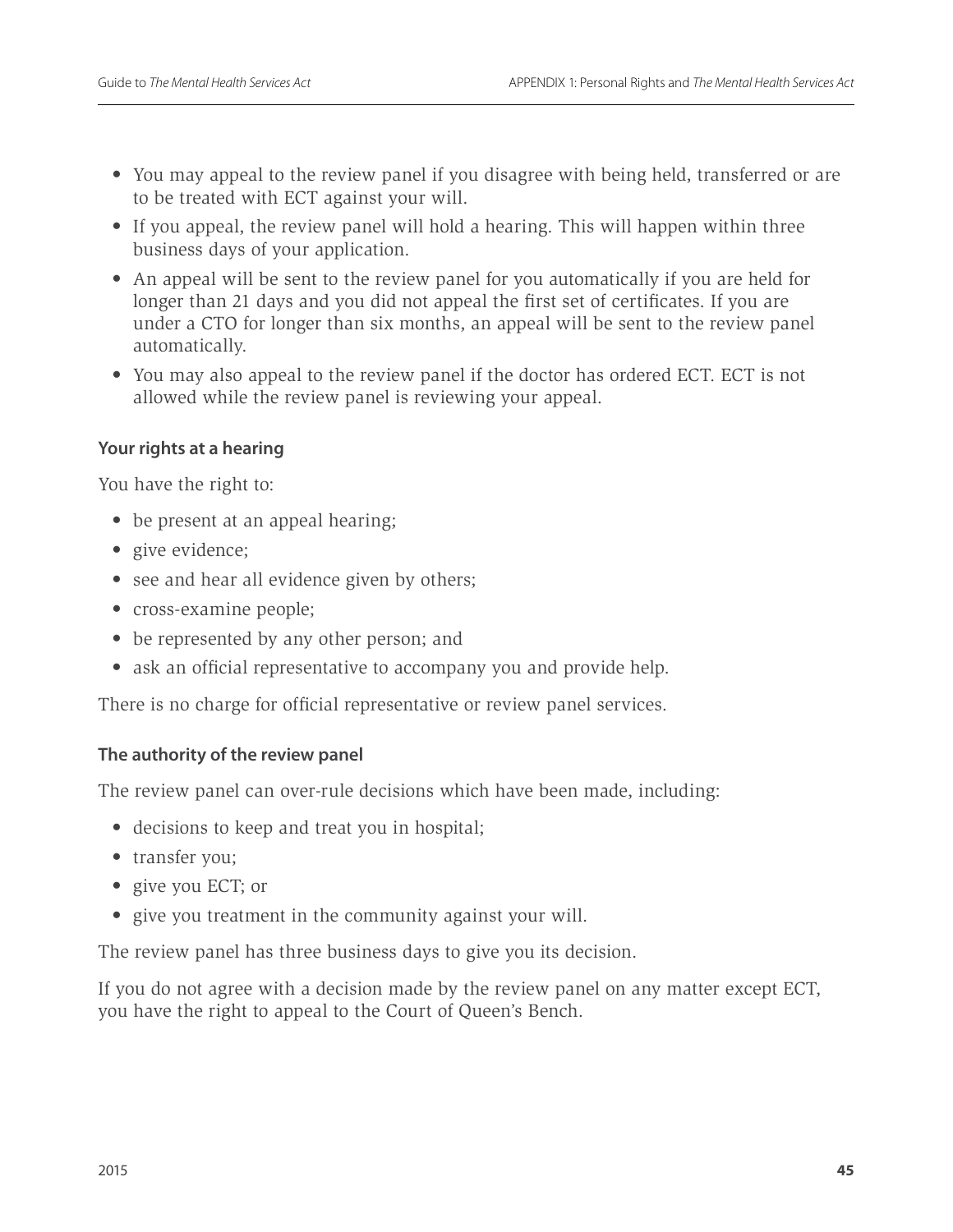- You may appeal to the review panel if you disagree with being held, transferred or are to be treated with ECT against your will.
- If you appeal, the review panel will hold a hearing. This will happen within three business days of your application.
- An appeal will be sent to the review panel for you automatically if you are held for longer than 21 days and you did not appeal the first set of certificates. If you are under a CTO for longer than six months, an appeal will be sent to the review panel automatically.
- You may also appeal to the review panel if the doctor has ordered ECT. ECT is not allowed while the review panel is reviewing your appeal.

#### Your rights at a hearing

You have the right to:

- be present at an appeal hearing;
- give evidence;
- see and hear all evidence given by others;
- cross-examine people;
- be represented by any other person; and
- ask an official representative to accompany you and provide help.

There is no charge for official representative or review panel services.

#### The authority of the review panel

The review panel can over-rule decisions which have been made, including:

- decisions to keep and treat you in hospital;
- transfer you;
- give you ECT; or
- give you treatment in the community against your will.

The review panel has three business days to give you its decision.

If you do not agree with a decision made by the review panel on any matter except ECT, you have the right to appeal to the Court of Queen's Bench.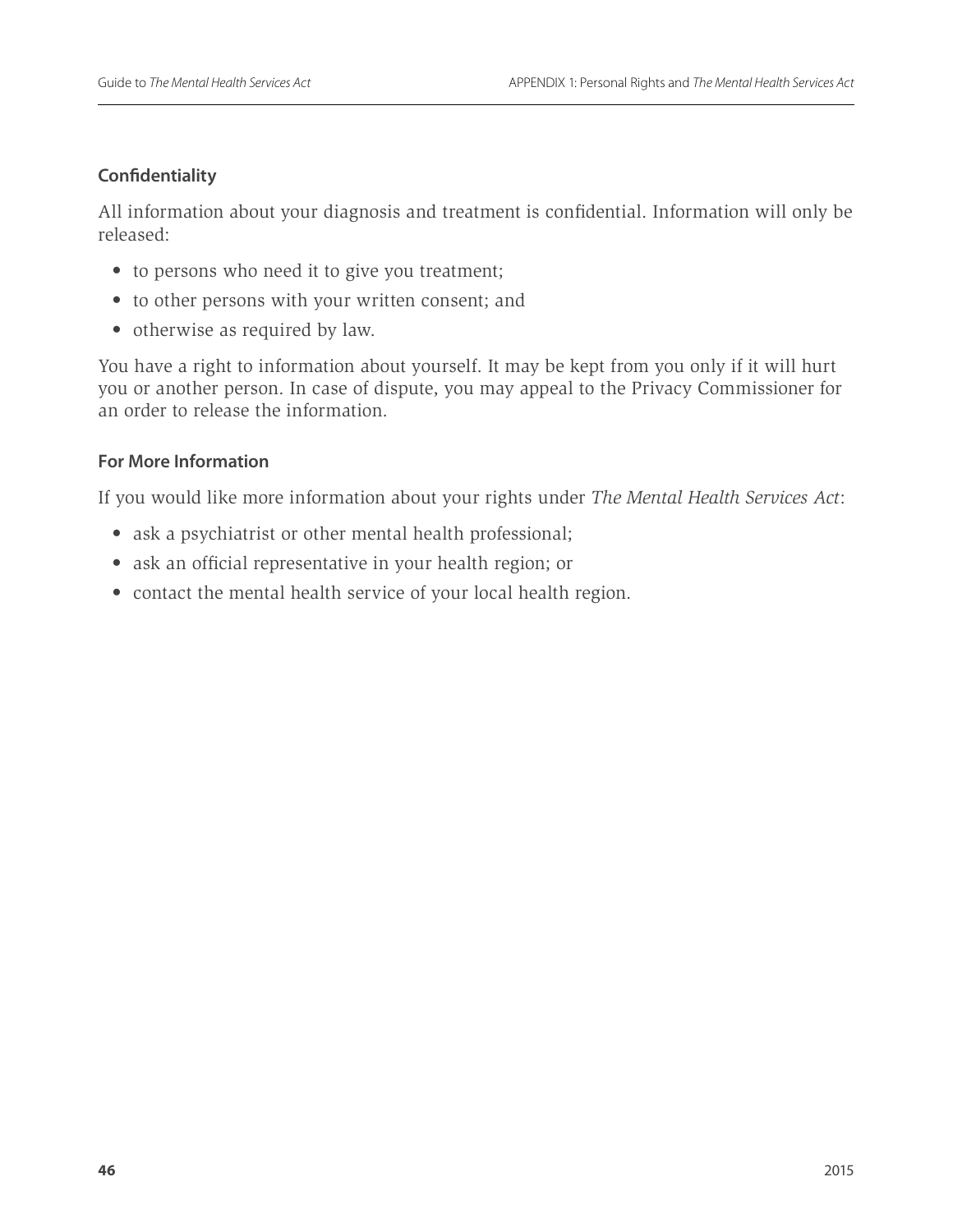### Confidentiality

All information about your diagnosis and treatment is confidential. Information will only be released:

- to persons who need it to give you treatment;
- to other persons with your written consent; and
- otherwise as required by law.

You have a right to information about yourself. It may be kept from you only if it will hurt you or another person. In case of dispute, you may appeal to the Privacy Commissioner for an order to release the information.

### For More Information

If you would like more information about your rights under *The Mental Health Services Act*:

- ask a psychiatrist or other mental health professional;
- ask an official representative in your health region; or
- contact the mental health service of your local health region.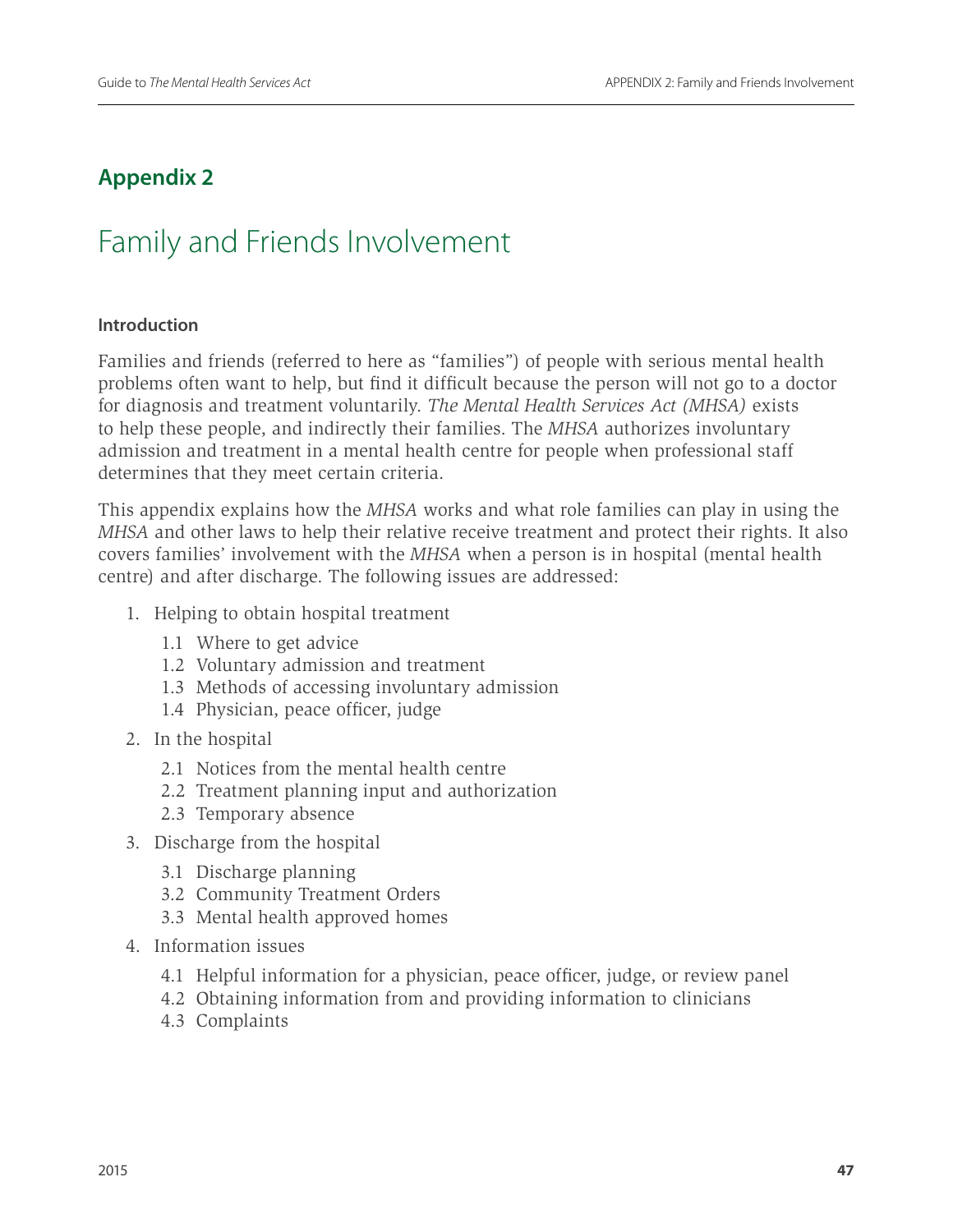## Appendix 2

# Family and Friends Involvement

### Introduction

Families and friends (referred to here as "families") of people with serious mental health problems often want to help, but find it difficult because the person will not go to a doctor for diagnosis and treatment voluntarily. *The Mental Health Services Act (MHSA)* exists to help these people, and indirectly their families. The *MHSA* authorizes involuntary admission and treatment in a mental health centre for people when professional staff determines that they meet certain criteria.

This appendix explains how the *MHSA* works and what role families can play in using the *MHSA* and other laws to help their relative receive treatment and protect their rights. It also covers families' involvement with the *MHSA* when a person is in hospital (mental health centre) and after discharge. The following issues are addressed:

1. Helping to obtain hospital treatment
   - 1.1 Where to get advice
   - 1.2 Voluntary admission and treatment
   - 1.3 Methods of accessing involuntary admission
   - 1.4 Physician, peace officer, judge
2. In the hospital
   - 2.1 Notices from the mental health centre
   - 2.2 Treatment planning input and authorization
   - 2.3 Temporary absence
3. Discharge from the hospital
   - 3.1 Discharge planning
   - 3.2 Community Treatment Orders
   - 3.3 Mental health approved homes
4. Information issues
   - 4.1 Helpful information for a physician, peace officer, judge, or review panel
   - 4.2 Obtaining information from and providing information to clinicians
   - 4.3 Complaints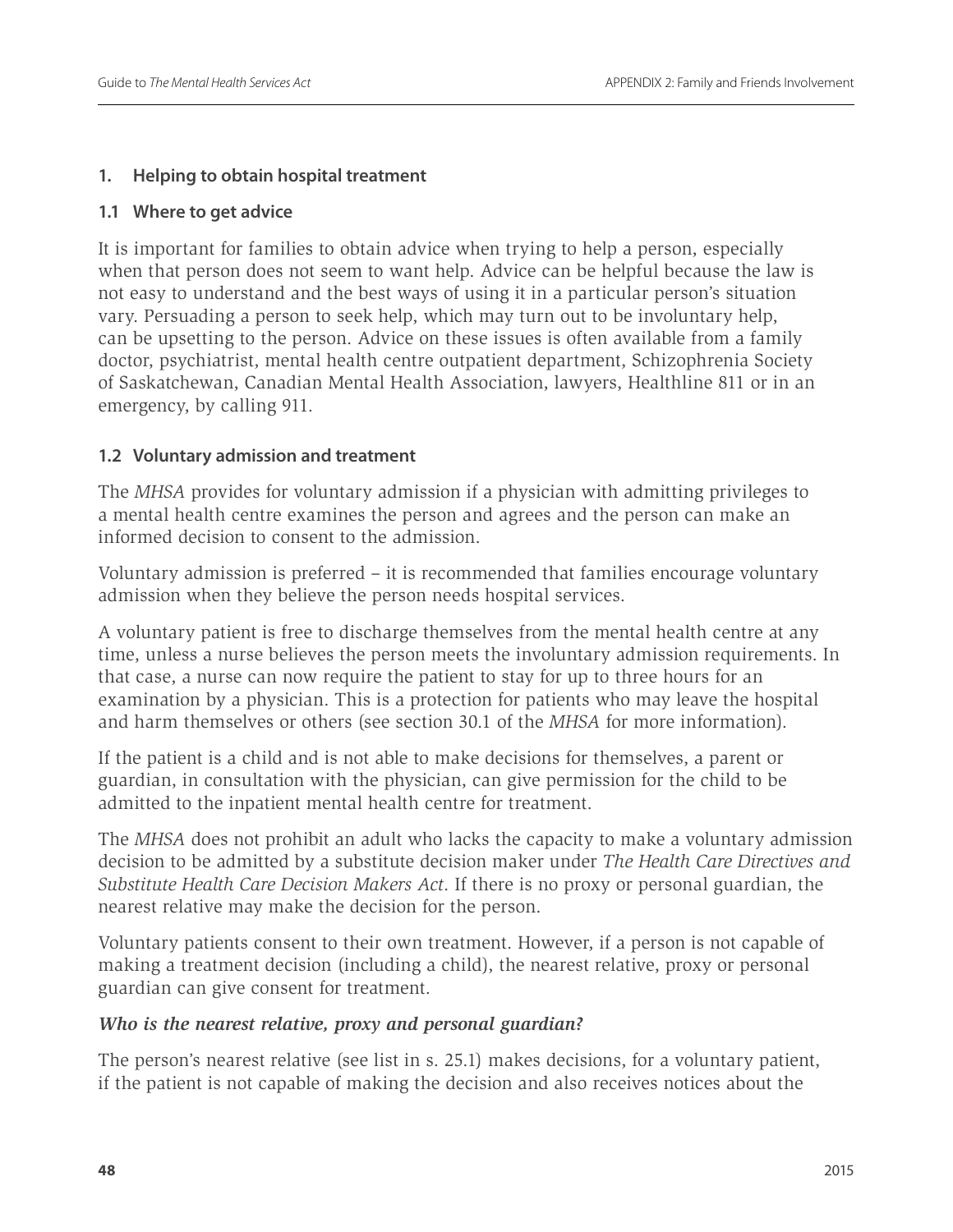## 1. Helping to obtain hospital treatment

### 1.1 Where to get advice

It is important for families to obtain advice when trying to help a person, especially when that person does not seem to want help. Advice can be helpful because the law is not easy to understand and the best ways of using it in a particular person's situation vary. Persuading a person to seek help, which may turn out to be involuntary help, can be upsetting to the person. Advice on these issues is often available from a family doctor, psychiatrist, mental health centre outpatient department, Schizophrenia Society of Saskatchewan, Canadian Mental Health Association, lawyers, Healthline 811 or in an emergency, by calling 911.

### 1.2 Voluntary admission and treatment

The *MHSA* provides for voluntary admission if a physician with admitting privileges to a mental health centre examines the person and agrees and the person can make an informed decision to consent to the admission.

Voluntary admission is preferred – it is recommended that families encourage voluntary admission when they believe the person needs hospital services.

A voluntary patient is free to discharge themselves from the mental health centre at any time, unless a nurse believes the person meets the involuntary admission requirements. In that case, a nurse can now require the patient to stay for up to three hours for an examination by a physician. This is a protection for patients who may leave the hospital and harm themselves or others (see section 30.1 of the *MHSA* for more information).

If the patient is a child and is not able to make decisions for themselves, a parent or guardian, in consultation with the physician, can give permission for the child to be admitted to the inpatient mental health centre for treatment.

The *MHSA* does not prohibit an adult who lacks the capacity to make a voluntary admission decision to be admitted by a substitute decision maker under *The Health Care Directives and Substitute Health Care Decision Makers Act*. If there is no proxy or personal guardian, the nearest relative may make the decision for the person.

Voluntary patients consent to their own treatment. However, if a person is not capable of making a treatment decision (including a child), the nearest relative, proxy or personal guardian can give consent for treatment.

***Who is the nearest relative, proxy and personal guardian?***

The person's nearest relative (see list in s. 25.1) makes decisions, for a voluntary patient, if the patient is not capable of making the decision and also receives notices about the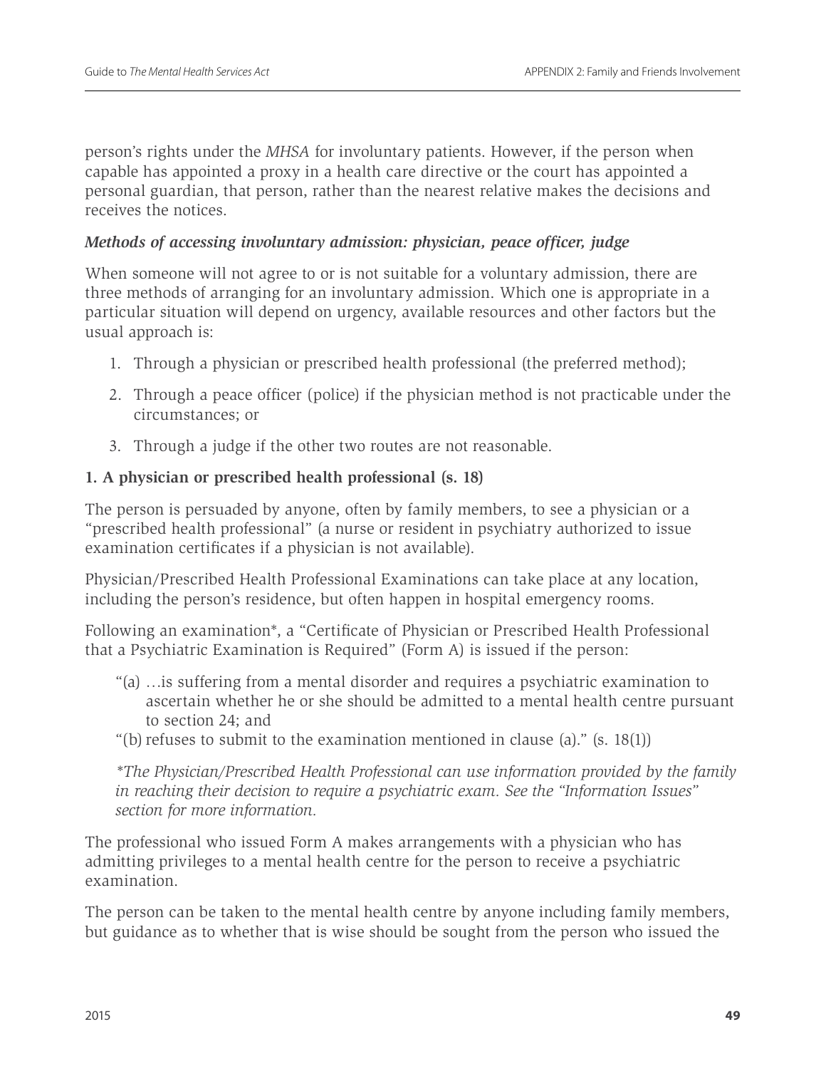person's rights under the *MHSA* for involuntary patients. However, if the person when capable has appointed a proxy in a health care directive or the court has appointed a personal guardian, that person, rather than the nearest relative makes the decisions and receives the notices.

### *Methods of accessing involuntary admission: physician, peace officer, judge*

When someone will not agree to or is not suitable for a voluntary admission, there are three methods of arranging for an involuntary admission. Which one is appropriate in a particular situation will depend on urgency, available resources and other factors but the usual approach is:

1. Through a physician or prescribed health professional (the preferred method);
2. Through a peace officer (police) if the physician method is not practicable under the circumstances; or
3. Through a judge if the other two routes are not reasonable.

### 1. A physician or prescribed health professional (s. 18)

The person is persuaded by anyone, often by family members, to see a physician or a "prescribed health professional" (a nurse or resident in psychiatry authorized to issue examination certificates if a physician is not available).

Physician/Prescribed Health Professional Examinations can take place at any location, including the person's residence, but often happen in hospital emergency rooms.

Following an examination*, a "Certificate of Physician or Prescribed Health Professional that a Psychiatric Examination is Required" (Form A) is issued if the person:

"(a) …is suffering from a mental disorder and requires a psychiatric examination to ascertain whether he or she should be admitted to a mental health centre pursuant to section 24; and

"(b) refuses to submit to the examination mentioned in clause (a)." (s. 18(1))

*\*The Physician/Prescribed Health Professional can use information provided by the family in reaching their decision to require a psychiatric exam. See the "Information Issues" section for more information.*

The professional who issued Form A makes arrangements with a physician who has admitting privileges to a mental health centre for the person to receive a psychiatric examination.

The person can be taken to the mental health centre by anyone including family members, but guidance as to whether that is wise should be sought from the person who issued the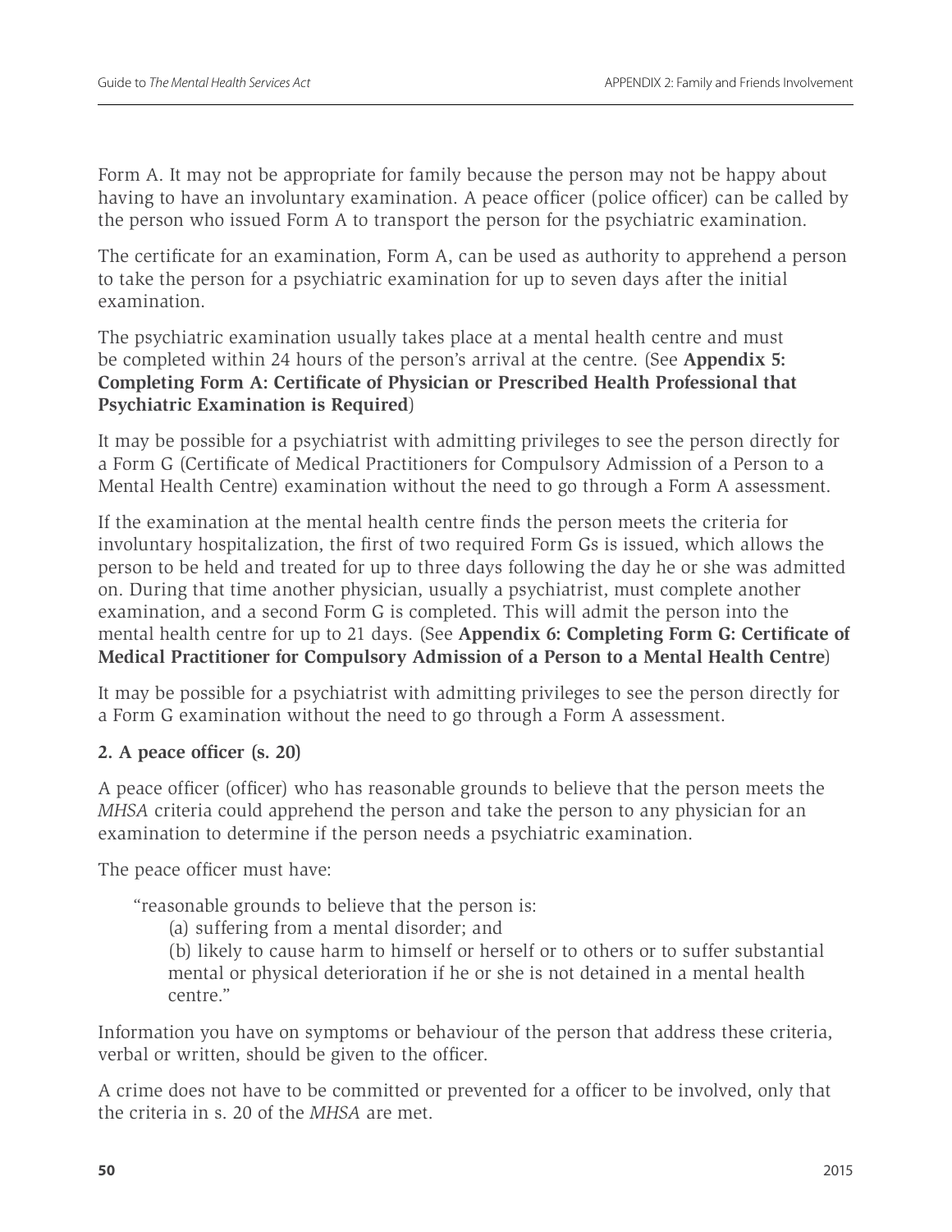Form A. It may not be appropriate for family because the person may not be happy about having to have an involuntary examination. A peace officer (police officer) can be called by the person who issued Form A to transport the person for the psychiatric examination.

The certificate for an examination, Form A, can be used as authority to apprehend a person to take the person for a psychiatric examination for up to seven days after the initial examination.

The psychiatric examination usually takes place at a mental health centre and must be completed within 24 hours of the person's arrival at the centre. (See **Appendix 5: Completing Form A: Certificate of Physician or Prescribed Health Professional that Psychiatric Examination is Required**)

It may be possible for a psychiatrist with admitting privileges to see the person directly for a Form G (Certificate of Medical Practitioners for Compulsory Admission of a Person to a Mental Health Centre) examination without the need to go through a Form A assessment.

If the examination at the mental health centre finds the person meets the criteria for involuntary hospitalization, the first of two required Form Gs is issued, which allows the person to be held and treated for up to three days following the day he or she was admitted on. During that time another physician, usually a psychiatrist, must complete another examination, and a second Form G is completed. This will admit the person into the mental health centre for up to 21 days. (See **Appendix 6: Completing Form G: Certificate of Medical Practitioner for Compulsory Admission of a Person to a Mental Health Centre**)

It may be possible for a psychiatrist with admitting privileges to see the person directly for a Form G examination without the need to go through a Form A assessment.

**2. A peace officer (s. 20)**

A peace officer (officer) who has reasonable grounds to believe that the person meets the *MHSA* criteria could apprehend the person and take the person to any physician for an examination to determine if the person needs a psychiatric examination.

The peace officer must have:

> "reasonable grounds to believe that the person is:
>
> (a) suffering from a mental disorder; and
>
> (b) likely to cause harm to himself or herself or to others or to suffer substantial mental or physical deterioration if he or she is not detained in a mental health centre."

Information you have on symptoms or behaviour of the person that address these criteria, verbal or written, should be given to the officer.

A crime does not have to be committed or prevented for a officer to be involved, only that the criteria in s. 20 of the *MHSA* are met.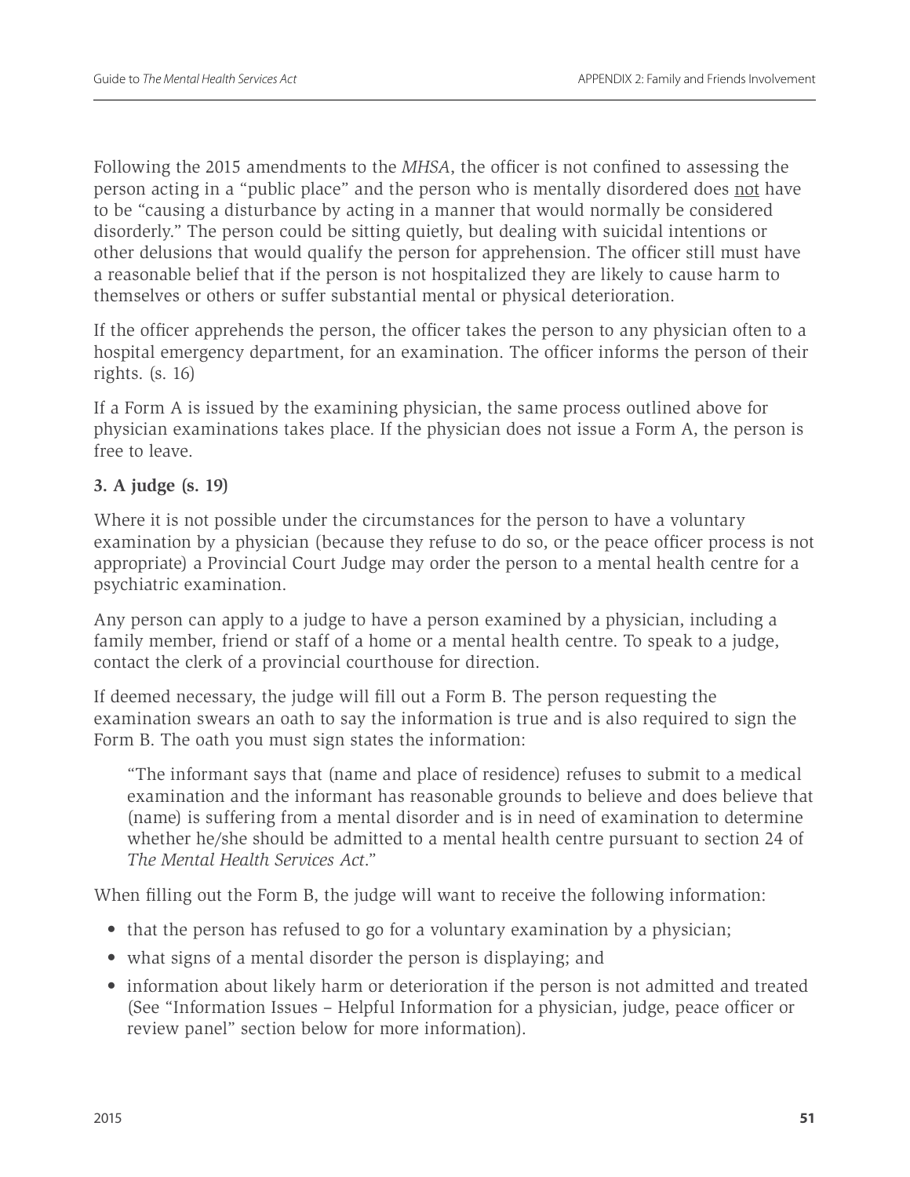Following the 2015 amendments to the *MHSA*, the officer is not confined to assessing the person acting in a "public place" and the person who is mentally disordered does not have to be "causing a disturbance by acting in a manner that would normally be considered disorderly." The person could be sitting quietly, but dealing with suicidal intentions or other delusions that would qualify the person for apprehension. The officer still must have a reasonable belief that if the person is not hospitalized they are likely to cause harm to themselves or others or suffer substantial mental or physical deterioration.

If the officer apprehends the person, the officer takes the person to any physician often to a hospital emergency department, for an examination. The officer informs the person of their rights. (s. 16)

If a Form A is issued by the examining physician, the same process outlined above for physician examinations takes place. If the physician does not issue a Form A, the person is free to leave.

**3. A judge (s. 19)**

Where it is not possible under the circumstances for the person to have a voluntary examination by a physician (because they refuse to do so, or the peace officer process is not appropriate) a Provincial Court Judge may order the person to a mental health centre for a psychiatric examination.

Any person can apply to a judge to have a person examined by a physician, including a family member, friend or staff of a home or a mental health centre. To speak to a judge, contact the clerk of a provincial courthouse for direction.

If deemed necessary, the judge will fill out a Form B. The person requesting the examination swears an oath to say the information is true and is also required to sign the Form B. The oath you must sign states the information:

> "The informant says that (name and place of residence) refuses to submit to a medical examination and the informant has reasonable grounds to believe and does believe that (name) is suffering from a mental disorder and is in need of examination to determine whether he/she should be admitted to a mental health centre pursuant to section 24 of *The Mental Health Services Act*."

When filling out the Form B, the judge will want to receive the following information:

- that the person has refused to go for a voluntary examination by a physician;
- what signs of a mental disorder the person is displaying; and
- information about likely harm or deterioration if the person is not admitted and treated (See "Information Issues – Helpful Information for a physician, judge, peace officer or review panel" section below for more information).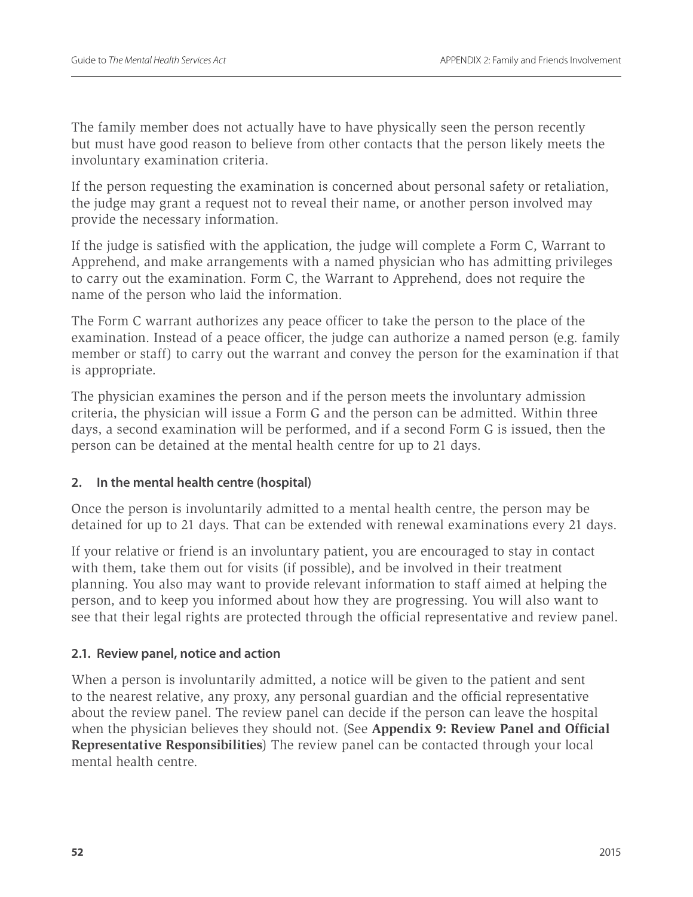The family member does not actually have to have physically seen the person recently but must have good reason to believe from other contacts that the person likely meets the involuntary examination criteria.

If the person requesting the examination is concerned about personal safety or retaliation, the judge may grant a request not to reveal their name, or another person involved may provide the necessary information.

If the judge is satisfied with the application, the judge will complete a Form C, Warrant to Apprehend, and make arrangements with a named physician who has admitting privileges to carry out the examination. Form C, the Warrant to Apprehend, does not require the name of the person who laid the information.

The Form C warrant authorizes any peace officer to take the person to the place of the examination. Instead of a peace officer, the judge can authorize a named person (e.g. family member or staff) to carry out the warrant and convey the person for the examination if that is appropriate.

The physician examines the person and if the person meets the involuntary admission criteria, the physician will issue a Form G and the person can be admitted. Within three days, a second examination will be performed, and if a second Form G is issued, then the person can be detained at the mental health centre for up to 21 days.

### 2. In the mental health centre (hospital)

Once the person is involuntarily admitted to a mental health centre, the person may be detained for up to 21 days. That can be extended with renewal examinations every 21 days.

If your relative or friend is an involuntary patient, you are encouraged to stay in contact with them, take them out for visits (if possible), and be involved in their treatment planning. You also may want to provide relevant information to staff aimed at helping the person, and to keep you informed about how they are progressing. You will also want to see that their legal rights are protected through the official representative and review panel.

#### 2.1. Review panel, notice and action

When a person is involuntarily admitted, a notice will be given to the patient and sent to the nearest relative, any proxy, any personal guardian and the official representative about the review panel. The review panel can decide if the person can leave the hospital when the physician believes they should not. (See **Appendix 9: Review Panel and Official Representative Responsibilities**) The review panel can be contacted through your local mental health centre.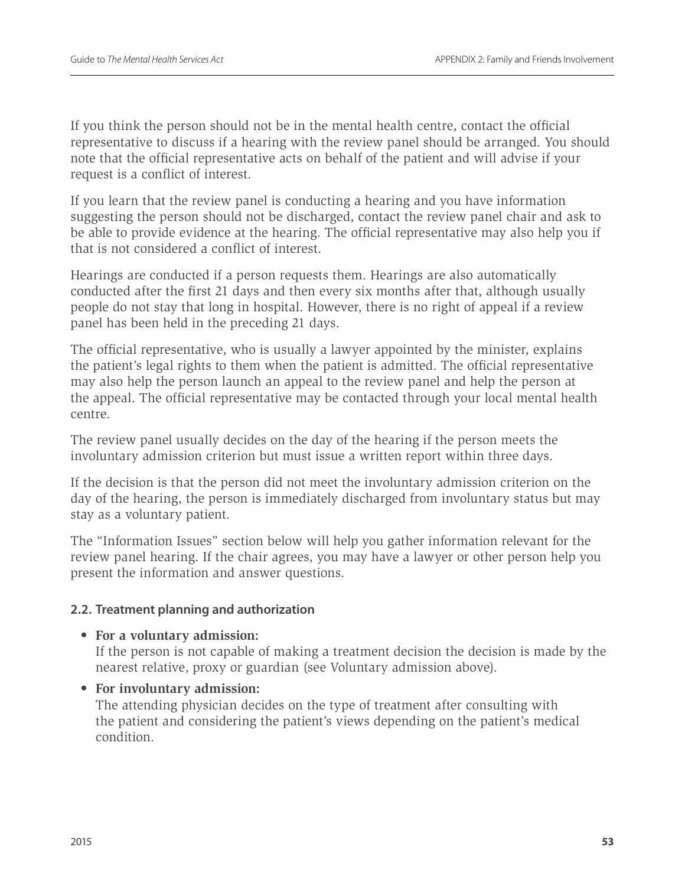If you think the person should not be in the mental health centre, contact the official representative to discuss if a hearing with the review panel should be arranged. You should note that the official representative acts on behalf of the patient and will advise if your request is a conflict of interest.

If you learn that the review panel is conducting a hearing and you have information suggesting the person should not be discharged, contact the review panel chair and ask to be able to provide evidence at the hearing. The official representative may also help you if that is not considered a conflict of interest.

Hearings are conducted if a person requests them. Hearings are also automatically conducted after the first 21 days and then every six months after that, although usually people do not stay that long in hospital. However, there is no right of appeal if a review panel has been held in the preceding 21 days.

The official representative, who is usually a lawyer appointed by the minister, explains the patient's legal rights to them when the patient is admitted. The official representative may also help the person launch an appeal to the review panel and help the person at the appeal. The official representative may be contacted through your local mental health centre.

The review panel usually decides on the day of the hearing if the person meets the involuntary admission criterion but must issue a written report within three days.

If the decision is that the person did not meet the involuntary admission criterion on the day of the hearing, the person is immediately discharged from involuntary status but may stay as a voluntary patient.

The "Information Issues" section below will help you gather information relevant for the review panel hearing. If the chair agrees, you may have a lawyer or other person help you present the information and answer questions.

### 2.2. Treatment planning and authorization

- **For a voluntary admission:**
  If the person is not capable of making a treatment decision the decision is made by the nearest relative, proxy or guardian (see Voluntary admission above).
- **For involuntary admission:**
  The attending physician decides on the type of treatment after consulting with the patient and considering the patient's views depending on the patient's medical condition.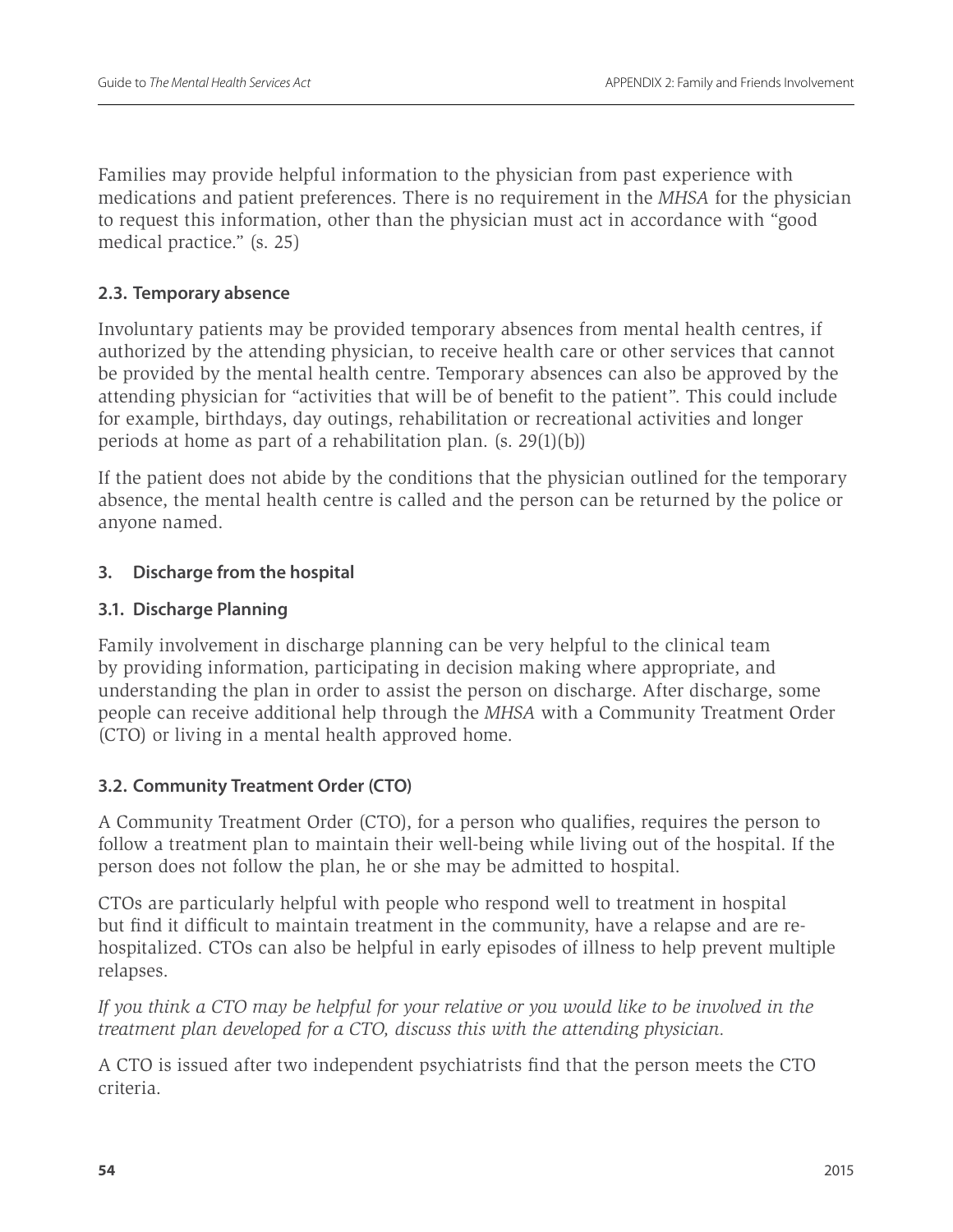Families may provide helpful information to the physician from past experience with medications and patient preferences. There is no requirement in the *MHSA* for the physician to request this information, other than the physician must act in accordance with "good medical practice." (s. 25)

### 2.3. Temporary absence

Involuntary patients may be provided temporary absences from mental health centres, if authorized by the attending physician, to receive health care or other services that cannot be provided by the mental health centre. Temporary absences can also be approved by the attending physician for "activities that will be of benefit to the patient". This could include for example, birthdays, day outings, rehabilitation or recreational activities and longer periods at home as part of a rehabilitation plan. (s. 29(1)(b))

If the patient does not abide by the conditions that the physician outlined for the temporary absence, the mental health centre is called and the person can be returned by the police or anyone named.

## 3. Discharge from the hospital

### 3.1. Discharge Planning

Family involvement in discharge planning can be very helpful to the clinical team by providing information, participating in decision making where appropriate, and understanding the plan in order to assist the person on discharge. After discharge, some people can receive additional help through the *MHSA* with a Community Treatment Order (CTO) or living in a mental health approved home.

### 3.2. Community Treatment Order (CTO)

A Community Treatment Order (CTO), for a person who qualifies, requires the person to follow a treatment plan to maintain their well-being while living out of the hospital. If the person does not follow the plan, he or she may be admitted to hospital.

CTOs are particularly helpful with people who respond well to treatment in hospital but find it difficult to maintain treatment in the community, have a relapse and are re-hospitalized. CTOs can also be helpful in early episodes of illness to help prevent multiple relapses.

*If you think a CTO may be helpful for your relative or you would like to be involved in the treatment plan developed for a CTO, discuss this with the attending physician.*

A CTO is issued after two independent psychiatrists find that the person meets the CTO criteria.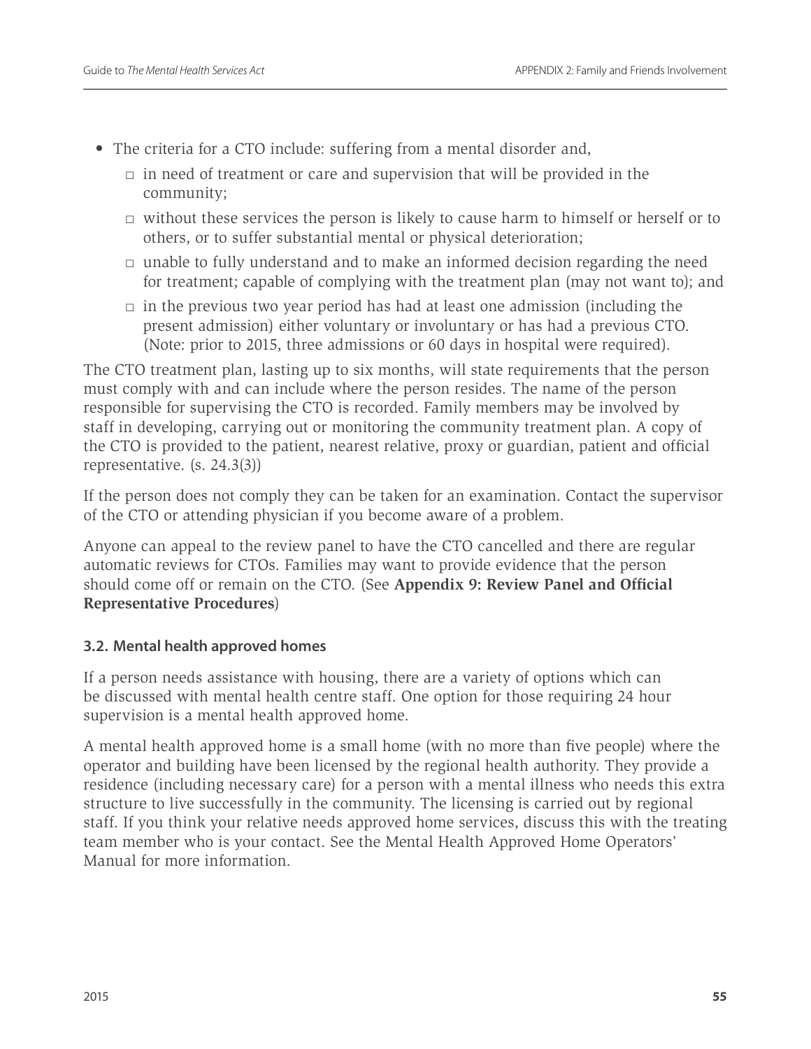- The criteria for a CTO include: suffering from a mental disorder and,
  - in need of treatment or care and supervision that will be provided in the community;
  - without these services the person is likely to cause harm to himself or herself or to others, or to suffer substantial mental or physical deterioration;
  - unable to fully understand and to make an informed decision regarding the need for treatment; capable of complying with the treatment plan (may not want to); and
  - in the previous two year period has had at least one admission (including the present admission) either voluntary or involuntary or has had a previous CTO. (Note: prior to 2015, three admissions or 60 days in hospital were required).

The CTO treatment plan, lasting up to six months, will state requirements that the person must comply with and can include where the person resides. The name of the person responsible for supervising the CTO is recorded. Family members may be involved by staff in developing, carrying out or monitoring the community treatment plan. A copy of the CTO is provided to the patient, nearest relative, proxy or guardian, patient and official representative. (s. 24.3(3))

If the person does not comply they can be taken for an examination. Contact the supervisor of the CTO or attending physician if you become aware of a problem.

Anyone can appeal to the review panel to have the CTO cancelled and there are regular automatic reviews for CTOs. Families may want to provide evidence that the person should come off or remain on the CTO. (See **Appendix 9: Review Panel and Official Representative Procedures**)

### 3.2. Mental health approved homes

If a person needs assistance with housing, there are a variety of options which can be discussed with mental health centre staff. One option for those requiring 24 hour supervision is a mental health approved home.

A mental health approved home is a small home (with no more than five people) where the operator and building have been licensed by the regional health authority. They provide a residence (including necessary care) for a person with a mental illness who needs this extra structure to live successfully in the community. The licensing is carried out by regional staff. If you think your relative needs approved home services, discuss this with the treating team member who is your contact. See the Mental Health Approved Home Operators' Manual for more information.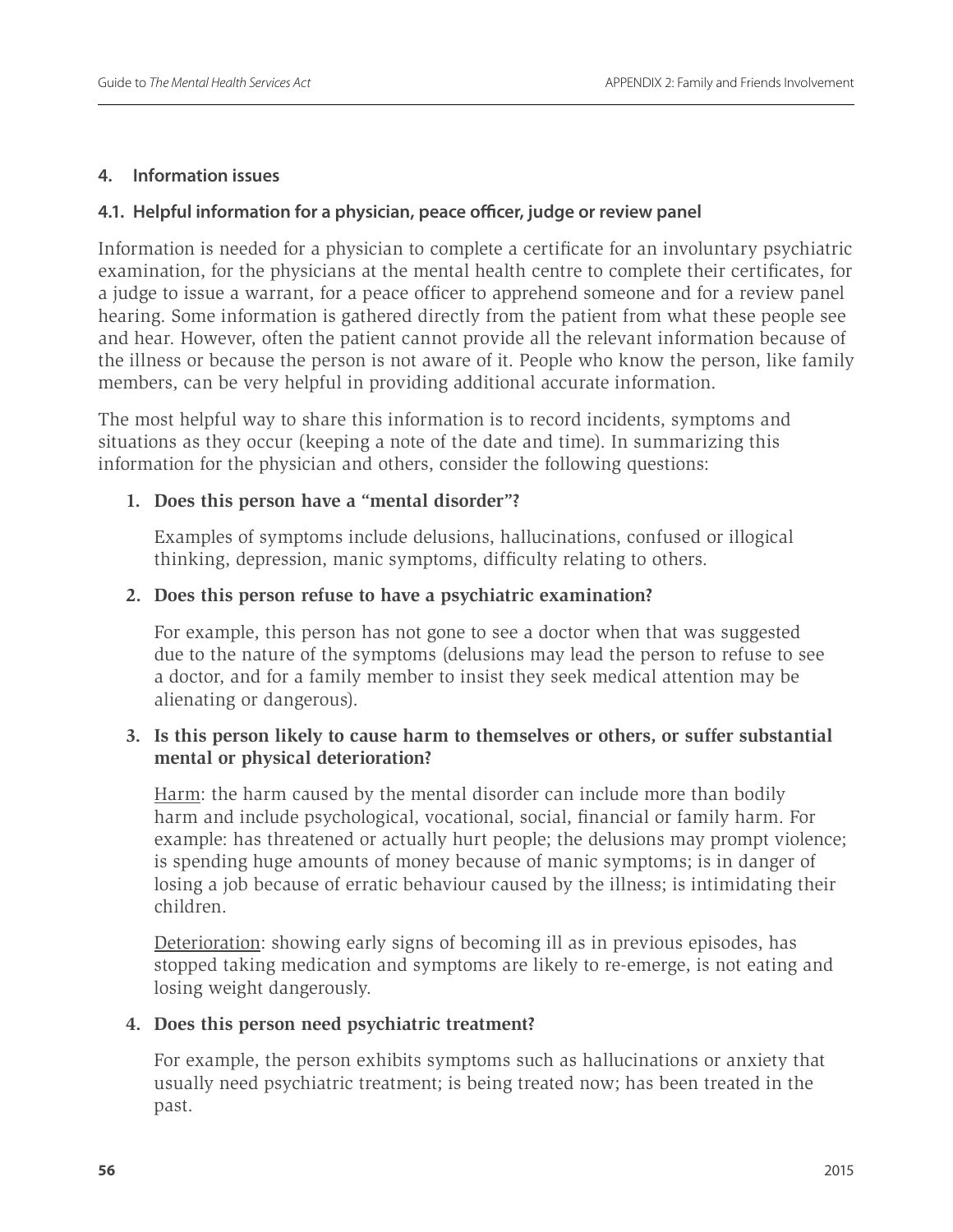## 4. Information issues

### 4.1. Helpful information for a physician, peace officer, judge or review panel

Information is needed for a physician to complete a certificate for an involuntary psychiatric examination, for the physicians at the mental health centre to complete their certificates, for a judge to issue a warrant, for a peace officer to apprehend someone and for a review panel hearing. Some information is gathered directly from the patient from what these people see and hear. However, often the patient cannot provide all the relevant information because of the illness or because the person is not aware of it. People who know the person, like family members, can be very helpful in providing additional accurate information.

The most helpful way to share this information is to record incidents, symptoms and situations as they occur (keeping a note of the date and time). In summarizing this information for the physician and others, consider the following questions:

1. **Does this person have a "mental disorder"?**

   Examples of symptoms include delusions, hallucinations, confused or illogical thinking, depression, manic symptoms, difficulty relating to others.

2. **Does this person refuse to have a psychiatric examination?**

   For example, this person has not gone to see a doctor when that was suggested due to the nature of the symptoms (delusions may lead the person to refuse to see a doctor, and for a family member to insist they seek medical attention may be alienating or dangerous).

3. **Is this person likely to cause harm to themselves or others, or suffer substantial mental or physical deterioration?**

   <u>Harm</u>: the harm caused by the mental disorder can include more than bodily harm and include psychological, vocational, social, financial or family harm. For example: has threatened or actually hurt people; the delusions may prompt violence; is spending huge amounts of money because of manic symptoms; is in danger of losing a job because of erratic behaviour caused by the illness; is intimidating their children.

   <u>Deterioration</u>: showing early signs of becoming ill as in previous episodes, has stopped taking medication and symptoms are likely to re-emerge, is not eating and losing weight dangerously.

4. **Does this person need psychiatric treatment?**

   For example, the person exhibits symptoms such as hallucinations or anxiety that usually need psychiatric treatment; is being treated now; has been treated in the past.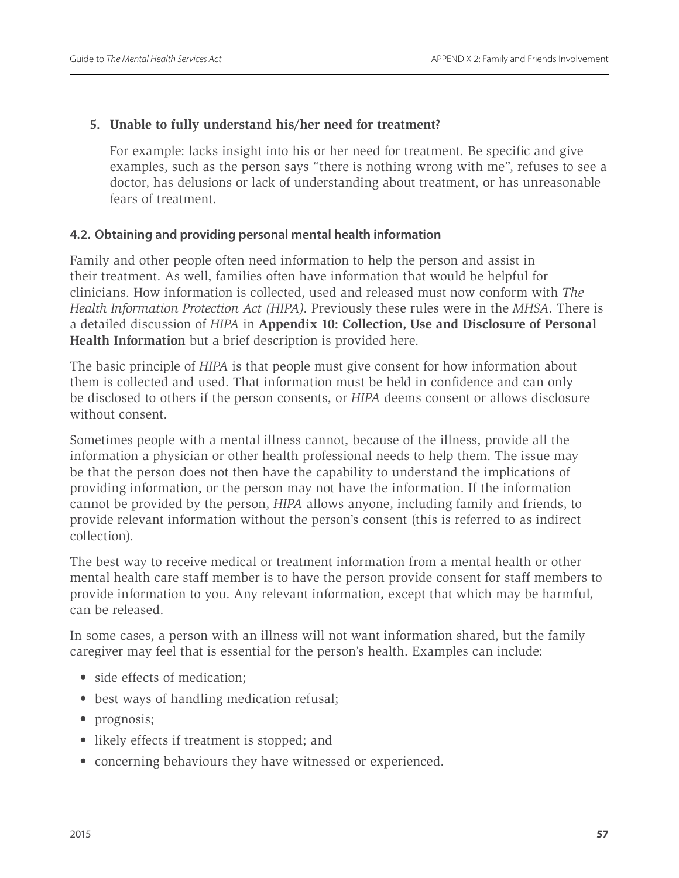5. **Unable to fully understand his/her need for treatment?**

   For example: lacks insight into his or her need for treatment. Be specific and give examples, such as the person says "there is nothing wrong with me", refuses to see a doctor, has delusions or lack of understanding about treatment, or has unreasonable fears of treatment.

### 4.2. Obtaining and providing personal mental health information

Family and other people often need information to help the person and assist in their treatment. As well, families often have information that would be helpful for clinicians. How information is collected, used and released must now conform with *The Health Information Protection Act (HIPA)*. Previously these rules were in the *MHSA*. There is a detailed discussion of *HIPA* in **Appendix 10: Collection, Use and Disclosure of Personal Health Information** but a brief description is provided here.

The basic principle of *HIPA* is that people must give consent for how information about them is collected and used. That information must be held in confidence and can only be disclosed to others if the person consents, or *HIPA* deems consent or allows disclosure without consent.

Sometimes people with a mental illness cannot, because of the illness, provide all the information a physician or other health professional needs to help them. The issue may be that the person does not then have the capability to understand the implications of providing information, or the person may not have the information. If the information cannot be provided by the person, *HIPA* allows anyone, including family and friends, to provide relevant information without the person's consent (this is referred to as indirect collection).

The best way to receive medical or treatment information from a mental health or other mental health care staff member is to have the person provide consent for staff members to provide information to you. Any relevant information, except that which may be harmful, can be released.

In some cases, a person with an illness will not want information shared, but the family caregiver may feel that is essential for the person's health. Examples can include:

- side effects of medication;
- best ways of handling medication refusal;
- prognosis;
- likely effects if treatment is stopped; and
- concerning behaviours they have witnessed or experienced.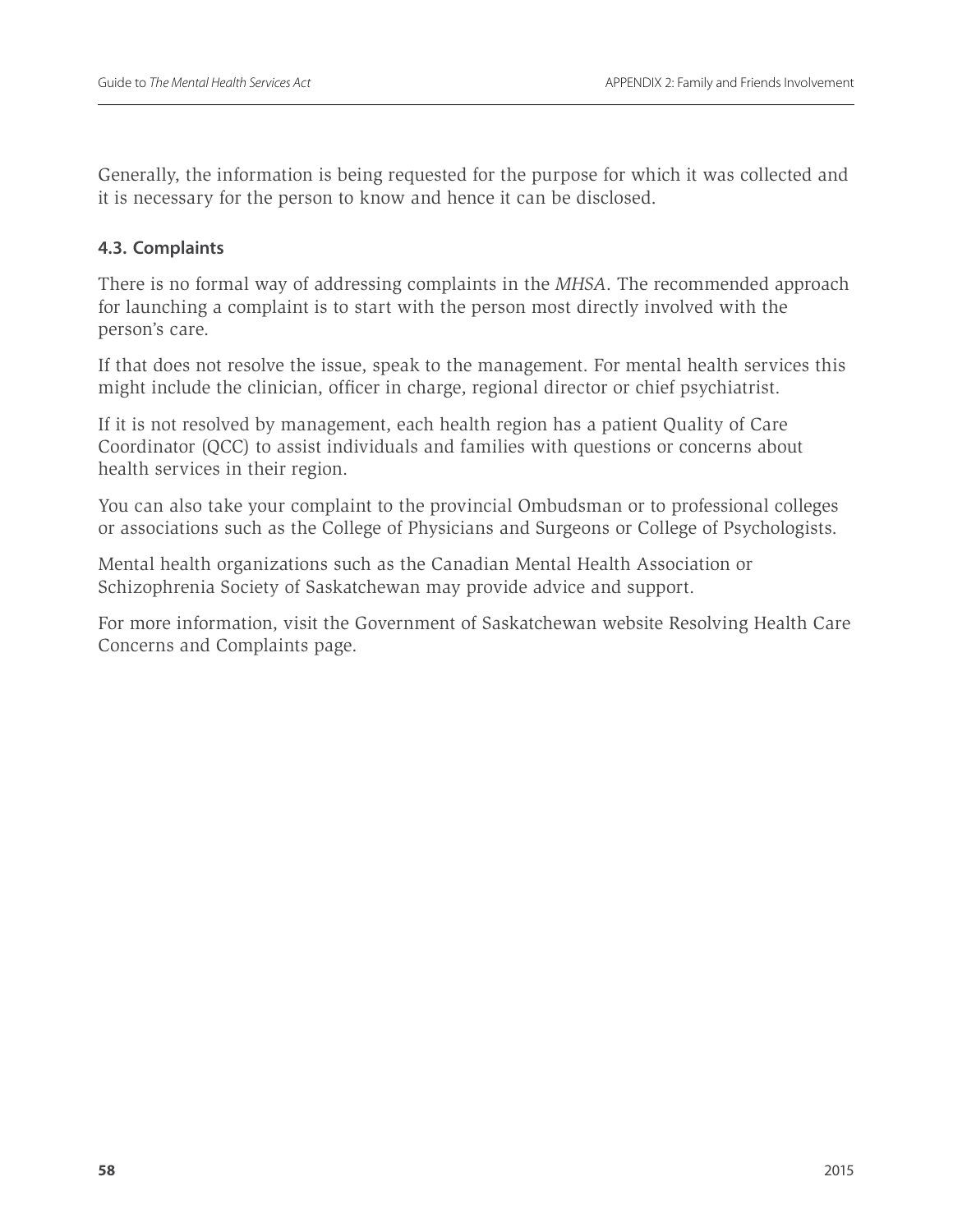Generally, the information is being requested for the purpose for which it was collected and it is necessary for the person to know and hence it can be disclosed.

### 4.3. Complaints

There is no formal way of addressing complaints in the *MHSA*. The recommended approach for launching a complaint is to start with the person most directly involved with the person's care.

If that does not resolve the issue, speak to the management. For mental health services this might include the clinician, officer in charge, regional director or chief psychiatrist.

If it is not resolved by management, each health region has a patient Quality of Care Coordinator (QCC) to assist individuals and families with questions or concerns about health services in their region.

You can also take your complaint to the provincial Ombudsman or to professional colleges or associations such as the College of Physicians and Surgeons or College of Psychologists.

Mental health organizations such as the Canadian Mental Health Association or Schizophrenia Society of Saskatchewan may provide advice and support.

For more information, visit the Government of Saskatchewan website Resolving Health Care Concerns and Complaints page.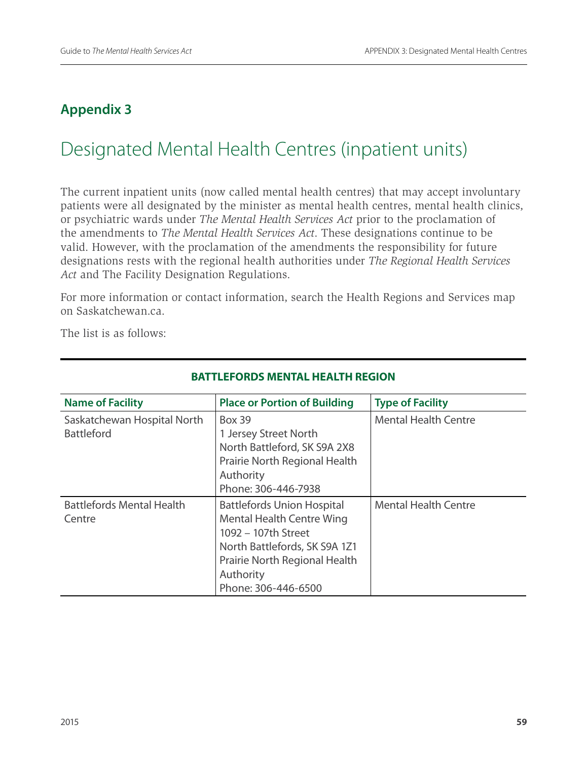## Appendix 3

# Designated Mental Health Centres (inpatient units)

The current inpatient units (now called mental health centres) that may accept involuntary patients were all designated by the minister as mental health centres, mental health clinics, or psychiatric wards under *The Mental Health Services Act* prior to the proclamation of the amendments to *The Mental Health Services Act*. These designations continue to be valid. However, with the proclamation of the amendments the responsibility for future designations rests with the regional health authorities under *The Regional Health Services Act* and The Facility Designation Regulations.

For more information or contact information, search the Health Regions and Services map on Saskatchewan.ca.

The list is as follows:

**BATTLEFORDS MENTAL HEALTH REGION**

| Name of Facility | Place or Portion of Building | Type of Facility |
|---|---|---|
| Saskatchewan Hospital North Battleford | Box 39<br>1 Jersey Street North<br>North Battleford, SK S9A 2X8<br>Prairie North Regional Health Authority<br>Phone: 306-446-7938 | Mental Health Centre |
| Battlefords Mental Health Centre | Battlefords Union Hospital<br>Mental Health Centre Wing<br>1092 – 107th Street<br>North Battlefords, SK S9A 1Z1<br>Prairie North Regional Health Authority<br>Phone: 306-446-6500 | Mental Health Centre |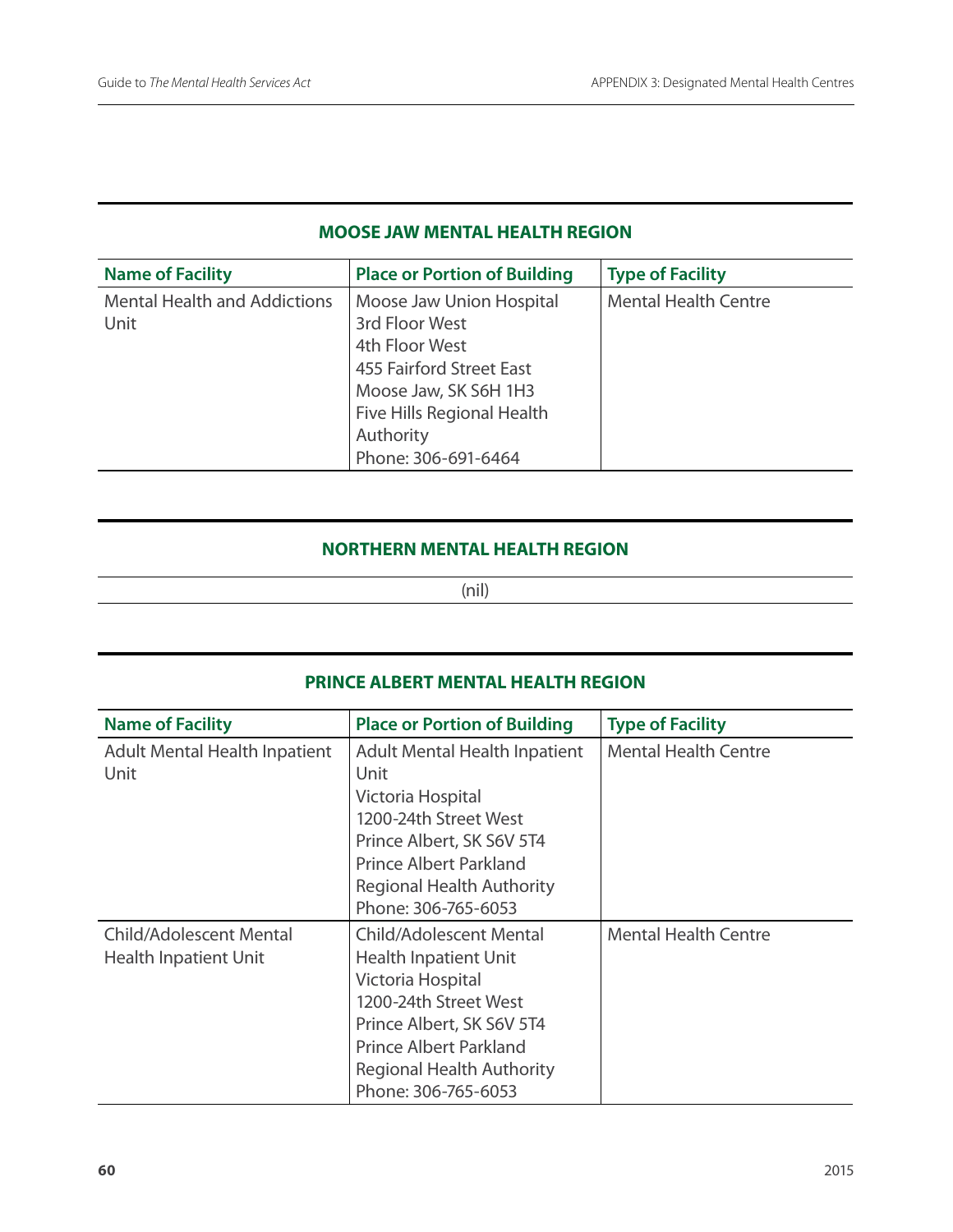## MOOSE JAW MENTAL HEALTH REGION

| Name of Facility | Place or Portion of Building | Type of Facility |
|---|---|---|
| Mental Health and Addictions Unit | Moose Jaw Union Hospital<br>3rd Floor West<br>4th Floor West<br>455 Fairford Street East<br>Moose Jaw, SK S6H 1H3<br>Five Hills Regional Health Authority<br>Phone: 306-691-6464 | Mental Health Centre |

## NORTHERN MENTAL HEALTH REGION

(nil)

## PRINCE ALBERT MENTAL HEALTH REGION

| Name of Facility | Place or Portion of Building | Type of Facility |
|---|---|---|
| Adult Mental Health Inpatient Unit | Adult Mental Health Inpatient Unit<br>Victoria Hospital<br>1200-24th Street West<br>Prince Albert, SK S6V 5T4<br>Prince Albert Parkland Regional Health Authority<br>Phone: 306-765-6053 | Mental Health Centre |
| Child/Adolescent Mental Health Inpatient Unit | Child/Adolescent Mental Health Inpatient Unit<br>Victoria Hospital<br>1200-24th Street West<br>Prince Albert, SK S6V 5T4<br>Prince Albert Parkland Regional Health Authority<br>Phone: 306-765-6053 | Mental Health Centre |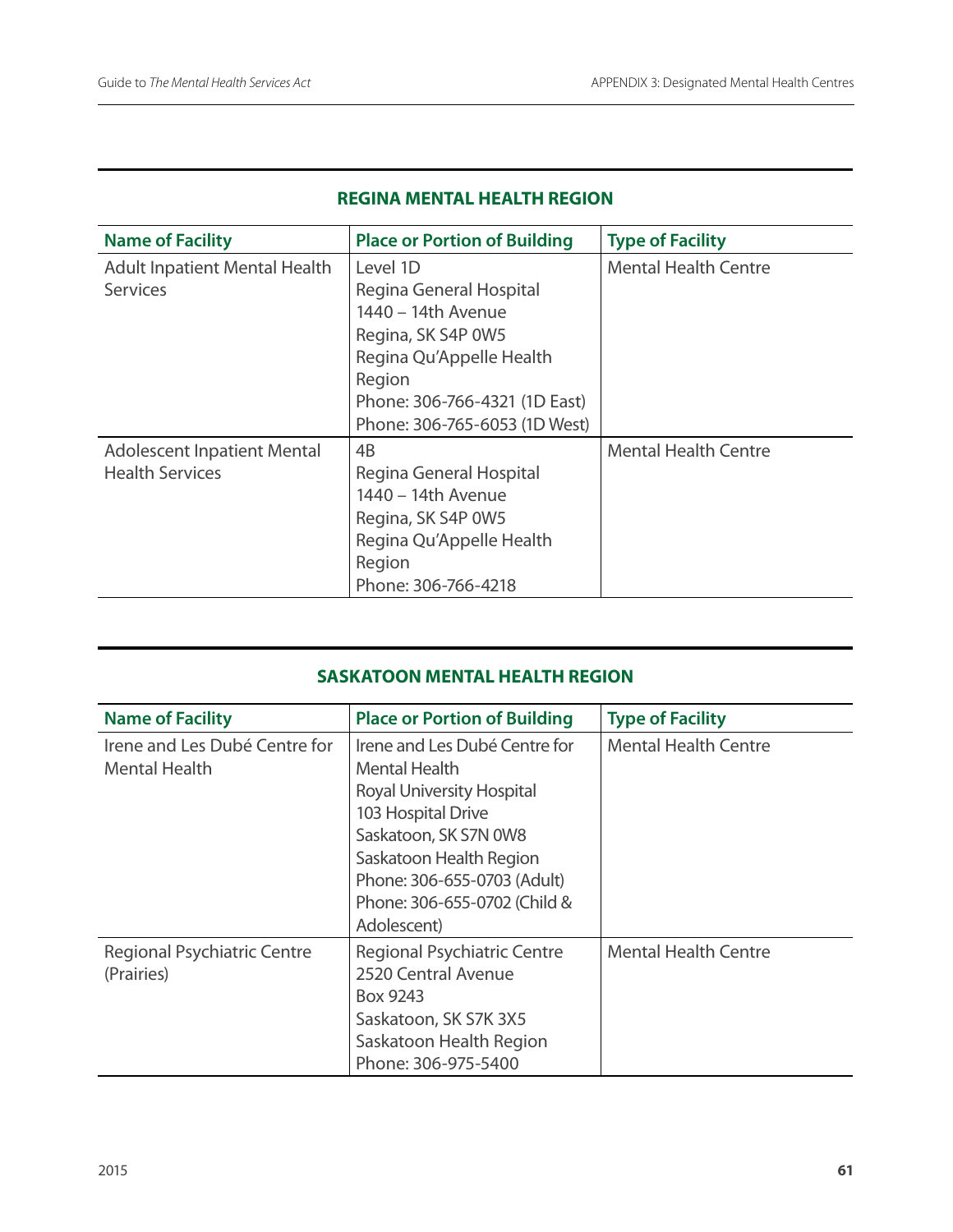## REGINA MENTAL HEALTH REGION

| Name of Facility | Place or Portion of Building | Type of Facility |
|---|---|---|
| Adult Inpatient Mental Health Services | Level 1D<br>Regina General Hospital<br>1440 – 14th Avenue<br>Regina, SK S4P 0W5<br>Regina Qu'Appelle Health Region<br>Phone: 306-766-4321 (1D East)<br>Phone: 306-765-6053 (1D West) | Mental Health Centre |
| Adolescent Inpatient Mental Health Services | 4B<br>Regina General Hospital<br>1440 – 14th Avenue<br>Regina, SK S4P 0W5<br>Regina Qu'Appelle Health Region<br>Phone: 306-766-4218 | Mental Health Centre |

## SASKATOON MENTAL HEALTH REGION

| Name of Facility | Place or Portion of Building | Type of Facility |
|---|---|---|
| Irene and Les Dubé Centre for Mental Health | Irene and Les Dubé Centre for Mental Health<br>Royal University Hospital<br>103 Hospital Drive<br>Saskatoon, SK S7N 0W8<br>Saskatoon Health Region<br>Phone: 306-655-0703 (Adult)<br>Phone: 306-655-0702 (Child & Adolescent) | Mental Health Centre |
| Regional Psychiatric Centre (Prairies) | Regional Psychiatric Centre<br>2520 Central Avenue<br>Box 9243<br>Saskatoon, SK S7K 3X5<br>Saskatoon Health Region<br>Phone: 306-975-5400 | Mental Health Centre |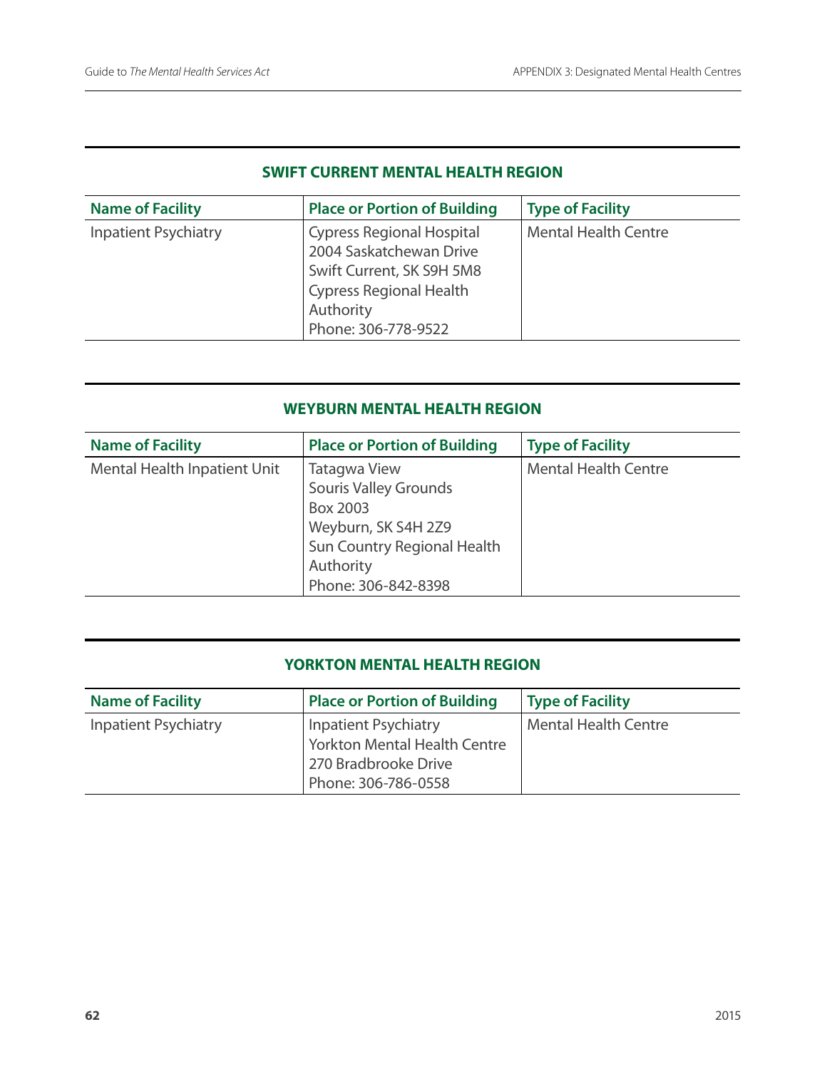## SWIFT CURRENT MENTAL HEALTH REGION

| Name of Facility | Place or Portion of Building | Type of Facility |
|---|---|---|
| Inpatient Psychiatry | Cypress Regional Hospital<br>2004 Saskatchewan Drive<br>Swift Current, SK S9H 5M8<br>Cypress Regional Health Authority<br>Phone: 306-778-9522 | Mental Health Centre |

## WEYBURN MENTAL HEALTH REGION

| Name of Facility | Place or Portion of Building | Type of Facility |
|---|---|---|
| Mental Health Inpatient Unit | Tatagwa View<br>Souris Valley Grounds<br>Box 2003<br>Weyburn, SK S4H 2Z9<br>Sun Country Regional Health Authority<br>Phone: 306-842-8398 | Mental Health Centre |

## YORKTON MENTAL HEALTH REGION

| Name of Facility | Place or Portion of Building | Type of Facility |
|---|---|---|
| Inpatient Psychiatry | Inpatient Psychiatry<br>Yorkton Mental Health Centre<br>270 Bradbrooke Drive<br>Phone: 306-786-0558 | Mental Health Centre |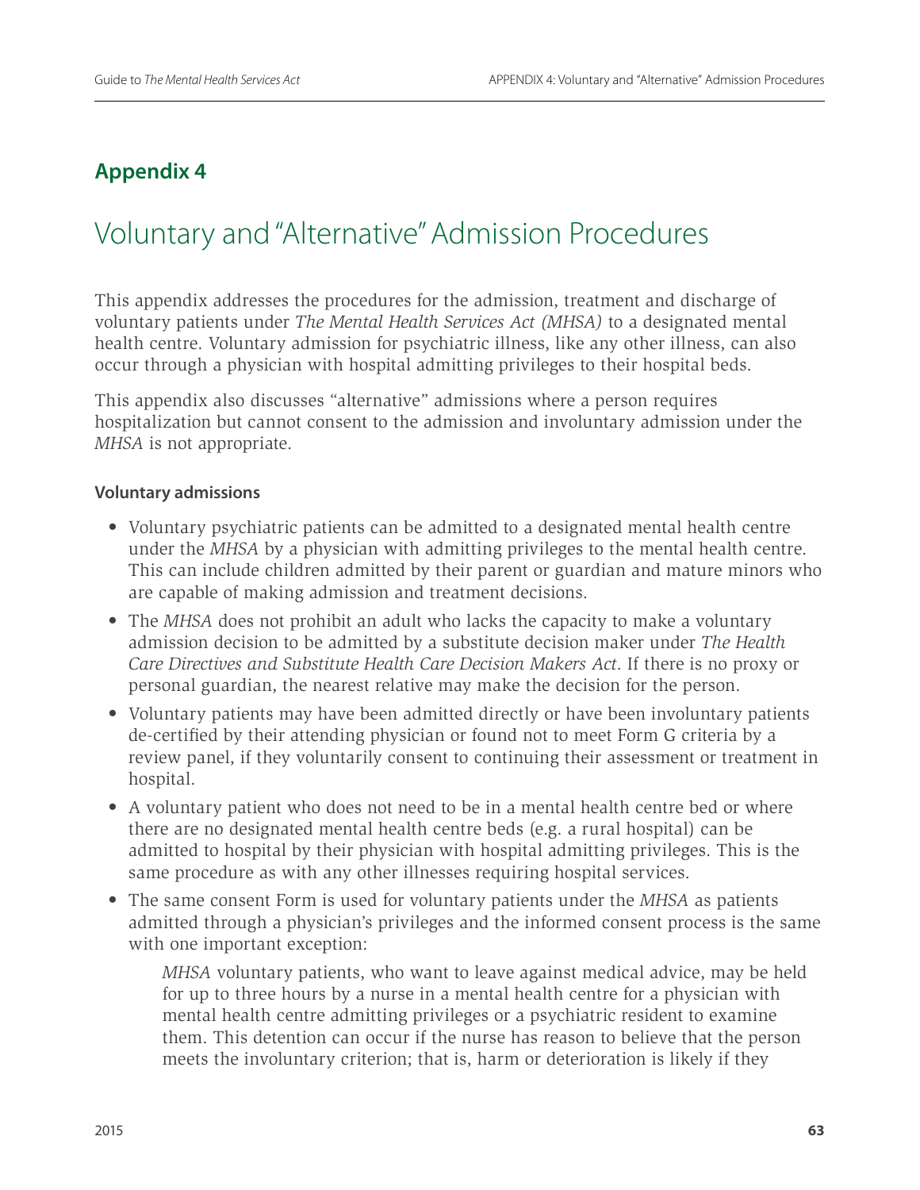## Appendix 4

# Voluntary and "Alternative" Admission Procedures

This appendix addresses the procedures for the admission, treatment and discharge of voluntary patients under *The Mental Health Services Act (MHSA)* to a designated mental health centre. Voluntary admission for psychiatric illness, like any other illness, can also occur through a physician with hospital admitting privileges to their hospital beds.

This appendix also discusses "alternative" admissions where a person requires hospitalization but cannot consent to the admission and involuntary admission under the *MHSA* is not appropriate.

### Voluntary admissions

- Voluntary psychiatric patients can be admitted to a designated mental health centre under the *MHSA* by a physician with admitting privileges to the mental health centre. This can include children admitted by their parent or guardian and mature minors who are capable of making admission and treatment decisions.
- The *MHSA* does not prohibit an adult who lacks the capacity to make a voluntary admission decision to be admitted by a substitute decision maker under *The Health Care Directives and Substitute Health Care Decision Makers Act*. If there is no proxy or personal guardian, the nearest relative may make the decision for the person.
- Voluntary patients may have been admitted directly or have been involuntary patients de-certified by their attending physician or found not to meet Form G criteria by a review panel, if they voluntarily consent to continuing their assessment or treatment in hospital.
- A voluntary patient who does not need to be in a mental health centre bed or where there are no designated mental health centre beds (e.g. a rural hospital) can be admitted to hospital by their physician with hospital admitting privileges. This is the same procedure as with any other illnesses requiring hospital services.
- The same consent Form is used for voluntary patients under the *MHSA* as patients admitted through a physician's privileges and the informed consent process is the same with one important exception:

  *MHSA* voluntary patients, who want to leave against medical advice, may be held for up to three hours by a nurse in a mental health centre for a physician with mental health centre admitting privileges or a psychiatric resident to examine them. This detention can occur if the nurse has reason to believe that the person meets the involuntary criterion; that is, harm or deterioration is likely if they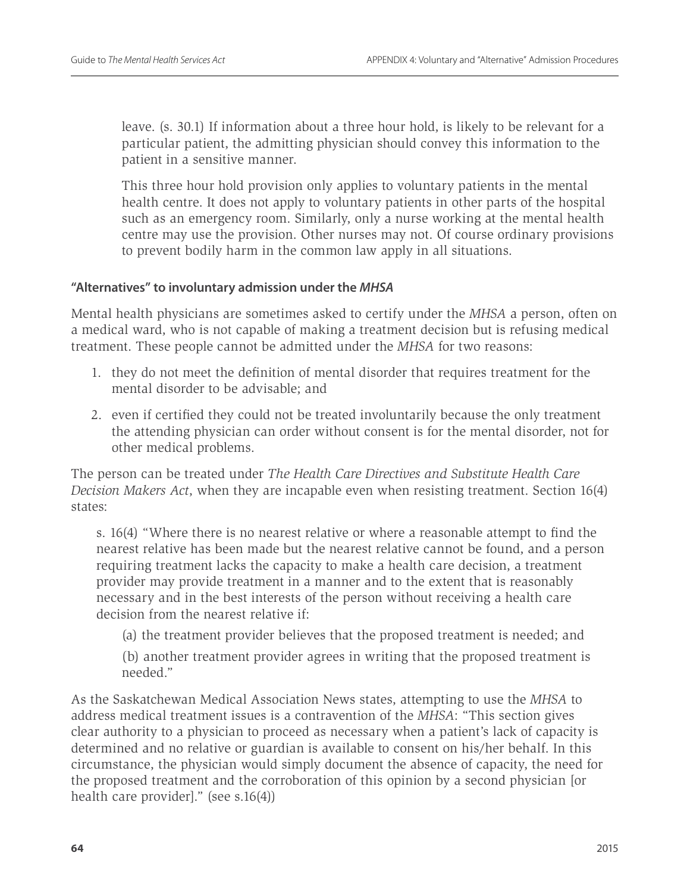leave. (s. 30.1) If information about a three hour hold, is likely to be relevant for a particular patient, the admitting physician should convey this information to the patient in a sensitive manner.

This three hour hold provision only applies to voluntary patients in the mental health centre. It does not apply to voluntary patients in other parts of the hospital such as an emergency room. Similarly, only a nurse working at the mental health centre may use the provision. Other nurses may not. Of course ordinary provisions to prevent bodily harm in the common law apply in all situations.

### "Alternatives" to involuntary admission under the *MHSA*

Mental health physicians are sometimes asked to certify under the *MHSA* a person, often on a medical ward, who is not capable of making a treatment decision but is refusing medical treatment. These people cannot be admitted under the *MHSA* for two reasons:

1. they do not meet the definition of mental disorder that requires treatment for the mental disorder to be advisable; and
2. even if certified they could not be treated involuntarily because the only treatment the attending physician can order without consent is for the mental disorder, not for other medical problems.

The person can be treated under *The Health Care Directives and Substitute Health Care Decision Makers Act*, when they are incapable even when resisting treatment. Section 16(4) states:

> s. 16(4) "Where there is no nearest relative or where a reasonable attempt to find the nearest relative has been made but the nearest relative cannot be found, and a person requiring treatment lacks the capacity to make a health care decision, a treatment provider may provide treatment in a manner and to the extent that is reasonably necessary and in the best interests of the person without receiving a health care decision from the nearest relative if:
>
> (a) the treatment provider believes that the proposed treatment is needed; and
>
> (b) another treatment provider agrees in writing that the proposed treatment is needed."

As the Saskatchewan Medical Association News states, attempting to use the *MHSA* to address medical treatment issues is a contravention of the *MHSA*: "This section gives clear authority to a physician to proceed as necessary when a patient's lack of capacity is determined and no relative or guardian is available to consent on his/her behalf. In this circumstance, the physician would simply document the absence of capacity, the need for the proposed treatment and the corroboration of this opinion by a second physician [or health care provider]." (see s.16(4))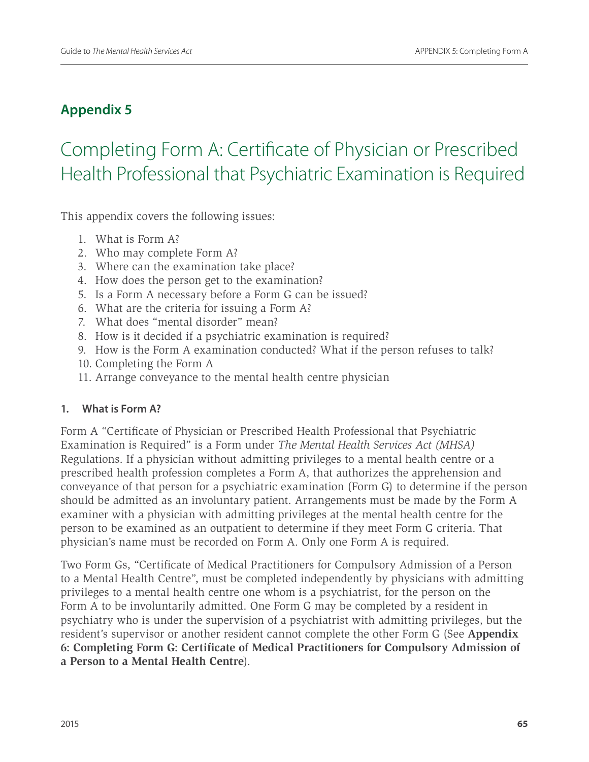## Appendix 5

# Completing Form A: Certificate of Physician or Prescribed Health Professional that Psychiatric Examination is Required

This appendix covers the following issues:

1. What is Form A?
2. Who may complete Form A?
3. Where can the examination take place?
4. How does the person get to the examination?
5. Is a Form A necessary before a Form G can be issued?
6. What are the criteria for issuing a Form A?
7. What does "mental disorder" mean?
8. How is it decided if a psychiatric examination is required?
9. How is the Form A examination conducted? What if the person refuses to talk?
10. Completing the Form A
11. Arrange conveyance to the mental health centre physician

### 1. What is Form A?

Form A "Certificate of Physician or Prescribed Health Professional that Psychiatric Examination is Required" is a Form under *The Mental Health Services Act (MHSA)* Regulations. If a physician without admitting privileges to a mental health centre or a prescribed health profession completes a Form A, that authorizes the apprehension and conveyance of that person for a psychiatric examination (Form G) to determine if the person should be admitted as an involuntary patient. Arrangements must be made by the Form A examiner with a physician with admitting privileges at the mental health centre for the person to be examined as an outpatient to determine if they meet Form G criteria. That physician's name must be recorded on Form A. Only one Form A is required.

Two Form Gs, "Certificate of Medical Practitioners for Compulsory Admission of a Person to a Mental Health Centre", must be completed independently by physicians with admitting privileges to a mental health centre one whom is a psychiatrist, for the person on the Form A to be involuntarily admitted. One Form G may be completed by a resident in psychiatry who is under the supervision of a psychiatrist with admitting privileges, but the resident's supervisor or another resident cannot complete the other Form G (See **Appendix 6: Completing Form G: Certificate of Medical Practitioners for Compulsory Admission of a Person to a Mental Health Centre**).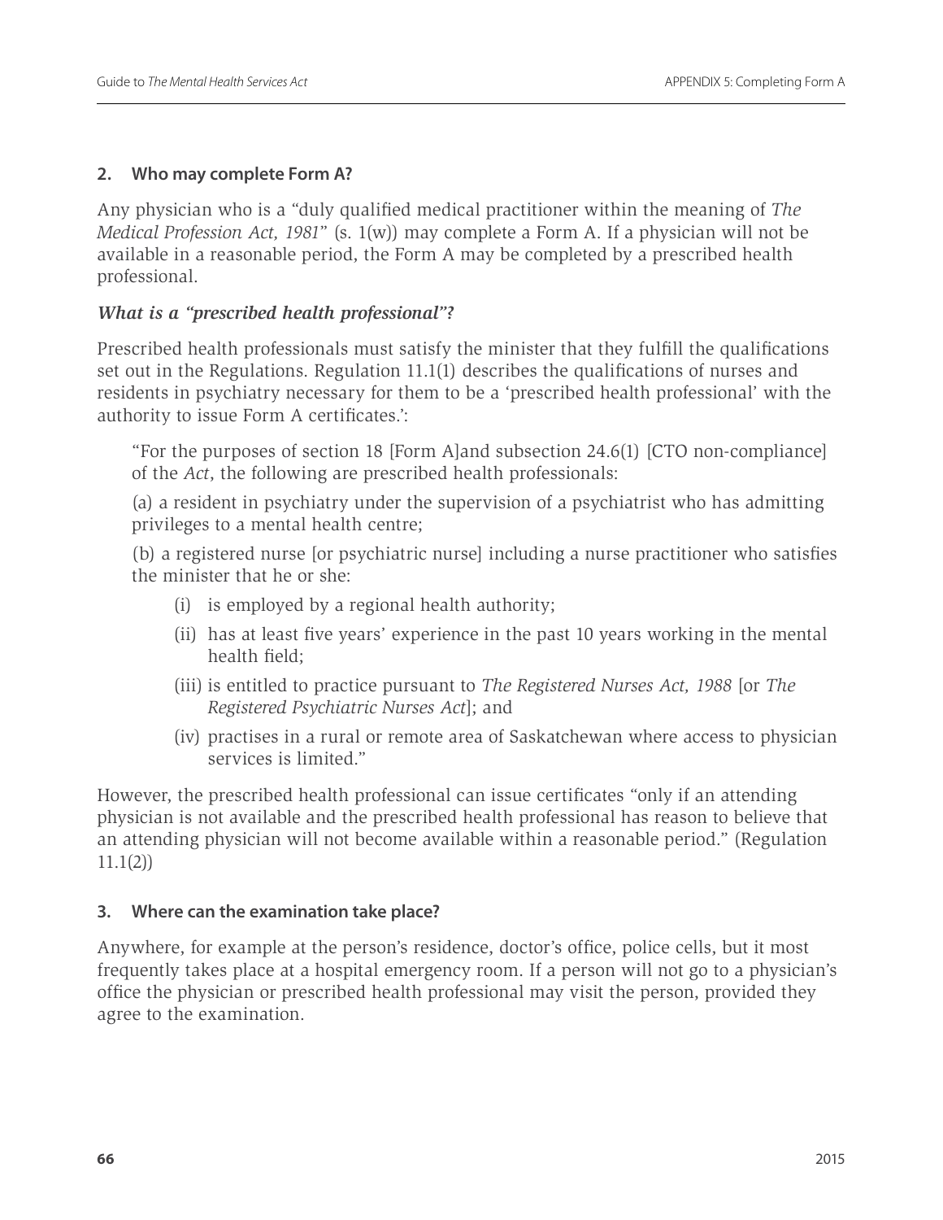### 2. Who may complete Form A?

Any physician who is a "duly qualified medical practitioner within the meaning of *The Medical Profession Act, 1981*" (s. 1(w)) may complete a Form A. If a physician will not be available in a reasonable period, the Form A may be completed by a prescribed health professional.

***What is a "prescribed health professional"?***

Prescribed health professionals must satisfy the minister that they fulfill the qualifications set out in the Regulations. Regulation 11.1(1) describes the qualifications of nurses and residents in psychiatry necessary for them to be a 'prescribed health professional' with the authority to issue Form A certificates.':

> "For the purposes of section 18 [Form A]and subsection 24.6(1) [CTO non-compliance] of the *Act*, the following are prescribed health professionals:
>
> (a) a resident in psychiatry under the supervision of a psychiatrist who has admitting privileges to a mental health centre;
>
> (b) a registered nurse [or psychiatric nurse] including a nurse practitioner who satisfies the minister that he or she:
>
> (i) is employed by a regional health authority;
>
> (ii) has at least five years' experience in the past 10 years working in the mental health field;
>
> (iii) is entitled to practice pursuant to *The Registered Nurses Act, 1988* [or *The Registered Psychiatric Nurses Act*]; and
>
> (iv) practises in a rural or remote area of Saskatchewan where access to physician services is limited."

However, the prescribed health professional can issue certificates "only if an attending physician is not available and the prescribed health professional has reason to believe that an attending physician will not become available within a reasonable period." (Regulation 11.1(2))

### 3. Where can the examination take place?

Anywhere, for example at the person's residence, doctor's office, police cells, but it most frequently takes place at a hospital emergency room. If a person will not go to a physician's office the physician or prescribed health professional may visit the person, provided they agree to the examination.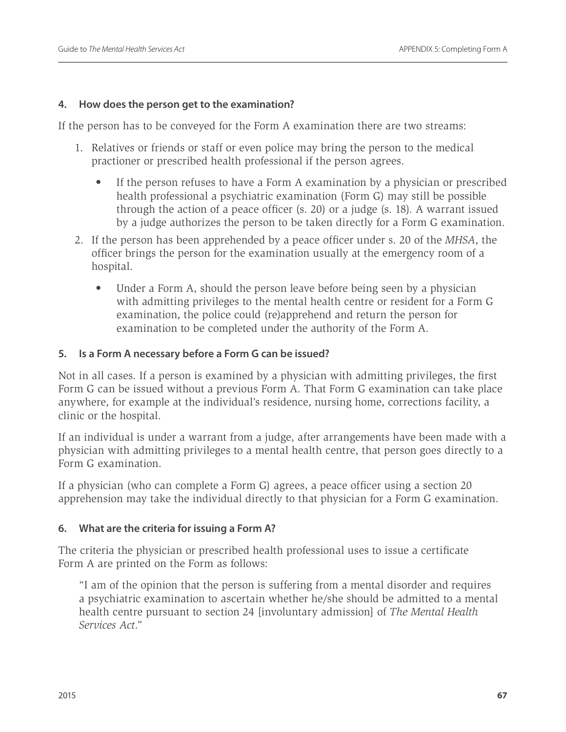#### 4. How does the person get to the examination?

If the person has to be conveyed for the Form A examination there are two streams:

1. Relatives or friends or staff or even police may bring the person to the medical practioner or prescribed health professional if the person agrees.
    - If the person refuses to have a Form A examination by a physician or prescribed health professional a psychiatric examination (Form G) may still be possible through the action of a peace officer (s. 20) or a judge (s. 18). A warrant issued by a judge authorizes the person to be taken directly for a Form G examination.
2. If the person has been apprehended by a peace officer under s. 20 of the *MHSA*, the officer brings the person for the examination usually at the emergency room of a hospital.
    - Under a Form A, should the person leave before being seen by a physician with admitting privileges to the mental health centre or resident for a Form G examination, the police could (re)apprehend and return the person for examination to be completed under the authority of the Form A.

#### 5. Is a Form A necessary before a Form G can be issued?

Not in all cases. If a person is examined by a physician with admitting privileges, the first Form G can be issued without a previous Form A. That Form G examination can take place anywhere, for example at the individual's residence, nursing home, corrections facility, a clinic or the hospital.

If an individual is under a warrant from a judge, after arrangements have been made with a physician with admitting privileges to a mental health centre, that person goes directly to a Form G examination.

If a physician (who can complete a Form G) agrees, a peace officer using a section 20 apprehension may take the individual directly to that physician for a Form G examination.

#### 6. What are the criteria for issuing a Form A?

The criteria the physician or prescribed health professional uses to issue a certificate Form A are printed on the Form as follows:

> "I am of the opinion that the person is suffering from a mental disorder and requires a psychiatric examination to ascertain whether he/she should be admitted to a mental health centre pursuant to section 24 [involuntary admission] of *The Mental Health Services Act*."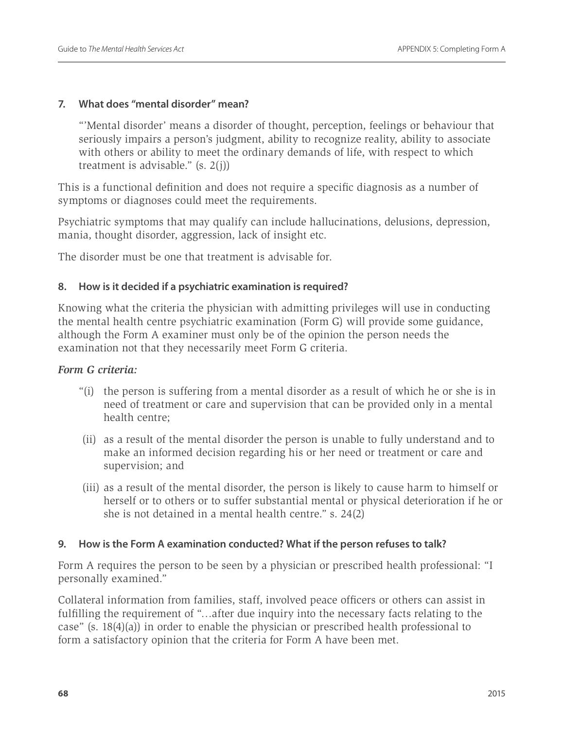### 7. What does "mental disorder" mean?

"'Mental disorder' means a disorder of thought, perception, feelings or behaviour that seriously impairs a person's judgment, ability to recognize reality, ability to associate with others or ability to meet the ordinary demands of life, with respect to which treatment is advisable." (s. 2(j))

This is a functional definition and does not require a specific diagnosis as a number of symptoms or diagnoses could meet the requirements.

Psychiatric symptoms that may qualify can include hallucinations, delusions, depression, mania, thought disorder, aggression, lack of insight etc.

The disorder must be one that treatment is advisable for.

### 8. How is it decided if a psychiatric examination is required?

Knowing what the criteria the physician with admitting privileges will use in conducting the mental health centre psychiatric examination (Form G) will provide some guidance, although the Form A examiner must only be of the opinion the person needs the examination not that they necessarily meet Form G criteria.

***Form G criteria:***

"(i) the person is suffering from a mental disorder as a result of which he or she is in need of treatment or care and supervision that can be provided only in a mental health centre;

(ii) as a result of the mental disorder the person is unable to fully understand and to make an informed decision regarding his or her need or treatment or care and supervision; and

(iii) as a result of the mental disorder, the person is likely to cause harm to himself or herself or to others or to suffer substantial mental or physical deterioration if he or she is not detained in a mental health centre." s. 24(2)

### 9. How is the Form A examination conducted? What if the person refuses to talk?

Form A requires the person to be seen by a physician or prescribed health professional: "I personally examined."

Collateral information from families, staff, involved peace officers or others can assist in fulfilling the requirement of "…after due inquiry into the necessary facts relating to the case" (s. 18(4)(a)) in order to enable the physician or prescribed health professional to form a satisfactory opinion that the criteria for Form A have been met.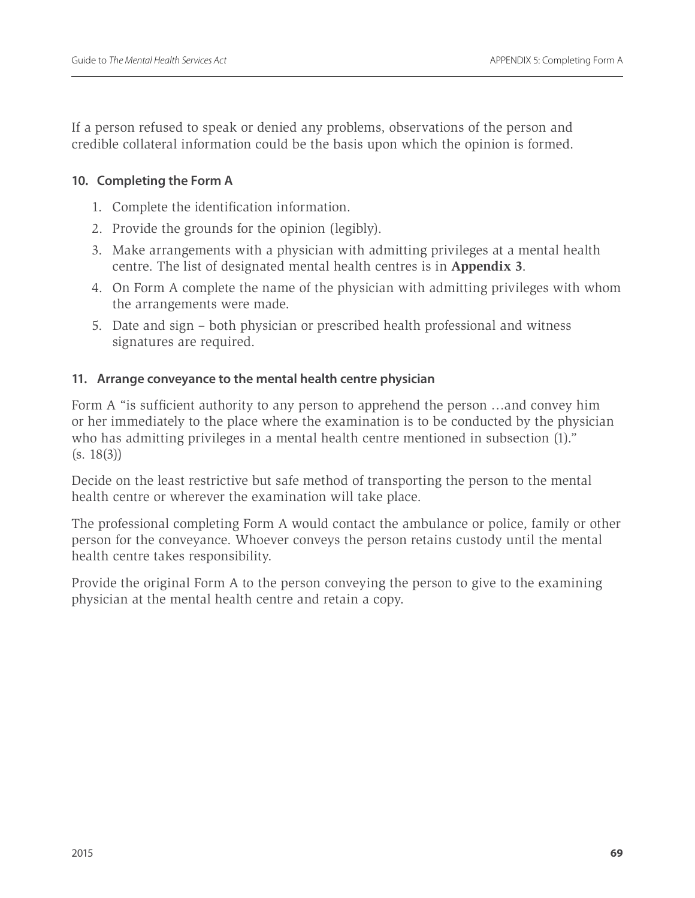If a person refused to speak or denied any problems, observations of the person and credible collateral information could be the basis upon which the opinion is formed.

### 10. Completing the Form A

1. Complete the identification information.
2. Provide the grounds for the opinion (legibly).
3. Make arrangements with a physician with admitting privileges at a mental health centre. The list of designated mental health centres is in **Appendix 3**.
4. On Form A complete the name of the physician with admitting privileges with whom the arrangements were made.
5. Date and sign – both physician or prescribed health professional and witness signatures are required.

### 11. Arrange conveyance to the mental health centre physician

Form A "is sufficient authority to any person to apprehend the person …and convey him or her immediately to the place where the examination is to be conducted by the physician who has admitting privileges in a mental health centre mentioned in subsection (1)." (s. 18(3))

Decide on the least restrictive but safe method of transporting the person to the mental health centre or wherever the examination will take place.

The professional completing Form A would contact the ambulance or police, family or other person for the conveyance. Whoever conveys the person retains custody until the mental health centre takes responsibility.

Provide the original Form A to the person conveying the person to give to the examining physician at the mental health centre and retain a copy.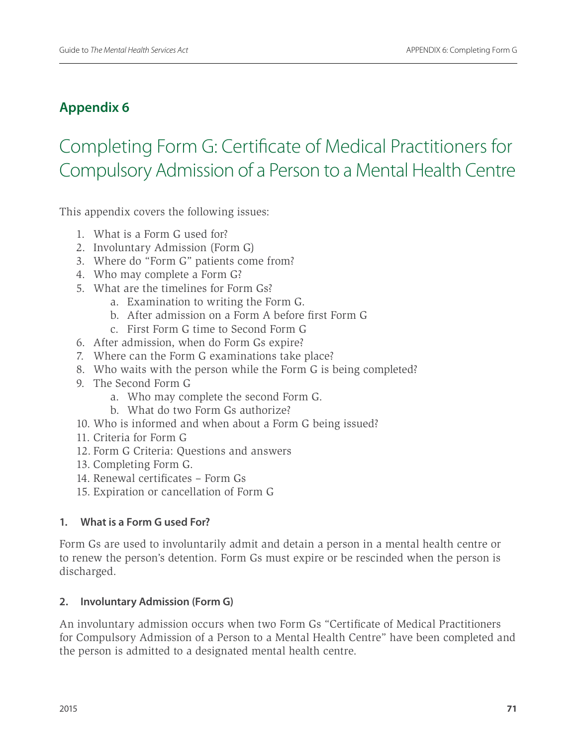## Appendix 6

# Completing Form G: Certificate of Medical Practitioners for Compulsory Admission of a Person to a Mental Health Centre

This appendix covers the following issues:

1. What is a Form G used for?
2. Involuntary Admission (Form G)
3. Where do "Form G" patients come from?
4. Who may complete a Form G?
5. What are the timelines for Form Gs?
   a. Examination to writing the Form G.
   b. After admission on a Form A before first Form G
   c. First Form G time to Second Form G
6. After admission, when do Form Gs expire?
7. Where can the Form G examinations take place?
8. Who waits with the person while the Form G is being completed?
9. The Second Form G
   a. Who may complete the second Form G.
   b. What do two Form Gs authorize?
10. Who is informed and when about a Form G being issued?
11. Criteria for Form G
12. Form G Criteria: Questions and answers
13. Completing Form G.
14. Renewal certificates – Form Gs
15. Expiration or cancellation of Form G

### 1. What is a Form G used For?

Form Gs are used to involuntarily admit and detain a person in a mental health centre or to renew the person's detention. Form Gs must expire or be rescinded when the person is discharged.

### 2. Involuntary Admission (Form G)

An involuntary admission occurs when two Form Gs "Certificate of Medical Practitioners for Compulsory Admission of a Person to a Mental Health Centre" have been completed and the person is admitted to a designated mental health centre.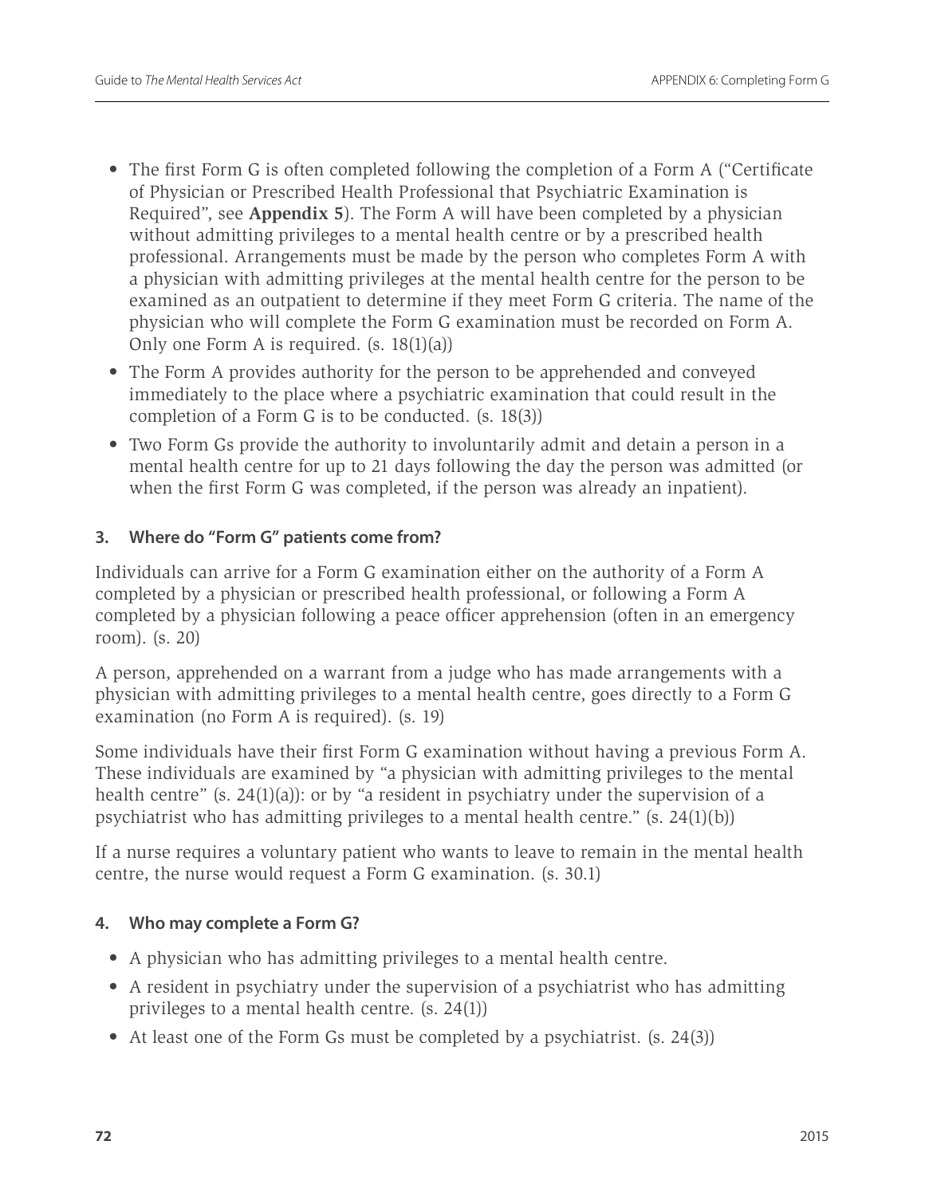- The first Form G is often completed following the completion of a Form A ("Certificate of Physician or Prescribed Health Professional that Psychiatric Examination is Required", see **Appendix 5**). The Form A will have been completed by a physician without admitting privileges to a mental health centre or by a prescribed health professional. Arrangements must be made by the person who completes Form A with a physician with admitting privileges at the mental health centre for the person to be examined as an outpatient to determine if they meet Form G criteria. The name of the physician who will complete the Form G examination must be recorded on Form A. Only one Form A is required. (s. 18(1)(a))
- The Form A provides authority for the person to be apprehended and conveyed immediately to the place where a psychiatric examination that could result in the completion of a Form G is to be conducted. (s. 18(3))
- Two Form Gs provide the authority to involuntarily admit and detain a person in a mental health centre for up to 21 days following the day the person was admitted (or when the first Form G was completed, if the person was already an inpatient).

### 3. Where do "Form G" patients come from?

Individuals can arrive for a Form G examination either on the authority of a Form A completed by a physician or prescribed health professional, or following a Form A completed by a physician following a peace officer apprehension (often in an emergency room). (s. 20)

A person, apprehended on a warrant from a judge who has made arrangements with a physician with admitting privileges to a mental health centre, goes directly to a Form G examination (no Form A is required). (s. 19)

Some individuals have their first Form G examination without having a previous Form A. These individuals are examined by "a physician with admitting privileges to the mental health centre" (s. 24(1)(a)): or by "a resident in psychiatry under the supervision of a psychiatrist who has admitting privileges to a mental health centre." (s. 24(1)(b))

If a nurse requires a voluntary patient who wants to leave to remain in the mental health centre, the nurse would request a Form G examination. (s. 30.1)

### 4. Who may complete a Form G?

- A physician who has admitting privileges to a mental health centre.
- A resident in psychiatry under the supervision of a psychiatrist who has admitting privileges to a mental health centre. (s. 24(1))
- At least one of the Form Gs must be completed by a psychiatrist. (s. 24(3))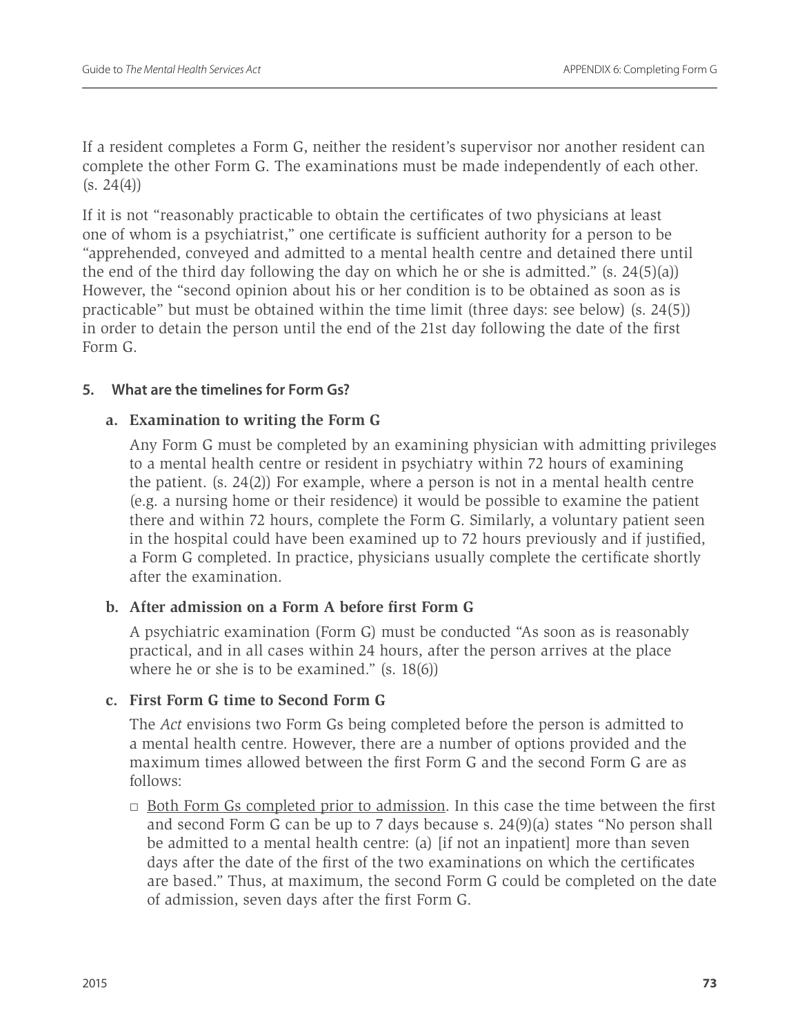If a resident completes a Form G, neither the resident's supervisor nor another resident can complete the other Form G. The examinations must be made independently of each other. (s. 24(4))

If it is not "reasonably practicable to obtain the certificates of two physicians at least one of whom is a psychiatrist," one certificate is sufficient authority for a person to be "apprehended, conveyed and admitted to a mental health centre and detained there until the end of the third day following the day on which he or she is admitted." (s. 24(5)(a)) However, the "second opinion about his or her condition is to be obtained as soon as is practicable" but must be obtained within the time limit (three days: see below) (s. 24(5)) in order to detain the person until the end of the 21st day following the date of the first Form G.

### 5. What are the timelines for Form Gs?

#### a. Examination to writing the Form G

Any Form G must be completed by an examining physician with admitting privileges to a mental health centre or resident in psychiatry within 72 hours of examining the patient. (s. 24(2)) For example, where a person is not in a mental health centre (e.g. a nursing home or their residence) it would be possible to examine the patient there and within 72 hours, complete the Form G. Similarly, a voluntary patient seen in the hospital could have been examined up to 72 hours previously and if justified, a Form G completed. In practice, physicians usually complete the certificate shortly after the examination.

#### b. After admission on a Form A before first Form G

A psychiatric examination (Form G) must be conducted "As soon as is reasonably practical, and in all cases within 24 hours, after the person arrives at the place where he or she is to be examined." (s. 18(6))

#### c. First Form G time to Second Form G

The *Act* envisions two Form Gs being completed before the person is admitted to a mental health centre. However, there are a number of options provided and the maximum times allowed between the first Form G and the second Form G are as follows:

- Both Form Gs completed prior to admission. In this case the time between the first and second Form G can be up to 7 days because s. 24(9)(a) states "No person shall be admitted to a mental health centre: (a) [if not an inpatient] more than seven days after the date of the first of the two examinations on which the certificates are based." Thus, at maximum, the second Form G could be completed on the date of admission, seven days after the first Form G.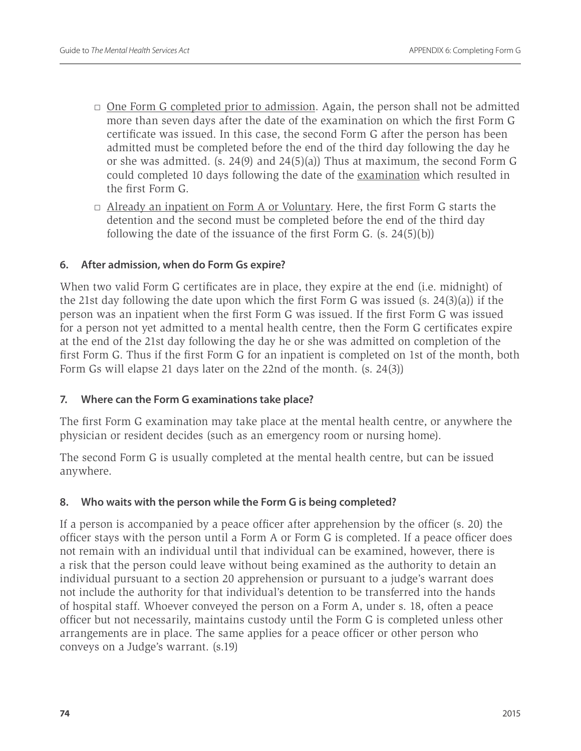- <u>One Form G completed prior to admission</u>. Again, the person shall not be admitted more than seven days after the date of the examination on which the first Form G certificate was issued. In this case, the second Form G after the person has been admitted must be completed before the end of the third day following the day he or she was admitted. (s. 24(9) and 24(5)(a)) Thus at maximum, the second Form G could completed 10 days following the date of the <u>examination</u> which resulted in the first Form G.
- <u>Already an inpatient on Form A or Voluntary</u>. Here, the first Form G starts the detention and the second must be completed before the end of the third day following the date of the issuance of the first Form G. (s. 24(5)(b))

### 6. After admission, when do Form Gs expire?

When two valid Form G certificates are in place, they expire at the end (i.e. midnight) of the 21st day following the date upon which the first Form G was issued (s. 24(3)(a)) if the person was an inpatient when the first Form G was issued. If the first Form G was issued for a person not yet admitted to a mental health centre, then the Form G certificates expire at the end of the 21st day following the day he or she was admitted on completion of the first Form G. Thus if the first Form G for an inpatient is completed on 1st of the month, both Form Gs will elapse 21 days later on the 22nd of the month. (s. 24(3))

### 7. Where can the Form G examinations take place?

The first Form G examination may take place at the mental health centre, or anywhere the physician or resident decides (such as an emergency room or nursing home).

The second Form G is usually completed at the mental health centre, but can be issued anywhere.

### 8. Who waits with the person while the Form G is being completed?

If a person is accompanied by a peace officer after apprehension by the officer (s. 20) the officer stays with the person until a Form A or Form G is completed. If a peace officer does not remain with an individual until that individual can be examined, however, there is a risk that the person could leave without being examined as the authority to detain an individual pursuant to a section 20 apprehension or pursuant to a judge's warrant does not include the authority for that individual's detention to be transferred into the hands of hospital staff. Whoever conveyed the person on a Form A, under s. 18, often a peace officer but not necessarily, maintains custody until the Form G is completed unless other arrangements are in place. The same applies for a peace officer or other person who conveys on a Judge's warrant. (s.19)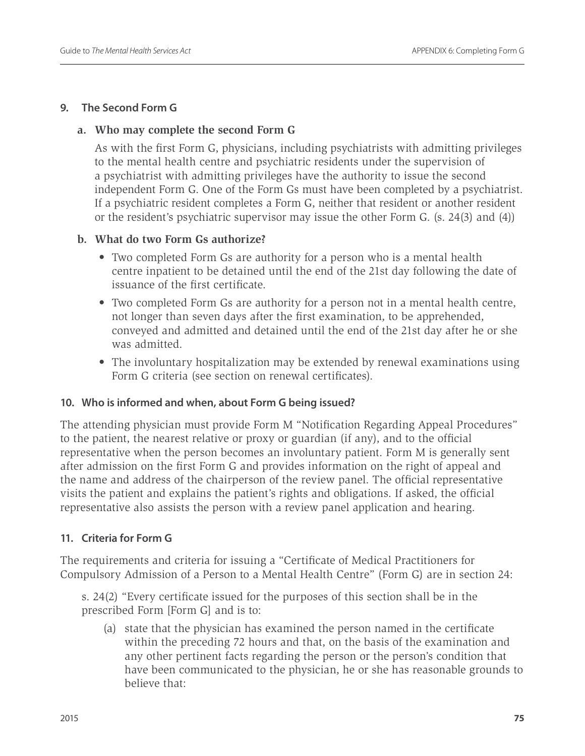## 9. The Second Form G

### a. Who may complete the second Form G

As with the first Form G, physicians, including psychiatrists with admitting privileges to the mental health centre and psychiatric residents under the supervision of a psychiatrist with admitting privileges have the authority to issue the second independent Form G. One of the Form Gs must have been completed by a psychiatrist. If a psychiatric resident completes a Form G, neither that resident or another resident or the resident's psychiatric supervisor may issue the other Form G. (s. 24(3) and (4))

### b. What do two Form Gs authorize?

- Two completed Form Gs are authority for a person who is a mental health centre inpatient to be detained until the end of the 21st day following the date of issuance of the first certificate.
- Two completed Form Gs are authority for a person not in a mental health centre, not longer than seven days after the first examination, to be apprehended, conveyed and admitted and detained until the end of the 21st day after he or she was admitted.
- The involuntary hospitalization may be extended by renewal examinations using Form G criteria (see section on renewal certificates).

## 10. Who is informed and when, about Form G being issued?

The attending physician must provide Form M "Notification Regarding Appeal Procedures" to the patient, the nearest relative or proxy or guardian (if any), and to the official representative when the person becomes an involuntary patient. Form M is generally sent after admission on the first Form G and provides information on the right of appeal and the name and address of the chairperson of the review panel. The official representative visits the patient and explains the patient's rights and obligations. If asked, the official representative also assists the person with a review panel application and hearing.

## 11. Criteria for Form G

The requirements and criteria for issuing a "Certificate of Medical Practitioners for Compulsory Admission of a Person to a Mental Health Centre" (Form G) are in section 24:

s. 24(2) "Every certificate issued for the purposes of this section shall be in the prescribed Form [Form G] and is to:

(a) state that the physician has examined the person named in the certificate within the preceding 72 hours and that, on the basis of the examination and any other pertinent facts regarding the person or the person's condition that have been communicated to the physician, he or she has reasonable grounds to believe that: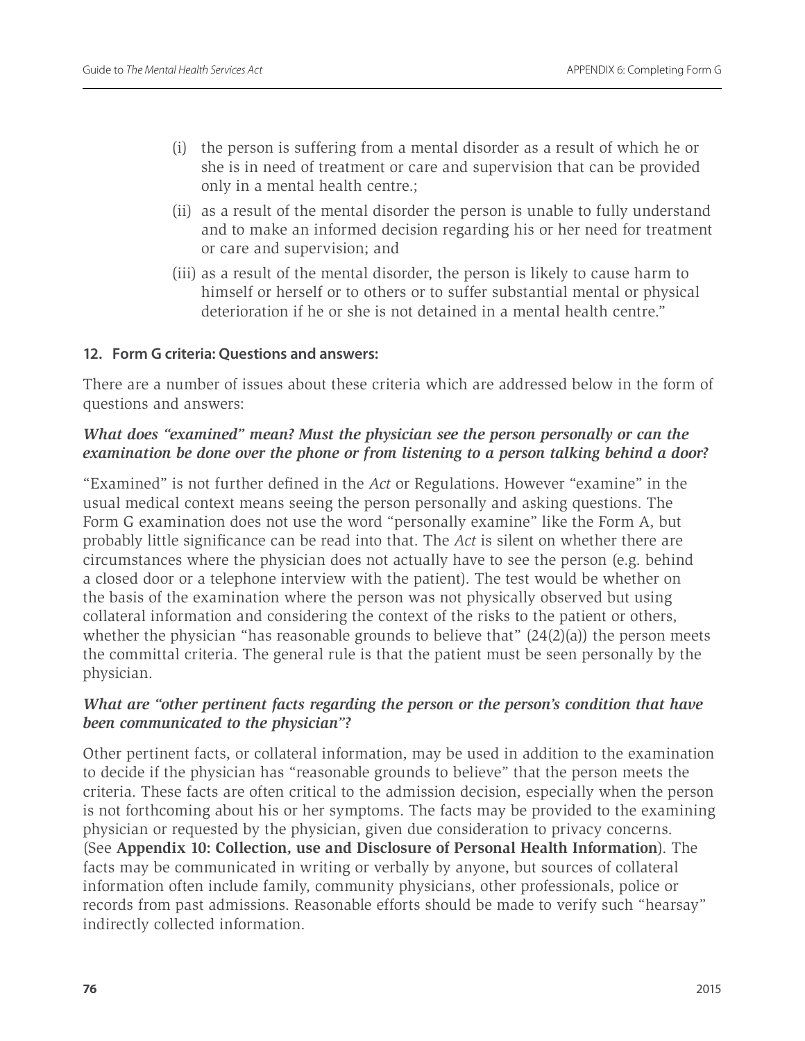(i) the person is suffering from a mental disorder as a result of which he or she is in need of treatment or care and supervision that can be provided only in a mental health centre.;

(ii) as a result of the mental disorder the person is unable to fully understand and to make an informed decision regarding his or her need for treatment or care and supervision; and

(iii) as a result of the mental disorder, the person is likely to cause harm to himself or herself or to others or to suffer substantial mental or physical deterioration if he or she is not detained in a mental health centre."

#### 12. Form G criteria: Questions and answers:

There are a number of issues about these criteria which are addressed below in the form of questions and answers:

***What does "examined" mean? Must the physician see the person personally or can the examination be done over the phone or from listening to a person talking behind a door?***

"Examined" is not further defined in the *Act* or Regulations. However "examine" in the usual medical context means seeing the person personally and asking questions. The Form G examination does not use the word "personally examine" like the Form A, but probably little significance can be read into that. The *Act* is silent on whether there are circumstances where the physician does not actually have to see the person (e.g. behind a closed door or a telephone interview with the patient). The test would be whether on the basis of the examination where the person was not physically observed but using collateral information and considering the context of the risks to the patient or others, whether the physician "has reasonable grounds to believe that" (24(2)(a)) the person meets the committal criteria. The general rule is that the patient must be seen personally by the physician.

***What are "other pertinent facts regarding the person or the person's condition that have been communicated to the physician"?***

Other pertinent facts, or collateral information, may be used in addition to the examination to decide if the physician has "reasonable grounds to believe" that the person meets the criteria. These facts are often critical to the admission decision, especially when the person is not forthcoming about his or her symptoms. The facts may be provided to the examining physician or requested by the physician, given due consideration to privacy concerns. (See **Appendix 10: Collection, use and Disclosure of Personal Health Information**). The facts may be communicated in writing or verbally by anyone, but sources of collateral information often include family, community physicians, other professionals, police or records from past admissions. Reasonable efforts should be made to verify such "hearsay" indirectly collected information.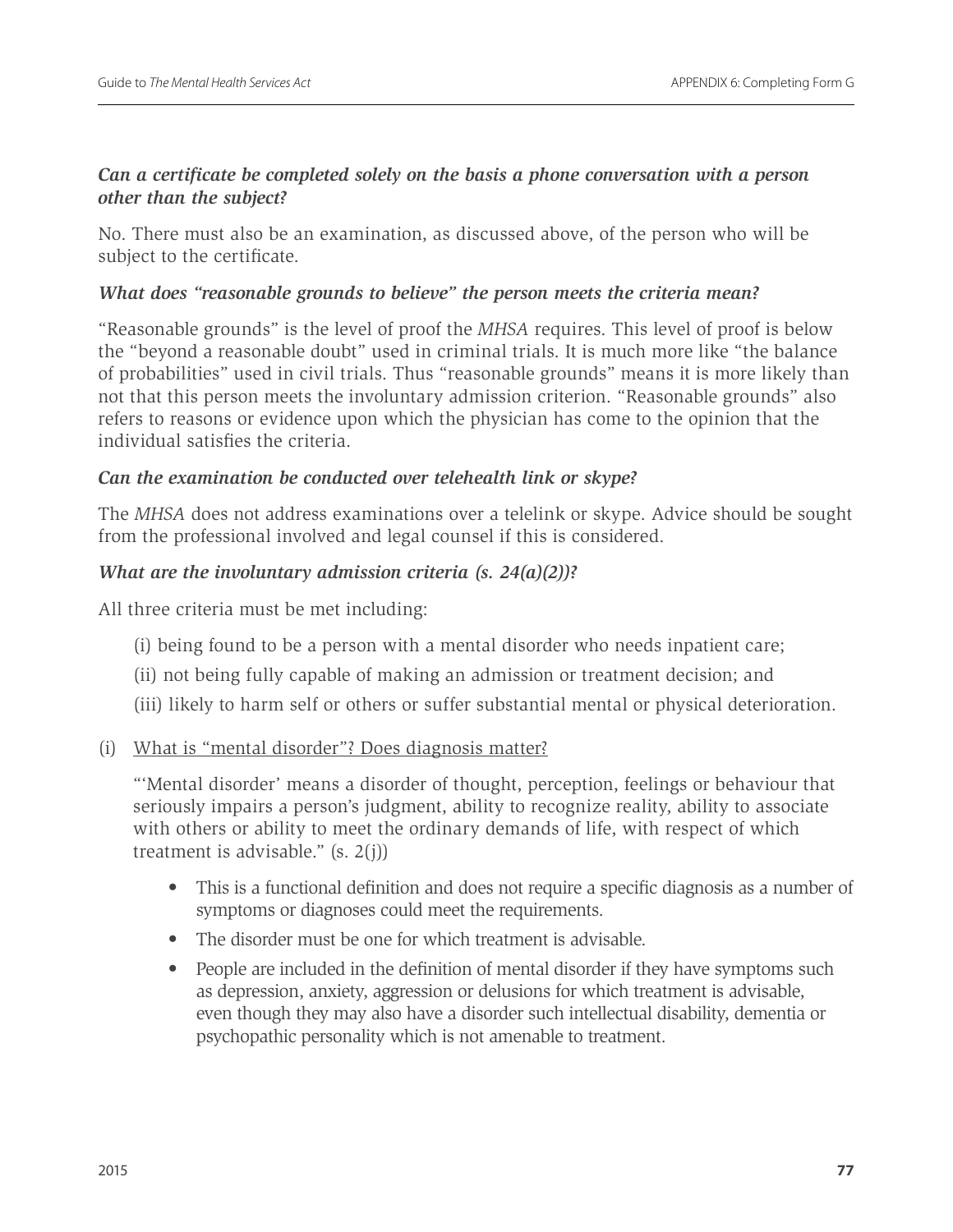***Can a certificate be completed solely on the basis a phone conversation with a person other than the subject?***

No. There must also be an examination, as discussed above, of the person who will be subject to the certificate.

***What does "reasonable grounds to believe" the person meets the criteria mean?***

"Reasonable grounds" is the level of proof the *MHSA* requires. This level of proof is below the "beyond a reasonable doubt" used in criminal trials. It is much more like "the balance of probabilities" used in civil trials. Thus "reasonable grounds" means it is more likely than not that this person meets the involuntary admission criterion. "Reasonable grounds" also refers to reasons or evidence upon which the physician has come to the opinion that the individual satisfies the criteria.

***Can the examination be conducted over telehealth link or skype?***

The *MHSA* does not address examinations over a telelink or skype. Advice should be sought from the professional involved and legal counsel if this is considered.

***What are the involuntary admission criteria (s. 24(a)(2))?***

All three criteria must be met including:

(i) being found to be a person with a mental disorder who needs inpatient care;

(ii) not being fully capable of making an admission or treatment decision; and

(iii) likely to harm self or others or suffer substantial mental or physical deterioration.

(i) <u>What is "mental disorder"? Does diagnosis matter?</u>

"'Mental disorder' means a disorder of thought, perception, feelings or behaviour that seriously impairs a person's judgment, ability to recognize reality, ability to associate with others or ability to meet the ordinary demands of life, with respect of which treatment is advisable." (s. 2(j))

- This is a functional definition and does not require a specific diagnosis as a number of symptoms or diagnoses could meet the requirements.
- The disorder must be one for which treatment is advisable.
- People are included in the definition of mental disorder if they have symptoms such as depression, anxiety, aggression or delusions for which treatment is advisable, even though they may also have a disorder such intellectual disability, dementia or psychopathic personality which is not amenable to treatment.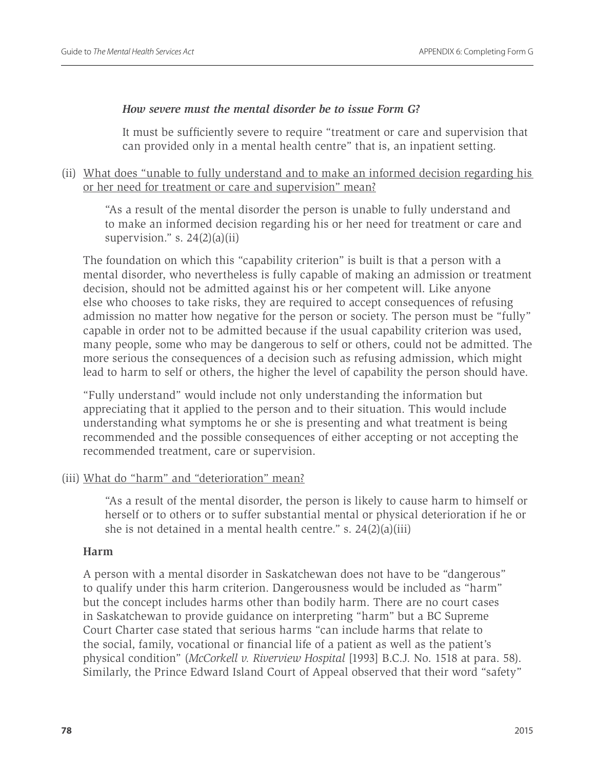*How severe must the mental disorder be to issue Form G?*

It must be sufficiently severe to require "treatment or care and supervision that can provided only in a mental health centre" that is, an inpatient setting.

(ii) <u>What does "unable to fully understand and to make an informed decision regarding his or her need for treatment or care and supervision" mean?</u>

> "As a result of the mental disorder the person is unable to fully understand and to make an informed decision regarding his or her need for treatment or care and supervision." s. 24(2)(a)(ii)

The foundation on which this "capability criterion" is built is that a person with a mental disorder, who nevertheless is fully capable of making an admission or treatment decision, should not be admitted against his or her competent will. Like anyone else who chooses to take risks, they are required to accept consequences of refusing admission no matter how negative for the person or society. The person must be "fully" capable in order not to be admitted because if the usual capability criterion was used, many people, some who may be dangerous to self or others, could not be admitted. The more serious the consequences of a decision such as refusing admission, which might lead to harm to self or others, the higher the level of capability the person should have.

"Fully understand" would include not only understanding the information but appreciating that it applied to the person and to their situation. This would include understanding what symptoms he or she is presenting and what treatment is being recommended and the possible consequences of either accepting or not accepting the recommended treatment, care or supervision.

(iii) <u>What do "harm" and "deterioration" mean?</u>

> "As a result of the mental disorder, the person is likely to cause harm to himself or herself or to others or to suffer substantial mental or physical deterioration if he or she is not detained in a mental health centre." s. 24(2)(a)(iii)

**Harm**

A person with a mental disorder in Saskatchewan does not have to be "dangerous" to qualify under this harm criterion. Dangerousness would be included as "harm" but the concept includes harms other than bodily harm. There are no court cases in Saskatchewan to provide guidance on interpreting "harm" but a BC Supreme Court Charter case stated that serious harms "can include harms that relate to the social, family, vocational or financial life of a patient as well as the patient's physical condition" (*McCorkell v. Riverview Hospital* [1993] B.C.J. No. 1518 at para. 58). Similarly, the Prince Edward Island Court of Appeal observed that their word "safety"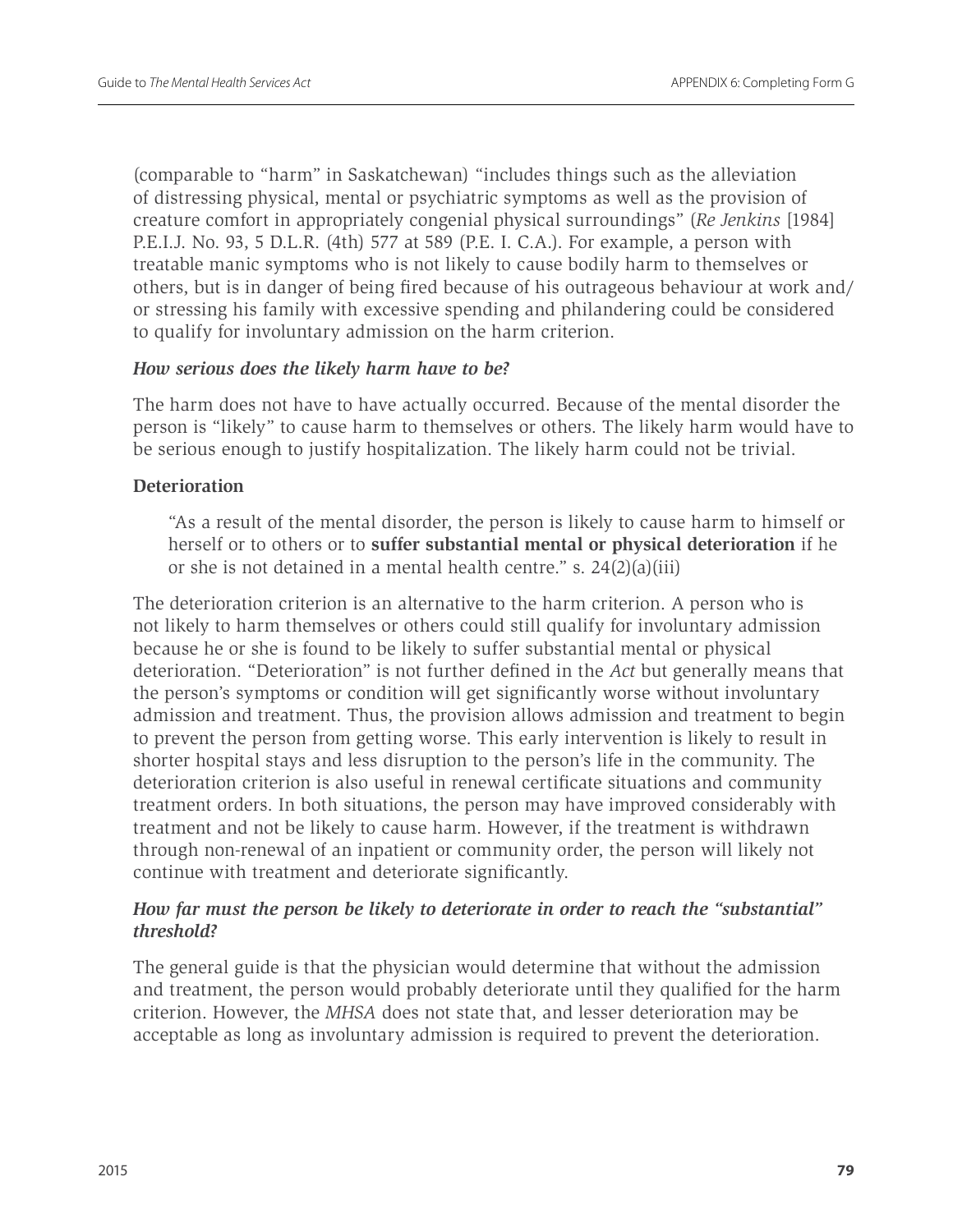(comparable to "harm" in Saskatchewan) "includes things such as the alleviation of distressing physical, mental or psychiatric symptoms as well as the provision of creature comfort in appropriately congenial physical surroundings" (*Re Jenkins* [1984] P.E.I.J. No. 93, 5 D.L.R. (4th) 577 at 589 (P.E. I. C.A.). For example, a person with treatable manic symptoms who is not likely to cause bodily harm to themselves or others, but is in danger of being fired because of his outrageous behaviour at work and/or stressing his family with excessive spending and philandering could be considered to qualify for involuntary admission on the harm criterion.

***How serious does the likely harm have to be?***

The harm does not have to have actually occurred. Because of the mental disorder the person is "likely" to cause harm to themselves or others. The likely harm would have to be serious enough to justify hospitalization. The likely harm could not be trivial.

**Deterioration**

> "As a result of the mental disorder, the person is likely to cause harm to himself or herself or to others or to **suffer substantial mental or physical deterioration** if he or she is not detained in a mental health centre." s. 24(2)(a)(iii)

The deterioration criterion is an alternative to the harm criterion. A person who is not likely to harm themselves or others could still qualify for involuntary admission because he or she is found to be likely to suffer substantial mental or physical deterioration. "Deterioration" is not further defined in the *Act* but generally means that the person's symptoms or condition will get significantly worse without involuntary admission and treatment. Thus, the provision allows admission and treatment to begin to prevent the person from getting worse. This early intervention is likely to result in shorter hospital stays and less disruption to the person's life in the community. The deterioration criterion is also useful in renewal certificate situations and community treatment orders. In both situations, the person may have improved considerably with treatment and not be likely to cause harm. However, if the treatment is withdrawn through non-renewal of an inpatient or community order, the person will likely not continue with treatment and deteriorate significantly.

***How far must the person be likely to deteriorate in order to reach the "substantial" threshold?***

The general guide is that the physician would determine that without the admission and treatment, the person would probably deteriorate until they qualified for the harm criterion. However, the *MHSA* does not state that, and lesser deterioration may be acceptable as long as involuntary admission is required to prevent the deterioration.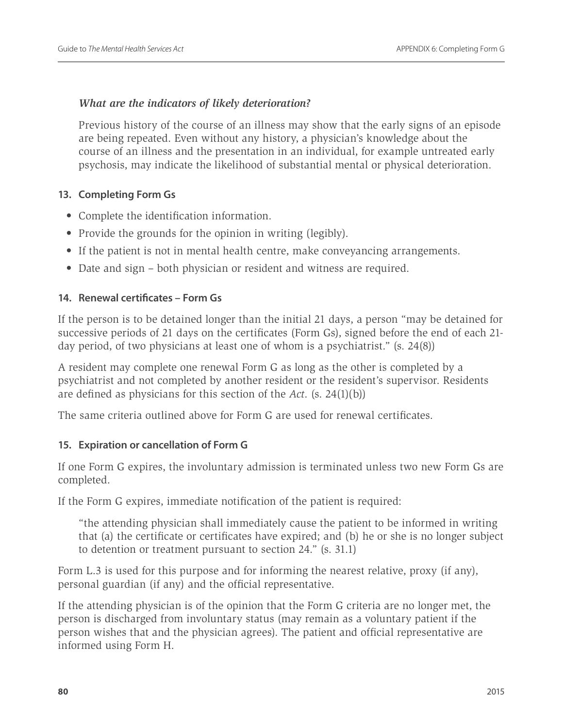***What are the indicators of likely deterioration?***

Previous history of the course of an illness may show that the early signs of an episode are being repeated. Even without any history, a physician's knowledge about the course of an illness and the presentation in an individual, for example untreated early psychosis, may indicate the likelihood of substantial mental or physical deterioration.

### 13. Completing Form Gs

- Complete the identification information.
- Provide the grounds for the opinion in writing (legibly).
- If the patient is not in mental health centre, make conveyancing arrangements.
- Date and sign – both physician or resident and witness are required.

### 14. Renewal certificates – Form Gs

If the person is to be detained longer than the initial 21 days, a person "may be detained for successive periods of 21 days on the certificates (Form Gs), signed before the end of each 21-day period, of two physicians at least one of whom is a psychiatrist." (s. 24(8))

A resident may complete one renewal Form G as long as the other is completed by a psychiatrist and not completed by another resident or the resident's supervisor. Residents are defined as physicians for this section of the *Act*. (s. 24(1)(b))

The same criteria outlined above for Form G are used for renewal certificates.

### 15. Expiration or cancellation of Form G

If one Form G expires, the involuntary admission is terminated unless two new Form Gs are completed.

If the Form G expires, immediate notification of the patient is required:

> "the attending physician shall immediately cause the patient to be informed in writing that (a) the certificate or certificates have expired; and (b) he or she is no longer subject to detention or treatment pursuant to section 24." (s. 31.1)

Form L.3 is used for this purpose and for informing the nearest relative, proxy (if any), personal guardian (if any) and the official representative.

If the attending physician is of the opinion that the Form G criteria are no longer met, the person is discharged from involuntary status (may remain as a voluntary patient if the person wishes that and the physician agrees). The patient and official representative are informed using Form H.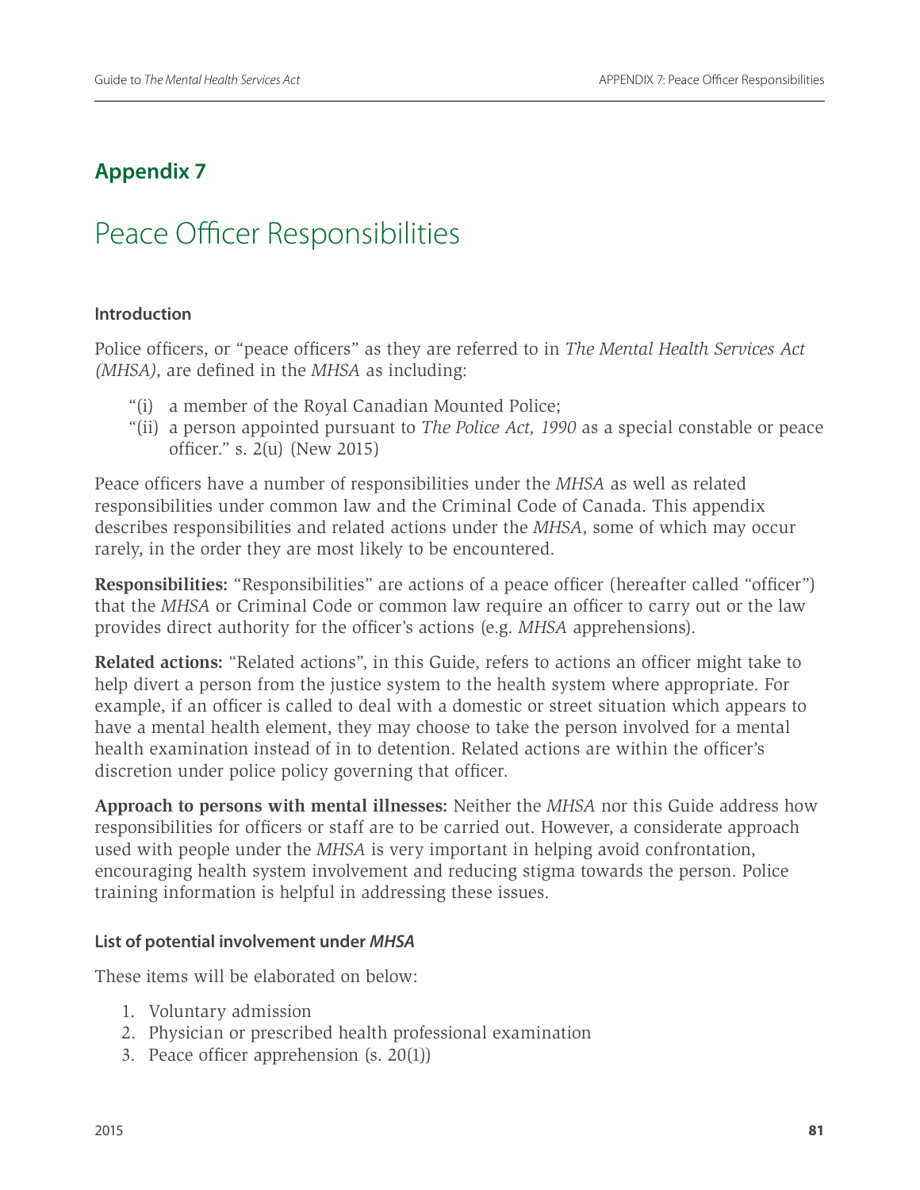## Appendix 7

# Peace Officer Responsibilities

### Introduction

Police officers, or "peace officers" as they are referred to in *The Mental Health Services Act (MHSA)*, are defined in the *MHSA* as including:

"(i) a member of the Royal Canadian Mounted Police;
"(ii) a person appointed pursuant to *The Police Act, 1990* as a special constable or peace officer." s. 2(u) (New 2015)

Peace officers have a number of responsibilities under the *MHSA* as well as related responsibilities under common law and the Criminal Code of Canada. This appendix describes responsibilities and related actions under the *MHSA*, some of which may occur rarely, in the order they are most likely to be encountered.

**Responsibilities:** "Responsibilities" are actions of a peace officer (hereafter called "officer") that the *MHSA* or Criminal Code or common law require an officer to carry out or the law provides direct authority for the officer's actions (e.g. *MHSA* apprehensions).

**Related actions:** "Related actions", in this Guide, refers to actions an officer might take to help divert a person from the justice system to the health system where appropriate. For example, if an officer is called to deal with a domestic or street situation which appears to have a mental health element, they may choose to take the person involved for a mental health examination instead of in to detention. Related actions are within the officer's discretion under police policy governing that officer.

**Approach to persons with mental illnesses:** Neither the *MHSA* nor this Guide address how responsibilities for officers or staff are to be carried out. However, a considerate approach used with people under the *MHSA* is very important in helping avoid confrontation, encouraging health system involvement and reducing stigma towards the person. Police training information is helpful in addressing these issues.

### List of potential involvement under *MHSA*

These items will be elaborated on below:

1. Voluntary admission
2. Physician or prescribed health professional examination
3. Peace officer apprehension (s. 20(1))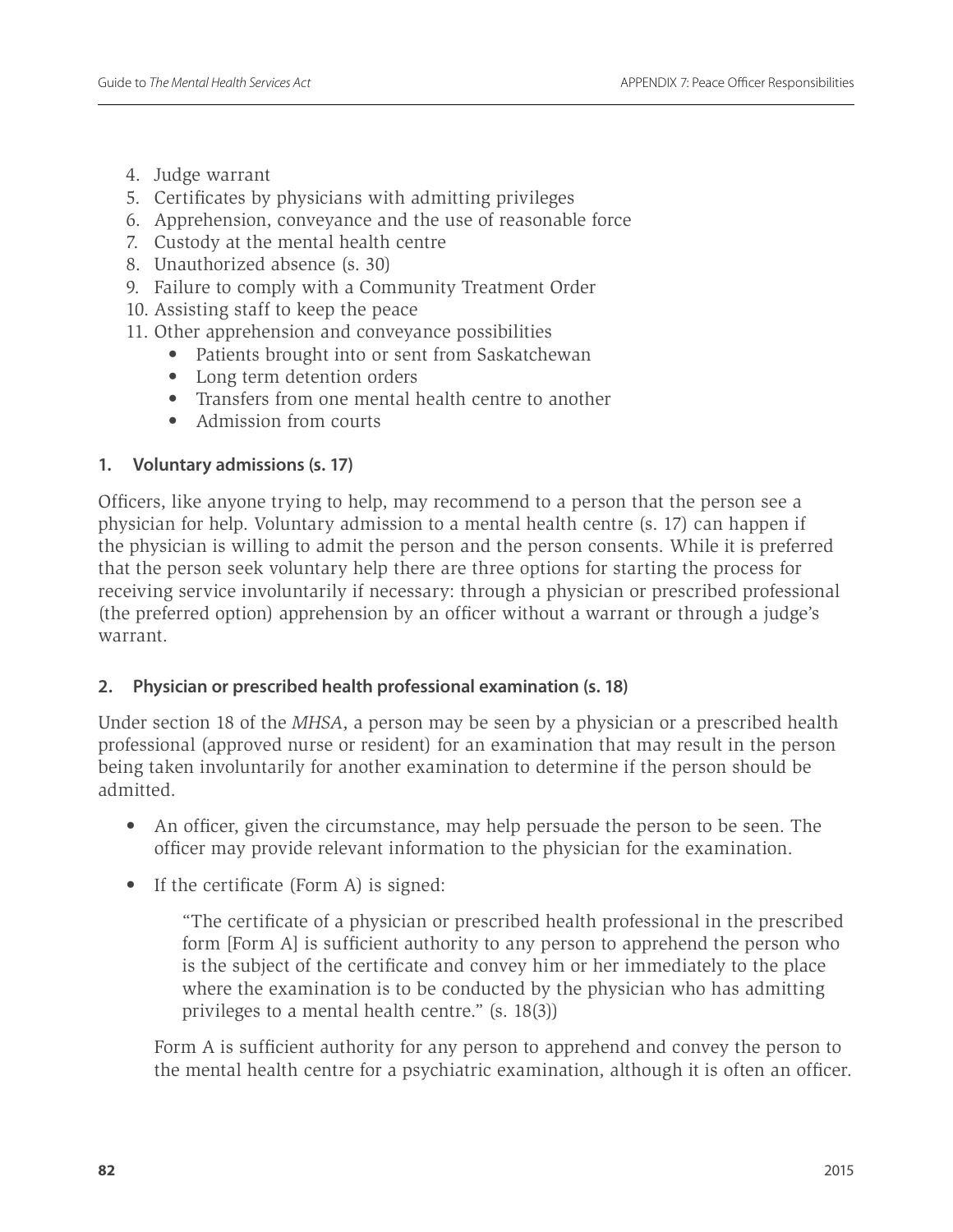4. Judge warrant
5. Certificates by physicians with admitting privileges
6. Apprehension, conveyance and the use of reasonable force
7. Custody at the mental health centre
8. Unauthorized absence (s. 30)
9. Failure to comply with a Community Treatment Order
10. Assisting staff to keep the peace
11. Other apprehension and conveyance possibilities
    - Patients brought into or sent from Saskatchewan
    - Long term detention orders
    - Transfers from one mental health centre to another
    - Admission from courts

### 1. Voluntary admissions (s. 17)

Officers, like anyone trying to help, may recommend to a person that the person see a physician for help. Voluntary admission to a mental health centre (s. 17) can happen if the physician is willing to admit the person and the person consents. While it is preferred that the person seek voluntary help there are three options for starting the process for receiving service involuntarily if necessary: through a physician or prescribed professional (the preferred option) apprehension by an officer without a warrant or through a judge's warrant.

### 2. Physician or prescribed health professional examination (s. 18)

Under section 18 of the *MHSA*, a person may be seen by a physician or a prescribed health professional (approved nurse or resident) for an examination that may result in the person being taken involuntarily for another examination to determine if the person should be admitted.

- An officer, given the circumstance, may help persuade the person to be seen. The officer may provide relevant information to the physician for the examination.
- If the certificate (Form A) is signed:

  > "The certificate of a physician or prescribed health professional in the prescribed form [Form A] is sufficient authority to any person to apprehend the person who is the subject of the certificate and convey him or her immediately to the place where the examination is to be conducted by the physician who has admitting privileges to a mental health centre." (s. 18(3))

  Form A is sufficient authority for any person to apprehend and convey the person to the mental health centre for a psychiatric examination, although it is often an officer.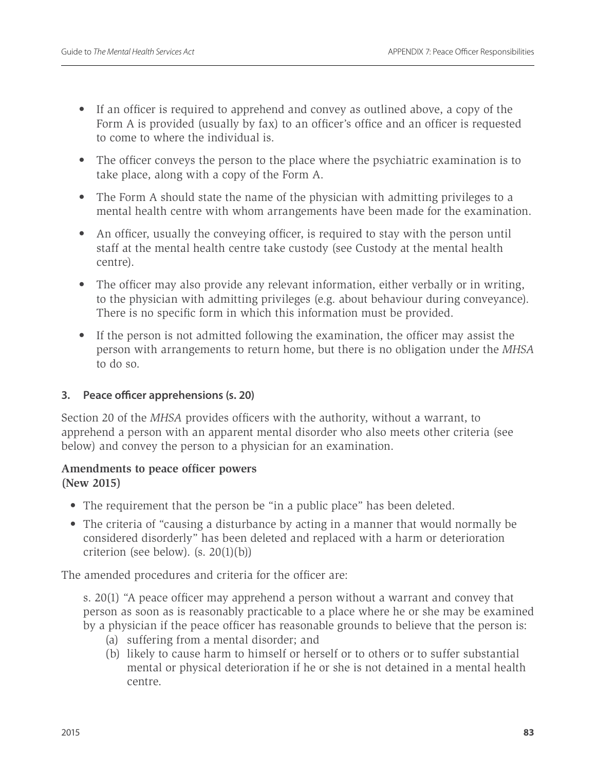- If an officer is required to apprehend and convey as outlined above, a copy of the Form A is provided (usually by fax) to an officer's office and an officer is requested to come to where the individual is.
- The officer conveys the person to the place where the psychiatric examination is to take place, along with a copy of the Form A.
- The Form A should state the name of the physician with admitting privileges to a mental health centre with whom arrangements have been made for the examination.
- An officer, usually the conveying officer, is required to stay with the person until staff at the mental health centre take custody (see Custody at the mental health centre).
- The officer may also provide any relevant information, either verbally or in writing, to the physician with admitting privileges (e.g. about behaviour during conveyance). There is no specific form in which this information must be provided.
- If the person is not admitted following the examination, the officer may assist the person with arrangements to return home, but there is no obligation under the *MHSA* to do so.

### 3. Peace officer apprehensions (s. 20)

Section 20 of the *MHSA* provides officers with the authority, without a warrant, to apprehend a person with an apparent mental disorder who also meets other criteria (see below) and convey the person to a physician for an examination.

**Amendments to peace officer powers (New 2015)**

- The requirement that the person be "in a public place" has been deleted.
- The criteria of "causing a disturbance by acting in a manner that would normally be considered disorderly" has been deleted and replaced with a harm or deterioration criterion (see below). (s. 20(1)(b))

The amended procedures and criteria for the officer are:

s. 20(1) "A peace officer may apprehend a person without a warrant and convey that person as soon as is reasonably practicable to a place where he or she may be examined by a physician if the peace officer has reasonable grounds to believe that the person is:

(a) suffering from a mental disorder; and
(b) likely to cause harm to himself or herself or to others or to suffer substantial mental or physical deterioration if he or she is not detained in a mental health centre.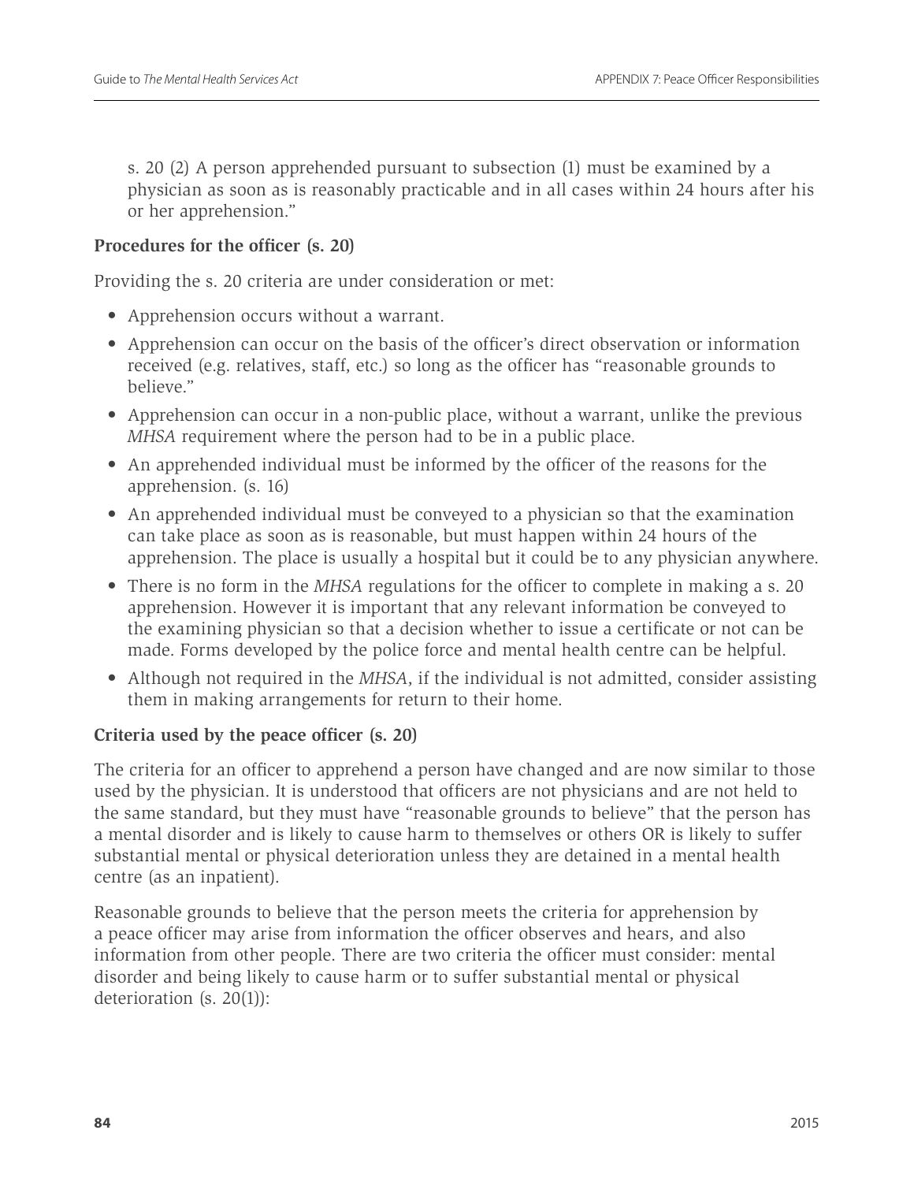s. 20 (2) A person apprehended pursuant to subsection (1) must be examined by a physician as soon as is reasonably practicable and in all cases within 24 hours after his or her apprehension."

**Procedures for the officer (s. 20)**

Providing the s. 20 criteria are under consideration or met:

- Apprehension occurs without a warrant.
- Apprehension can occur on the basis of the officer's direct observation or information received (e.g. relatives, staff, etc.) so long as the officer has "reasonable grounds to believe."
- Apprehension can occur in a non-public place, without a warrant, unlike the previous *MHSA* requirement where the person had to be in a public place.
- An apprehended individual must be informed by the officer of the reasons for the apprehension. (s. 16)
- An apprehended individual must be conveyed to a physician so that the examination can take place as soon as is reasonable, but must happen within 24 hours of the apprehension. The place is usually a hospital but it could be to any physician anywhere.
- There is no form in the *MHSA* regulations for the officer to complete in making a s. 20 apprehension. However it is important that any relevant information be conveyed to the examining physician so that a decision whether to issue a certificate or not can be made. Forms developed by the police force and mental health centre can be helpful.
- Although not required in the *MHSA*, if the individual is not admitted, consider assisting them in making arrangements for return to their home.

**Criteria used by the peace officer (s. 20)**

The criteria for an officer to apprehend a person have changed and are now similar to those used by the physician. It is understood that officers are not physicians and are not held to the same standard, but they must have "reasonable grounds to believe" that the person has a mental disorder and is likely to cause harm to themselves or others OR is likely to suffer substantial mental or physical deterioration unless they are detained in a mental health centre (as an inpatient).

Reasonable grounds to believe that the person meets the criteria for apprehension by a peace officer may arise from information the officer observes and hears, and also information from other people. There are two criteria the officer must consider: mental disorder and being likely to cause harm or to suffer substantial mental or physical deterioration (s. 20(1)):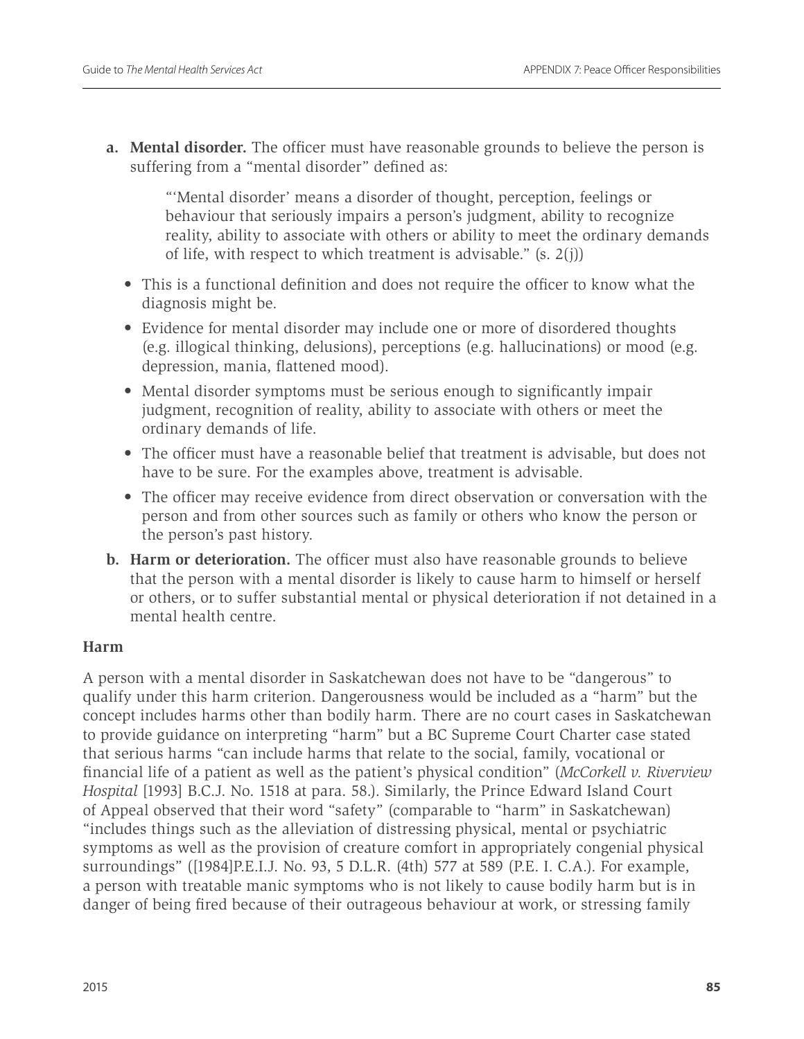**a. Mental disorder.** The officer must have reasonable grounds to believe the person is suffering from a "mental disorder" defined as:

> "'Mental disorder' means a disorder of thought, perception, feelings or behaviour that seriously impairs a person's judgment, ability to recognize reality, ability to associate with others or ability to meet the ordinary demands of life, with respect to which treatment is advisable." (s. 2(j))

- This is a functional definition and does not require the officer to know what the diagnosis might be.
- Evidence for mental disorder may include one or more of disordered thoughts (e.g. illogical thinking, delusions), perceptions (e.g. hallucinations) or mood (e.g. depression, mania, flattened mood).
- Mental disorder symptoms must be serious enough to significantly impair judgment, recognition of reality, ability to associate with others or meet the ordinary demands of life.
- The officer must have a reasonable belief that treatment is advisable, but does not have to be sure. For the examples above, treatment is advisable.
- The officer may receive evidence from direct observation or conversation with the person and from other sources such as family or others who know the person or the person's past history.

**b. Harm or deterioration.** The officer must also have reasonable grounds to believe that the person with a mental disorder is likely to cause harm to himself or herself or others, or to suffer substantial mental or physical deterioration if not detained in a mental health centre.

### Harm

A person with a mental disorder in Saskatchewan does not have to be "dangerous" to qualify under this harm criterion. Dangerousness would be included as a "harm" but the concept includes harms other than bodily harm. There are no court cases in Saskatchewan to provide guidance on interpreting "harm" but a BC Supreme Court Charter case stated that serious harms "can include harms that relate to the social, family, vocational or financial life of a patient as well as the patient's physical condition" (*McCorkell v. Riverview Hospital* [1993] B.C.J. No. 1518 at para. 58.). Similarly, the Prince Edward Island Court of Appeal observed that their word "safety" (comparable to "harm" in Saskatchewan) "includes things such as the alleviation of distressing physical, mental or psychiatric symptoms as well as the provision of creature comfort in appropriately congenial physical surroundings" ([1984]P.E.I.J. No. 93, 5 D.L.R. (4th) 577 at 589 (P.E. I. C.A.). For example, a person with treatable manic symptoms who is not likely to cause bodily harm but is in danger of being fired because of their outrageous behaviour at work, or stressing family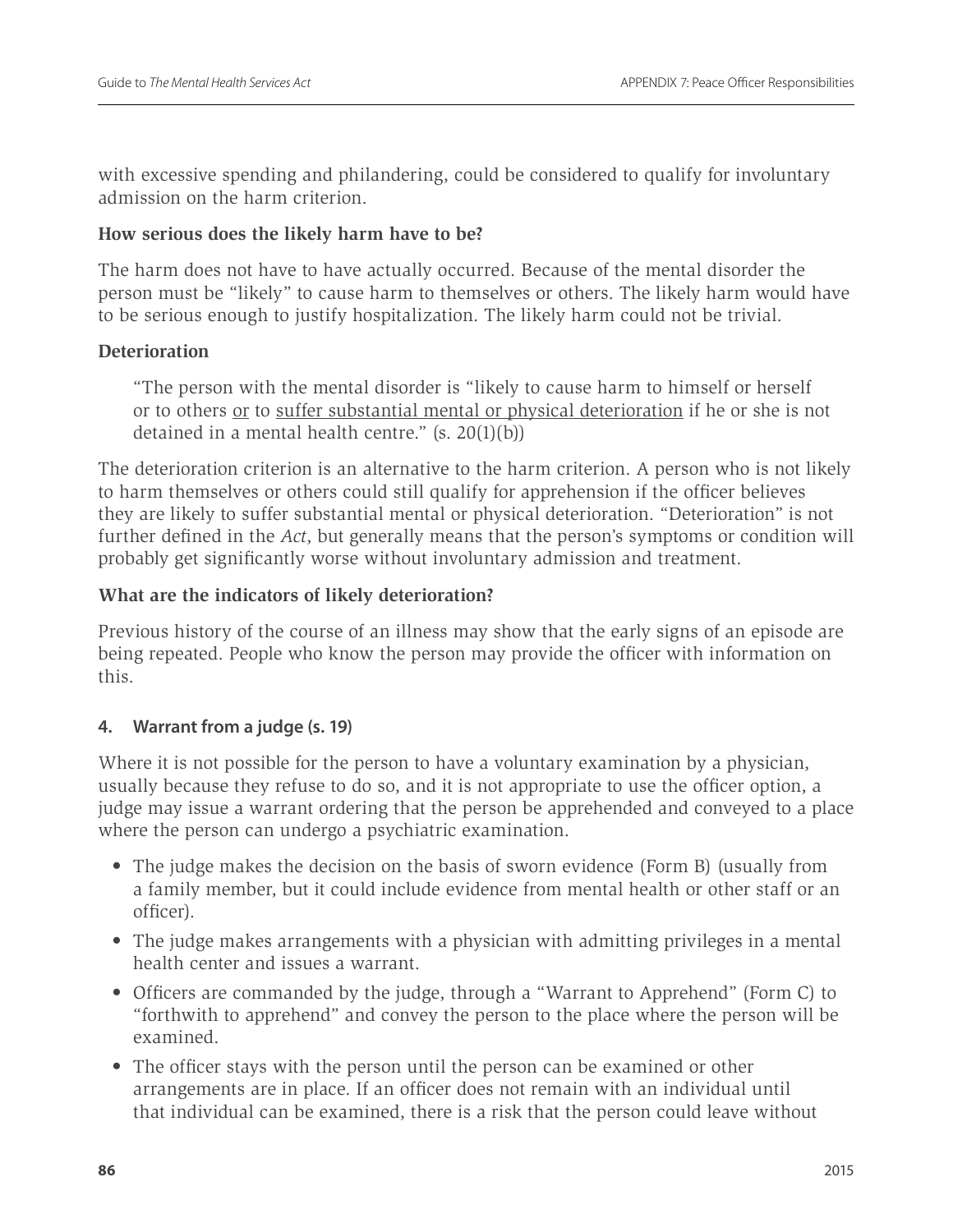with excessive spending and philandering, could be considered to qualify for involuntary admission on the harm criterion.

**How serious does the likely harm have to be?**

The harm does not have to have actually occurred. Because of the mental disorder the person must be "likely" to cause harm to themselves or others. The likely harm would have to be serious enough to justify hospitalization. The likely harm could not be trivial.

**Deterioration**

> "The person with the mental disorder is "likely to cause harm to himself or herself or to others <u>or</u> to <u>suffer substantial mental or physical deterioration</u> if he or she is not detained in a mental health centre." (s. 20(1)(b))

The deterioration criterion is an alternative to the harm criterion. A person who is not likely to harm themselves or others could still qualify for apprehension if the officer believes they are likely to suffer substantial mental or physical deterioration. "Deterioration" is not further defined in the *Act*, but generally means that the person's symptoms or condition will probably get significantly worse without involuntary admission and treatment.

**What are the indicators of likely deterioration?**

Previous history of the course of an illness may show that the early signs of an episode are being repeated. People who know the person may provide the officer with information on this.

#### 4. Warrant from a judge (s. 19)

Where it is not possible for the person to have a voluntary examination by a physician, usually because they refuse to do so, and it is not appropriate to use the officer option, a judge may issue a warrant ordering that the person be apprehended and conveyed to a place where the person can undergo a psychiatric examination.

- The judge makes the decision on the basis of sworn evidence (Form B) (usually from a family member, but it could include evidence from mental health or other staff or an officer).
- The judge makes arrangements with a physician with admitting privileges in a mental health center and issues a warrant.
- Officers are commanded by the judge, through a "Warrant to Apprehend" (Form C) to "forthwith to apprehend" and convey the person to the place where the person will be examined.
- The officer stays with the person until the person can be examined or other arrangements are in place. If an officer does not remain with an individual until that individual can be examined, there is a risk that the person could leave without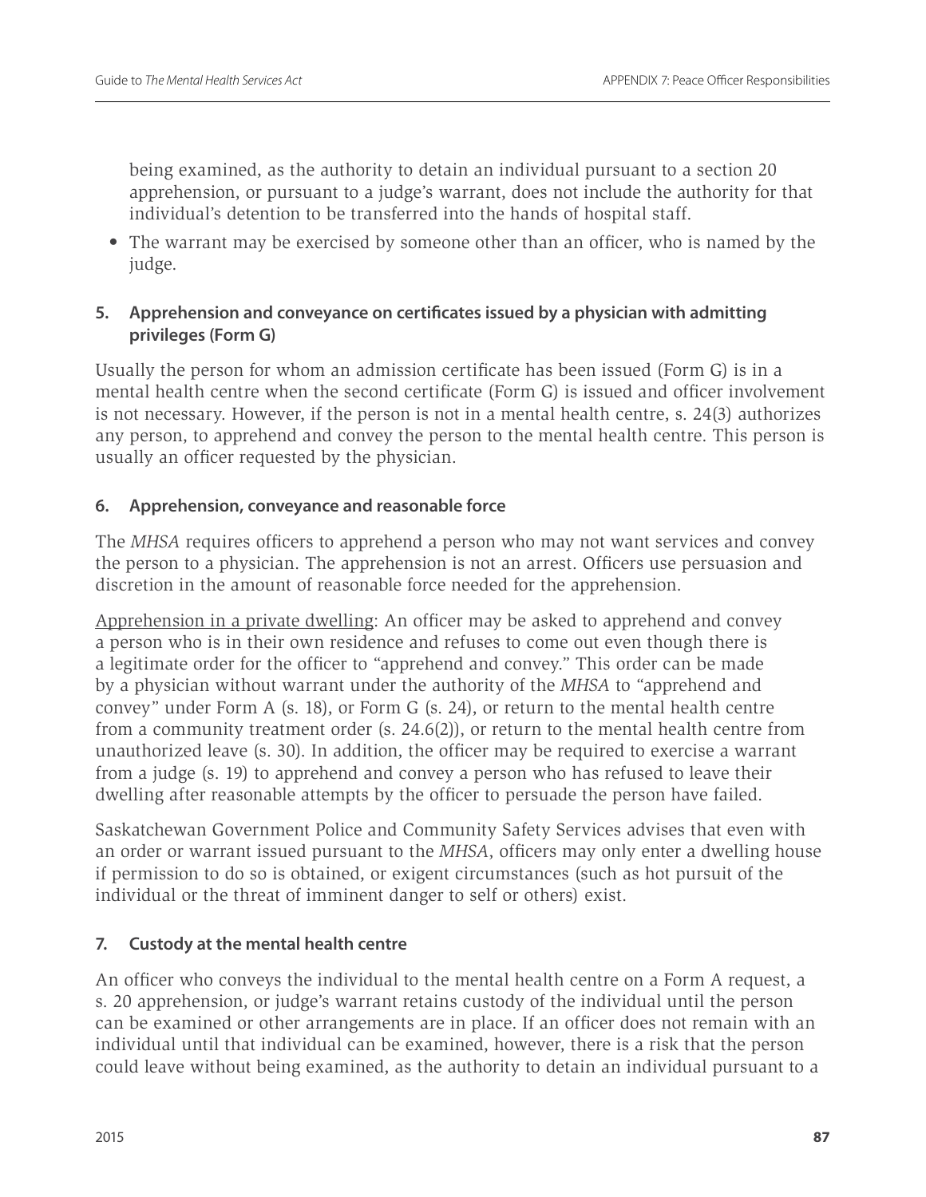being examined, as the authority to detain an individual pursuant to a section 20 apprehension, or pursuant to a judge's warrant, does not include the authority for that individual's detention to be transferred into the hands of hospital staff.

- The warrant may be exercised by someone other than an officer, who is named by the judge.

### 5. Apprehension and conveyance on certificates issued by a physician with admitting privileges (Form G)

Usually the person for whom an admission certificate has been issued (Form G) is in a mental health centre when the second certificate (Form G) is issued and officer involvement is not necessary. However, if the person is not in a mental health centre, s. 24(3) authorizes any person, to apprehend and convey the person to the mental health centre. This person is usually an officer requested by the physician.

### 6. Apprehension, conveyance and reasonable force

The *MHSA* requires officers to apprehend a person who may not want services and convey the person to a physician. The apprehension is not an arrest. Officers use persuasion and discretion in the amount of reasonable force needed for the apprehension.

Apprehension in a private dwelling: An officer may be asked to apprehend and convey a person who is in their own residence and refuses to come out even though there is a legitimate order for the officer to "apprehend and convey." This order can be made by a physician without warrant under the authority of the *MHSA* to "apprehend and convey" under Form A (s. 18), or Form G (s. 24), or return to the mental health centre from a community treatment order (s. 24.6(2)), or return to the mental health centre from unauthorized leave (s. 30). In addition, the officer may be required to exercise a warrant from a judge (s. 19) to apprehend and convey a person who has refused to leave their dwelling after reasonable attempts by the officer to persuade the person have failed.

Saskatchewan Government Police and Community Safety Services advises that even with an order or warrant issued pursuant to the *MHSA*, officers may only enter a dwelling house if permission to do so is obtained, or exigent circumstances (such as hot pursuit of the individual or the threat of imminent danger to self or others) exist.

### 7. Custody at the mental health centre

An officer who conveys the individual to the mental health centre on a Form A request, a s. 20 apprehension, or judge's warrant retains custody of the individual until the person can be examined or other arrangements are in place. If an officer does not remain with an individual until that individual can be examined, however, there is a risk that the person could leave without being examined, as the authority to detain an individual pursuant to a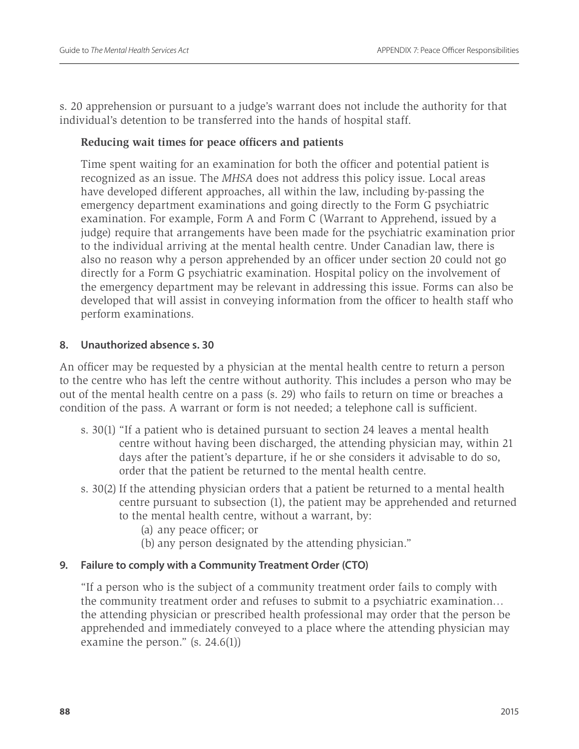s. 20 apprehension or pursuant to a judge's warrant does not include the authority for that individual's detention to be transferred into the hands of hospital staff.

**Reducing wait times for peace officers and patients**

Time spent waiting for an examination for both the officer and potential patient is recognized as an issue. The *MHSA* does not address this policy issue. Local areas have developed different approaches, all within the law, including by-passing the emergency department examinations and going directly to the Form G psychiatric examination. For example, Form A and Form C (Warrant to Apprehend, issued by a judge) require that arrangements have been made for the psychiatric examination prior to the individual arriving at the mental health centre. Under Canadian law, there is also no reason why a person apprehended by an officer under section 20 could not go directly for a Form G psychiatric examination. Hospital policy on the involvement of the emergency department may be relevant in addressing this issue. Forms can also be developed that will assist in conveying information from the officer to health staff who perform examinations.

### 8. Unauthorized absence s. 30

An officer may be requested by a physician at the mental health centre to return a person to the centre who has left the centre without authority. This includes a person who may be out of the mental health centre on a pass (s. 29) who fails to return on time or breaches a condition of the pass. A warrant or form is not needed; a telephone call is sufficient.

s. 30(1) "If a patient who is detained pursuant to section 24 leaves a mental health centre without having been discharged, the attending physician may, within 21 days after the patient's departure, if he or she considers it advisable to do so, order that the patient be returned to the mental health centre.

s. 30(2) If the attending physician orders that a patient be returned to a mental health centre pursuant to subsection (1), the patient may be apprehended and returned to the mental health centre, without a warrant, by:

(a) any peace officer; or
(b) any person designated by the attending physician."

### 9. Failure to comply with a Community Treatment Order (CTO)

"If a person who is the subject of a community treatment order fails to comply with the community treatment order and refuses to submit to a psychiatric examination… the attending physician or prescribed health professional may order that the person be apprehended and immediately conveyed to a place where the attending physician may examine the person." (s. 24.6(1))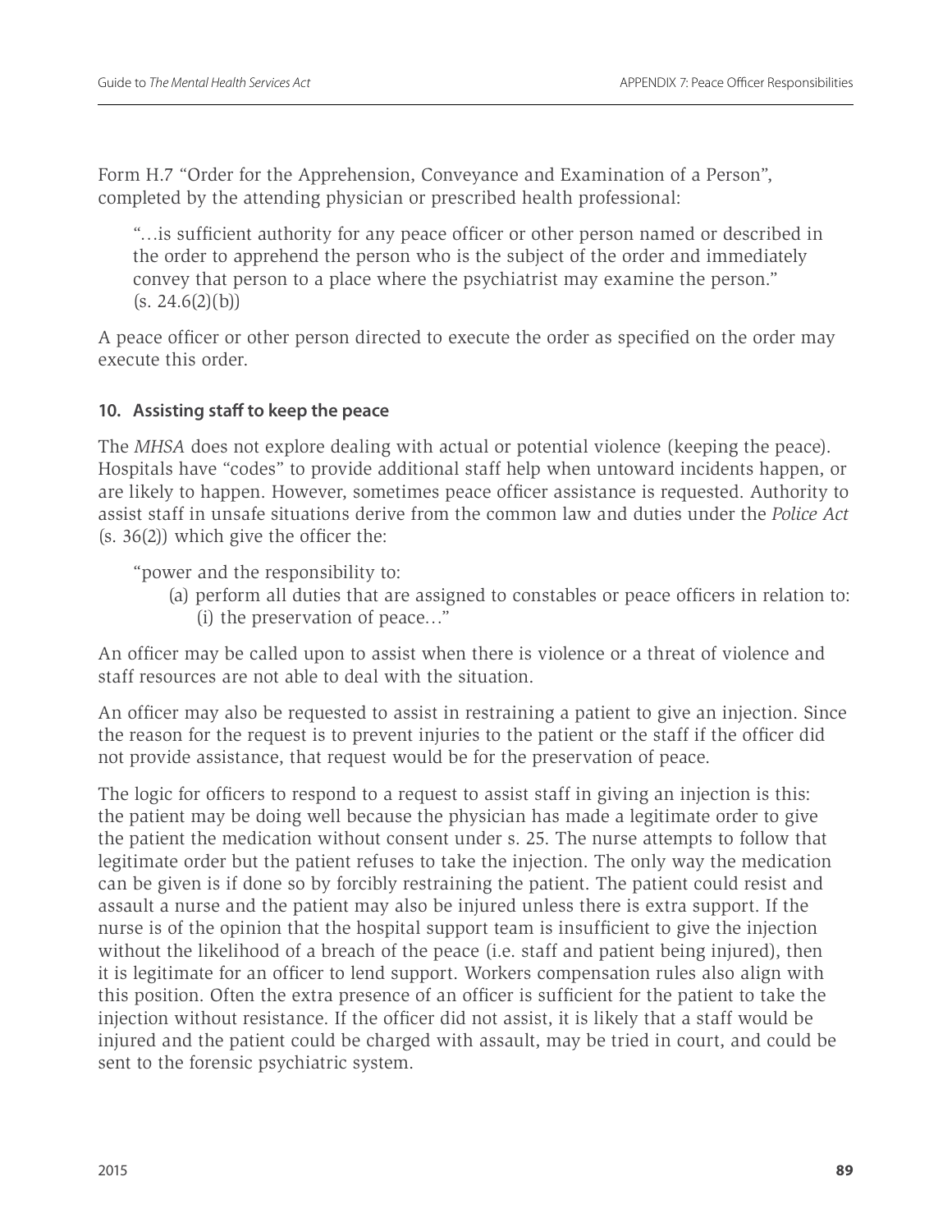Form H.7 "Order for the Apprehension, Conveyance and Examination of a Person", completed by the attending physician or prescribed health professional:

> "…is sufficient authority for any peace officer or other person named or described in the order to apprehend the person who is the subject of the order and immediately convey that person to a place where the psychiatrist may examine the person." (s. 24.6(2)(b))

A peace officer or other person directed to execute the order as specified on the order may execute this order.

#### 10. Assisting staff to keep the peace

The *MHSA* does not explore dealing with actual or potential violence (keeping the peace). Hospitals have "codes" to provide additional staff help when untoward incidents happen, or are likely to happen. However, sometimes peace officer assistance is requested. Authority to assist staff in unsafe situations derive from the common law and duties under the *Police Act* (s. 36(2)) which give the officer the:

> "power and the responsibility to:
>
> (a) perform all duties that are assigned to constables or peace officers in relation to:
>
> (i) the preservation of peace…"

An officer may be called upon to assist when there is violence or a threat of violence and staff resources are not able to deal with the situation.

An officer may also be requested to assist in restraining a patient to give an injection. Since the reason for the request is to prevent injuries to the patient or the staff if the officer did not provide assistance, that request would be for the preservation of peace.

The logic for officers to respond to a request to assist staff in giving an injection is this: the patient may be doing well because the physician has made a legitimate order to give the patient the medication without consent under s. 25. The nurse attempts to follow that legitimate order but the patient refuses to take the injection. The only way the medication can be given is if done so by forcibly restraining the patient. The patient could resist and assault a nurse and the patient may also be injured unless there is extra support. If the nurse is of the opinion that the hospital support team is insufficient to give the injection without the likelihood of a breach of the peace (i.e. staff and patient being injured), then it is legitimate for an officer to lend support. Workers compensation rules also align with this position. Often the extra presence of an officer is sufficient for the patient to take the injection without resistance. If the officer did not assist, it is likely that a staff would be injured and the patient could be charged with assault, may be tried in court, and could be sent to the forensic psychiatric system.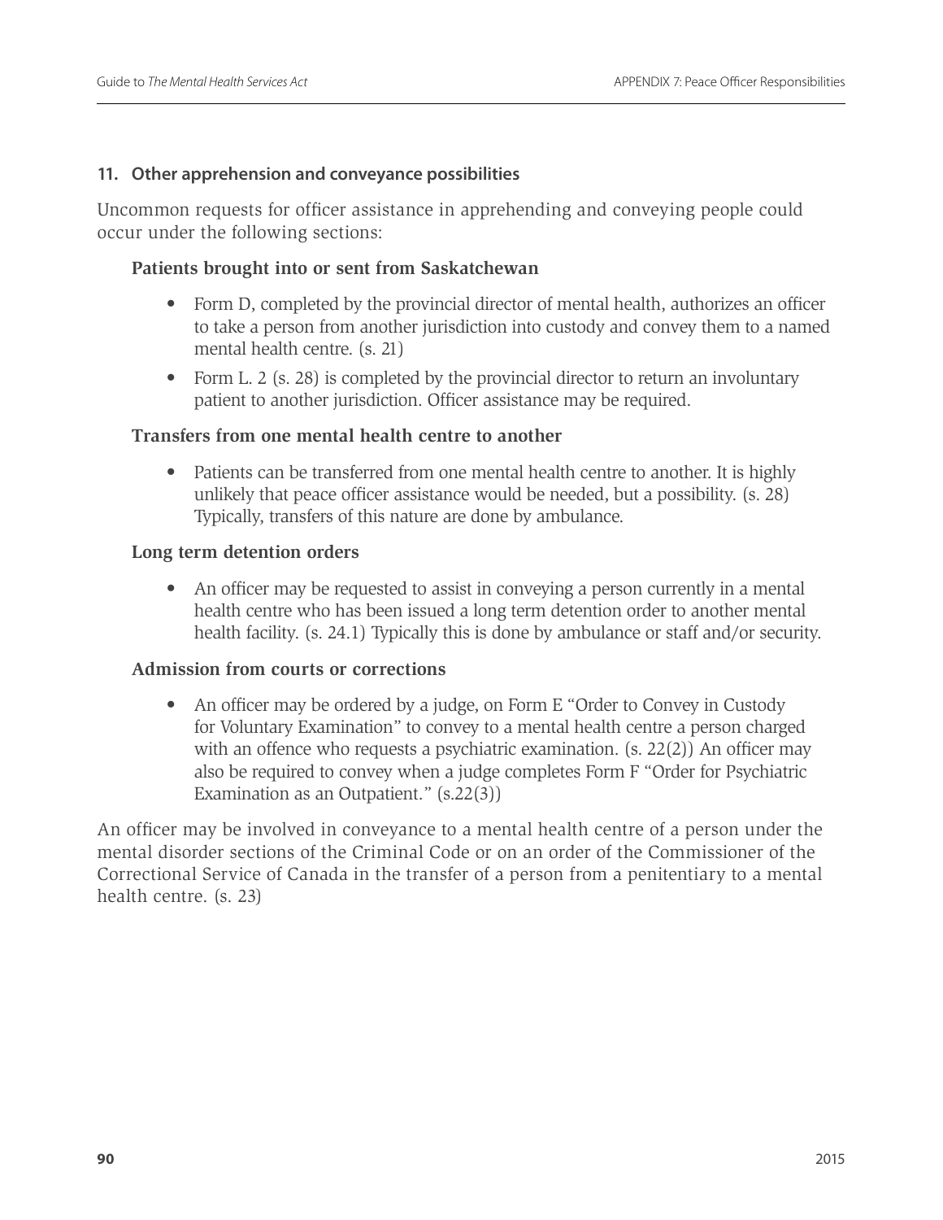### 11. Other apprehension and conveyance possibilities

Uncommon requests for officer assistance in apprehending and conveying people could occur under the following sections:

**Patients brought into or sent from Saskatchewan**

- Form D, completed by the provincial director of mental health, authorizes an officer to take a person from another jurisdiction into custody and convey them to a named mental health centre. (s. 21)
- Form L. 2 (s. 28) is completed by the provincial director to return an involuntary patient to another jurisdiction. Officer assistance may be required.

**Transfers from one mental health centre to another**

- Patients can be transferred from one mental health centre to another. It is highly unlikely that peace officer assistance would be needed, but a possibility. (s. 28) Typically, transfers of this nature are done by ambulance.

**Long term detention orders**

- An officer may be requested to assist in conveying a person currently in a mental health centre who has been issued a long term detention order to another mental health facility. (s. 24.1) Typically this is done by ambulance or staff and/or security.

**Admission from courts or corrections**

- An officer may be ordered by a judge, on Form E "Order to Convey in Custody for Voluntary Examination" to convey to a mental health centre a person charged with an offence who requests a psychiatric examination. (s. 22(2)) An officer may also be required to convey when a judge completes Form F "Order for Psychiatric Examination as an Outpatient." (s.22(3))

An officer may be involved in conveyance to a mental health centre of a person under the mental disorder sections of the Criminal Code or on an order of the Commissioner of the Correctional Service of Canada in the transfer of a person from a penitentiary to a mental health centre. (s. 23)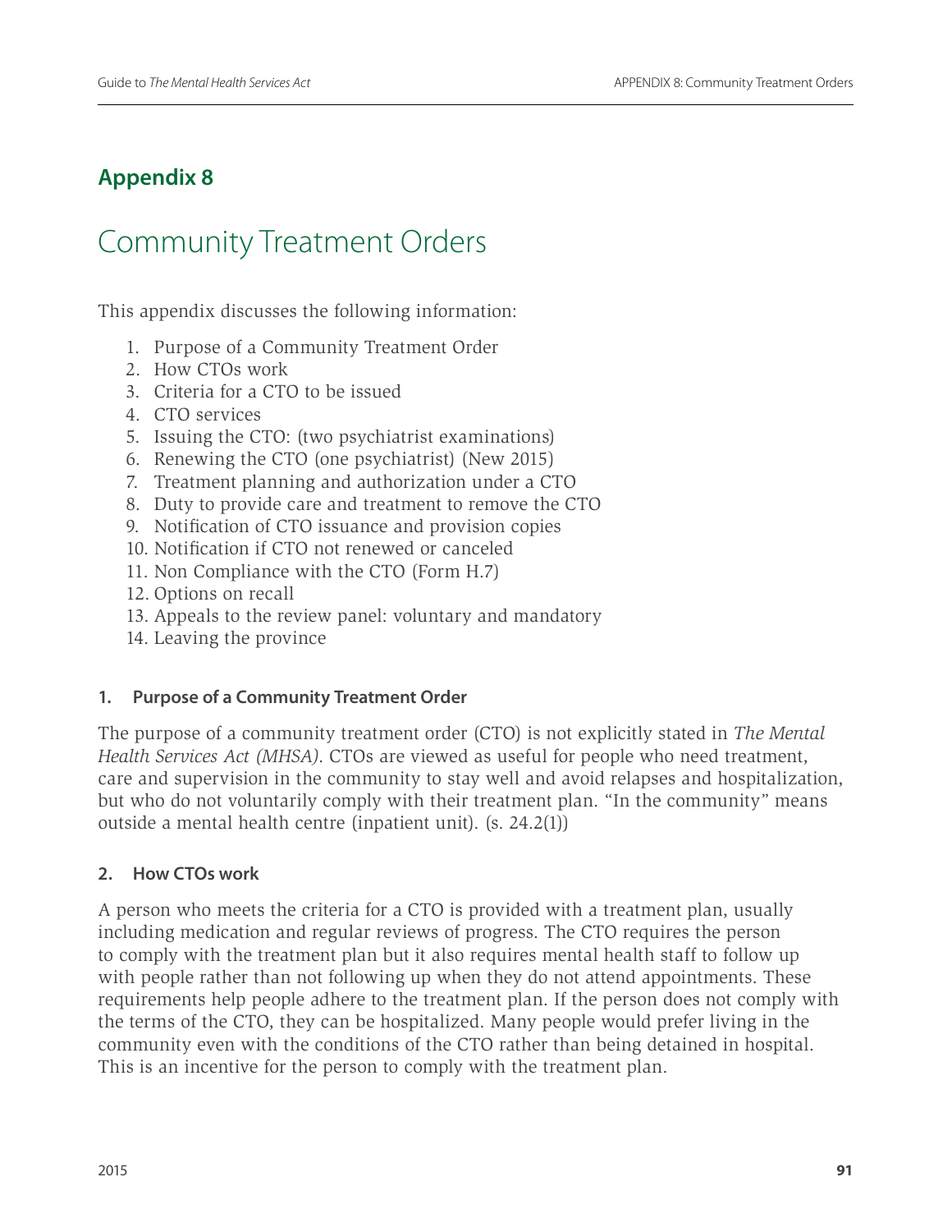## Appendix 8

# Community Treatment Orders

This appendix discusses the following information:

1. Purpose of a Community Treatment Order
2. How CTOs work
3. Criteria for a CTO to be issued
4. CTO services
5. Issuing the CTO: (two psychiatrist examinations)
6. Renewing the CTO (one psychiatrist) (New 2015)
7. Treatment planning and authorization under a CTO
8. Duty to provide care and treatment to remove the CTO
9. Notification of CTO issuance and provision copies
10. Notification if CTO not renewed or canceled
11. Non Compliance with the CTO (Form H.7)
12. Options on recall
13. Appeals to the review panel: voluntary and mandatory
14. Leaving the province

### 1. Purpose of a Community Treatment Order

The purpose of a community treatment order (CTO) is not explicitly stated in *The Mental Health Services Act (MHSA)*. CTOs are viewed as useful for people who need treatment, care and supervision in the community to stay well and avoid relapses and hospitalization, but who do not voluntarily comply with their treatment plan. "In the community" means outside a mental health centre (inpatient unit). (s. 24.2(1))

### 2. How CTOs work

A person who meets the criteria for a CTO is provided with a treatment plan, usually including medication and regular reviews of progress. The CTO requires the person to comply with the treatment plan but it also requires mental health staff to follow up with people rather than not following up when they do not attend appointments. These requirements help people adhere to the treatment plan. If the person does not comply with the terms of the CTO, they can be hospitalized. Many people would prefer living in the community even with the conditions of the CTO rather than being detained in hospital. This is an incentive for the person to comply with the treatment plan.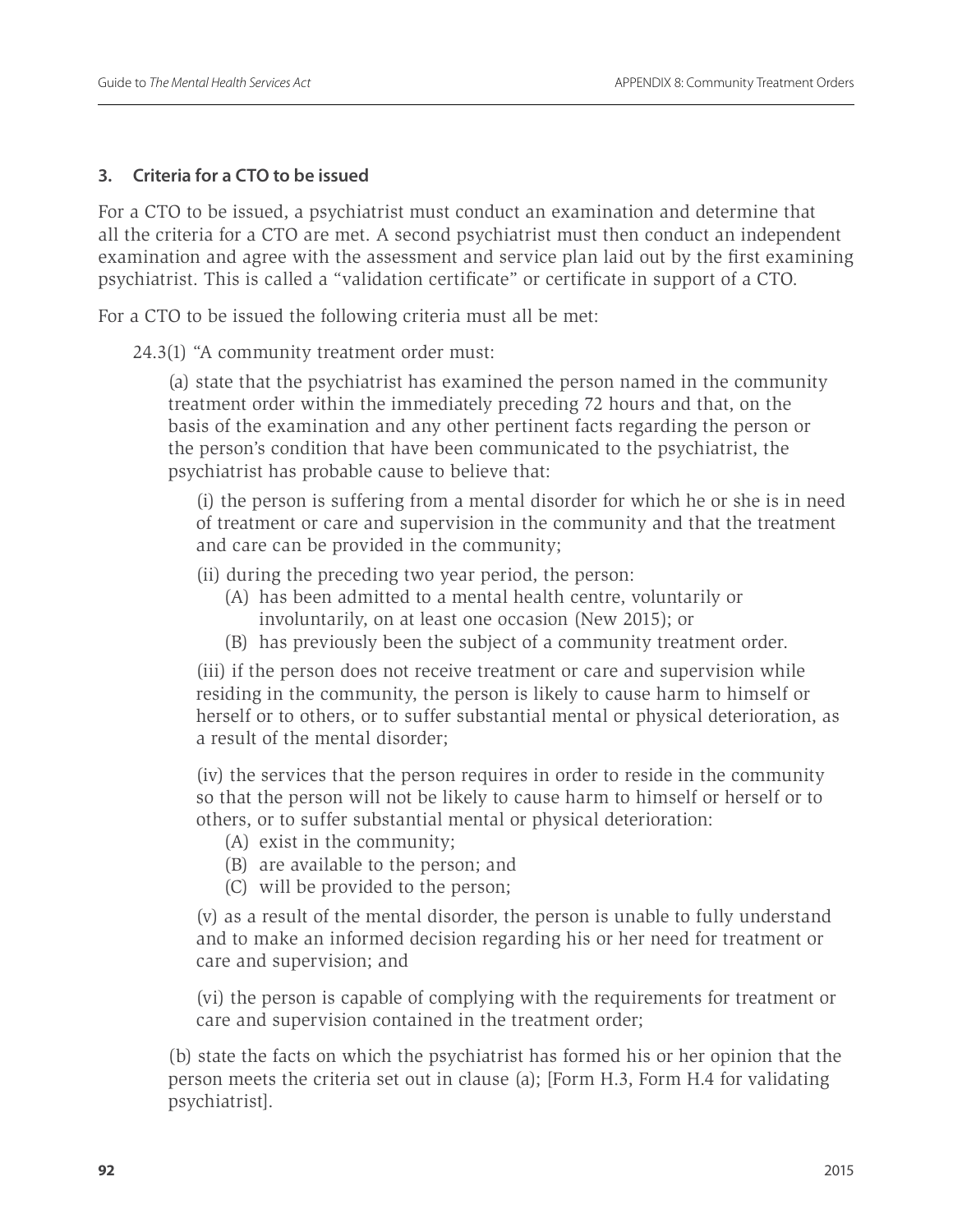### 3. Criteria for a CTO to be issued

For a CTO to be issued, a psychiatrist must conduct an examination and determine that all the criteria for a CTO are met. A second psychiatrist must then conduct an independent examination and agree with the assessment and service plan laid out by the first examining psychiatrist. This is called a "validation certificate" or certificate in support of a CTO.

For a CTO to be issued the following criteria must all be met:

24.3(1) "A community treatment order must:

(a) state that the psychiatrist has examined the person named in the community treatment order within the immediately preceding 72 hours and that, on the basis of the examination and any other pertinent facts regarding the person or the person's condition that have been communicated to the psychiatrist, the psychiatrist has probable cause to believe that:

(i) the person is suffering from a mental disorder for which he or she is in need of treatment or care and supervision in the community and that the treatment and care can be provided in the community;

(ii) during the preceding two year period, the person:

(A) has been admitted to a mental health centre, voluntarily or involuntarily, on at least one occasion (New 2015); or

(B) has previously been the subject of a community treatment order.

(iii) if the person does not receive treatment or care and supervision while residing in the community, the person is likely to cause harm to himself or herself or to others, or to suffer substantial mental or physical deterioration, as a result of the mental disorder;

(iv) the services that the person requires in order to reside in the community so that the person will not be likely to cause harm to himself or herself or to others, or to suffer substantial mental or physical deterioration:

(A) exist in the community;

(B) are available to the person; and

(C) will be provided to the person;

(v) as a result of the mental disorder, the person is unable to fully understand and to make an informed decision regarding his or her need for treatment or care and supervision; and

(vi) the person is capable of complying with the requirements for treatment or care and supervision contained in the treatment order;

(b) state the facts on which the psychiatrist has formed his or her opinion that the person meets the criteria set out in clause (a); [Form H.3, Form H.4 for validating psychiatrist].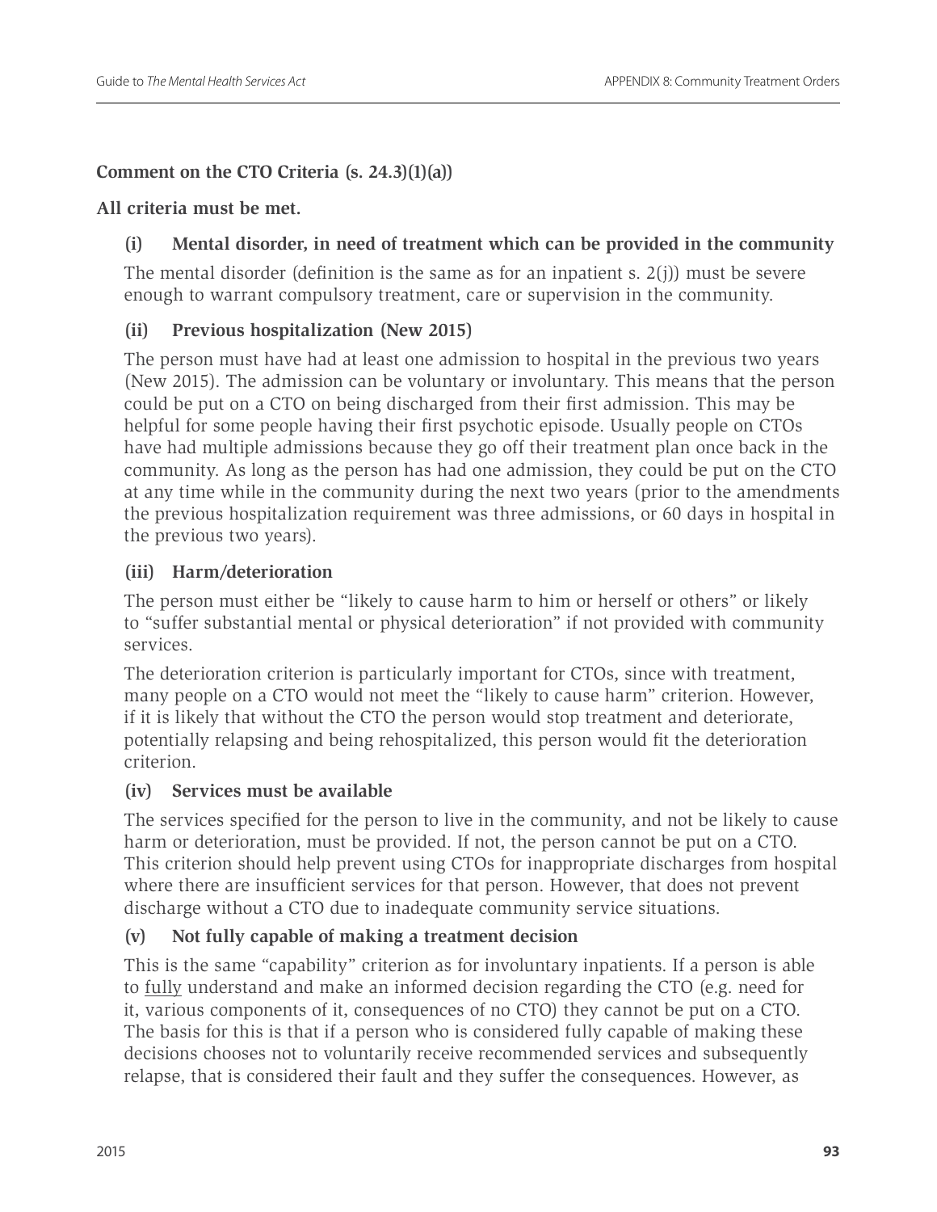**Comment on the CTO Criteria (s. 24.3)(1)(a))**

**All criteria must be met.**

**(i) Mental disorder, in need of treatment which can be provided in the community**

The mental disorder (definition is the same as for an inpatient s. 2(j)) must be severe enough to warrant compulsory treatment, care or supervision in the community.

**(ii) Previous hospitalization (New 2015)**

The person must have had at least one admission to hospital in the previous two years (New 2015). The admission can be voluntary or involuntary. This means that the person could be put on a CTO on being discharged from their first admission. This may be helpful for some people having their first psychotic episode. Usually people on CTOs have had multiple admissions because they go off their treatment plan once back in the community. As long as the person has had one admission, they could be put on the CTO at any time while in the community during the next two years (prior to the amendments the previous hospitalization requirement was three admissions, or 60 days in hospital in the previous two years).

**(iii) Harm/deterioration**

The person must either be "likely to cause harm to him or herself or others" or likely to "suffer substantial mental or physical deterioration" if not provided with community services.

The deterioration criterion is particularly important for CTOs, since with treatment, many people on a CTO would not meet the "likely to cause harm" criterion. However, if it is likely that without the CTO the person would stop treatment and deteriorate, potentially relapsing and being rehospitalized, this person would fit the deterioration criterion.

**(iv) Services must be available**

The services specified for the person to live in the community, and not be likely to cause harm or deterioration, must be provided. If not, the person cannot be put on a CTO. This criterion should help prevent using CTOs for inappropriate discharges from hospital where there are insufficient services for that person. However, that does not prevent discharge without a CTO due to inadequate community service situations.

**(v) Not fully capable of making a treatment decision**

This is the same "capability" criterion as for involuntary inpatients. If a person is able to <u>fully</u> understand and make an informed decision regarding the CTO (e.g. need for it, various components of it, consequences of no CTO) they cannot be put on a CTO. The basis for this is that if a person who is considered fully capable of making these decisions chooses not to voluntarily receive recommended services and subsequently relapse, that is considered their fault and they suffer the consequences. However, as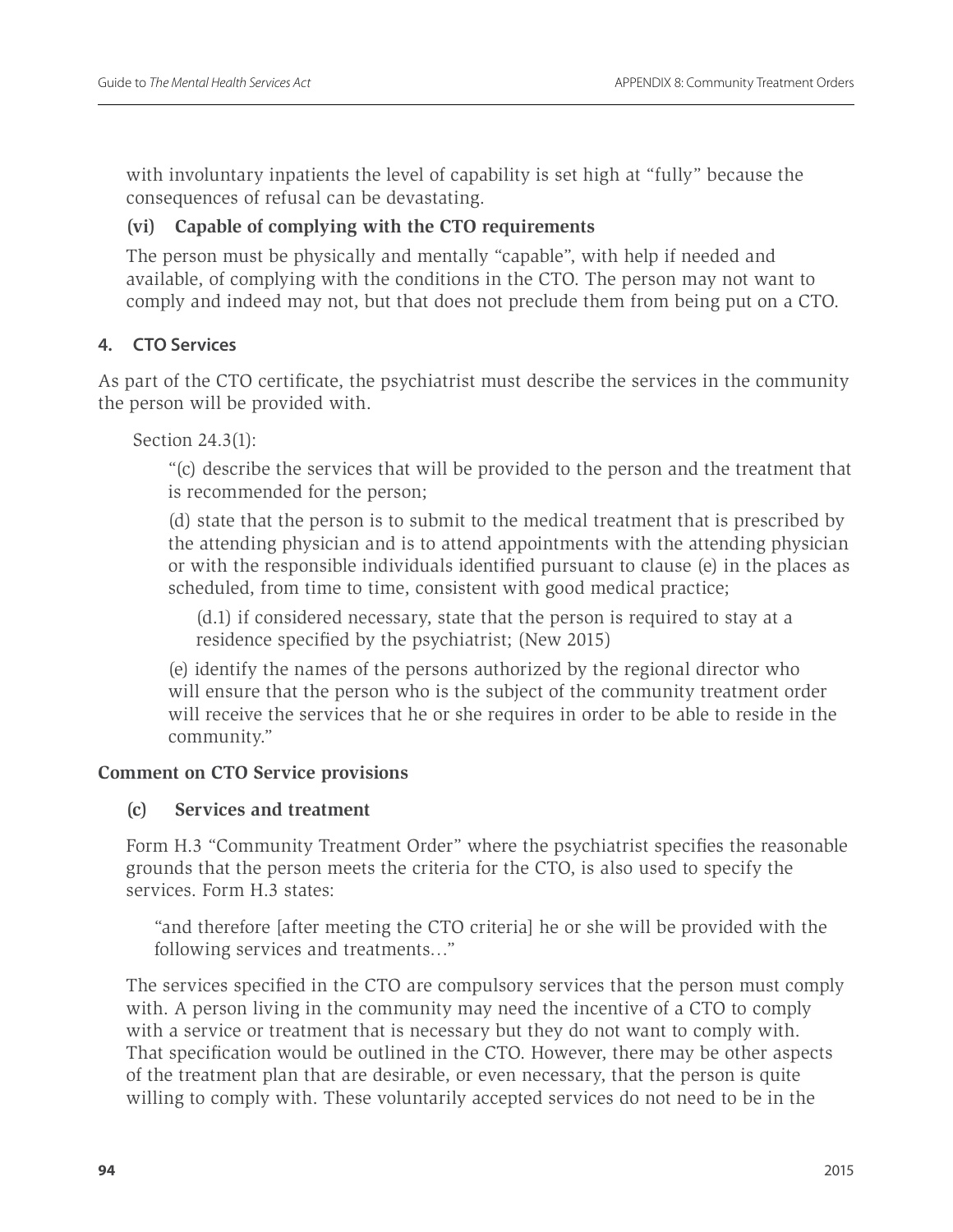with involuntary inpatients the level of capability is set high at "fully" because the consequences of refusal can be devastating.

**(vi) Capable of complying with the CTO requirements**

The person must be physically and mentally "capable", with help if needed and available, of complying with the conditions in the CTO. The person may not want to comply and indeed may not, but that does not preclude them from being put on a CTO.

### 4. CTO Services

As part of the CTO certificate, the psychiatrist must describe the services in the community the person will be provided with.

Section 24.3(1):

"(c) describe the services that will be provided to the person and the treatment that is recommended for the person;

(d) state that the person is to submit to the medical treatment that is prescribed by the attending physician and is to attend appointments with the attending physician or with the responsible individuals identified pursuant to clause (e) in the places as scheduled, from time to time, consistent with good medical practice;

(d.1) if considered necessary, state that the person is required to stay at a residence specified by the psychiatrist; (New 2015)

(e) identify the names of the persons authorized by the regional director who will ensure that the person who is the subject of the community treatment order will receive the services that he or she requires in order to be able to reside in the community."

**Comment on CTO Service provisions**

**(c) Services and treatment**

Form H.3 "Community Treatment Order" where the psychiatrist specifies the reasonable grounds that the person meets the criteria for the CTO, is also used to specify the services. Form H.3 states:

"and therefore [after meeting the CTO criteria] he or she will be provided with the following services and treatments…"

The services specified in the CTO are compulsory services that the person must comply with. A person living in the community may need the incentive of a CTO to comply with a service or treatment that is necessary but they do not want to comply with. That specification would be outlined in the CTO. However, there may be other aspects of the treatment plan that are desirable, or even necessary, that the person is quite willing to comply with. These voluntarily accepted services do not need to be in the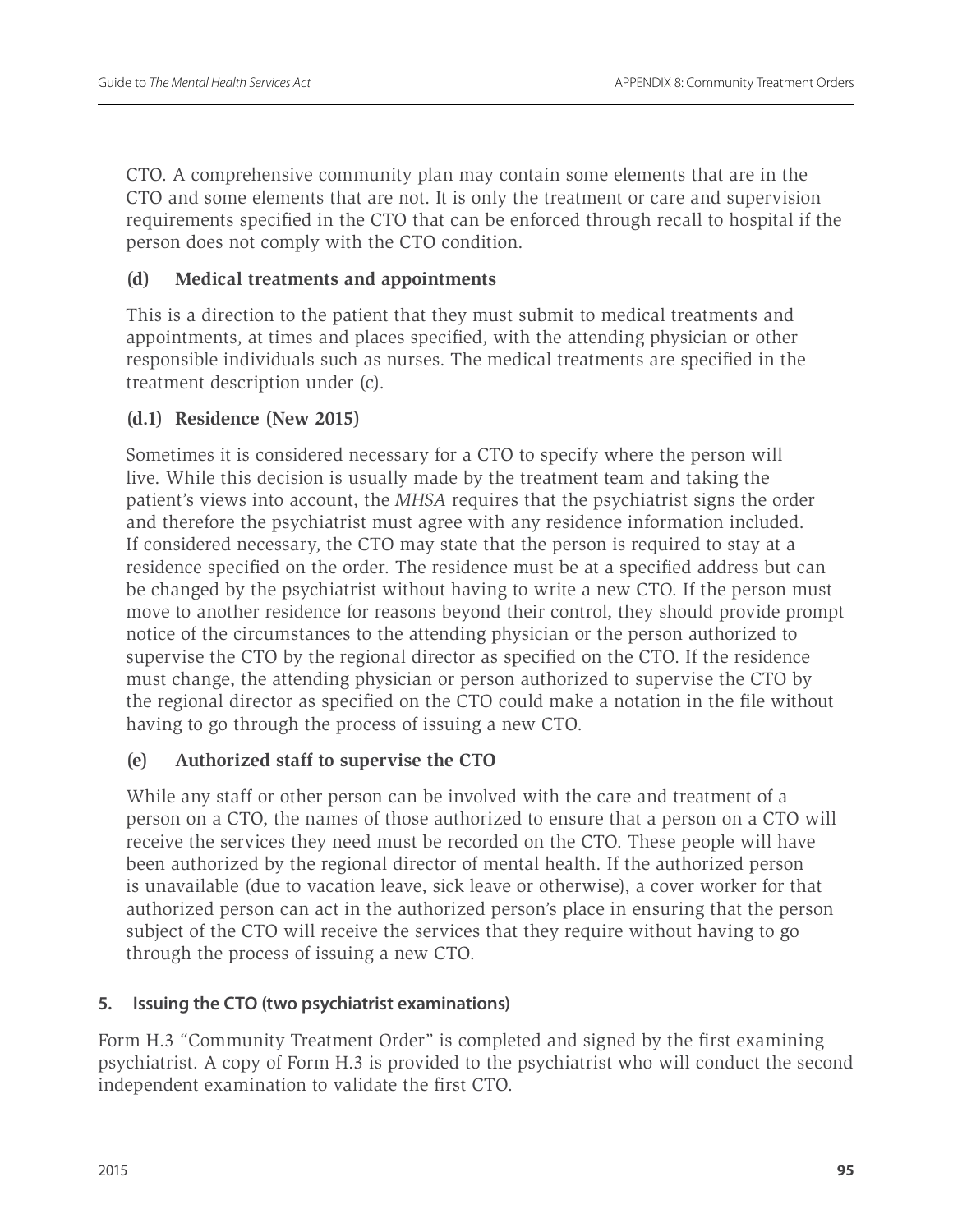CTO. A comprehensive community plan may contain some elements that are in the CTO and some elements that are not. It is only the treatment or care and supervision requirements specified in the CTO that can be enforced through recall to hospital if the person does not comply with the CTO condition.

### (d) Medical treatments and appointments

This is a direction to the patient that they must submit to medical treatments and appointments, at times and places specified, with the attending physician or other responsible individuals such as nurses. The medical treatments are specified in the treatment description under (c).

### (d.1) Residence (New 2015)

Sometimes it is considered necessary for a CTO to specify where the person will live. While this decision is usually made by the treatment team and taking the patient's views into account, the *MHSA* requires that the psychiatrist signs the order and therefore the psychiatrist must agree with any residence information included. If considered necessary, the CTO may state that the person is required to stay at a residence specified on the order. The residence must be at a specified address but can be changed by the psychiatrist without having to write a new CTO. If the person must move to another residence for reasons beyond their control, they should provide prompt notice of the circumstances to the attending physician or the person authorized to supervise the CTO by the regional director as specified on the CTO. If the residence must change, the attending physician or person authorized to supervise the CTO by the regional director as specified on the CTO could make a notation in the file without having to go through the process of issuing a new CTO.

### (e) Authorized staff to supervise the CTO

While any staff or other person can be involved with the care and treatment of a person on a CTO, the names of those authorized to ensure that a person on a CTO will receive the services they need must be recorded on the CTO. These people will have been authorized by the regional director of mental health. If the authorized person is unavailable (due to vacation leave, sick leave or otherwise), a cover worker for that authorized person can act in the authorized person's place in ensuring that the person subject of the CTO will receive the services that they require without having to go through the process of issuing a new CTO.

## 5. Issuing the CTO (two psychiatrist examinations)

Form H.3 "Community Treatment Order" is completed and signed by the first examining psychiatrist. A copy of Form H.3 is provided to the psychiatrist who will conduct the second independent examination to validate the first CTO.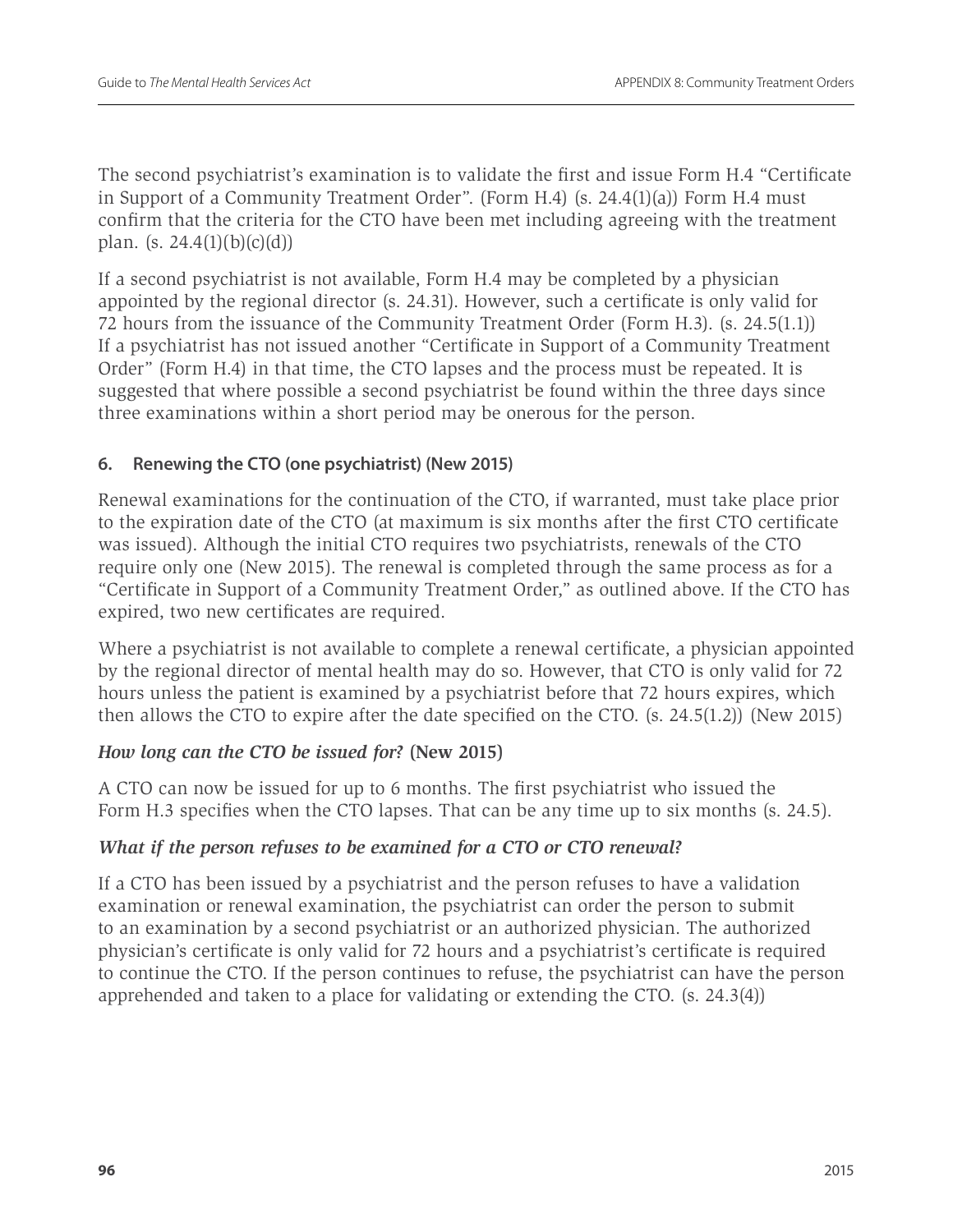The second psychiatrist's examination is to validate the first and issue Form H.4 "Certificate in Support of a Community Treatment Order". (Form H.4) (s. 24.4(1)(a)) Form H.4 must confirm that the criteria for the CTO have been met including agreeing with the treatment plan. (s. 24.4(1)(b)(c)(d))

If a second psychiatrist is not available, Form H.4 may be completed by a physician appointed by the regional director (s. 24.31). However, such a certificate is only valid for 72 hours from the issuance of the Community Treatment Order (Form H.3). (s. 24.5(1.1)) If a psychiatrist has not issued another "Certificate in Support of a Community Treatment Order" (Form H.4) in that time, the CTO lapses and the process must be repeated. It is suggested that where possible a second psychiatrist be found within the three days since three examinations within a short period may be onerous for the person.

### 6. Renewing the CTO (one psychiatrist) (New 2015)

Renewal examinations for the continuation of the CTO, if warranted, must take place prior to the expiration date of the CTO (at maximum is six months after the first CTO certificate was issued). Although the initial CTO requires two psychiatrists, renewals of the CTO require only one (New 2015). The renewal is completed through the same process as for a "Certificate in Support of a Community Treatment Order," as outlined above. If the CTO has expired, two new certificates are required.

Where a psychiatrist is not available to complete a renewal certificate, a physician appointed by the regional director of mental health may do so. However, that CTO is only valid for 72 hours unless the patient is examined by a psychiatrist before that 72 hours expires, which then allows the CTO to expire after the date specified on the CTO. (s. 24.5(1.2)) (New 2015)

#### *How long can the CTO be issued for?* **(New 2015)**

A CTO can now be issued for up to 6 months. The first psychiatrist who issued the Form H.3 specifies when the CTO lapses. That can be any time up to six months (s. 24.5).

#### *What if the person refuses to be examined for a CTO or CTO renewal?*

If a CTO has been issued by a psychiatrist and the person refuses to have a validation examination or renewal examination, the psychiatrist can order the person to submit to an examination by a second psychiatrist or an authorized physician. The authorized physician's certificate is only valid for 72 hours and a psychiatrist's certificate is required to continue the CTO. If the person continues to refuse, the psychiatrist can have the person apprehended and taken to a place for validating or extending the CTO. (s. 24.3(4))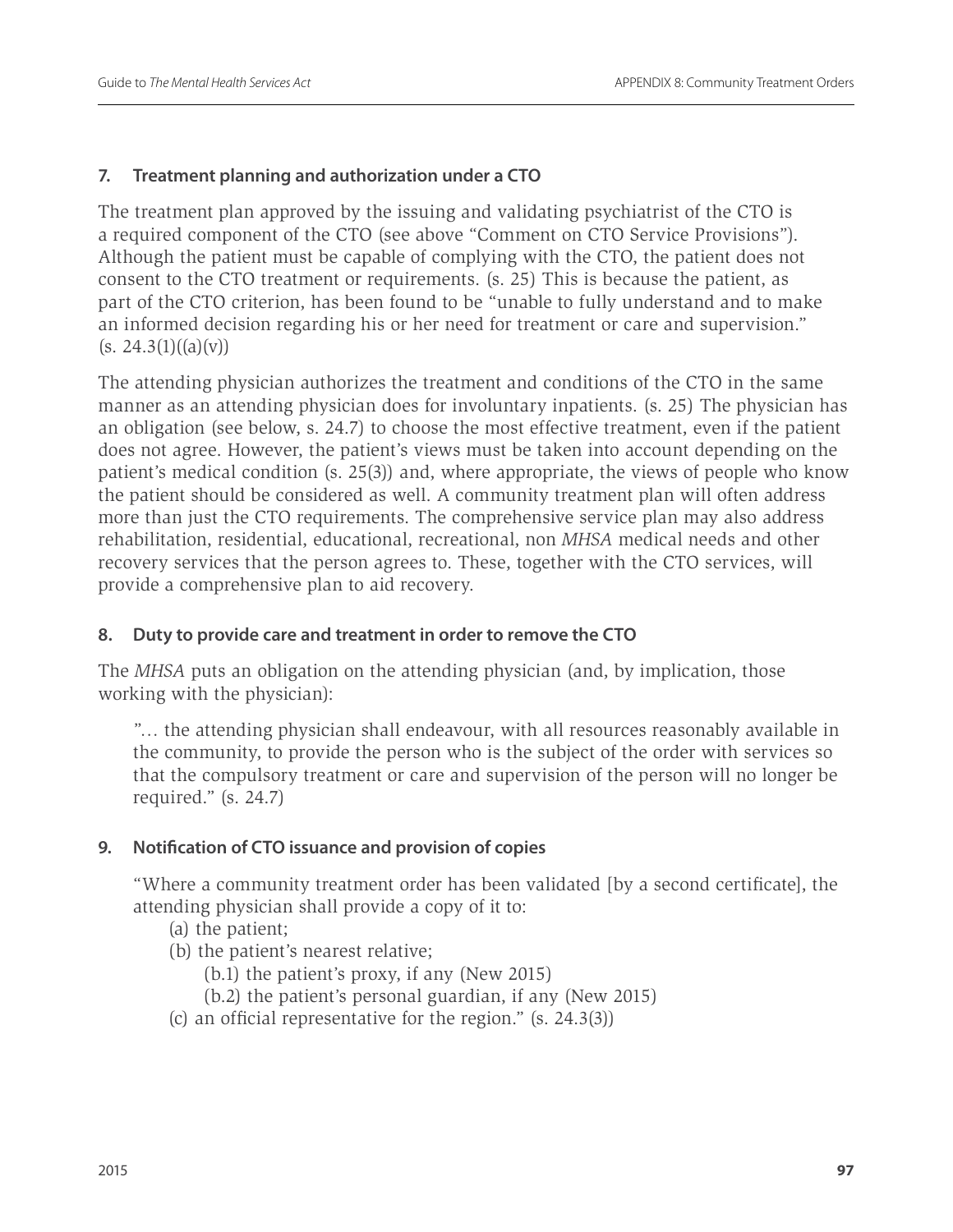### 7. Treatment planning and authorization under a CTO

The treatment plan approved by the issuing and validating psychiatrist of the CTO is a required component of the CTO (see above "Comment on CTO Service Provisions"). Although the patient must be capable of complying with the CTO, the patient does not consent to the CTO treatment or requirements. (s. 25) This is because the patient, as part of the CTO criterion, has been found to be "unable to fully understand and to make an informed decision regarding his or her need for treatment or care and supervision." (s. 24.3(1)((a)(v))

The attending physician authorizes the treatment and conditions of the CTO in the same manner as an attending physician does for involuntary inpatients. (s. 25) The physician has an obligation (see below, s. 24.7) to choose the most effective treatment, even if the patient does not agree. However, the patient's views must be taken into account depending on the patient's medical condition (s. 25(3)) and, where appropriate, the views of people who know the patient should be considered as well. A community treatment plan will often address more than just the CTO requirements. The comprehensive service plan may also address rehabilitation, residential, educational, recreational, non *MHSA* medical needs and other recovery services that the person agrees to. These, together with the CTO services, will provide a comprehensive plan to aid recovery.

### 8. Duty to provide care and treatment in order to remove the CTO

The *MHSA* puts an obligation on the attending physician (and, by implication, those working with the physician):

> "… the attending physician shall endeavour, with all resources reasonably available in the community, to provide the person who is the subject of the order with services so that the compulsory treatment or care and supervision of the person will no longer be required." (s. 24.7)

### 9. Notification of CTO issuance and provision of copies

> "Where a community treatment order has been validated [by a second certificate], the attending physician shall provide a copy of it to:
>
> (a) the patient;
>
> (b) the patient's nearest relative;
>
> (b.1) the patient's proxy, if any (New 2015)
>
> (b.2) the patient's personal guardian, if any (New 2015)
>
> (c) an official representative for the region." (s. 24.3(3))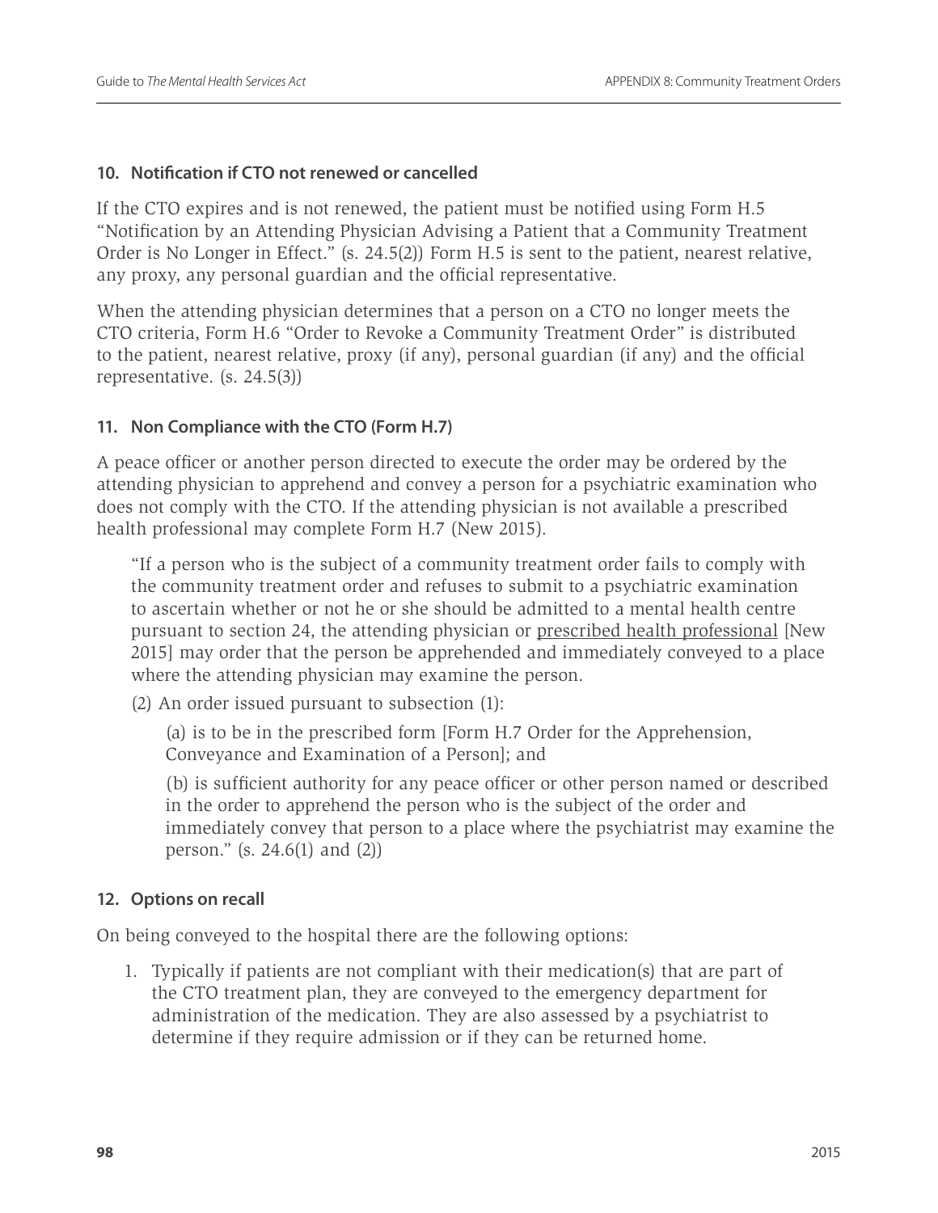### 10. Notification if CTO not renewed or cancelled

If the CTO expires and is not renewed, the patient must be notified using Form H.5 "Notification by an Attending Physician Advising a Patient that a Community Treatment Order is No Longer in Effect." (s. 24.5(2)) Form H.5 is sent to the patient, nearest relative, any proxy, any personal guardian and the official representative.

When the attending physician determines that a person on a CTO no longer meets the CTO criteria, Form H.6 "Order to Revoke a Community Treatment Order" is distributed to the patient, nearest relative, proxy (if any), personal guardian (if any) and the official representative. (s. 24.5(3))

### 11. Non Compliance with the CTO (Form H.7)

A peace officer or another person directed to execute the order may be ordered by the attending physician to apprehend and convey a person for a psychiatric examination who does not comply with the CTO. If the attending physician is not available a prescribed health professional may complete Form H.7 (New 2015).

> "If a person who is the subject of a community treatment order fails to comply with the community treatment order and refuses to submit to a psychiatric examination to ascertain whether or not he or she should be admitted to a mental health centre pursuant to section 24, the attending physician or prescribed health professional [New 2015] may order that the person be apprehended and immediately conveyed to a place where the attending physician may examine the person.
>
> (2) An order issued pursuant to subsection (1):
>
> (a) is to be in the prescribed form [Form H.7 Order for the Apprehension, Conveyance and Examination of a Person]; and
>
> (b) is sufficient authority for any peace officer or other person named or described in the order to apprehend the person who is the subject of the order and immediately convey that person to a place where the psychiatrist may examine the person." (s. 24.6(1) and (2))

### 12. Options on recall

On being conveyed to the hospital there are the following options:

1. Typically if patients are not compliant with their medication(s) that are part of the CTO treatment plan, they are conveyed to the emergency department for administration of the medication. They are also assessed by a psychiatrist to determine if they require admission or if they can be returned home.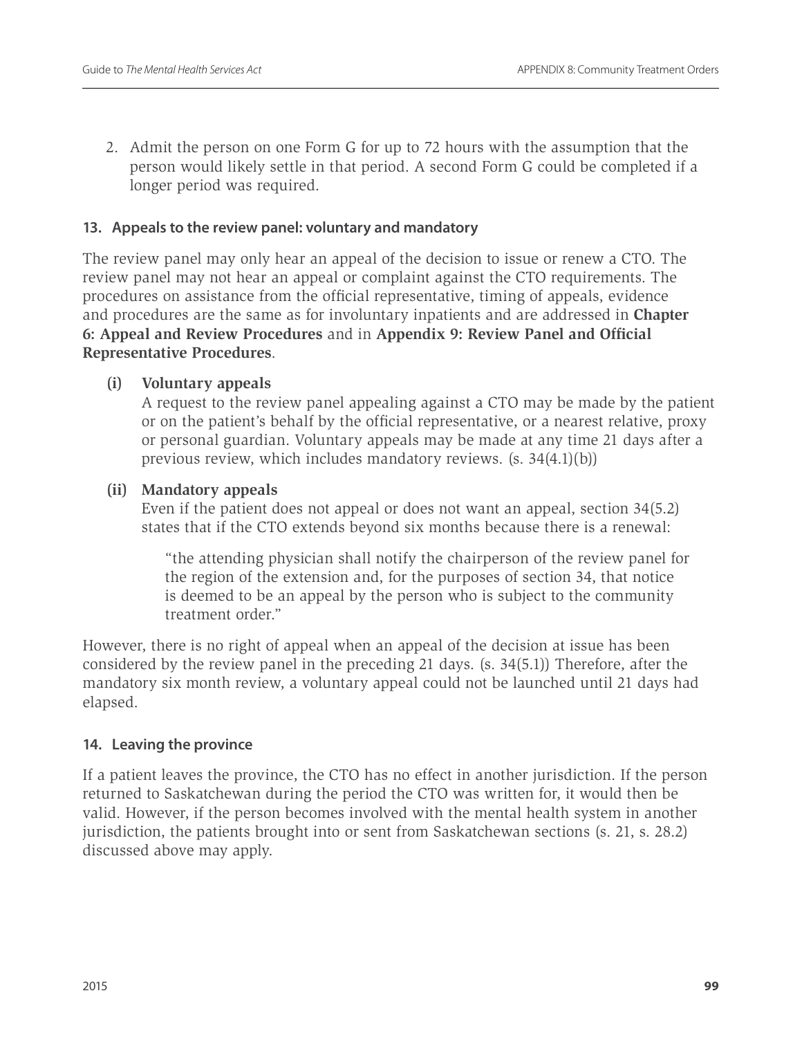2. Admit the person on one Form G for up to 72 hours with the assumption that the person would likely settle in that period. A second Form G could be completed if a longer period was required.

### 13. Appeals to the review panel: voluntary and mandatory

The review panel may only hear an appeal of the decision to issue or renew a CTO. The review panel may not hear an appeal or complaint against the CTO requirements. The procedures on assistance from the official representative, timing of appeals, evidence and procedures are the same as for involuntary inpatients and are addressed in **Chapter 6: Appeal and Review Procedures** and in **Appendix 9: Review Panel and Official Representative Procedures**.

**(i) Voluntary appeals**

A request to the review panel appealing against a CTO may be made by the patient or on the patient's behalf by the official representative, or a nearest relative, proxy or personal guardian. Voluntary appeals may be made at any time 21 days after a previous review, which includes mandatory reviews. (s. 34(4.1)(b))

**(ii) Mandatory appeals**

Even if the patient does not appeal or does not want an appeal, section 34(5.2) states that if the CTO extends beyond six months because there is a renewal:

> "the attending physician shall notify the chairperson of the review panel for the region of the extension and, for the purposes of section 34, that notice is deemed to be an appeal by the person who is subject to the community treatment order."

However, there is no right of appeal when an appeal of the decision at issue has been considered by the review panel in the preceding 21 days. (s. 34(5.1)) Therefore, after the mandatory six month review, a voluntary appeal could not be launched until 21 days had elapsed.

### 14. Leaving the province

If a patient leaves the province, the CTO has no effect in another jurisdiction. If the person returned to Saskatchewan during the period the CTO was written for, it would then be valid. However, if the person becomes involved with the mental health system in another jurisdiction, the patients brought into or sent from Saskatchewan sections (s. 21, s. 28.2) discussed above may apply.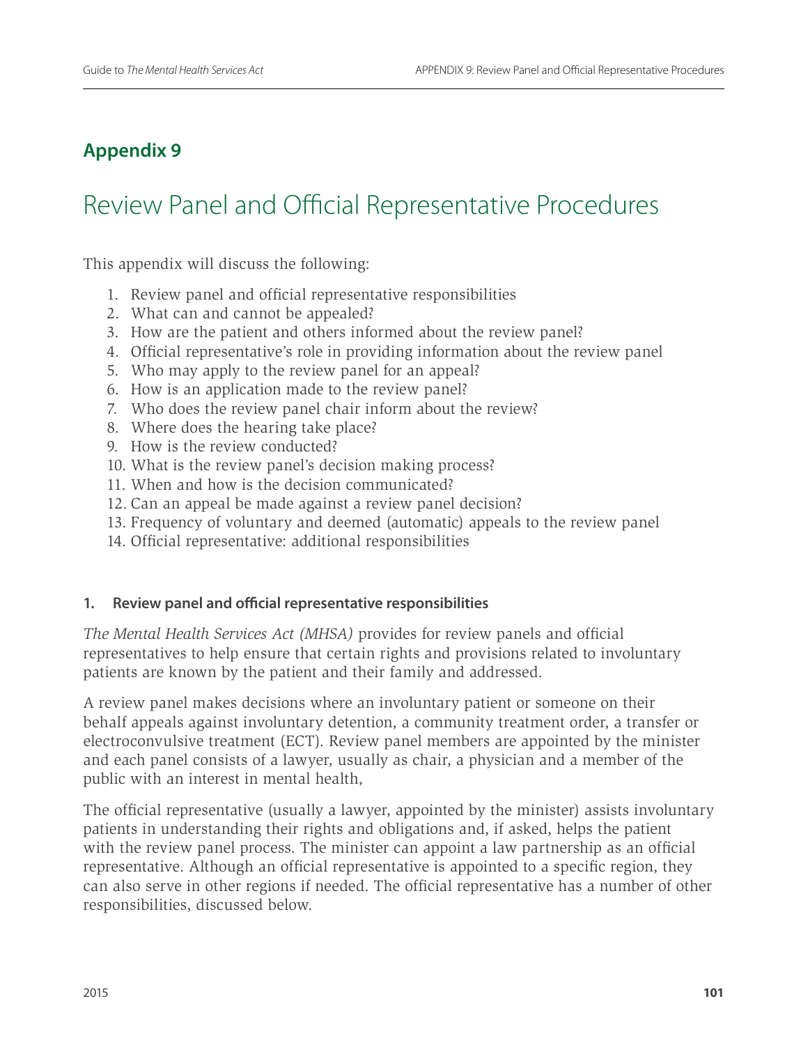## Appendix 9

# Review Panel and Official Representative Procedures

This appendix will discuss the following:

1. Review panel and official representative responsibilities
2. What can and cannot be appealed?
3. How are the patient and others informed about the review panel?
4. Official representative's role in providing information about the review panel
5. Who may apply to the review panel for an appeal?
6. How is an application made to the review panel?
7. Who does the review panel chair inform about the review?
8. Where does the hearing take place?
9. How is the review conducted?
10. What is the review panel's decision making process?
11. When and how is the decision communicated?
12. Can an appeal be made against a review panel decision?
13. Frequency of voluntary and deemed (automatic) appeals to the review panel
14. Official representative: additional responsibilities

### 1. Review panel and official representative responsibilities

*The Mental Health Services Act (MHSA)* provides for review panels and official representatives to help ensure that certain rights and provisions related to involuntary patients are known by the patient and their family and addressed.

A review panel makes decisions where an involuntary patient or someone on their behalf appeals against involuntary detention, a community treatment order, a transfer or electroconvulsive treatment (ECT). Review panel members are appointed by the minister and each panel consists of a lawyer, usually as chair, a physician and a member of the public with an interest in mental health,

The official representative (usually a lawyer, appointed by the minister) assists involuntary patients in understanding their rights and obligations and, if asked, helps the patient with the review panel process. The minister can appoint a law partnership as an official representative. Although an official representative is appointed to a specific region, they can also serve in other regions if needed. The official representative has a number of other responsibilities, discussed below.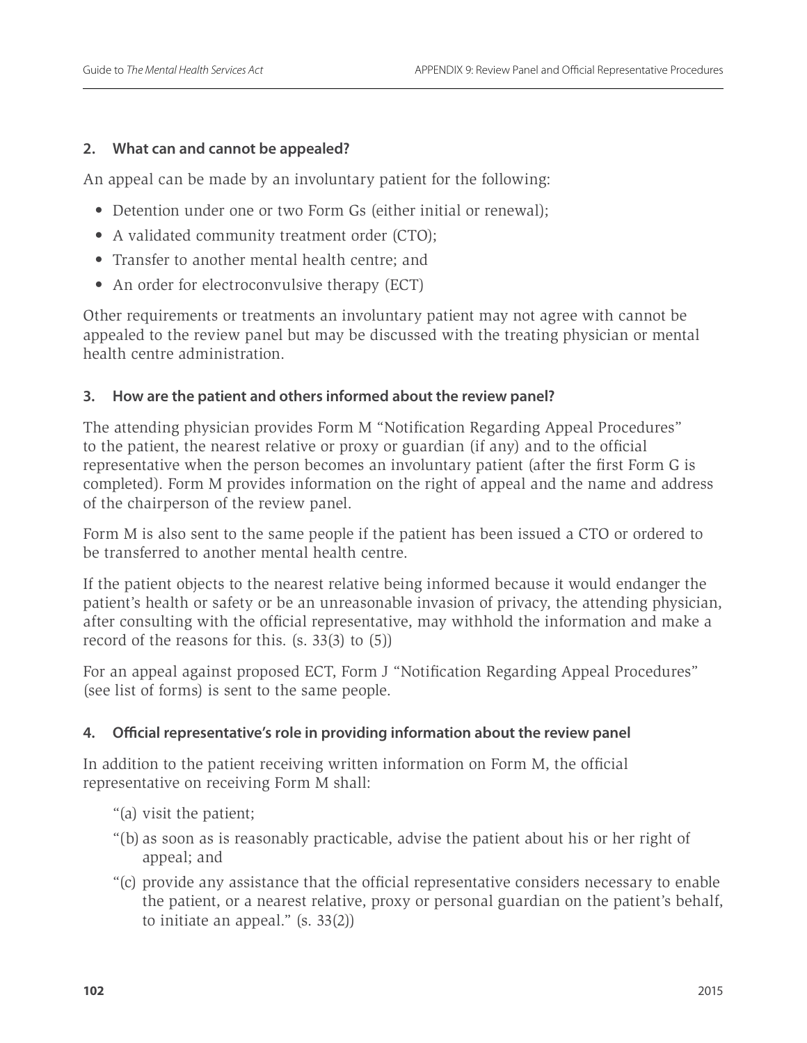### 2. What can and cannot be appealed?

An appeal can be made by an involuntary patient for the following:

- Detention under one or two Form Gs (either initial or renewal);
- A validated community treatment order (CTO);
- Transfer to another mental health centre; and
- An order for electroconvulsive therapy (ECT)

Other requirements or treatments an involuntary patient may not agree with cannot be appealed to the review panel but may be discussed with the treating physician or mental health centre administration.

### 3. How are the patient and others informed about the review panel?

The attending physician provides Form M "Notification Regarding Appeal Procedures" to the patient, the nearest relative or proxy or guardian (if any) and to the official representative when the person becomes an involuntary patient (after the first Form G is completed). Form M provides information on the right of appeal and the name and address of the chairperson of the review panel.

Form M is also sent to the same people if the patient has been issued a CTO or ordered to be transferred to another mental health centre.

If the patient objects to the nearest relative being informed because it would endanger the patient's health or safety or be an unreasonable invasion of privacy, the attending physician, after consulting with the official representative, may withhold the information and make a record of the reasons for this. (s. 33(3) to (5))

For an appeal against proposed ECT, Form J "Notification Regarding Appeal Procedures" (see list of forms) is sent to the same people.

### 4. Official representative's role in providing information about the review panel

In addition to the patient receiving written information on Form M, the official representative on receiving Form M shall:

"(a) visit the patient;

"(b) as soon as is reasonably practicable, advise the patient about his or her right of appeal; and

"(c) provide any assistance that the official representative considers necessary to enable the patient, or a nearest relative, proxy or personal guardian on the patient's behalf, to initiate an appeal." (s. 33(2))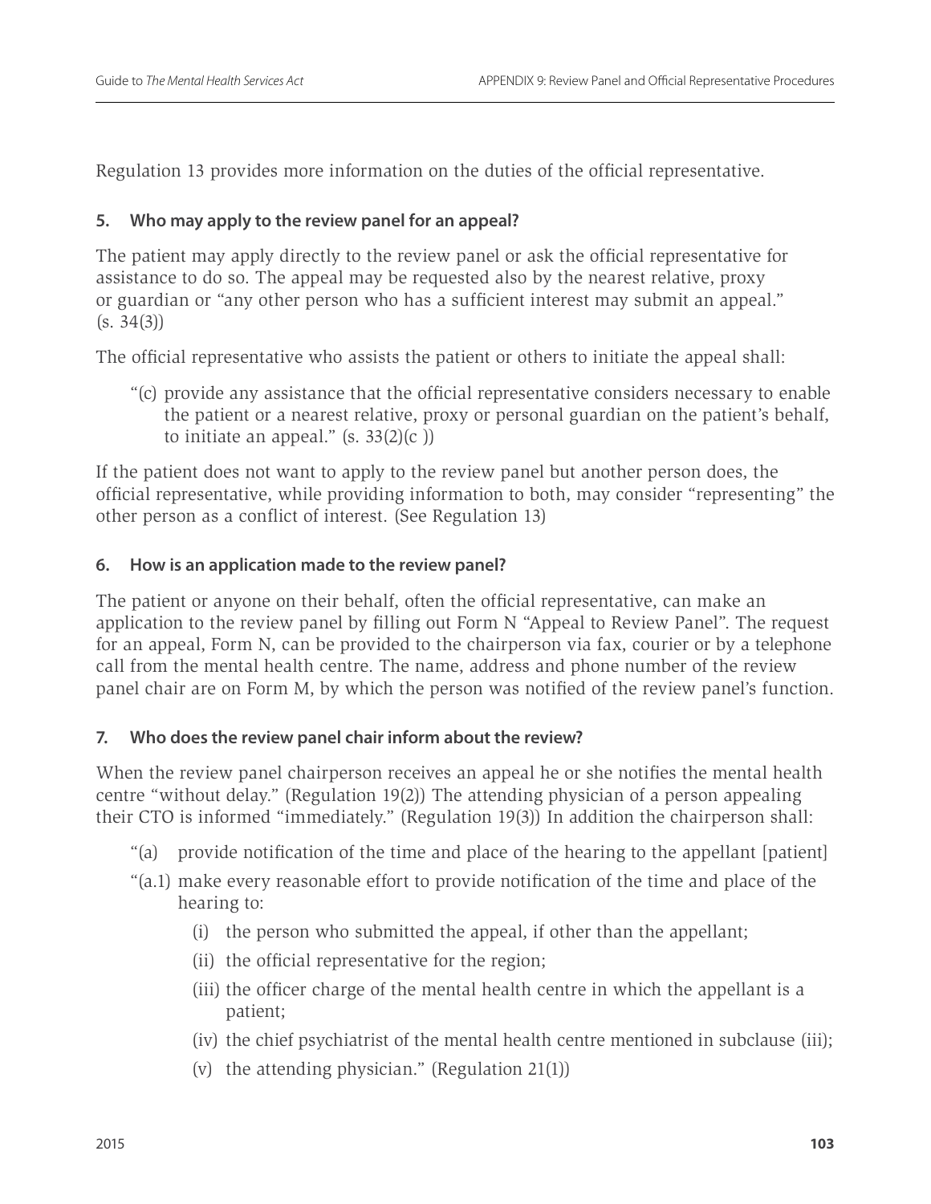Regulation 13 provides more information on the duties of the official representative.

### 5. Who may apply to the review panel for an appeal?

The patient may apply directly to the review panel or ask the official representative for assistance to do so. The appeal may be requested also by the nearest relative, proxy or guardian or "any other person who has a sufficient interest may submit an appeal." (s. 34(3))

The official representative who assists the patient or others to initiate the appeal shall:

> "(c) provide any assistance that the official representative considers necessary to enable the patient or a nearest relative, proxy or personal guardian on the patient's behalf, to initiate an appeal." (s. 33(2)(c ))

If the patient does not want to apply to the review panel but another person does, the official representative, while providing information to both, may consider "representing" the other person as a conflict of interest. (See Regulation 13)

### 6. How is an application made to the review panel?

The patient or anyone on their behalf, often the official representative, can make an application to the review panel by filling out Form N "Appeal to Review Panel". The request for an appeal, Form N, can be provided to the chairperson via fax, courier or by a telephone call from the mental health centre. The name, address and phone number of the review panel chair are on Form M, by which the person was notified of the review panel's function.

### 7. Who does the review panel chair inform about the review?

When the review panel chairperson receives an appeal he or she notifies the mental health centre "without delay." (Regulation 19(2)) The attending physician of a person appealing their CTO is informed "immediately." (Regulation 19(3)) In addition the chairperson shall:

> "(a) provide notification of the time and place of the hearing to the appellant [patient]
>
> "(a.1) make every reasonable effort to provide notification of the time and place of the hearing to:
>
> (i) the person who submitted the appeal, if other than the appellant;
>
> (ii) the official representative for the region;
>
> (iii) the officer charge of the mental health centre in which the appellant is a patient;
>
> (iv) the chief psychiatrist of the mental health centre mentioned in subclause (iii);
>
> (v) the attending physician." (Regulation 21(1))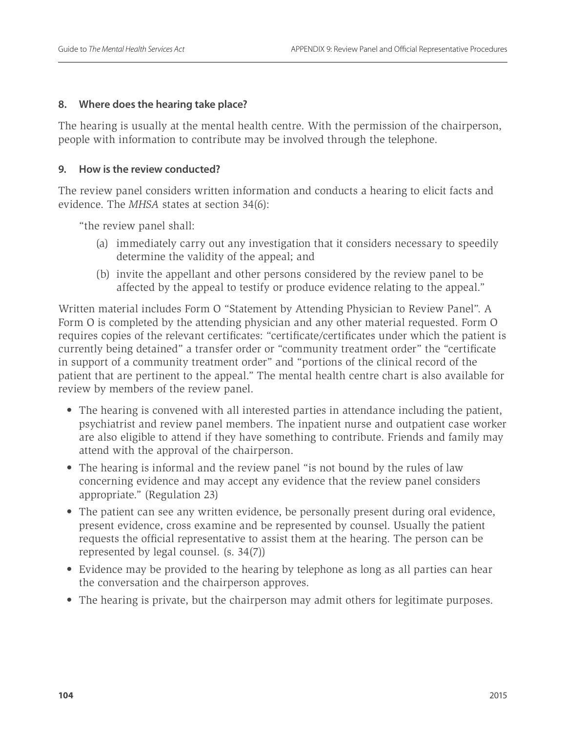#### 8. Where does the hearing take place?

The hearing is usually at the mental health centre. With the permission of the chairperson, people with information to contribute may be involved through the telephone.

#### 9. How is the review conducted?

The review panel considers written information and conducts a hearing to elicit facts and evidence. The *MHSA* states at section 34(6):

> "the review panel shall:
>
> (a) immediately carry out any investigation that it considers necessary to speedily determine the validity of the appeal; and
>
> (b) invite the appellant and other persons considered by the review panel to be affected by the appeal to testify or produce evidence relating to the appeal."

Written material includes Form O "Statement by Attending Physician to Review Panel". A Form O is completed by the attending physician and any other material requested. Form O requires copies of the relevant certificates: "certificate/certificates under which the patient is currently being detained" a transfer order or "community treatment order" the "certificate in support of a community treatment order" and "portions of the clinical record of the patient that are pertinent to the appeal." The mental health centre chart is also available for review by members of the review panel.

- The hearing is convened with all interested parties in attendance including the patient, psychiatrist and review panel members. The inpatient nurse and outpatient case worker are also eligible to attend if they have something to contribute. Friends and family may attend with the approval of the chairperson.
- The hearing is informal and the review panel "is not bound by the rules of law concerning evidence and may accept any evidence that the review panel considers appropriate." (Regulation 23)
- The patient can see any written evidence, be personally present during oral evidence, present evidence, cross examine and be represented by counsel. Usually the patient requests the official representative to assist them at the hearing. The person can be represented by legal counsel. (s. 34(7))
- Evidence may be provided to the hearing by telephone as long as all parties can hear the conversation and the chairperson approves.
- The hearing is private, but the chairperson may admit others for legitimate purposes.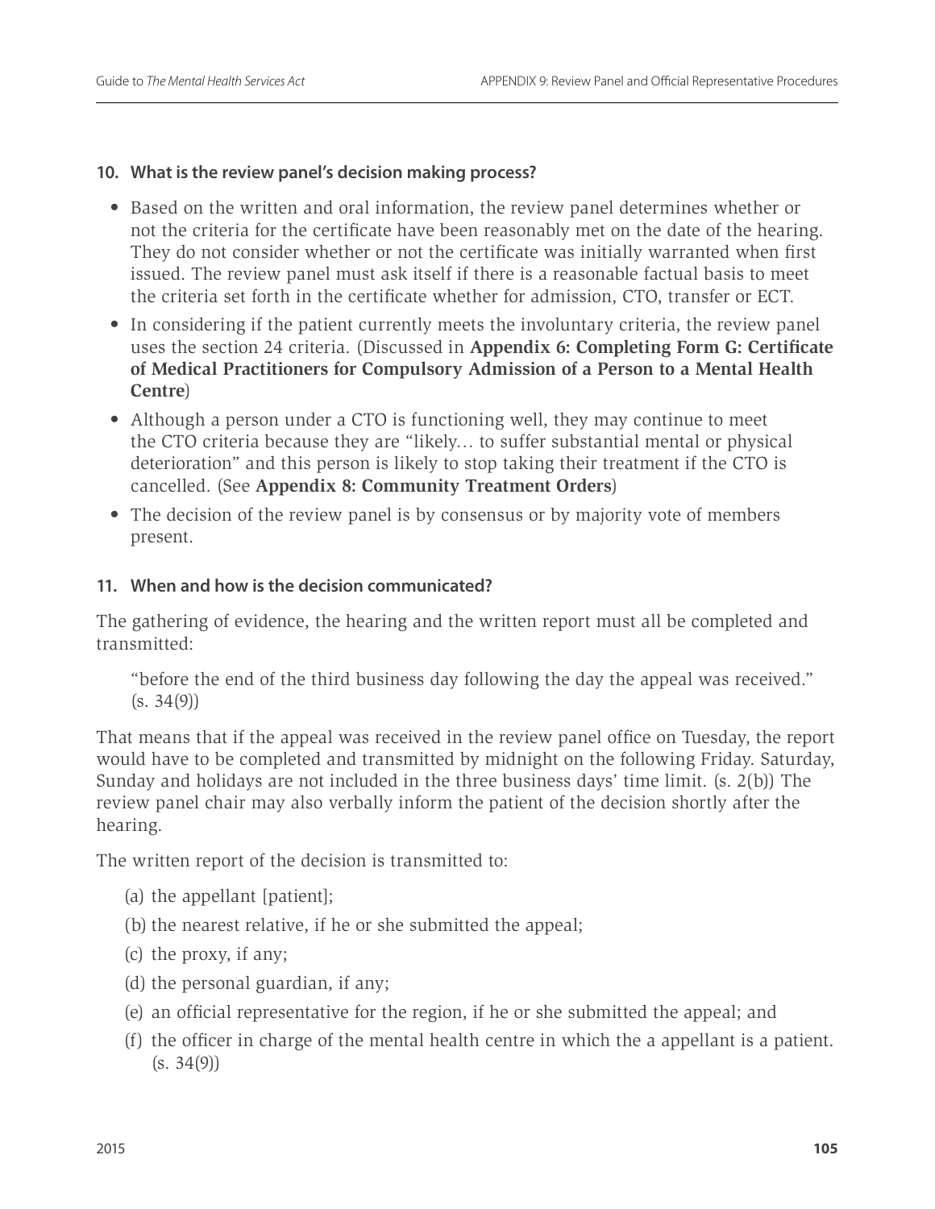### 10. What is the review panel's decision making process?

- Based on the written and oral information, the review panel determines whether or not the criteria for the certificate have been reasonably met on the date of the hearing. They do not consider whether or not the certificate was initially warranted when first issued. The review panel must ask itself if there is a reasonable factual basis to meet the criteria set forth in the certificate whether for admission, CTO, transfer or ECT.
- In considering if the patient currently meets the involuntary criteria, the review panel uses the section 24 criteria. (Discussed in **Appendix 6: Completing Form G: Certificate of Medical Practitioners for Compulsory Admission of a Person to a Mental Health Centre**)
- Although a person under a CTO is functioning well, they may continue to meet the CTO criteria because they are "likely… to suffer substantial mental or physical deterioration" and this person is likely to stop taking their treatment if the CTO is cancelled. (See **Appendix 8: Community Treatment Orders**)
- The decision of the review panel is by consensus or by majority vote of members present.

### 11. When and how is the decision communicated?

The gathering of evidence, the hearing and the written report must all be completed and transmitted:

> "before the end of the third business day following the day the appeal was received." (s. 34(9))

That means that if the appeal was received in the review panel office on Tuesday, the report would have to be completed and transmitted by midnight on the following Friday. Saturday, Sunday and holidays are not included in the three business days' time limit. (s. 2(b)) The review panel chair may also verbally inform the patient of the decision shortly after the hearing.

The written report of the decision is transmitted to:

(a) the appellant [patient];
(b) the nearest relative, if he or she submitted the appeal;
(c) the proxy, if any;
(d) the personal guardian, if any;
(e) an official representative for the region, if he or she submitted the appeal; and
(f) the officer in charge of the mental health centre in which the a appellant is a patient. (s. 34(9))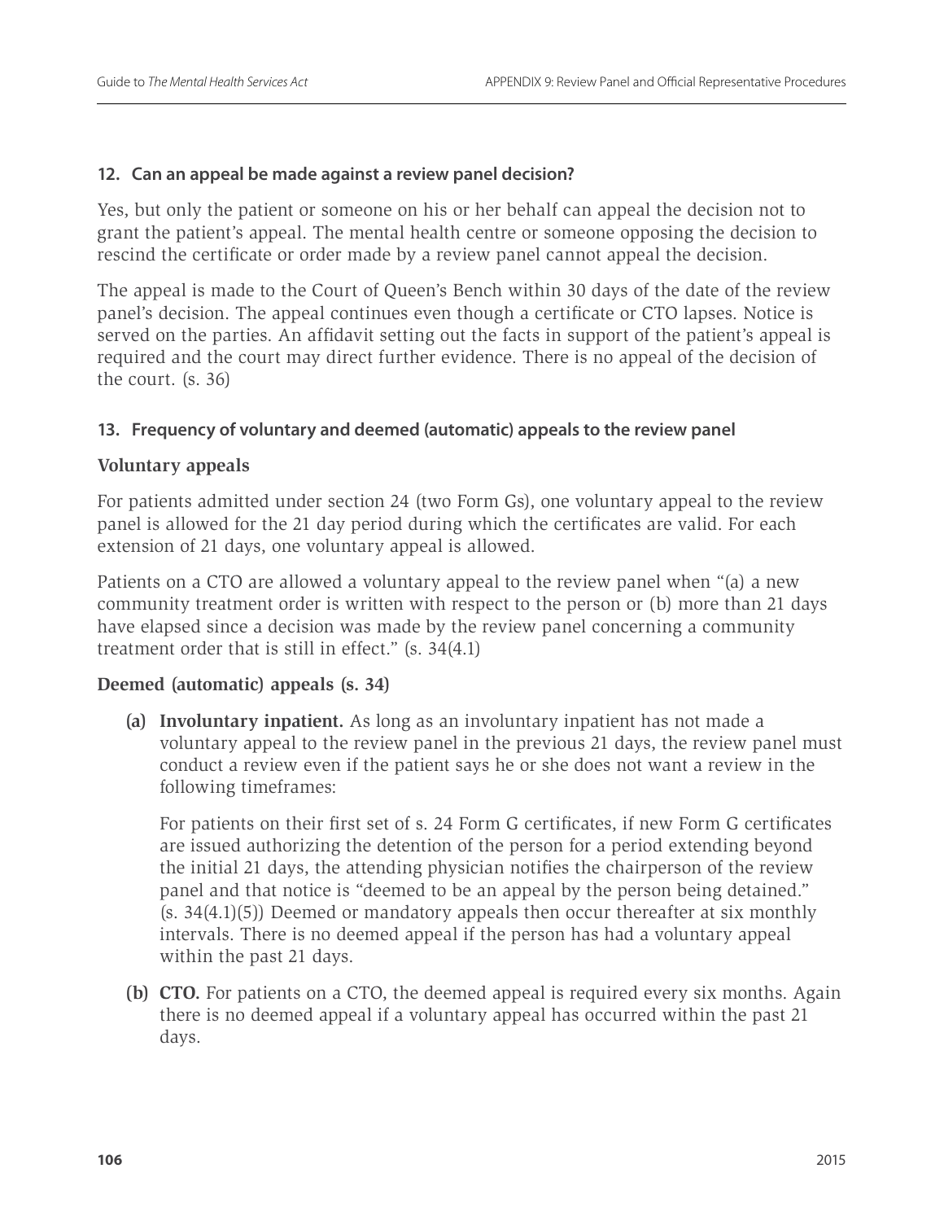### 12. Can an appeal be made against a review panel decision?

Yes, but only the patient or someone on his or her behalf can appeal the decision not to grant the patient's appeal. The mental health centre or someone opposing the decision to rescind the certificate or order made by a review panel cannot appeal the decision.

The appeal is made to the Court of Queen's Bench within 30 days of the date of the review panel's decision. The appeal continues even though a certificate or CTO lapses. Notice is served on the parties. An affidavit setting out the facts in support of the patient's appeal is required and the court may direct further evidence. There is no appeal of the decision of the court. (s. 36)

### 13. Frequency of voluntary and deemed (automatic) appeals to the review panel

#### Voluntary appeals

For patients admitted under section 24 (two Form Gs), one voluntary appeal to the review panel is allowed for the 21 day period during which the certificates are valid. For each extension of 21 days, one voluntary appeal is allowed.

Patients on a CTO are allowed a voluntary appeal to the review panel when "(a) a new community treatment order is written with respect to the person or (b) more than 21 days have elapsed since a decision was made by the review panel concerning a community treatment order that is still in effect." (s. 34(4.1)

#### Deemed (automatic) appeals (s. 34)

**(a) Involuntary inpatient.** As long as an involuntary inpatient has not made a voluntary appeal to the review panel in the previous 21 days, the review panel must conduct a review even if the patient says he or she does not want a review in the following timeframes:

For patients on their first set of s. 24 Form G certificates, if new Form G certificates are issued authorizing the detention of the person for a period extending beyond the initial 21 days, the attending physician notifies the chairperson of the review panel and that notice is "deemed to be an appeal by the person being detained." (s. 34(4.1)(5)) Deemed or mandatory appeals then occur thereafter at six monthly intervals. There is no deemed appeal if the person has had a voluntary appeal within the past 21 days.

**(b) CTO.** For patients on a CTO, the deemed appeal is required every six months. Again there is no deemed appeal if a voluntary appeal has occurred within the past 21 days.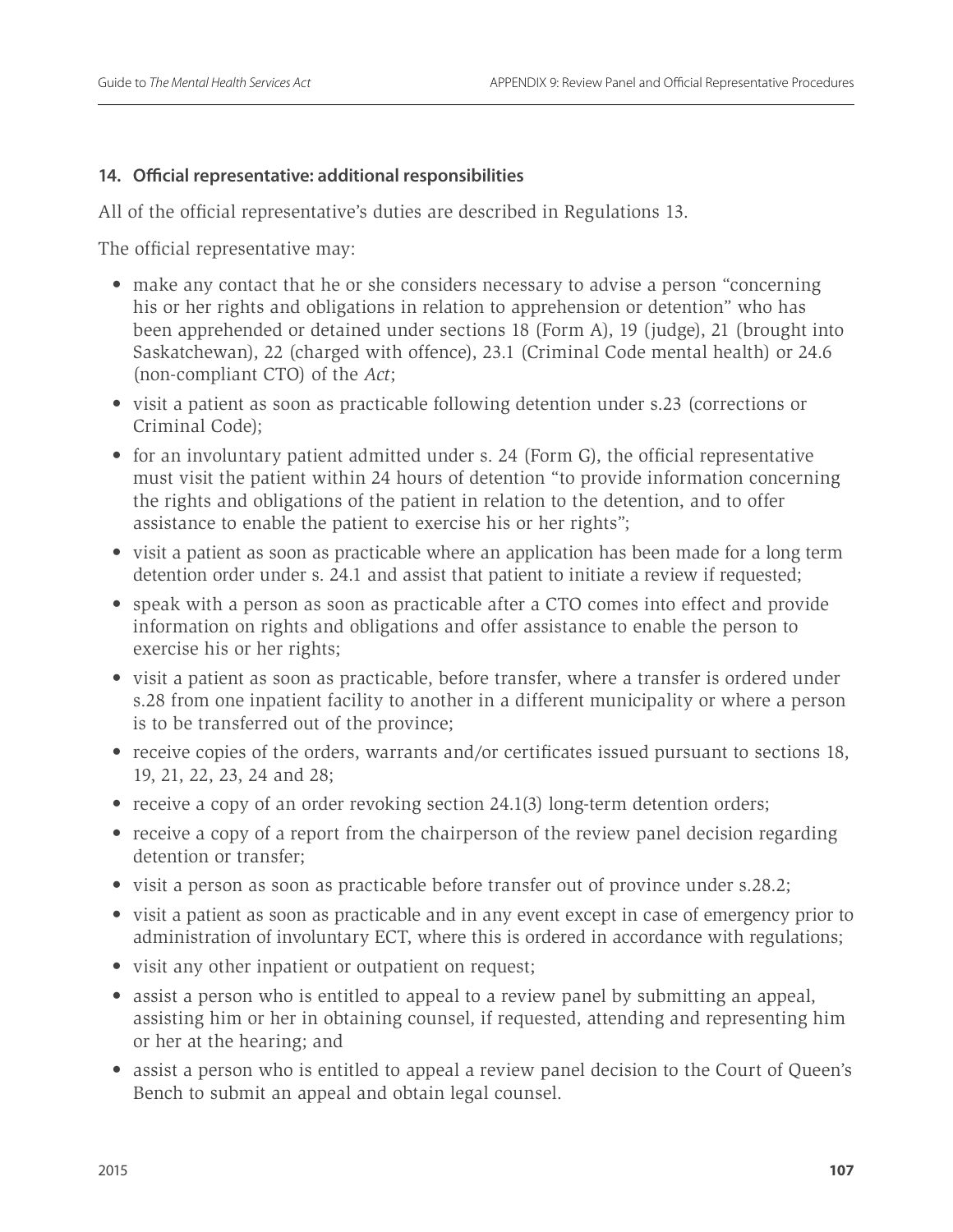### 14. Official representative: additional responsibilities

All of the official representative's duties are described in Regulations 13.

The official representative may:

- make any contact that he or she considers necessary to advise a person "concerning his or her rights and obligations in relation to apprehension or detention" who has been apprehended or detained under sections 18 (Form A), 19 (judge), 21 (brought into Saskatchewan), 22 (charged with offence), 23.1 (Criminal Code mental health) or 24.6 (non-compliant CTO) of the *Act*;
- visit a patient as soon as practicable following detention under s.23 (corrections or Criminal Code);
- for an involuntary patient admitted under s. 24 (Form G), the official representative must visit the patient within 24 hours of detention "to provide information concerning the rights and obligations of the patient in relation to the detention, and to offer assistance to enable the patient to exercise his or her rights";
- visit a patient as soon as practicable where an application has been made for a long term detention order under s. 24.1 and assist that patient to initiate a review if requested;
- speak with a person as soon as practicable after a CTO comes into effect and provide information on rights and obligations and offer assistance to enable the person to exercise his or her rights;
- visit a patient as soon as practicable, before transfer, where a transfer is ordered under s.28 from one inpatient facility to another in a different municipality or where a person is to be transferred out of the province;
- receive copies of the orders, warrants and/or certificates issued pursuant to sections 18, 19, 21, 22, 23, 24 and 28;
- receive a copy of an order revoking section 24.1(3) long-term detention orders;
- receive a copy of a report from the chairperson of the review panel decision regarding detention or transfer;
- visit a person as soon as practicable before transfer out of province under s.28.2;
- visit a patient as soon as practicable and in any event except in case of emergency prior to administration of involuntary ECT, where this is ordered in accordance with regulations;
- visit any other inpatient or outpatient on request;
- assist a person who is entitled to appeal to a review panel by submitting an appeal, assisting him or her in obtaining counsel, if requested, attending and representing him or her at the hearing; and
- assist a person who is entitled to appeal a review panel decision to the Court of Queen's Bench to submit an appeal and obtain legal counsel.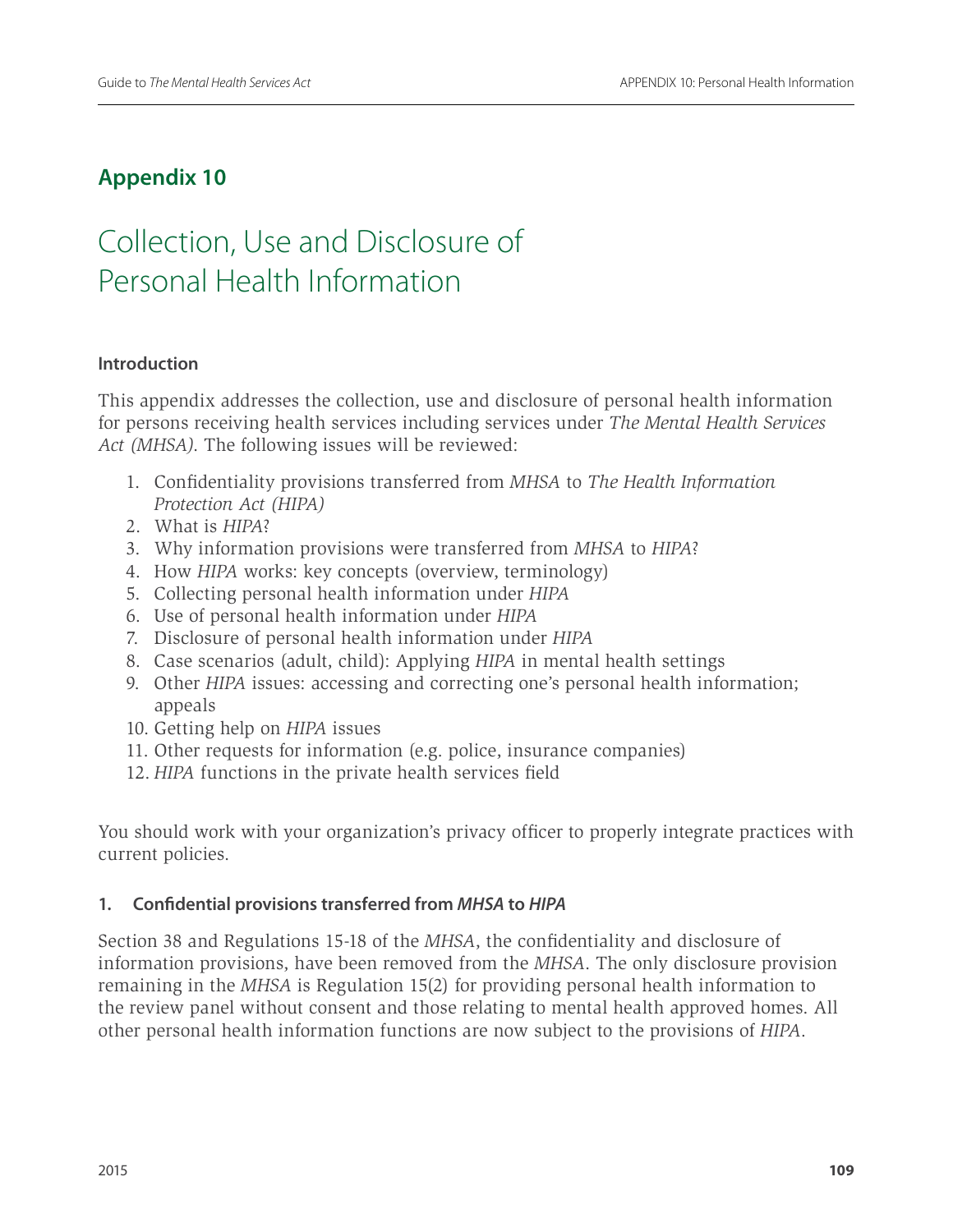## Appendix 10

# Collection, Use and Disclosure of Personal Health Information

### Introduction

This appendix addresses the collection, use and disclosure of personal health information for persons receiving health services including services under *The Mental Health Services Act (MHSA)*. The following issues will be reviewed:

1. Confidentiality provisions transferred from *MHSA* to *The Health Information Protection Act (HIPA)*
2. What is *HIPA*?
3. Why information provisions were transferred from *MHSA* to *HIPA*?
4. How *HIPA* works: key concepts (overview, terminology)
5. Collecting personal health information under *HIPA*
6. Use of personal health information under *HIPA*
7. Disclosure of personal health information under *HIPA*
8. Case scenarios (adult, child): Applying *HIPA* in mental health settings
9. Other *HIPA* issues: accessing and correcting one's personal health information; appeals
10. Getting help on *HIPA* issues
11. Other requests for information (e.g. police, insurance companies)
12. *HIPA* functions in the private health services field

You should work with your organization's privacy officer to properly integrate practices with current policies.

### 1. Confidential provisions transferred from *MHSA* to *HIPA*

Section 38 and Regulations 15-18 of the *MHSA*, the confidentiality and disclosure of information provisions, have been removed from the *MHSA*. The only disclosure provision remaining in the *MHSA* is Regulation 15(2) for providing personal health information to the review panel without consent and those relating to mental health approved homes. All other personal health information functions are now subject to the provisions of *HIPA*.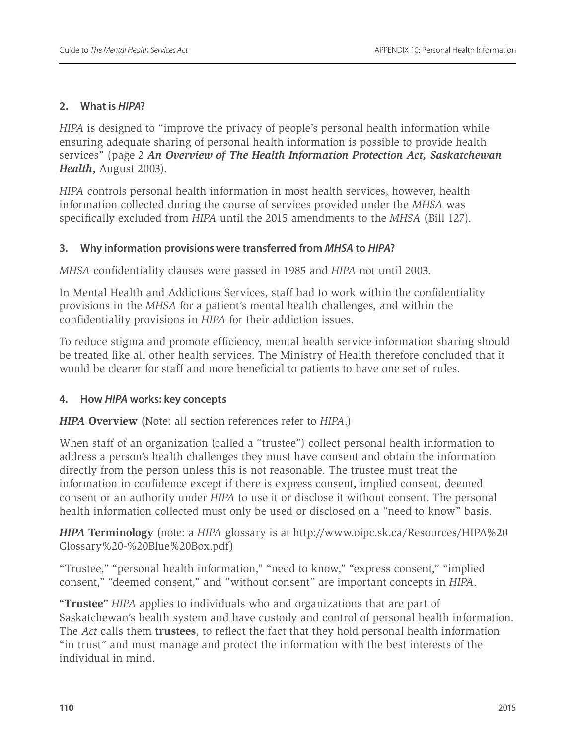### 2. What is *HIPA*?

*HIPA* is designed to "improve the privacy of people's personal health information while ensuring adequate sharing of personal health information is possible to provide health services" (page 2 ***An Overview of The Health Information Protection Act, Saskatchewan Health***, August 2003).

*HIPA* controls personal health information in most health services, however, health information collected during the course of services provided under the *MHSA* was specifically excluded from *HIPA* until the 2015 amendments to the *MHSA* (Bill 127).

### 3. Why information provisions were transferred from *MHSA* to *HIPA*?

*MHSA* confidentiality clauses were passed in 1985 and *HIPA* not until 2003.

In Mental Health and Addictions Services, staff had to work within the confidentiality provisions in the *MHSA* for a patient's mental health challenges, and within the confidentiality provisions in *HIPA* for their addiction issues.

To reduce stigma and promote efficiency, mental health service information sharing should be treated like all other health services. The Ministry of Health therefore concluded that it would be clearer for staff and more beneficial to patients to have one set of rules.

### 4. How *HIPA* works: key concepts

***HIPA* Overview** (Note: all section references refer to *HIPA*.)

When staff of an organization (called a "trustee") collect personal health information to address a person's health challenges they must have consent and obtain the information directly from the person unless this is not reasonable. The trustee must treat the information in confidence except if there is express consent, implied consent, deemed consent or an authority under *HIPA* to use it or disclose it without consent. The personal health information collected must only be used or disclosed on a "need to know" basis.

***HIPA* Terminology** (note: a *HIPA* glossary is at http://www.oipc.sk.ca/Resources/HIPA%20Glossary%20-%20Blue%20Box.pdf)

"Trustee," "personal health information," "need to know," "express consent," "implied consent," "deemed consent," and "without consent" are important concepts in *HIPA*.

**"Trustee"** *HIPA* applies to individuals who and organizations that are part of Saskatchewan's health system and have custody and control of personal health information. The *Act* calls them **trustees**, to reflect the fact that they hold personal health information "in trust" and must manage and protect the information with the best interests of the individual in mind.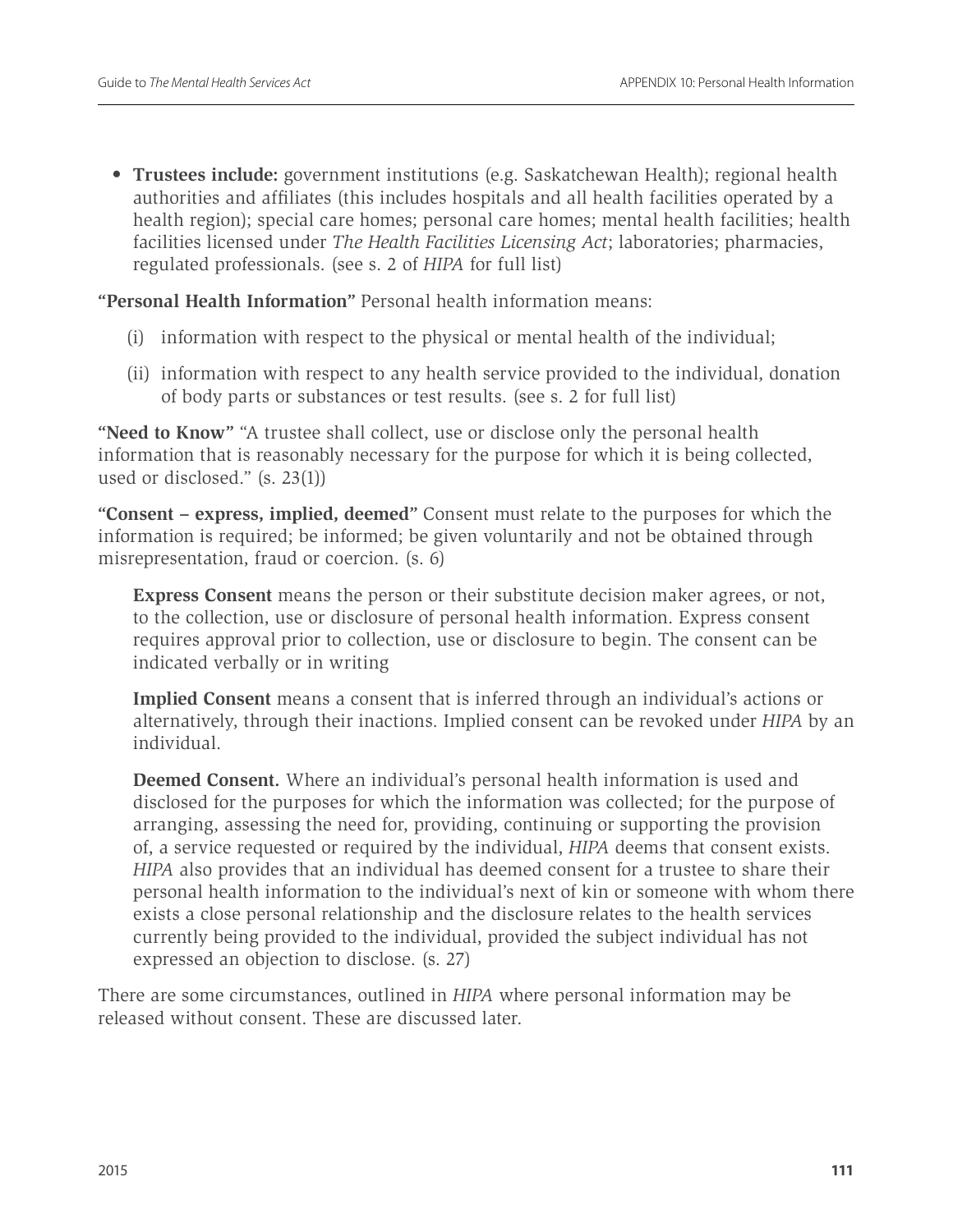- **Trustees include:** government institutions (e.g. Saskatchewan Health); regional health authorities and affiliates (this includes hospitals and all health facilities operated by a health region); special care homes; personal care homes; mental health facilities; health facilities licensed under *The Health Facilities Licensing Act*; laboratories; pharmacies, regulated professionals. (see s. 2 of *HIPA* for full list)

**"Personal Health Information"** Personal health information means:

(i) information with respect to the physical or mental health of the individual;

(ii) information with respect to any health service provided to the individual, donation of body parts or substances or test results. (see s. 2 for full list)

**"Need to Know"** "A trustee shall collect, use or disclose only the personal health information that is reasonably necessary for the purpose for which it is being collected, used or disclosed." (s. 23(1))

**"Consent – express, implied, deemed"** Consent must relate to the purposes for which the information is required; be informed; be given voluntarily and not be obtained through misrepresentation, fraud or coercion. (s. 6)

**Express Consent** means the person or their substitute decision maker agrees, or not, to the collection, use or disclosure of personal health information. Express consent requires approval prior to collection, use or disclosure to begin. The consent can be indicated verbally or in writing

**Implied Consent** means a consent that is inferred through an individual's actions or alternatively, through their inactions. Implied consent can be revoked under *HIPA* by an individual.

**Deemed Consent.** Where an individual's personal health information is used and disclosed for the purposes for which the information was collected; for the purpose of arranging, assessing the need for, providing, continuing or supporting the provision of, a service requested or required by the individual, *HIPA* deems that consent exists. *HIPA* also provides that an individual has deemed consent for a trustee to share their personal health information to the individual's next of kin or someone with whom there exists a close personal relationship and the disclosure relates to the health services currently being provided to the individual, provided the subject individual has not expressed an objection to disclose. (s. 27)

There are some circumstances, outlined in *HIPA* where personal information may be released without consent. These are discussed later.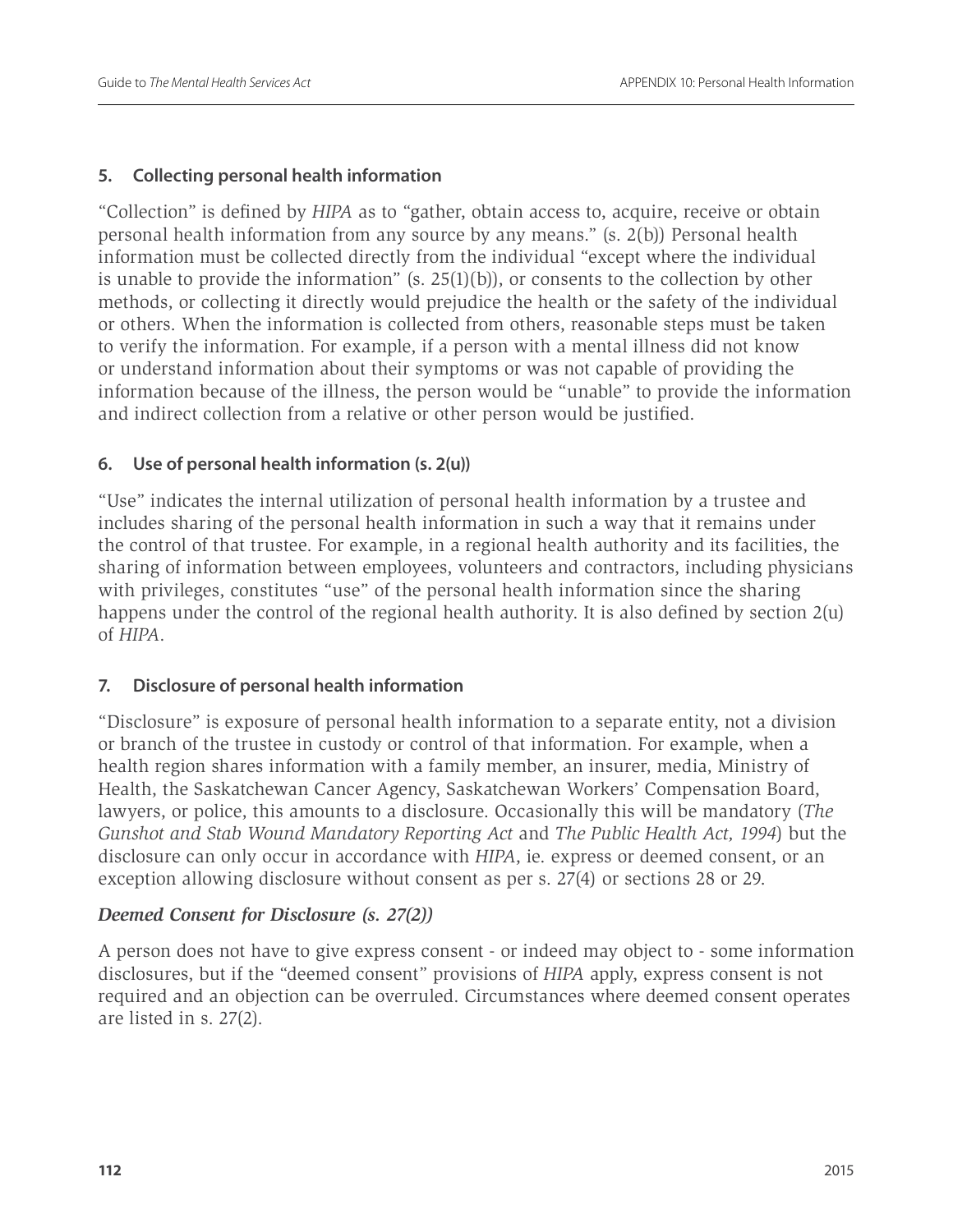## 5. Collecting personal health information

"Collection" is defined by *HIPA* as to "gather, obtain access to, acquire, receive or obtain personal health information from any source by any means." (s. 2(b)) Personal health information must be collected directly from the individual "except where the individual is unable to provide the information" (s. 25(1)(b)), or consents to the collection by other methods, or collecting it directly would prejudice the health or the safety of the individual or others. When the information is collected from others, reasonable steps must be taken to verify the information. For example, if a person with a mental illness did not know or understand information about their symptoms or was not capable of providing the information because of the illness, the person would be "unable" to provide the information and indirect collection from a relative or other person would be justified.

## 6. Use of personal health information (s. 2(u))

"Use" indicates the internal utilization of personal health information by a trustee and includes sharing of the personal health information in such a way that it remains under the control of that trustee. For example, in a regional health authority and its facilities, the sharing of information between employees, volunteers and contractors, including physicians with privileges, constitutes "use" of the personal health information since the sharing happens under the control of the regional health authority. It is also defined by section 2(u) of *HIPA*.

## 7. Disclosure of personal health information

"Disclosure" is exposure of personal health information to a separate entity, not a division or branch of the trustee in custody or control of that information. For example, when a health region shares information with a family member, an insurer, media, Ministry of Health, the Saskatchewan Cancer Agency, Saskatchewan Workers' Compensation Board, lawyers, or police, this amounts to a disclosure. Occasionally this will be mandatory (*The Gunshot and Stab Wound Mandatory Reporting Act* and *The Public Health Act, 1994*) but the disclosure can only occur in accordance with *HIPA*, ie. express or deemed consent, or an exception allowing disclosure without consent as per s. 27(4) or sections 28 or 29.

### *Deemed Consent for Disclosure (s. 27(2))*

A person does not have to give express consent - or indeed may object to - some information disclosures, but if the "deemed consent" provisions of *HIPA* apply, express consent is not required and an objection can be overruled. Circumstances where deemed consent operates are listed in s. 27(2).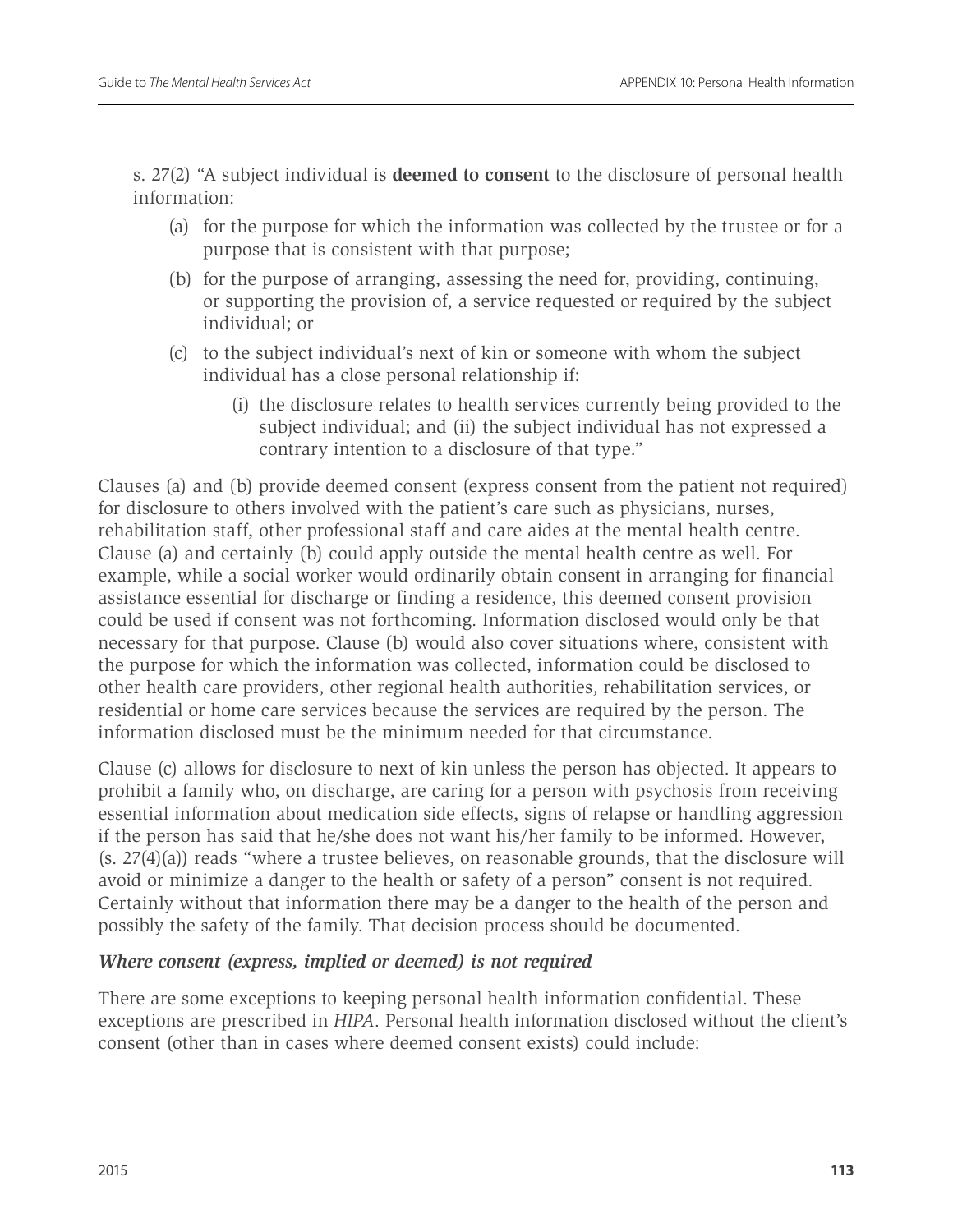s. 27(2) "A subject individual is **deemed to consent** to the disclosure of personal health information:

(a) for the purpose for which the information was collected by the trustee or for a purpose that is consistent with that purpose;

(b) for the purpose of arranging, assessing the need for, providing, continuing, or supporting the provision of, a service requested or required by the subject individual; or

(c) to the subject individual's next of kin or someone with whom the subject individual has a close personal relationship if:

(i) the disclosure relates to health services currently being provided to the subject individual; and (ii) the subject individual has not expressed a contrary intention to a disclosure of that type."

Clauses (a) and (b) provide deemed consent (express consent from the patient not required) for disclosure to others involved with the patient's care such as physicians, nurses, rehabilitation staff, other professional staff and care aides at the mental health centre. Clause (a) and certainly (b) could apply outside the mental health centre as well. For example, while a social worker would ordinarily obtain consent in arranging for financial assistance essential for discharge or finding a residence, this deemed consent provision could be used if consent was not forthcoming. Information disclosed would only be that necessary for that purpose. Clause (b) would also cover situations where, consistent with the purpose for which the information was collected, information could be disclosed to other health care providers, other regional health authorities, rehabilitation services, or residential or home care services because the services are required by the person. The information disclosed must be the minimum needed for that circumstance.

Clause (c) allows for disclosure to next of kin unless the person has objected. It appears to prohibit a family who, on discharge, are caring for a person with psychosis from receiving essential information about medication side effects, signs of relapse or handling aggression if the person has said that he/she does not want his/her family to be informed. However, (s. 27(4)(a)) reads "where a trustee believes, on reasonable grounds, that the disclosure will avoid or minimize a danger to the health or safety of a person" consent is not required. Certainly without that information there may be a danger to the health of the person and possibly the safety of the family. That decision process should be documented.

***Where consent (express, implied or deemed) is not required***

There are some exceptions to keeping personal health information confidential. These exceptions are prescribed in *HIPA*. Personal health information disclosed without the client's consent (other than in cases where deemed consent exists) could include: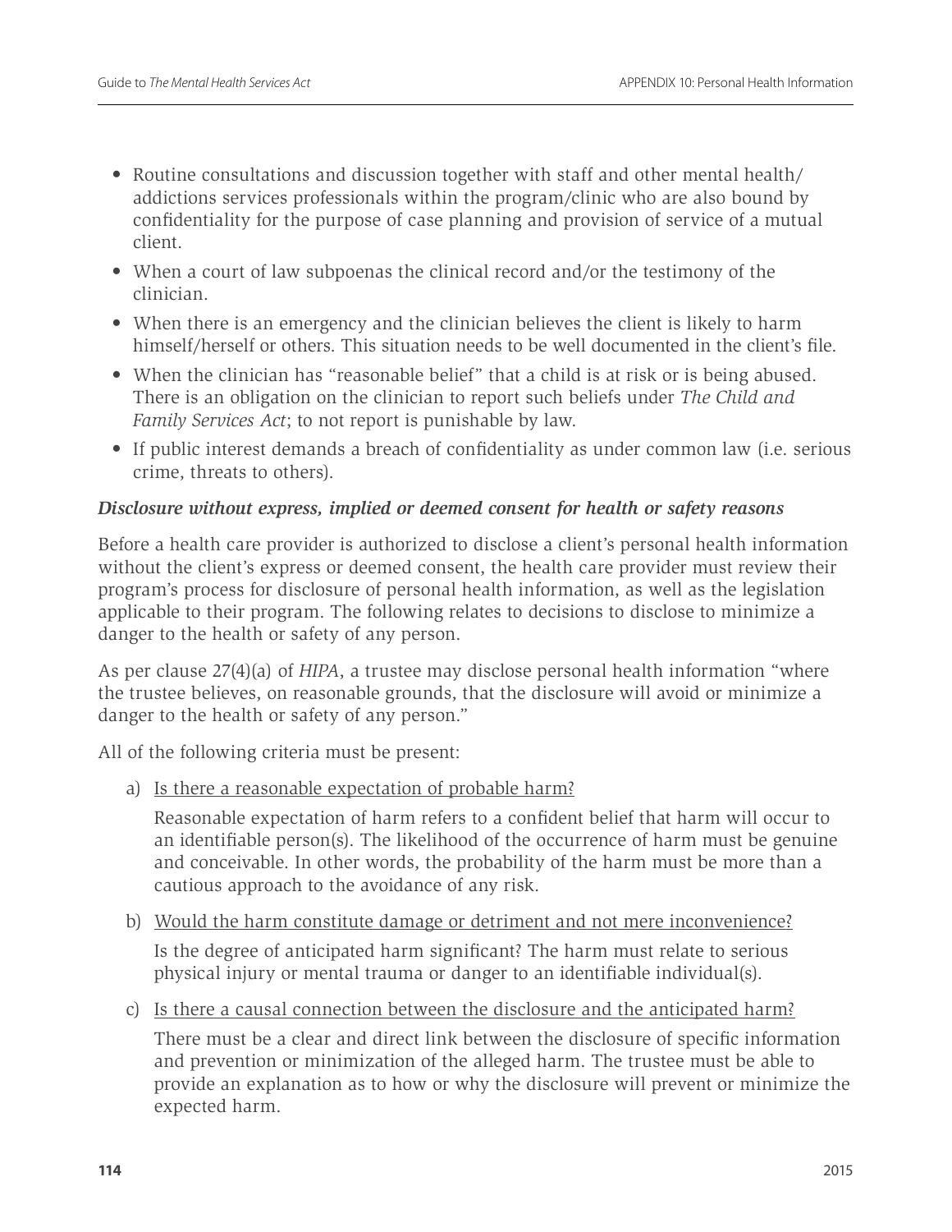- Routine consultations and discussion together with staff and other mental health/ addictions services professionals within the program/clinic who are also bound by confidentiality for the purpose of case planning and provision of service of a mutual client.
- When a court of law subpoenas the clinical record and/or the testimony of the clinician.
- When there is an emergency and the clinician believes the client is likely to harm himself/herself or others. This situation needs to be well documented in the client's file.
- When the clinician has "reasonable belief" that a child is at risk or is being abused. There is an obligation on the clinician to report such beliefs under *The Child and Family Services Act*; to not report is punishable by law.
- If public interest demands a breach of confidentiality as under common law (i.e. serious crime, threats to others).

***Disclosure without express, implied or deemed consent for health or safety reasons***

Before a health care provider is authorized to disclose a client's personal health information without the client's express or deemed consent, the health care provider must review their program's process for disclosure of personal health information, as well as the legislation applicable to their program. The following relates to decisions to disclose to minimize a danger to the health or safety of any person.

As per clause 27(4)(a) of *HIPA*, a trustee may disclose personal health information "where the trustee believes, on reasonable grounds, that the disclosure will avoid or minimize a danger to the health or safety of any person."

All of the following criteria must be present:

a) <u>Is there a reasonable expectation of probable harm?</u>

   Reasonable expectation of harm refers to a confident belief that harm will occur to an identifiable person(s). The likelihood of the occurrence of harm must be genuine and conceivable. In other words, the probability of the harm must be more than a cautious approach to the avoidance of any risk.

b) <u>Would the harm constitute damage or detriment and not mere inconvenience?</u>

   Is the degree of anticipated harm significant? The harm must relate to serious physical injury or mental trauma or danger to an identifiable individual(s).

c) <u>Is there a causal connection between the disclosure and the anticipated harm?</u>

   There must be a clear and direct link between the disclosure of specific information and prevention or minimization of the alleged harm. The trustee must be able to provide an explanation as to how or why the disclosure will prevent or minimize the expected harm.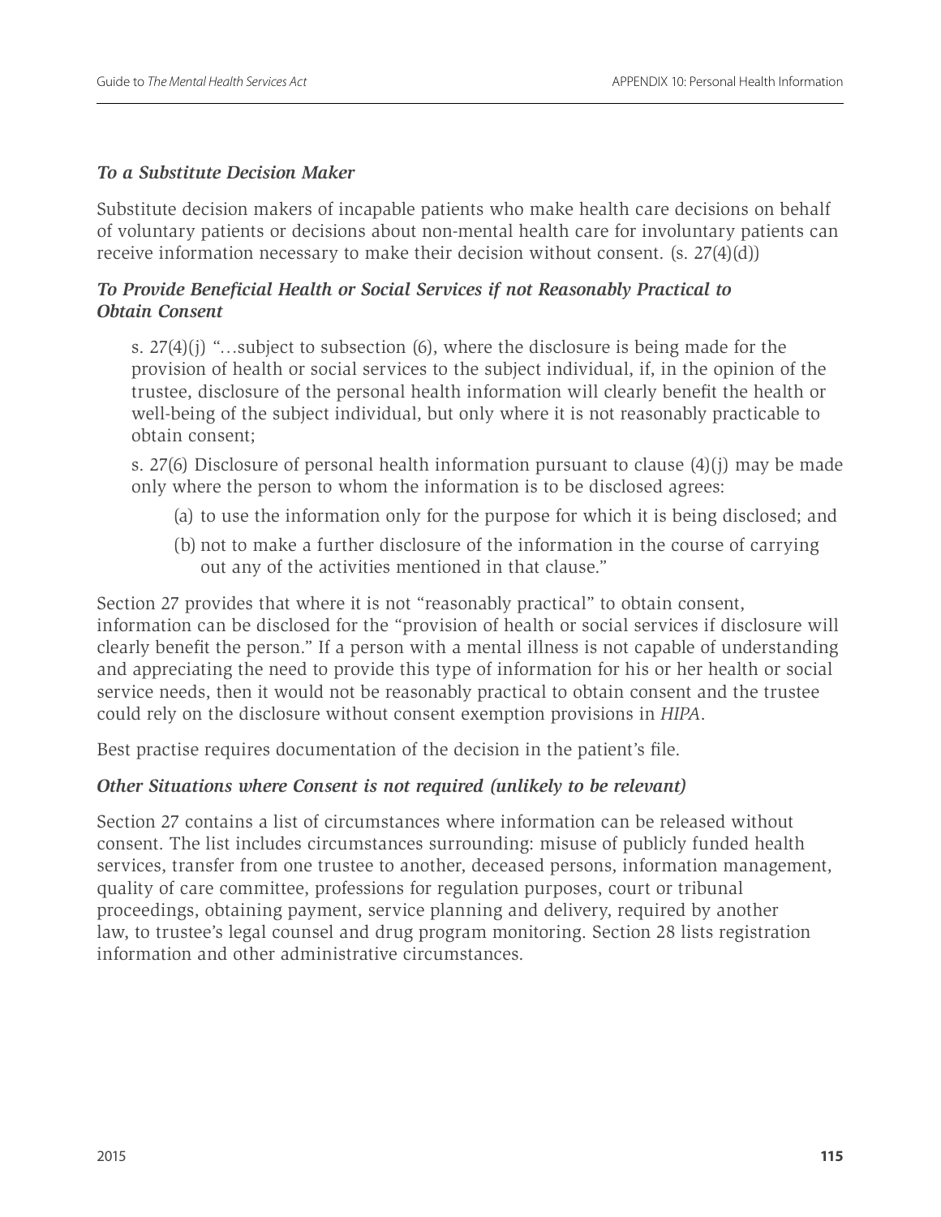### *To a Substitute Decision Maker*

Substitute decision makers of incapable patients who make health care decisions on behalf of voluntary patients or decisions about non-mental health care for involuntary patients can receive information necessary to make their decision without consent. (s. 27(4)(d))

### *To Provide Beneficial Health or Social Services if not Reasonably Practical to Obtain Consent*

> s. 27(4)(j) "…subject to subsection (6), where the disclosure is being made for the provision of health or social services to the subject individual, if, in the opinion of the trustee, disclosure of the personal health information will clearly benefit the health or well-being of the subject individual, but only where it is not reasonably practicable to obtain consent;
>
> s. 27(6) Disclosure of personal health information pursuant to clause (4)(j) may be made only where the person to whom the information is to be disclosed agrees:
>
> (a) to use the information only for the purpose for which it is being disclosed; and
>
> (b) not to make a further disclosure of the information in the course of carrying out any of the activities mentioned in that clause."

Section 27 provides that where it is not "reasonably practical" to obtain consent, information can be disclosed for the "provision of health or social services if disclosure will clearly benefit the person." If a person with a mental illness is not capable of understanding and appreciating the need to provide this type of information for his or her health or social service needs, then it would not be reasonably practical to obtain consent and the trustee could rely on the disclosure without consent exemption provisions in *HIPA*.

Best practise requires documentation of the decision in the patient's file.

### *Other Situations where Consent is not required (unlikely to be relevant)*

Section 27 contains a list of circumstances where information can be released without consent. The list includes circumstances surrounding: misuse of publicly funded health services, transfer from one trustee to another, deceased persons, information management, quality of care committee, professions for regulation purposes, court or tribunal proceedings, obtaining payment, service planning and delivery, required by another law, to trustee's legal counsel and drug program monitoring. Section 28 lists registration information and other administrative circumstances.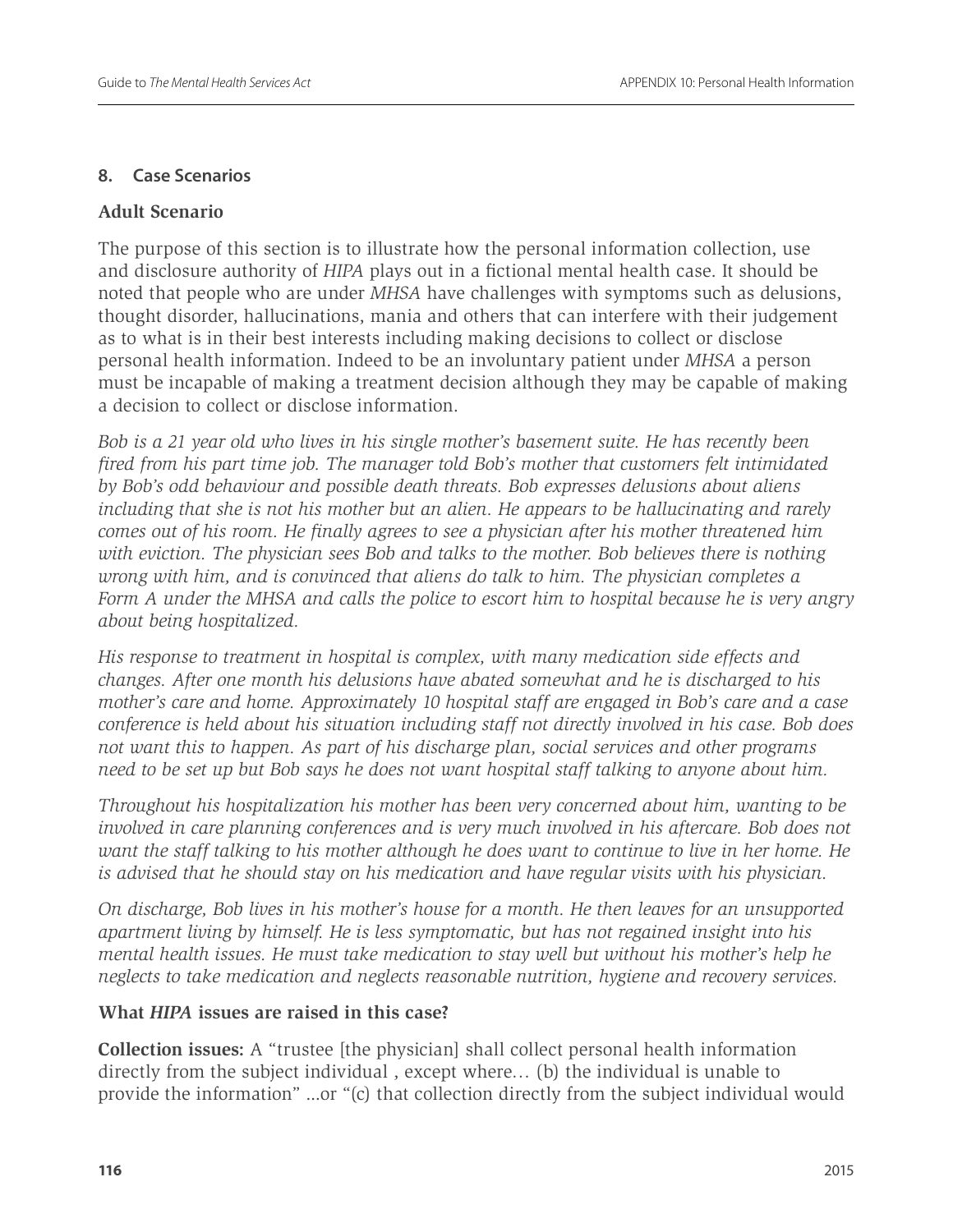## 8. Case Scenarios

### Adult Scenario

The purpose of this section is to illustrate how the personal information collection, use and disclosure authority of *HIPA* plays out in a fictional mental health case. It should be noted that people who are under *MHSA* have challenges with symptoms such as delusions, thought disorder, hallucinations, mania and others that can interfere with their judgement as to what is in their best interests including making decisions to collect or disclose personal health information. Indeed to be an involuntary patient under *MHSA* a person must be incapable of making a treatment decision although they may be capable of making a decision to collect or disclose information.

*Bob is a 21 year old who lives in his single mother's basement suite. He has recently been fired from his part time job. The manager told Bob's mother that customers felt intimidated by Bob's odd behaviour and possible death threats. Bob expresses delusions about aliens including that she is not his mother but an alien. He appears to be hallucinating and rarely comes out of his room. He finally agrees to see a physician after his mother threatened him with eviction. The physician sees Bob and talks to the mother. Bob believes there is nothing wrong with him, and is convinced that aliens do talk to him. The physician completes a Form A under the MHSA and calls the police to escort him to hospital because he is very angry about being hospitalized.*

*His response to treatment in hospital is complex, with many medication side effects and changes. After one month his delusions have abated somewhat and he is discharged to his mother's care and home. Approximately 10 hospital staff are engaged in Bob's care and a case conference is held about his situation including staff not directly involved in his case. Bob does not want this to happen. As part of his discharge plan, social services and other programs need to be set up but Bob says he does not want hospital staff talking to anyone about him.*

*Throughout his hospitalization his mother has been very concerned about him, wanting to be involved in care planning conferences and is very much involved in his aftercare. Bob does not want the staff talking to his mother although he does want to continue to live in her home. He is advised that he should stay on his medication and have regular visits with his physician.*

*On discharge, Bob lives in his mother's house for a month. He then leaves for an unsupported apartment living by himself. He is less symptomatic, but has not regained insight into his mental health issues. He must take medication to stay well but without his mother's help he neglects to take medication and neglects reasonable nutrition, hygiene and recovery services.*

### What *HIPA* issues are raised in this case?

**Collection issues:** A "trustee [the physician] shall collect personal health information directly from the subject individual , except where… (b) the individual is unable to provide the information" ...or "(c) that collection directly from the subject individual would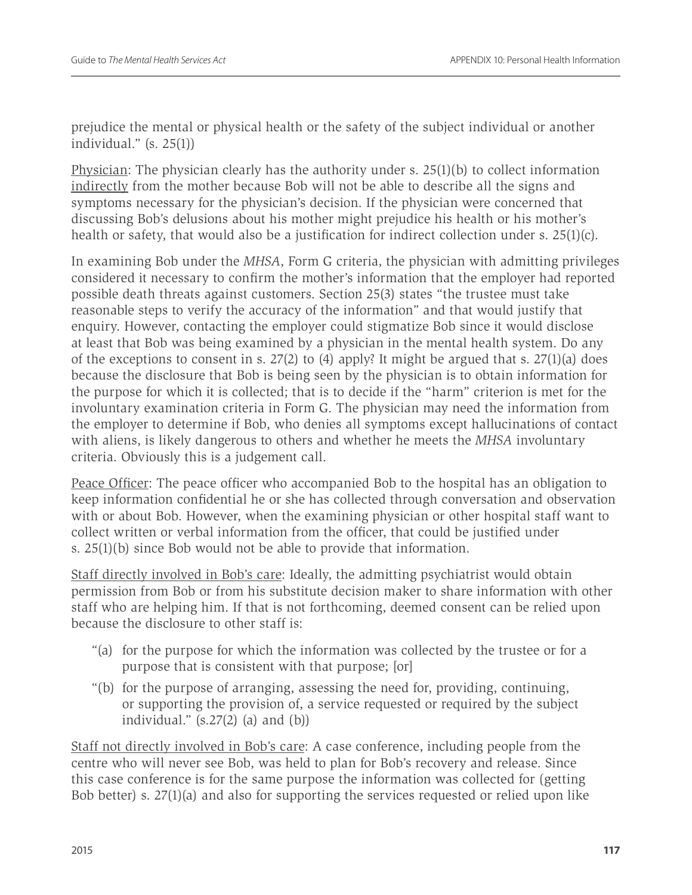prejudice the mental or physical health or the safety of the subject individual or another individual." (s. 25(1))

Physician: The physician clearly has the authority under s. 25(1)(b) to collect information indirectly from the mother because Bob will not be able to describe all the signs and symptoms necessary for the physician's decision. If the physician were concerned that discussing Bob's delusions about his mother might prejudice his health or his mother's health or safety, that would also be a justification for indirect collection under s. 25(1)(c).

In examining Bob under the *MHSA*, Form G criteria, the physician with admitting privileges considered it necessary to confirm the mother's information that the employer had reported possible death threats against customers. Section 25(3) states "the trustee must take reasonable steps to verify the accuracy of the information" and that would justify that enquiry. However, contacting the employer could stigmatize Bob since it would disclose at least that Bob was being examined by a physician in the mental health system. Do any of the exceptions to consent in s. 27(2) to (4) apply? It might be argued that s. 27(1)(a) does because the disclosure that Bob is being seen by the physician is to obtain information for the purpose for which it is collected; that is to decide if the "harm" criterion is met for the involuntary examination criteria in Form G. The physician may need the information from the employer to determine if Bob, who denies all symptoms except hallucinations of contact with aliens, is likely dangerous to others and whether he meets the *MHSA* involuntary criteria. Obviously this is a judgement call.

Peace Officer: The peace officer who accompanied Bob to the hospital has an obligation to keep information confidential he or she has collected through conversation and observation with or about Bob. However, when the examining physician or other hospital staff want to collect written or verbal information from the officer, that could be justified under s. 25(1)(b) since Bob would not be able to provide that information.

Staff directly involved in Bob's care: Ideally, the admitting psychiatrist would obtain permission from Bob or from his substitute decision maker to share information with other staff who are helping him. If that is not forthcoming, deemed consent can be relied upon because the disclosure to other staff is:

"(a) for the purpose for which the information was collected by the trustee or for a purpose that is consistent with that purpose; [or]

"(b) for the purpose of arranging, assessing the need for, providing, continuing, or supporting the provision of, a service requested or required by the subject individual." (s.27(2) (a) and (b))

Staff not directly involved in Bob's care: A case conference, including people from the centre who will never see Bob, was held to plan for Bob's recovery and release. Since this case conference is for the same purpose the information was collected for (getting Bob better) s. 27(1)(a) and also for supporting the services requested or relied upon like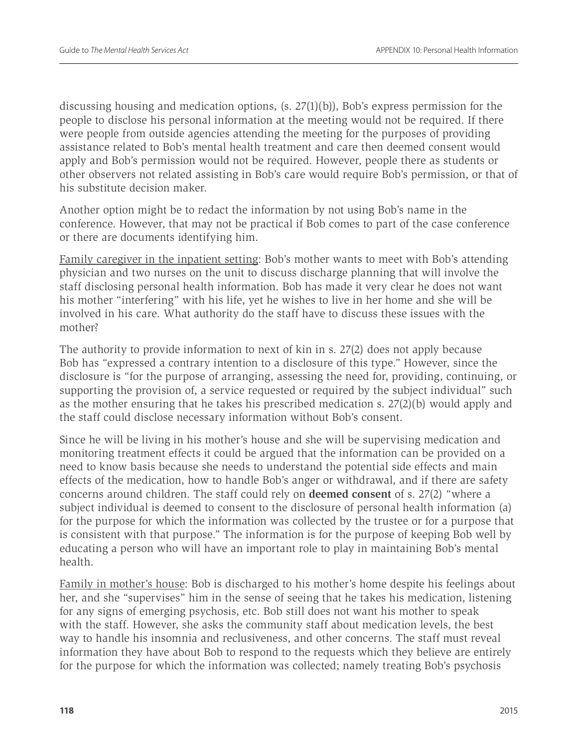discussing housing and medication options, (s. 27(1)(b)), Bob's express permission for the people to disclose his personal information at the meeting would not be required. If there were people from outside agencies attending the meeting for the purposes of providing assistance related to Bob's mental health treatment and care then deemed consent would apply and Bob's permission would not be required. However, people there as students or other observers not related assisting in Bob's care would require Bob's permission, or that of his substitute decision maker.

Another option might be to redact the information by not using Bob's name in the conference. However, that may not be practical if Bob comes to part of the case conference or there are documents identifying him.

Family caregiver in the inpatient setting: Bob's mother wants to meet with Bob's attending physician and two nurses on the unit to discuss discharge planning that will involve the staff disclosing personal health information. Bob has made it very clear he does not want his mother "interfering" with his life, yet he wishes to live in her home and she will be involved in his care. What authority do the staff have to discuss these issues with the mother?

The authority to provide information to next of kin in s. 27(2) does not apply because Bob has "expressed a contrary intention to a disclosure of this type." However, since the disclosure is "for the purpose of arranging, assessing the need for, providing, continuing, or supporting the provision of, a service requested or required by the subject individual" such as the mother ensuring that he takes his prescribed medication s. 27(2)(b) would apply and the staff could disclose necessary information without Bob's consent.

Since he will be living in his mother's house and she will be supervising medication and monitoring treatment effects it could be argued that the information can be provided on a need to know basis because she needs to understand the potential side effects and main effects of the medication, how to handle Bob's anger or withdrawal, and if there are safety concerns around children. The staff could rely on **deemed consent** of s. 27(2) "where a subject individual is deemed to consent to the disclosure of personal health information (a) for the purpose for which the information was collected by the trustee or for a purpose that is consistent with that purpose." The information is for the purpose of keeping Bob well by educating a person who will have an important role to play in maintaining Bob's mental health.

Family in mother's house: Bob is discharged to his mother's home despite his feelings about her, and she "supervises" him in the sense of seeing that he takes his medication, listening for any signs of emerging psychosis, etc. Bob still does not want his mother to speak with the staff. However, she asks the community staff about medication levels, the best way to handle his insomnia and reclusiveness, and other concerns. The staff must reveal information they have about Bob to respond to the requests which they believe are entirely for the purpose for which the information was collected; namely treating Bob's psychosis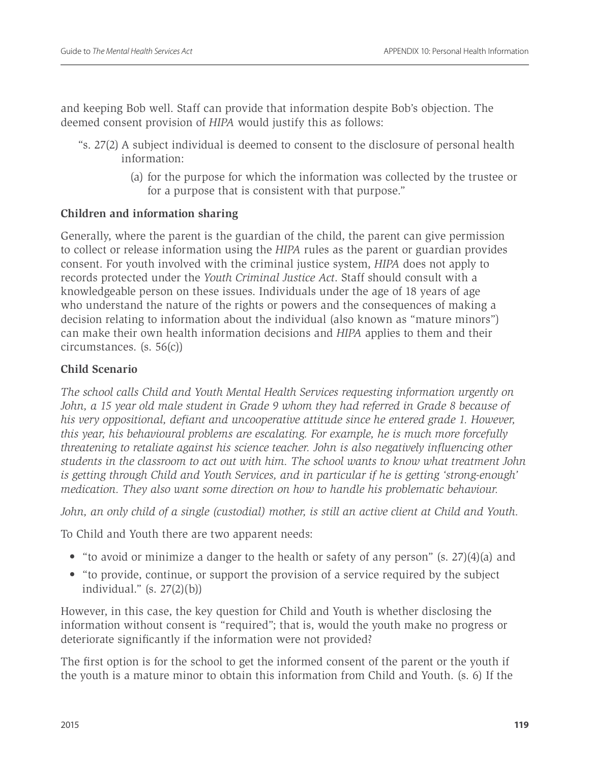and keeping Bob well. Staff can provide that information despite Bob's objection. The deemed consent provision of *HIPA* would justify this as follows:

> "s. 27(2) A subject individual is deemed to consent to the disclosure of personal health information:
>
> (a) for the purpose for which the information was collected by the trustee or for a purpose that is consistent with that purpose."

**Children and information sharing**

Generally, where the parent is the guardian of the child, the parent can give permission to collect or release information using the *HIPA* rules as the parent or guardian provides consent. For youth involved with the criminal justice system, *HIPA* does not apply to records protected under the *Youth Criminal Justice Act*. Staff should consult with a knowledgeable person on these issues. Individuals under the age of 18 years of age who understand the nature of the rights or powers and the consequences of making a decision relating to information about the individual (also known as "mature minors") can make their own health information decisions and *HIPA* applies to them and their circumstances. (s. 56(c))

**Child Scenario**

*The school calls Child and Youth Mental Health Services requesting information urgently on John, a 15 year old male student in Grade 9 whom they had referred in Grade 8 because of his very oppositional, defiant and uncooperative attitude since he entered grade 1. However, this year, his behavioural problems are escalating. For example, he is much more forcefully threatening to retaliate against his science teacher. John is also negatively influencing other students in the classroom to act out with him. The school wants to know what treatment John is getting through Child and Youth Services, and in particular if he is getting 'strong-enough' medication. They also want some direction on how to handle his problematic behaviour.*

*John, an only child of a single (custodial) mother, is still an active client at Child and Youth.*

To Child and Youth there are two apparent needs:

- "to avoid or minimize a danger to the health or safety of any person" (s. 27)(4)(a) and
- "to provide, continue, or support the provision of a service required by the subject individual." (s. 27(2)(b))

However, in this case, the key question for Child and Youth is whether disclosing the information without consent is "required"; that is, would the youth make no progress or deteriorate significantly if the information were not provided?

The first option is for the school to get the informed consent of the parent or the youth if the youth is a mature minor to obtain this information from Child and Youth. (s. 6) If the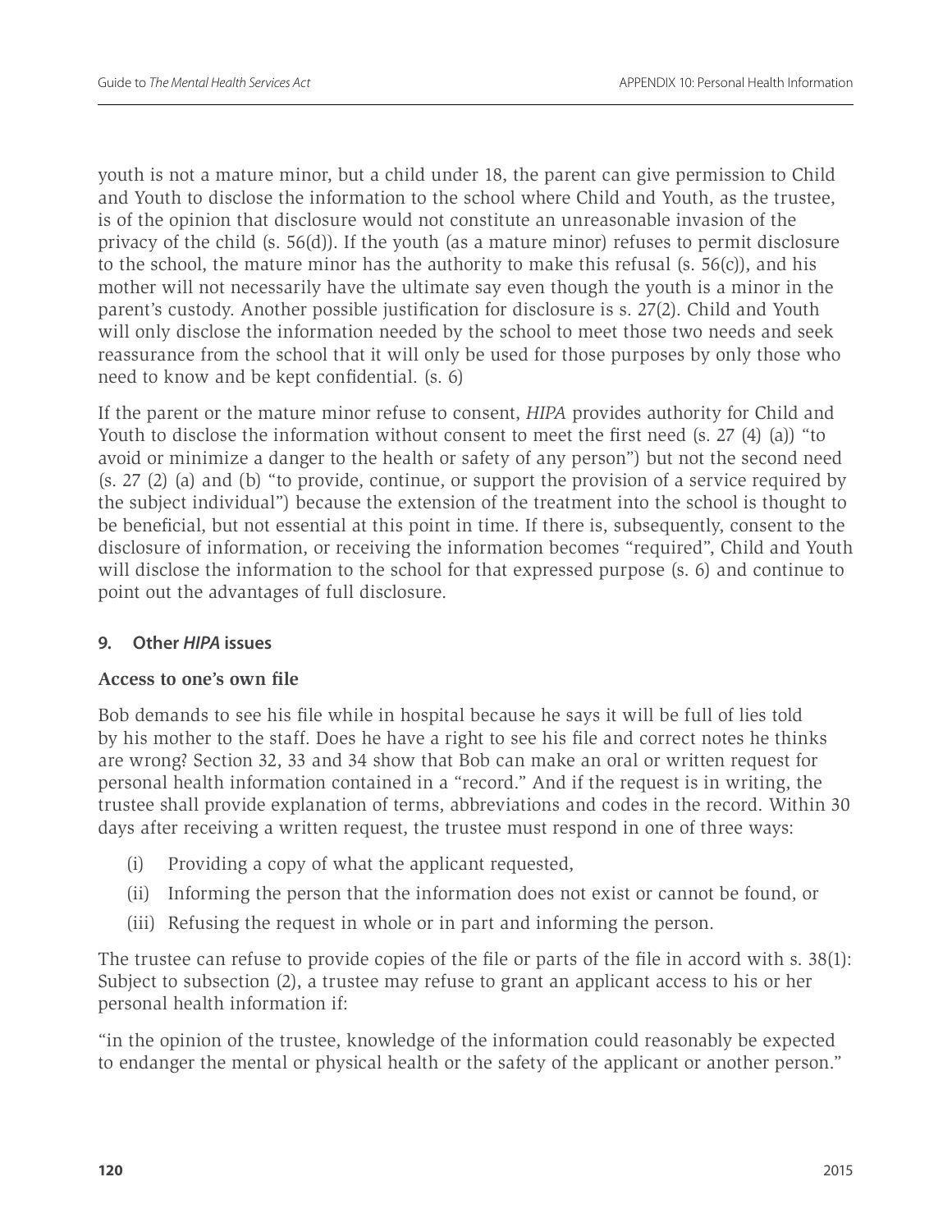youth is not a mature minor, but a child under 18, the parent can give permission to Child and Youth to disclose the information to the school where Child and Youth, as the trustee, is of the opinion that disclosure would not constitute an unreasonable invasion of the privacy of the child (s. 56(d)). If the youth (as a mature minor) refuses to permit disclosure to the school, the mature minor has the authority to make this refusal (s. 56(c)), and his mother will not necessarily have the ultimate say even though the youth is a minor in the parent's custody. Another possible justification for disclosure is s. 27(2). Child and Youth will only disclose the information needed by the school to meet those two needs and seek reassurance from the school that it will only be used for those purposes by only those who need to know and be kept confidential. (s. 6)

If the parent or the mature minor refuse to consent, *HIPA* provides authority for Child and Youth to disclose the information without consent to meet the first need (s. 27 (4) (a)) "to avoid or minimize a danger to the health or safety of any person") but not the second need (s. 27 (2) (a) and (b) "to provide, continue, or support the provision of a service required by the subject individual") because the extension of the treatment into the school is thought to be beneficial, but not essential at this point in time. If there is, subsequently, consent to the disclosure of information, or receiving the information becomes "required", Child and Youth will disclose the information to the school for that expressed purpose (s. 6) and continue to point out the advantages of full disclosure.

### 9. Other *HIPA* issues

#### Access to one's own file

Bob demands to see his file while in hospital because he says it will be full of lies told by his mother to the staff. Does he have a right to see his file and correct notes he thinks are wrong? Section 32, 33 and 34 show that Bob can make an oral or written request for personal health information contained in a "record." And if the request is in writing, the trustee shall provide explanation of terms, abbreviations and codes in the record. Within 30 days after receiving a written request, the trustee must respond in one of three ways:

(i) Providing a copy of what the applicant requested,

(ii) Informing the person that the information does not exist or cannot be found, or

(iii) Refusing the request in whole or in part and informing the person.

The trustee can refuse to provide copies of the file or parts of the file in accord with s. 38(1): Subject to subsection (2), a trustee may refuse to grant an applicant access to his or her personal health information if:

"in the opinion of the trustee, knowledge of the information could reasonably be expected to endanger the mental or physical health or the safety of the applicant or another person."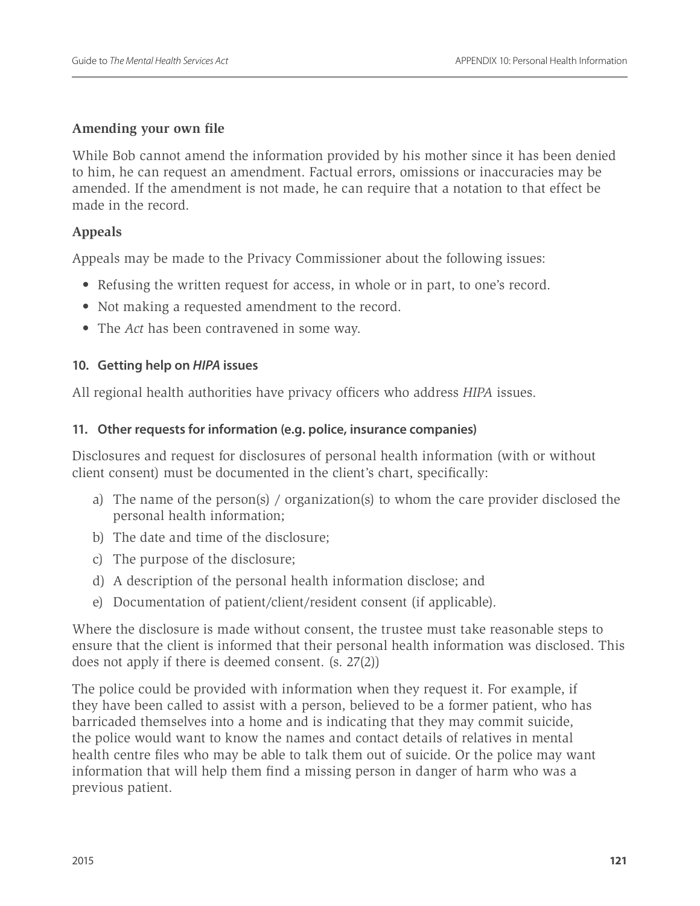### Amending your own file

While Bob cannot amend the information provided by his mother since it has been denied to him, he can request an amendment. Factual errors, omissions or inaccuracies may be amended. If the amendment is not made, he can require that a notation to that effect be made in the record.

### Appeals

Appeals may be made to the Privacy Commissioner about the following issues:

- Refusing the written request for access, in whole or in part, to one's record.
- Not making a requested amendment to the record.
- The *Act* has been contravened in some way.

## 10. Getting help on *HIPA* issues

All regional health authorities have privacy officers who address *HIPA* issues.

## 11. Other requests for information (e.g. police, insurance companies)

Disclosures and request for disclosures of personal health information (with or without client consent) must be documented in the client's chart, specifically:

a) The name of the person(s) / organization(s) to whom the care provider disclosed the personal health information;

b) The date and time of the disclosure;

c) The purpose of the disclosure;

d) A description of the personal health information disclose; and

e) Documentation of patient/client/resident consent (if applicable).

Where the disclosure is made without consent, the trustee must take reasonable steps to ensure that the client is informed that their personal health information was disclosed. This does not apply if there is deemed consent. (s. 27(2))

The police could be provided with information when they request it. For example, if they have been called to assist with a person, believed to be a former patient, who has barricaded themselves into a home and is indicating that they may commit suicide, the police would want to know the names and contact details of relatives in mental health centre files who may be able to talk them out of suicide. Or the police may want information that will help them find a missing person in danger of harm who was a previous patient.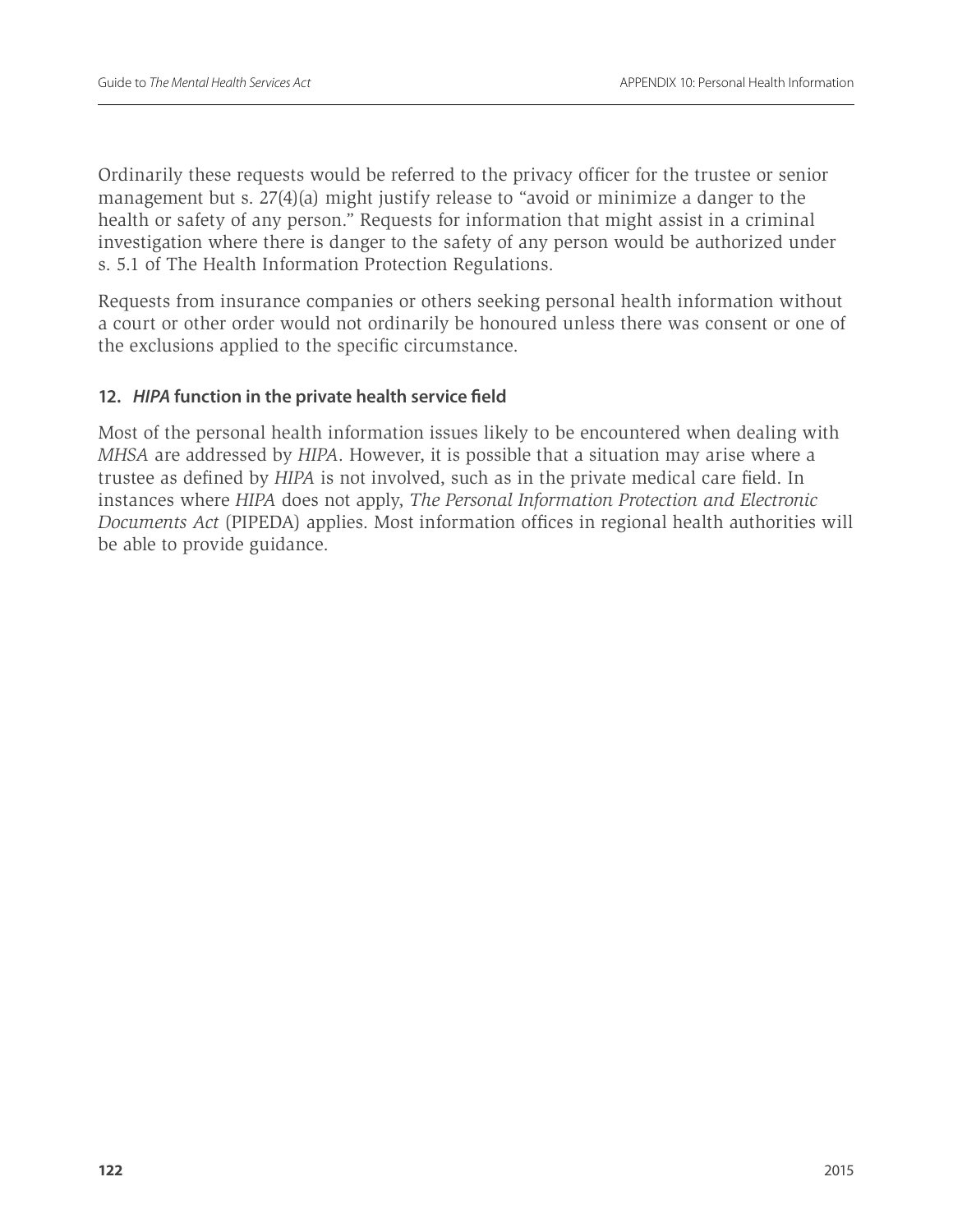Ordinarily these requests would be referred to the privacy officer for the trustee or senior management but s. 27(4)(a) might justify release to "avoid or minimize a danger to the health or safety of any person." Requests for information that might assist in a criminal investigation where there is danger to the safety of any person would be authorized under s. 5.1 of The Health Information Protection Regulations.

Requests from insurance companies or others seeking personal health information without a court or other order would not ordinarily be honoured unless there was consent or one of the exclusions applied to the specific circumstance.

### 12. *HIPA* function in the private health service field

Most of the personal health information issues likely to be encountered when dealing with *MHSA* are addressed by *HIPA*. However, it is possible that a situation may arise where a trustee as defined by *HIPA* is not involved, such as in the private medical care field. In instances where *HIPA* does not apply, *The Personal Information Protection and Electronic Documents Act* (PIPEDA) applies. Most information offices in regional health authorities will be able to provide guidance.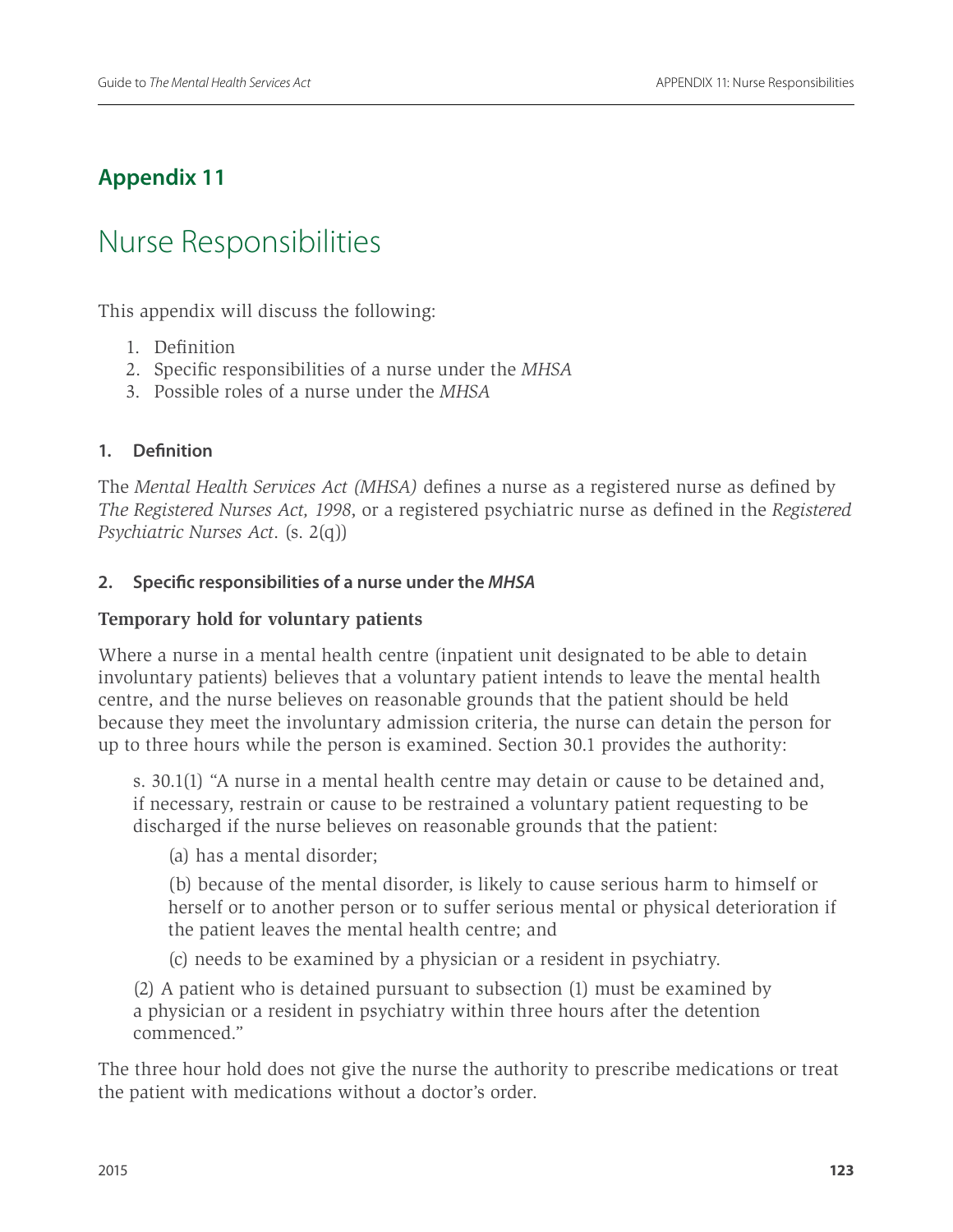## Appendix 11

# Nurse Responsibilities

This appendix will discuss the following:

1. Definition
2. Specific responsibilities of a nurse under the *MHSA*
3. Possible roles of a nurse under the *MHSA*

### 1. Definition

The *Mental Health Services Act (MHSA)* defines a nurse as a registered nurse as defined by *The Registered Nurses Act, 1998*, or a registered psychiatric nurse as defined in the *Registered Psychiatric Nurses Act*. (s. 2(q))

### 2. Specific responsibilities of a nurse under the *MHSA*

**Temporary hold for voluntary patients**

Where a nurse in a mental health centre (inpatient unit designated to be able to detain involuntary patients) believes that a voluntary patient intends to leave the mental health centre, and the nurse believes on reasonable grounds that the patient should be held because they meet the involuntary admission criteria, the nurse can detain the person for up to three hours while the person is examined. Section 30.1 provides the authority:

> s. 30.1(1) "A nurse in a mental health centre may detain or cause to be detained and, if necessary, restrain or cause to be restrained a voluntary patient requesting to be discharged if the nurse believes on reasonable grounds that the patient:
>
> (a) has a mental disorder;
>
> (b) because of the mental disorder, is likely to cause serious harm to himself or herself or to another person or to suffer serious mental or physical deterioration if the patient leaves the mental health centre; and
>
> (c) needs to be examined by a physician or a resident in psychiatry.
>
> (2) A patient who is detained pursuant to subsection (1) must be examined by a physician or a resident in psychiatry within three hours after the detention commenced."

The three hour hold does not give the nurse the authority to prescribe medications or treat the patient with medications without a doctor's order.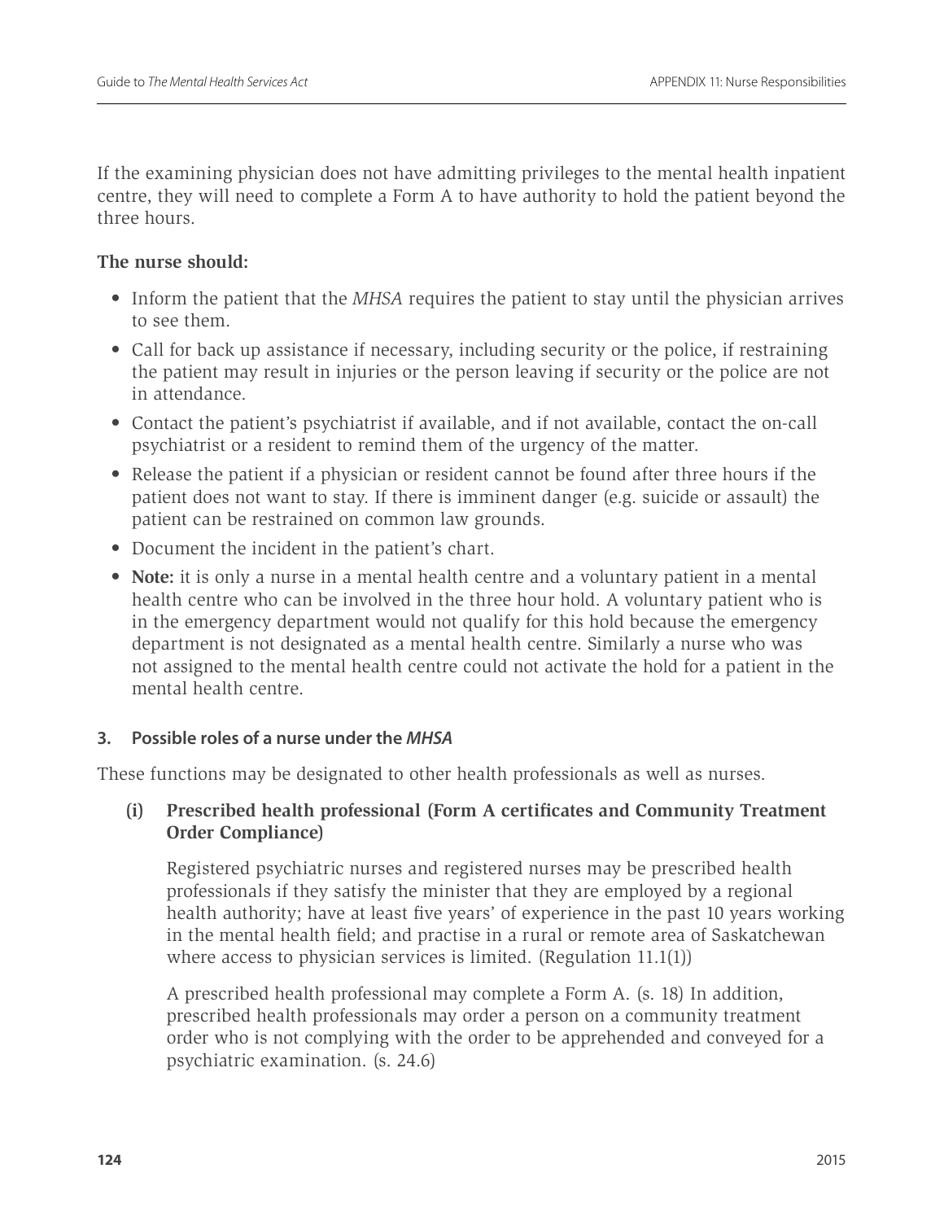If the examining physician does not have admitting privileges to the mental health inpatient centre, they will need to complete a Form A to have authority to hold the patient beyond the three hours.

**The nurse should:**

- Inform the patient that the *MHSA* requires the patient to stay until the physician arrives to see them.
- Call for back up assistance if necessary, including security or the police, if restraining the patient may result in injuries or the person leaving if security or the police are not in attendance.
- Contact the patient's psychiatrist if available, and if not available, contact the on-call psychiatrist or a resident to remind them of the urgency of the matter.
- Release the patient if a physician or resident cannot be found after three hours if the patient does not want to stay. If there is imminent danger (e.g. suicide or assault) the patient can be restrained on common law grounds.
- Document the incident in the patient's chart.
- **Note:** it is only a nurse in a mental health centre and a voluntary patient in a mental health centre who can be involved in the three hour hold. A voluntary patient who is in the emergency department would not qualify for this hold because the emergency department is not designated as a mental health centre. Similarly a nurse who was not assigned to the mental health centre could not activate the hold for a patient in the mental health centre.

### 3. Possible roles of a nurse under the *MHSA*

These functions may be designated to other health professionals as well as nurses.

#### (i) Prescribed health professional (Form A certificates and Community Treatment Order Compliance)

Registered psychiatric nurses and registered nurses may be prescribed health professionals if they satisfy the minister that they are employed by a regional health authority; have at least five years' of experience in the past 10 years working in the mental health field; and practise in a rural or remote area of Saskatchewan where access to physician services is limited. (Regulation 11.1(1))

A prescribed health professional may complete a Form A. (s. 18) In addition, prescribed health professionals may order a person on a community treatment order who is not complying with the order to be apprehended and conveyed for a psychiatric examination. (s. 24.6)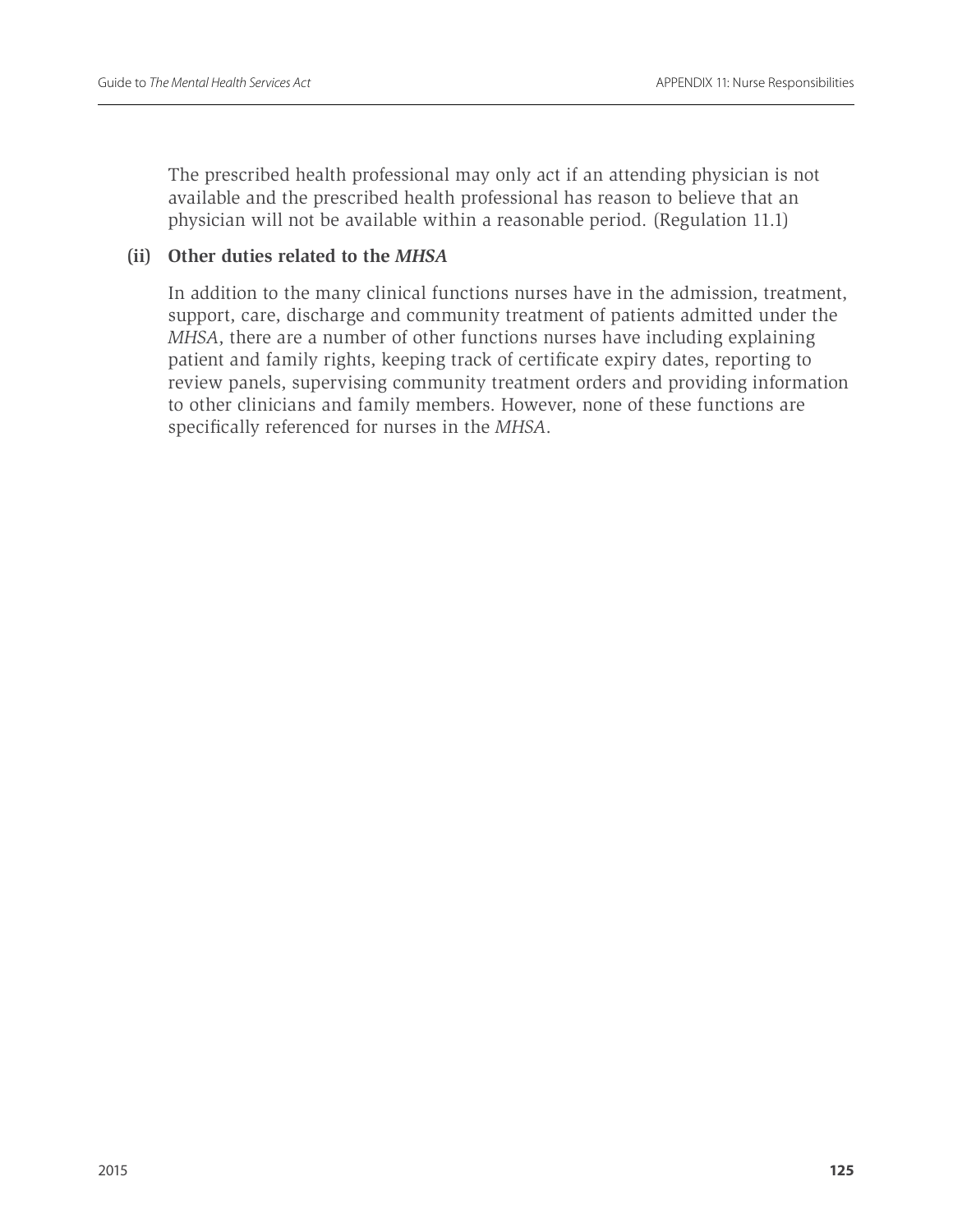The prescribed health professional may only act if an attending physician is not available and the prescribed health professional has reason to believe that an physician will not be available within a reasonable period. (Regulation 11.1)

**(ii) Other duties related to the *MHSA***

In addition to the many clinical functions nurses have in the admission, treatment, support, care, discharge and community treatment of patients admitted under the *MHSA*, there are a number of other functions nurses have including explaining patient and family rights, keeping track of certificate expiry dates, reporting to review panels, supervising community treatment orders and providing information to other clinicians and family members. However, none of these functions are specifically referenced for nurses in the *MHSA*.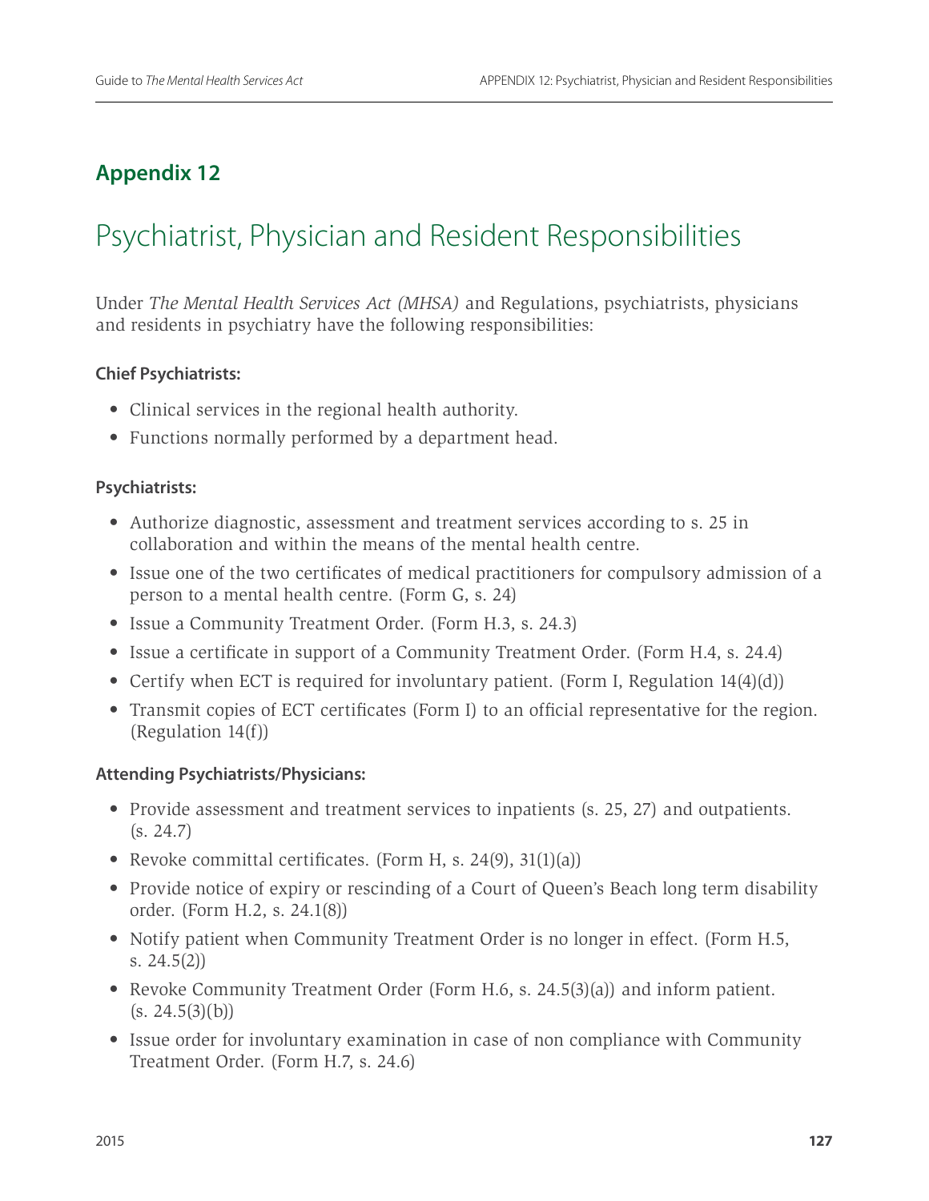## Appendix 12

# Psychiatrist, Physician and Resident Responsibilities

Under *The Mental Health Services Act (MHSA)* and Regulations, psychiatrists, physicians and residents in psychiatry have the following responsibilities:

**Chief Psychiatrists:**

- Clinical services in the regional health authority.
- Functions normally performed by a department head.

**Psychiatrists:**

- Authorize diagnostic, assessment and treatment services according to s. 25 in collaboration and within the means of the mental health centre.
- Issue one of the two certificates of medical practitioners for compulsory admission of a person to a mental health centre. (Form G, s. 24)
- Issue a Community Treatment Order. (Form H.3, s. 24.3)
- Issue a certificate in support of a Community Treatment Order. (Form H.4, s. 24.4)
- Certify when ECT is required for involuntary patient. (Form I, Regulation 14(4)(d))
- Transmit copies of ECT certificates (Form I) to an official representative for the region. (Regulation 14(f))

**Attending Psychiatrists/Physicians:**

- Provide assessment and treatment services to inpatients (s. 25, 27) and outpatients. (s. 24.7)
- Revoke committal certificates. (Form H, s. 24(9), 31(1)(a))
- Provide notice of expiry or rescinding of a Court of Queen's Beach long term disability order. (Form H.2, s. 24.1(8))
- Notify patient when Community Treatment Order is no longer in effect. (Form H.5, s. 24.5(2))
- Revoke Community Treatment Order (Form H.6, s. 24.5(3)(a)) and inform patient. (s. 24.5(3)(b))
- Issue order for involuntary examination in case of non compliance with Community Treatment Order. (Form H.7, s. 24.6)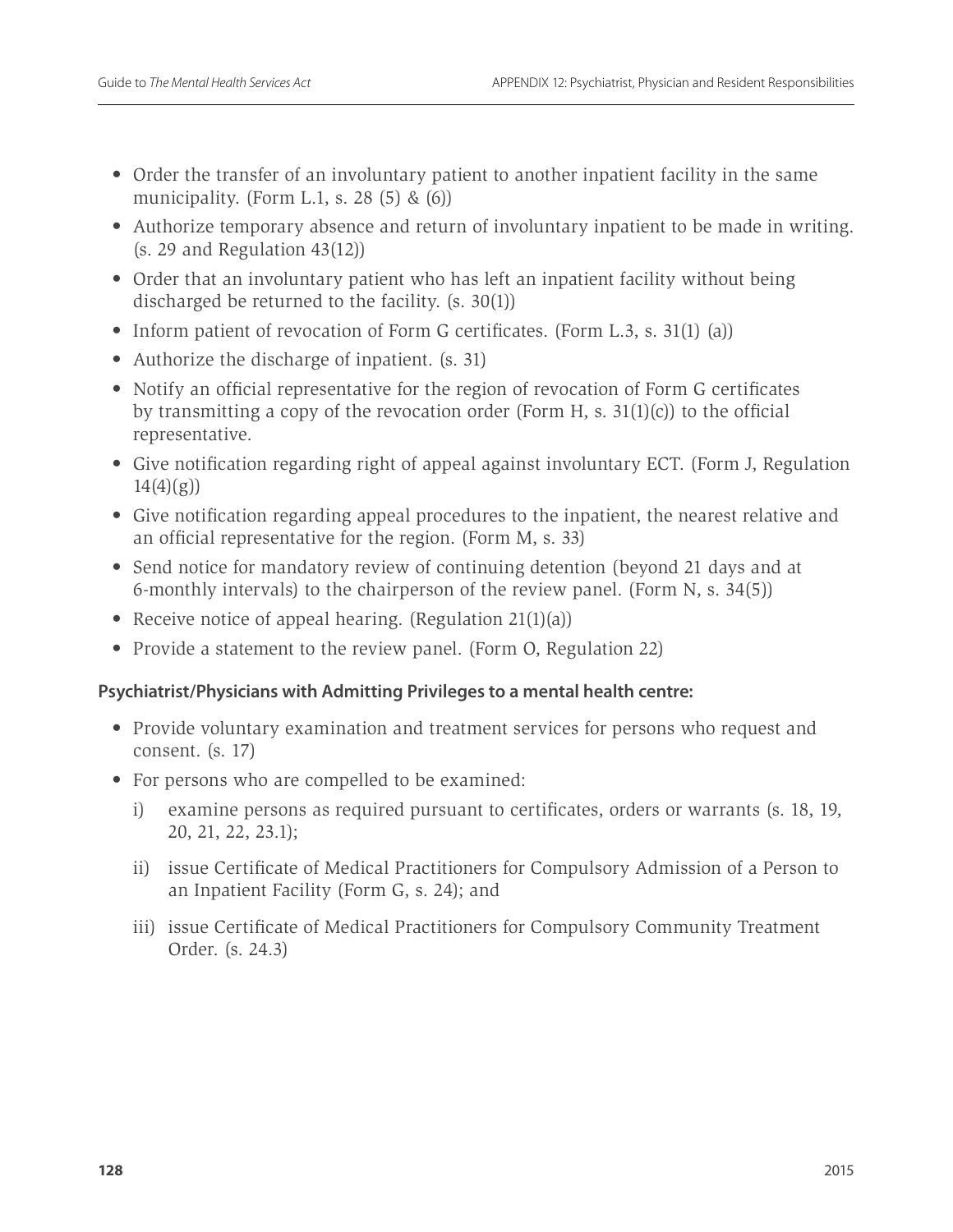- Order the transfer of an involuntary patient to another inpatient facility in the same municipality. (Form L.1, s. 28 (5) & (6))
- Authorize temporary absence and return of involuntary inpatient to be made in writing. (s. 29 and Regulation 43(12))
- Order that an involuntary patient who has left an inpatient facility without being discharged be returned to the facility. (s. 30(1))
- Inform patient of revocation of Form G certificates. (Form L.3, s. 31(1) (a))
- Authorize the discharge of inpatient. (s. 31)
- Notify an official representative for the region of revocation of Form G certificates by transmitting a copy of the revocation order (Form H, s. 31(1)(c)) to the official representative.
- Give notification regarding right of appeal against involuntary ECT. (Form J, Regulation 14(4)(g))
- Give notification regarding appeal procedures to the inpatient, the nearest relative and an official representative for the region. (Form M, s. 33)
- Send notice for mandatory review of continuing detention (beyond 21 days and at 6-monthly intervals) to the chairperson of the review panel. (Form N, s. 34(5))
- Receive notice of appeal hearing. (Regulation 21(1)(a))
- Provide a statement to the review panel. (Form O, Regulation 22)

**Psychiatrist/Physicians with Admitting Privileges to a mental health centre:**

- Provide voluntary examination and treatment services for persons who request and consent. (s. 17)
- For persons who are compelled to be examined:
  - i) examine persons as required pursuant to certificates, orders or warrants (s. 18, 19, 20, 21, 22, 23.1);
  - ii) issue Certificate of Medical Practitioners for Compulsory Admission of a Person to an Inpatient Facility (Form G, s. 24); and
  - iii) issue Certificate of Medical Practitioners for Compulsory Community Treatment Order. (s. 24.3)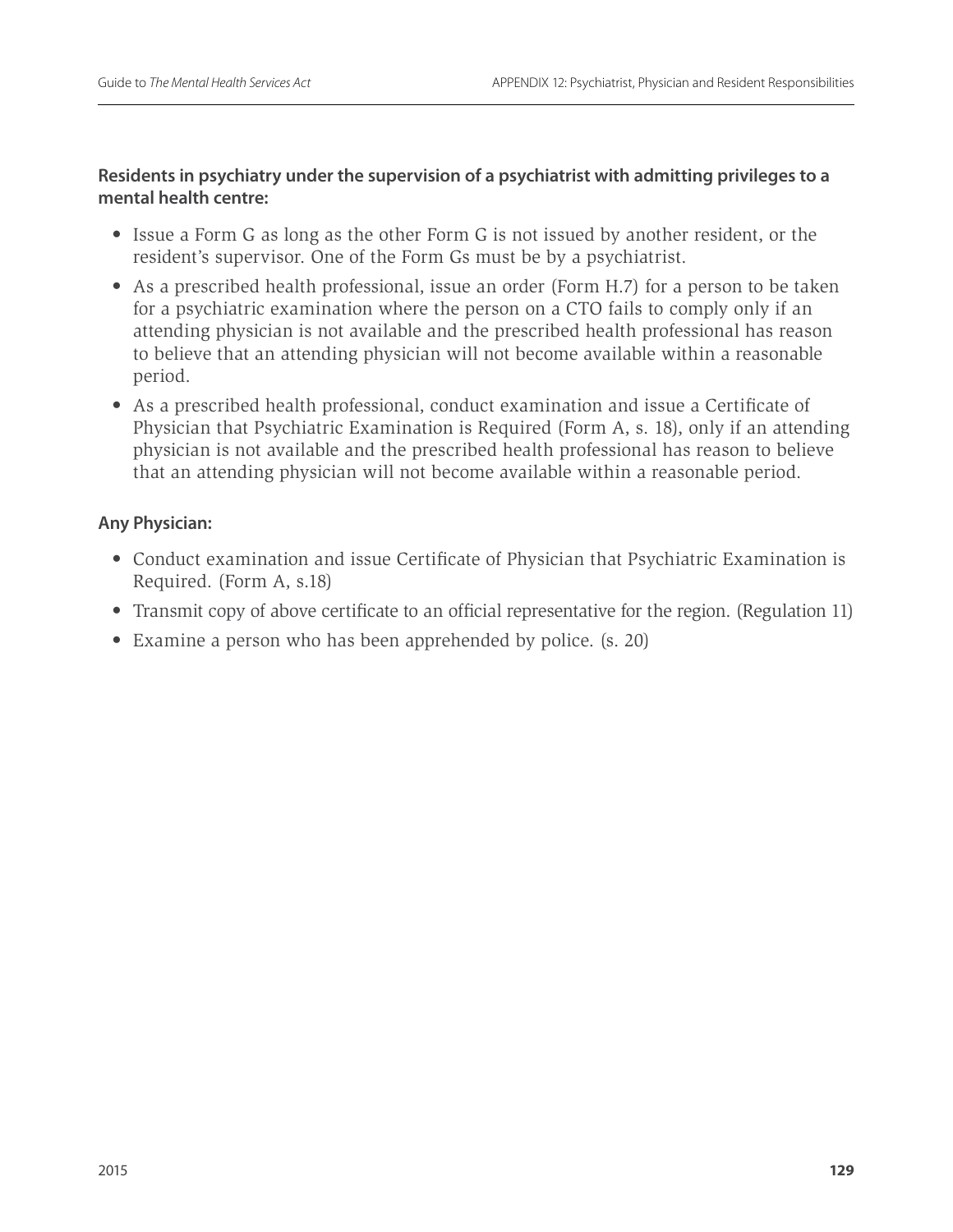**Residents in psychiatry under the supervision of a psychiatrist with admitting privileges to a mental health centre:**

- Issue a Form G as long as the other Form G is not issued by another resident, or the resident's supervisor. One of the Form Gs must be by a psychiatrist.
- As a prescribed health professional, issue an order (Form H.7) for a person to be taken for a psychiatric examination where the person on a CTO fails to comply only if an attending physician is not available and the prescribed health professional has reason to believe that an attending physician will not become available within a reasonable period.
- As a prescribed health professional, conduct examination and issue a Certificate of Physician that Psychiatric Examination is Required (Form A, s. 18), only if an attending physician is not available and the prescribed health professional has reason to believe that an attending physician will not become available within a reasonable period.

**Any Physician:**

- Conduct examination and issue Certificate of Physician that Psychiatric Examination is Required. (Form A, s.18)
- Transmit copy of above certificate to an official representative for the region. (Regulation 11)
- Examine a person who has been apprehended by police. (s. 20)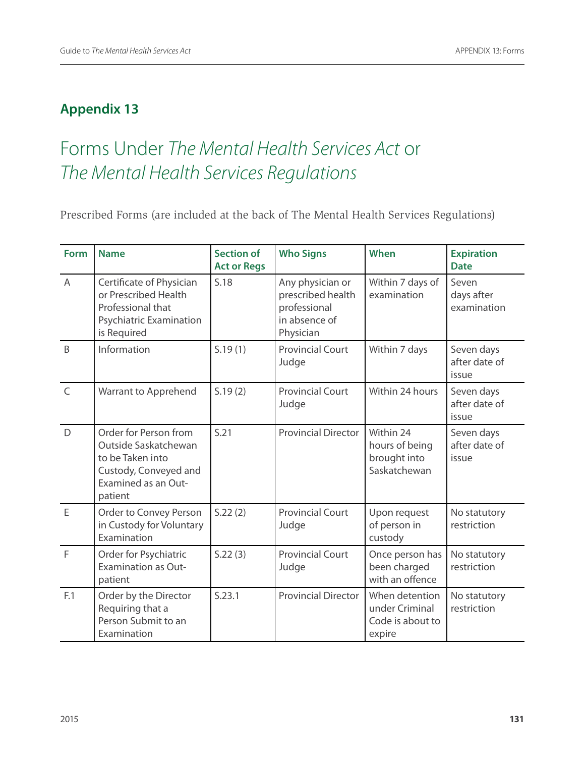## Appendix 13

# Forms Under *The Mental Health Services Act* or *The Mental Health Services Regulations*

Prescribed Forms (are included at the back of The Mental Health Services Regulations)

| Form | Name | Section of Act or Regs | Who Signs | When | Expiration Date |
|---|---|---|---|---|---|
| A | Certificate of Physician or Prescribed Health Professional that Psychiatric Examination is Required | S.18 | Any physician or prescribed health professional in absence of Physician | Within 7 days of examination | Seven days after examination |
| B | Information | S.19 (1) | Provincial Court Judge | Within 7 days | Seven days after date of issue |
| C | Warrant to Apprehend | S.19 (2) | Provincial Court Judge | Within 24 hours | Seven days after date of issue |
| D | Order for Person from Outside Saskatchewan to be Taken into Custody, Conveyed and Examined as an Out-patient | S.21 | Provincial Director | Within 24 hours of being brought into Saskatchewan | Seven days after date of issue |
| E | Order to Convey Person in Custody for Voluntary Examination | S.22 (2) | Provincial Court Judge | Upon request of person in custody | No statutory restriction |
| F | Order for Psychiatric Examination as Out-patient | S.22 (3) | Provincial Court Judge | Once person has been charged with an offence | No statutory restriction |
| F.1 | Order by the Director Requiring that a Person Submit to an Examination | S.23.1 | Provincial Director | When detention under Criminal Code is about to expire | No statutory restriction |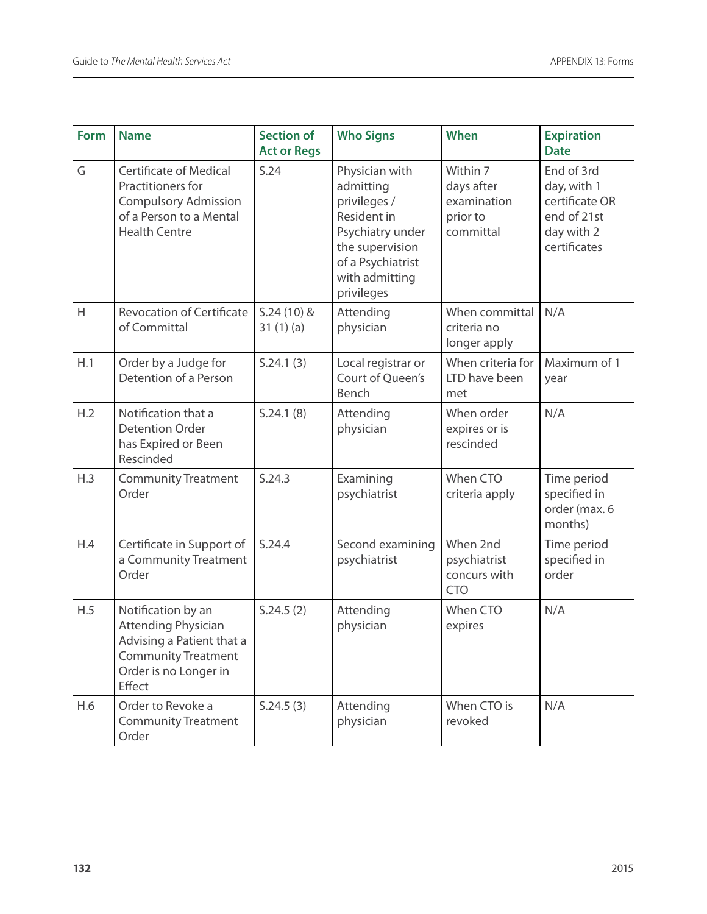| Form | Name | Section of Act or Regs | Who Signs | When | Expiration Date |
|---|---|---|---|---|---|
| G | Certificate of Medical Practitioners for Compulsory Admission of a Person to a Mental Health Centre | S.24 | Physician with admitting privileges / Resident in Psychiatry under the supervision of a Psychiatrist with admitting privileges | Within 7 days after examination prior to committal | End of 3rd day, with 1 certificate OR end of 21st day with 2 certificates |
| H | Revocation of Certificate of Committal | S.24 (10) & 31 (1) (a) | Attending physician | When committal criteria no longer apply | N/A |
| H.1 | Order by a Judge for Detention of a Person | S.24.1 (3) | Local registrar or Court of Queen's Bench | When criteria for LTD have been met | Maximum of 1 year |
| H.2 | Notification that a Detention Order has Expired or Been Rescinded | S.24.1 (8) | Attending physician | When order expires or is rescinded | N/A |
| H.3 | Community Treatment Order | S.24.3 | Examining psychiatrist | When CTO criteria apply | Time period specified in order (max. 6 months) |
| H.4 | Certificate in Support of a Community Treatment Order | S.24.4 | Second examining psychiatrist | When 2nd psychiatrist concurs with CTO | Time period specified in order |
| H.5 | Notification by an Attending Physician Advising a Patient that a Community Treatment Order is no Longer in Effect | S.24.5 (2) | Attending physician | When CTO expires | N/A |
| H.6 | Order to Revoke a Community Treatment Order | S.24.5 (3) | Attending physician | When CTO is revoked | N/A |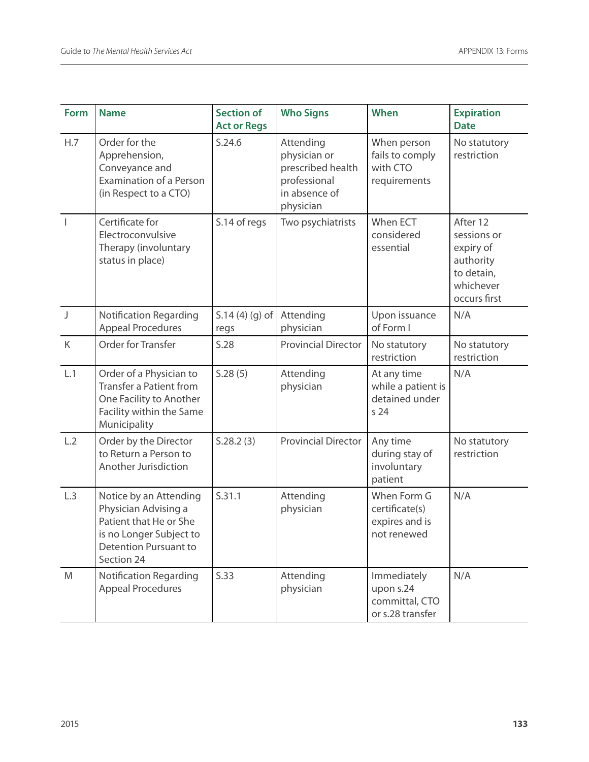| Form | Name | Section of Act or Regs | Who Signs | When | Expiration Date |
|---|---|---|---|---|---|
| H.7 | Order for the Apprehension, Conveyance and Examination of a Person (in Respect to a CTO) | S.24.6 | Attending physician or prescribed health professional in absence of physician | When person fails to comply with CTO requirements | No statutory restriction |
| I | Certificate for Electroconvulsive Therapy (involuntary status in place) | S.14 of regs | Two psychiatrists | When ECT considered essential | After 12 sessions or expiry of authority to detain, whichever occurs first |
| J | Notification Regarding Appeal Procedures | S.14 (4) (g) of regs | Attending physician | Upon issuance of Form I | N/A |
| K | Order for Transfer | S.28 | Provincial Director | No statutory restriction | No statutory restriction |
| L.1 | Order of a Physician to Transfer a Patient from One Facility to Another Facility within the Same Municipality | S.28 (5) | Attending physician | At any time while a patient is detained under s 24 | N/A |
| L.2 | Order by the Director to Return a Person to Another Jurisdiction | S.28.2 (3) | Provincial Director | Any time during stay of involuntary patient | No statutory restriction |
| L.3 | Notice by an Attending Physician Advising a Patient that He or She is no Longer Subject to Detention Pursuant to Section 24 | S.31.1 | Attending physician | When Form G certificate(s) expires and is not renewed | N/A |
| M | Notification Regarding Appeal Procedures | S.33 | Attending physician | Immediately upon s.24 committal, CTO or s.28 transfer | N/A |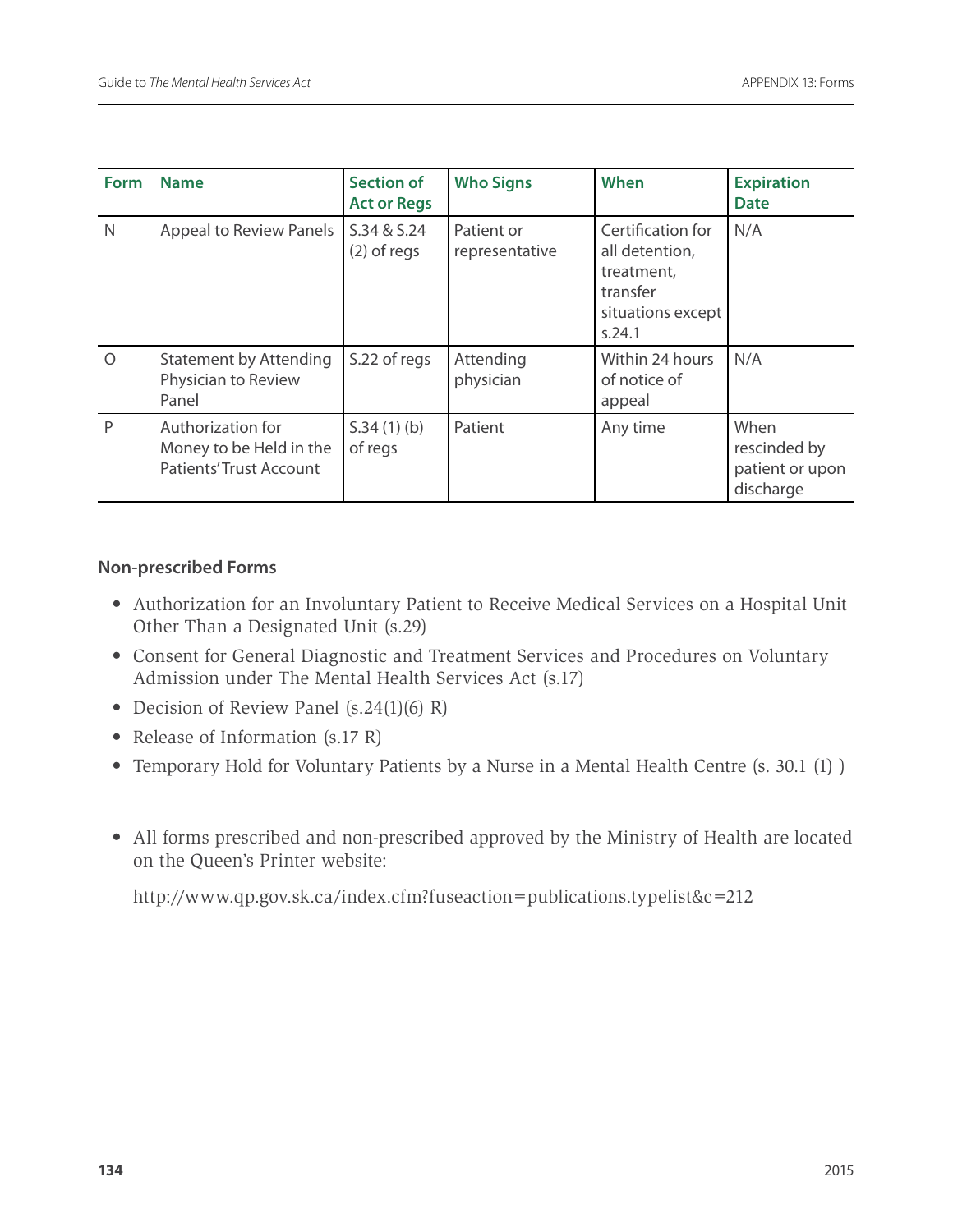| Form | Name | Section of Act or Regs | Who Signs | When | Expiration Date |
| --- | --- | --- | --- | --- | --- |
| N | Appeal to Review Panels | S.34 & S.24 (2) of regs | Patient or representative | Certification for all detention, treatment, transfer situations except s.24.1 | N/A |
| O | Statement by Attending Physician to Review Panel | S.22 of regs | Attending physician | Within 24 hours of notice of appeal | N/A |
| P | Authorization for Money to be Held in the Patients' Trust Account | S.34 (1) (b) of regs | Patient | Any time | When rescinded by patient or upon discharge |

### Non-prescribed Forms

- Authorization for an Involuntary Patient to Receive Medical Services on a Hospital Unit Other Than a Designated Unit (s.29)
- Consent for General Diagnostic and Treatment Services and Procedures on Voluntary Admission under The Mental Health Services Act (s.17)
- Decision of Review Panel (s.24(1)(6) R)
- Release of Information (s.17 R)
- Temporary Hold for Voluntary Patients by a Nurse in a Mental Health Centre (s. 30.1 (1) )

- All forms prescribed and non-prescribed approved by the Ministry of Health are located on the Queen's Printer website:

  http://www.qp.gov.sk.ca/index.cfm?fuseaction=publications.typelist&c=212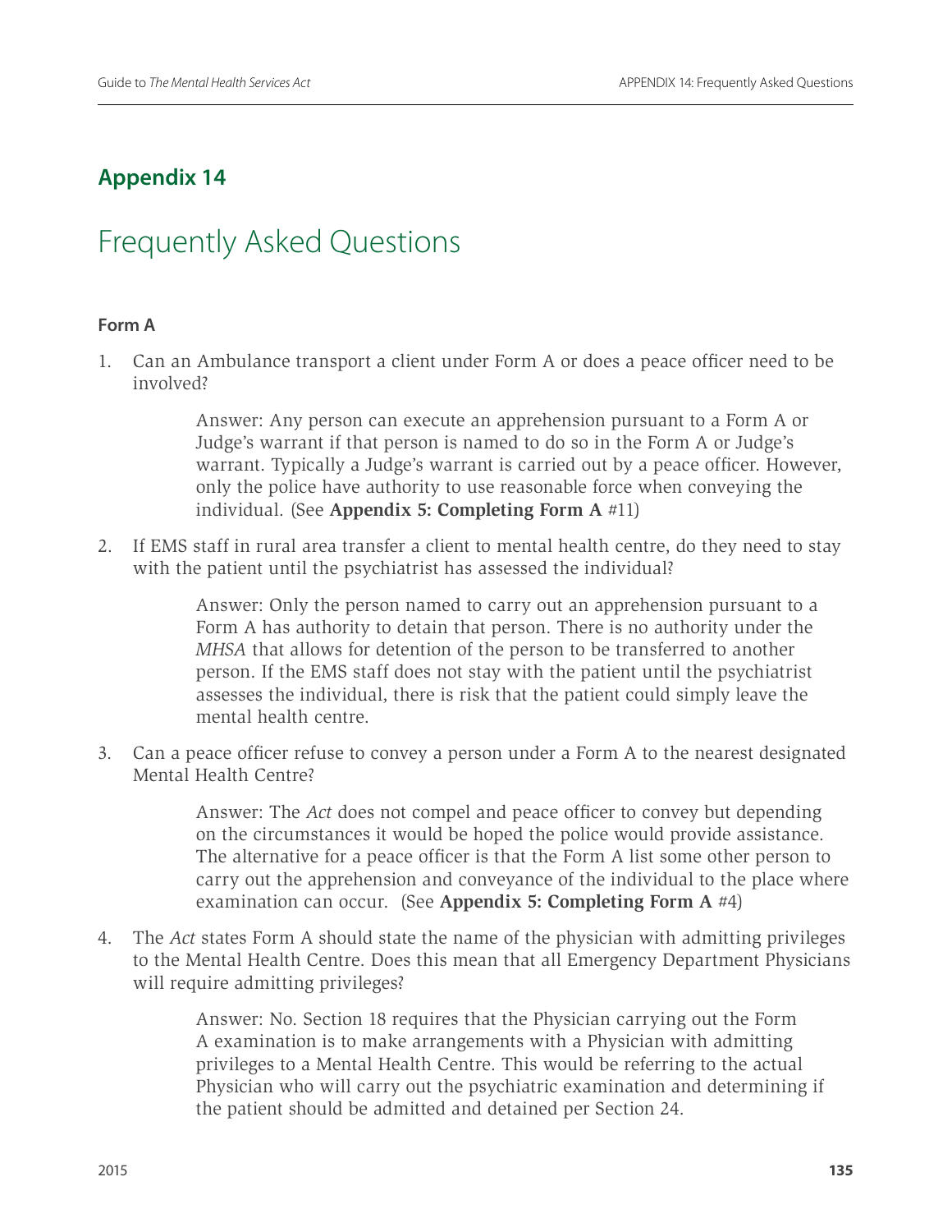## Appendix 14

# Frequently Asked Questions

### Form A

1. Can an Ambulance transport a client under Form A or does a peace officer need to be involved?

    Answer: Any person can execute an apprehension pursuant to a Form A or Judge's warrant if that person is named to do so in the Form A or Judge's warrant. Typically a Judge's warrant is carried out by a peace officer. However, only the police have authority to use reasonable force when conveying the individual. (See **Appendix 5: Completing Form A** #11)

2. If EMS staff in rural area transfer a client to mental health centre, do they need to stay with the patient until the psychiatrist has assessed the individual?

    Answer: Only the person named to carry out an apprehension pursuant to a Form A has authority to detain that person. There is no authority under the *MHSA* that allows for detention of the person to be transferred to another person. If the EMS staff does not stay with the patient until the psychiatrist assesses the individual, there is risk that the patient could simply leave the mental health centre.

3. Can a peace officer refuse to convey a person under a Form A to the nearest designated Mental Health Centre?

    Answer: The *Act* does not compel and peace officer to convey but depending on the circumstances it would be hoped the police would provide assistance. The alternative for a peace officer is that the Form A list some other person to carry out the apprehension and conveyance of the individual to the place where examination can occur. (See **Appendix 5: Completing Form A** #4)

4. The *Act* states Form A should state the name of the physician with admitting privileges to the Mental Health Centre. Does this mean that all Emergency Department Physicians will require admitting privileges?

    Answer: No. Section 18 requires that the Physician carrying out the Form A examination is to make arrangements with a Physician with admitting privileges to a Mental Health Centre. This would be referring to the actual Physician who will carry out the psychiatric examination and determining if the patient should be admitted and detained per Section 24.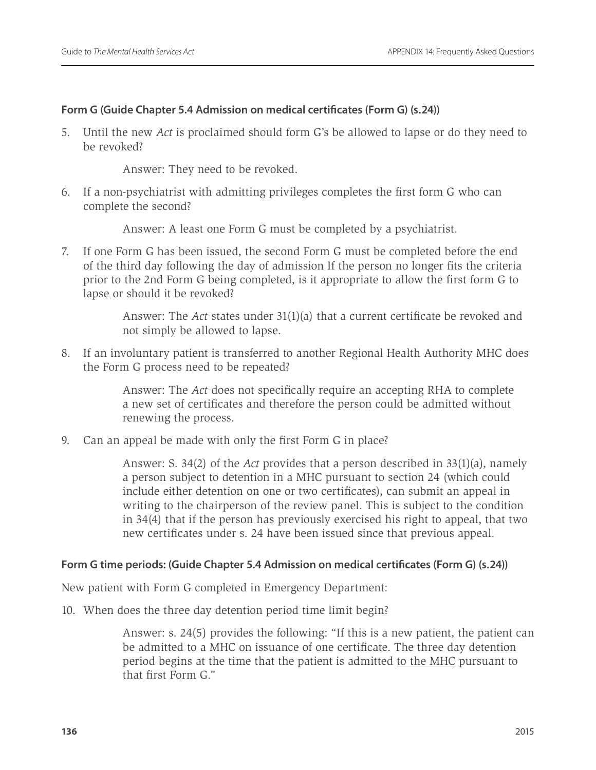### Form G (Guide Chapter 5.4 Admission on medical certificates (Form G) (s.24))

5. Until the new *Act* is proclaimed should form G's be allowed to lapse or do they need to be revoked?

   Answer: They need to be revoked.

6. If a non-psychiatrist with admitting privileges completes the first form G who can complete the second?

   Answer: A least one Form G must be completed by a psychiatrist.

7. If one Form G has been issued, the second Form G must be completed before the end of the third day following the day of admission If the person no longer fits the criteria prior to the 2nd Form G being completed, is it appropriate to allow the first form G to lapse or should it be revoked?

   Answer: The *Act* states under 31(1)(a) that a current certificate be revoked and not simply be allowed to lapse.

8. If an involuntary patient is transferred to another Regional Health Authority MHC does the Form G process need to be repeated?

   Answer: The *Act* does not specifically require an accepting RHA to complete a new set of certificates and therefore the person could be admitted without renewing the process.

9. Can an appeal be made with only the first Form G in place?

   Answer: S. 34(2) of the *Act* provides that a person described in 33(1)(a), namely a person subject to detention in a MHC pursuant to section 24 (which could include either detention on one or two certificates), can submit an appeal in writing to the chairperson of the review panel. This is subject to the condition in 34(4) that if the person has previously exercised his right to appeal, that two new certificates under s. 24 have been issued since that previous appeal.

### Form G time periods: (Guide Chapter 5.4 Admission on medical certificates (Form G) (s.24))

New patient with Form G completed in Emergency Department:

10. When does the three day detention period time limit begin?

    Answer: s. 24(5) provides the following: "If this is a new patient, the patient can be admitted to a MHC on issuance of one certificate. The three day detention period begins at the time that the patient is admitted <u>to the MHC</u> pursuant to that first Form G."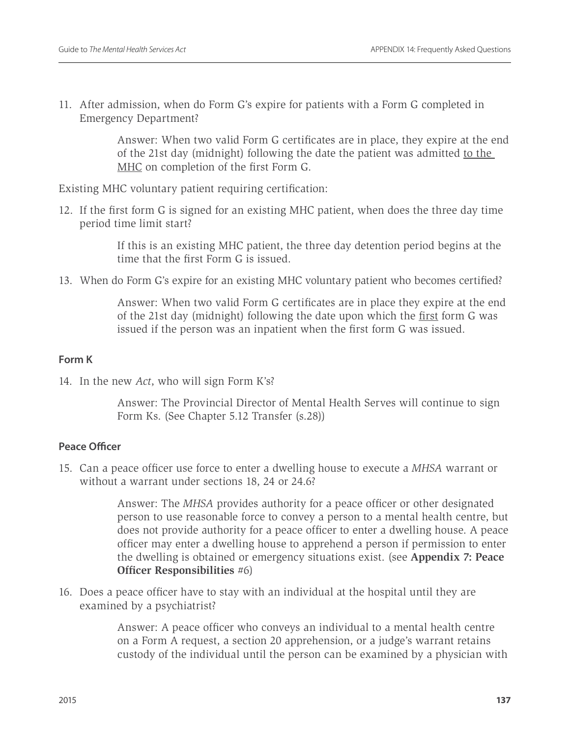11. After admission, when do Form G's expire for patients with a Form G completed in Emergency Department?

    Answer: When two valid Form G certificates are in place, they expire at the end of the 21st day (midnight) following the date the patient was admitted to the MHC on completion of the first Form G.

Existing MHC voluntary patient requiring certification:

12. If the first form G is signed for an existing MHC patient, when does the three day time period time limit start?

    If this is an existing MHC patient, the three day detention period begins at the time that the first Form G is issued.

13. When do Form G's expire for an existing MHC voluntary patient who becomes certified?

    Answer: When two valid Form G certificates are in place they expire at the end of the 21st day (midnight) following the date upon which the first form G was issued if the person was an inpatient when the first form G was issued.

### Form K

14. In the new *Act*, who will sign Form K's?

    Answer: The Provincial Director of Mental Health Serves will continue to sign Form Ks. (See Chapter 5.12 Transfer (s.28))

### Peace Officer

15. Can a peace officer use force to enter a dwelling house to execute a *MHSA* warrant or without a warrant under sections 18, 24 or 24.6?

    Answer: The *MHSA* provides authority for a peace officer or other designated person to use reasonable force to convey a person to a mental health centre, but does not provide authority for a peace officer to enter a dwelling house. A peace officer may enter a dwelling house to apprehend a person if permission to enter the dwelling is obtained or emergency situations exist. (see **Appendix 7: Peace Officer Responsibilities** #6)

16. Does a peace officer have to stay with an individual at the hospital until they are examined by a psychiatrist?

    Answer: A peace officer who conveys an individual to a mental health centre on a Form A request, a section 20 apprehension, or a judge's warrant retains custody of the individual until the person can be examined by a physician with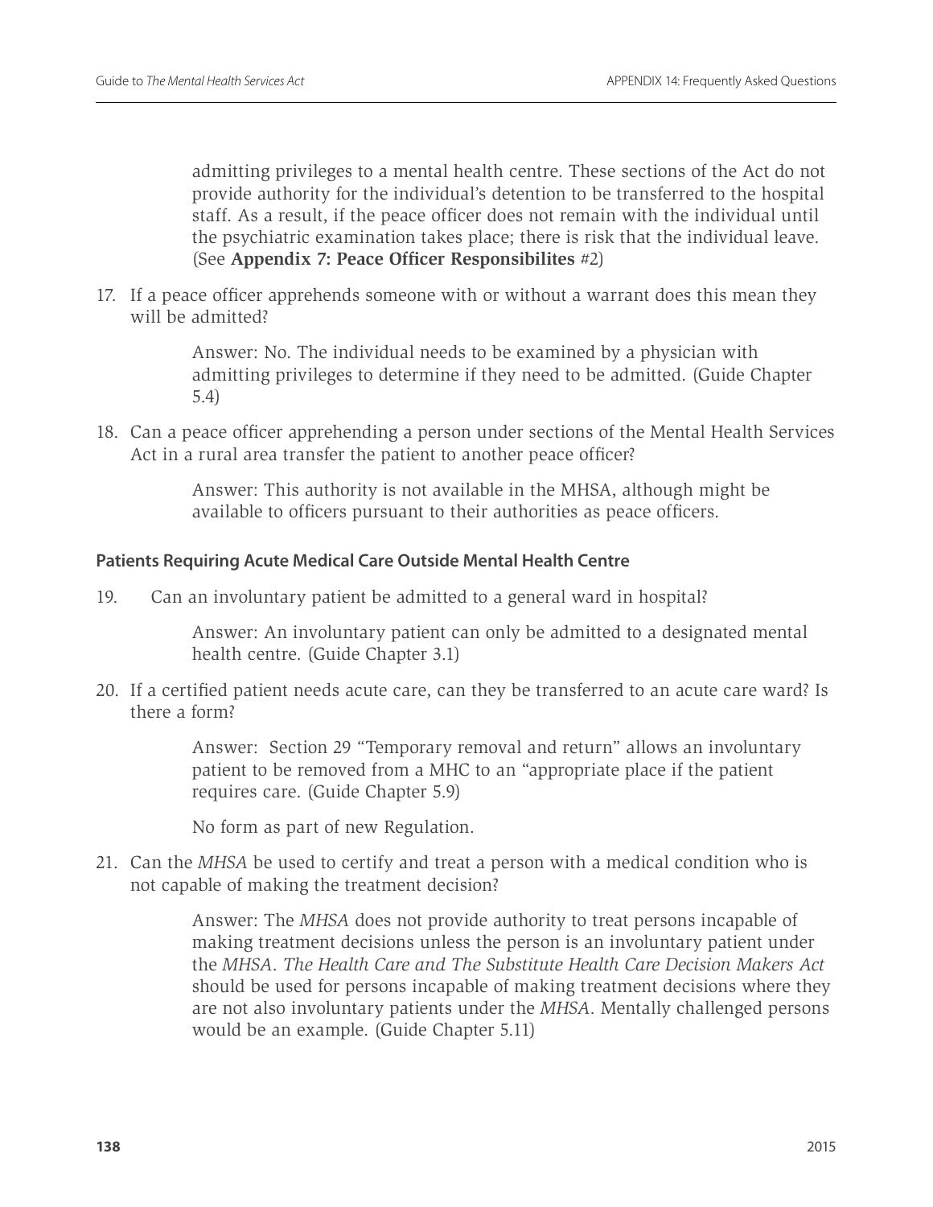admitting privileges to a mental health centre. These sections of the Act do not provide authority for the individual's detention to be transferred to the hospital staff. As a result, if the peace officer does not remain with the individual until the psychiatric examination takes place; there is risk that the individual leave. (See **Appendix 7: Peace Officer Responsibilites** #2)

17. If a peace officer apprehends someone with or without a warrant does this mean they will be admitted?

    Answer: No. The individual needs to be examined by a physician with admitting privileges to determine if they need to be admitted. (Guide Chapter 5.4)

18. Can a peace officer apprehending a person under sections of the Mental Health Services Act in a rural area transfer the patient to another peace officer?

    Answer: This authority is not available in the MHSA, although might be available to officers pursuant to their authorities as peace officers.

### Patients Requiring Acute Medical Care Outside Mental Health Centre

19. Can an involuntary patient be admitted to a general ward in hospital?

    Answer: An involuntary patient can only be admitted to a designated mental health centre. (Guide Chapter 3.1)

20. If a certified patient needs acute care, can they be transferred to an acute care ward? Is there a form?

    Answer: Section 29 "Temporary removal and return" allows an involuntary patient to be removed from a MHC to an "appropriate place if the patient requires care. (Guide Chapter 5.9)

    No form as part of new Regulation.

21. Can the *MHSA* be used to certify and treat a person with a medical condition who is not capable of making the treatment decision?

    Answer: The *MHSA* does not provide authority to treat persons incapable of making treatment decisions unless the person is an involuntary patient under the *MHSA*. *The Health Care and The Substitute Health Care Decision Makers Act* should be used for persons incapable of making treatment decisions where they are not also involuntary patients under the *MHSA*. Mentally challenged persons would be an example. (Guide Chapter 5.11)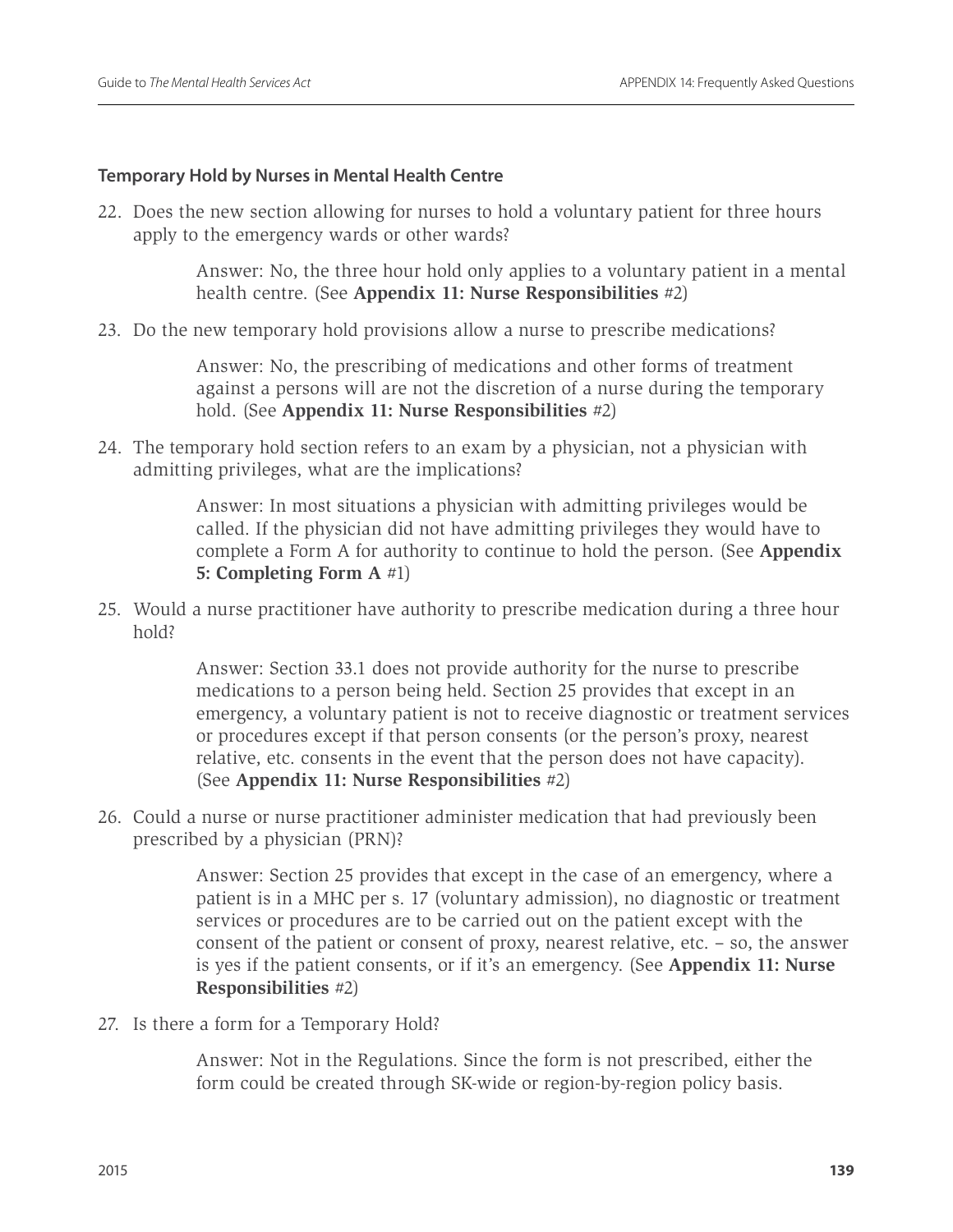### Temporary Hold by Nurses in Mental Health Centre

22. Does the new section allowing for nurses to hold a voluntary patient for three hours apply to the emergency wards or other wards?

    Answer: No, the three hour hold only applies to a voluntary patient in a mental health centre. (See **Appendix 11: Nurse Responsibilities** #2)

23. Do the new temporary hold provisions allow a nurse to prescribe medications?

    Answer: No, the prescribing of medications and other forms of treatment against a persons will are not the discretion of a nurse during the temporary hold. (See **Appendix 11: Nurse Responsibilities** #2)

24. The temporary hold section refers to an exam by a physician, not a physician with admitting privileges, what are the implications?

    Answer: In most situations a physician with admitting privileges would be called. If the physician did not have admitting privileges they would have to complete a Form A for authority to continue to hold the person. (See **Appendix 5: Completing Form A** #1)

25. Would a nurse practitioner have authority to prescribe medication during a three hour hold?

    Answer: Section 33.1 does not provide authority for the nurse to prescribe medications to a person being held. Section 25 provides that except in an emergency, a voluntary patient is not to receive diagnostic or treatment services or procedures except if that person consents (or the person's proxy, nearest relative, etc. consents in the event that the person does not have capacity). (See **Appendix 11: Nurse Responsibilities** #2)

26. Could a nurse or nurse practitioner administer medication that had previously been prescribed by a physician (PRN)?

    Answer: Section 25 provides that except in the case of an emergency, where a patient is in a MHC per s. 17 (voluntary admission), no diagnostic or treatment services or procedures are to be carried out on the patient except with the consent of the patient or consent of proxy, nearest relative, etc. – so, the answer is yes if the patient consents, or if it's an emergency. (See **Appendix 11: Nurse Responsibilities** #2)

27. Is there a form for a Temporary Hold?

    Answer: Not in the Regulations. Since the form is not prescribed, either the form could be created through SK-wide or region-by-region policy basis.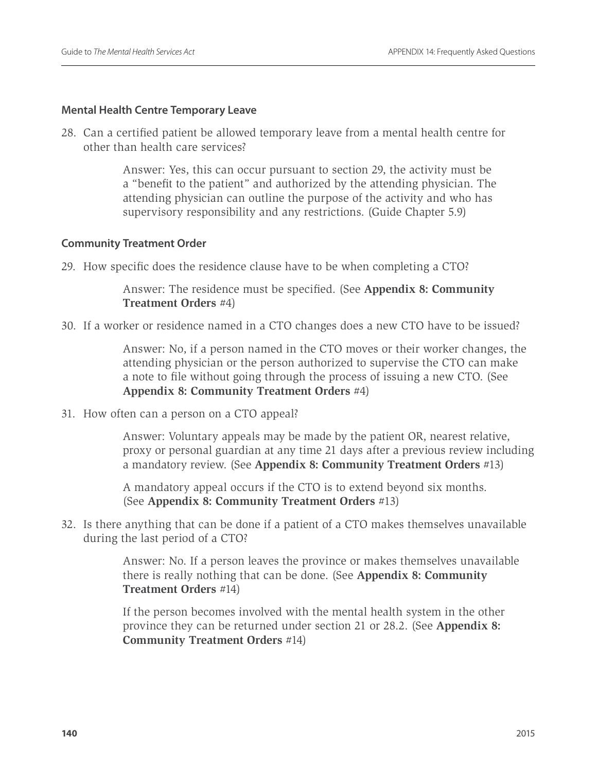### Mental Health Centre Temporary Leave

28. Can a certified patient be allowed temporary leave from a mental health centre for other than health care services?

    Answer: Yes, this can occur pursuant to section 29, the activity must be a "benefit to the patient" and authorized by the attending physician. The attending physician can outline the purpose of the activity and who has supervisory responsibility and any restrictions. (Guide Chapter 5.9)

### Community Treatment Order

29. How specific does the residence clause have to be when completing a CTO?

    Answer: The residence must be specified. (See **Appendix 8: Community Treatment Orders** #4)

30. If a worker or residence named in a CTO changes does a new CTO have to be issued?

    Answer: No, if a person named in the CTO moves or their worker changes, the attending physician or the person authorized to supervise the CTO can make a note to file without going through the process of issuing a new CTO. (See **Appendix 8: Community Treatment Orders** #4)

31. How often can a person on a CTO appeal?

    Answer: Voluntary appeals may be made by the patient OR, nearest relative, proxy or personal guardian at any time 21 days after a previous review including a mandatory review. (See **Appendix 8: Community Treatment Orders** #13)

    A mandatory appeal occurs if the CTO is to extend beyond six months. (See **Appendix 8: Community Treatment Orders** #13)

32. Is there anything that can be done if a patient of a CTO makes themselves unavailable during the last period of a CTO?

    Answer: No. If a person leaves the province or makes themselves unavailable there is really nothing that can be done. (See **Appendix 8: Community Treatment Orders** #14)

    If the person becomes involved with the mental health system in the other province they can be returned under section 21 or 28.2. (See **Appendix 8: Community Treatment Orders** #14)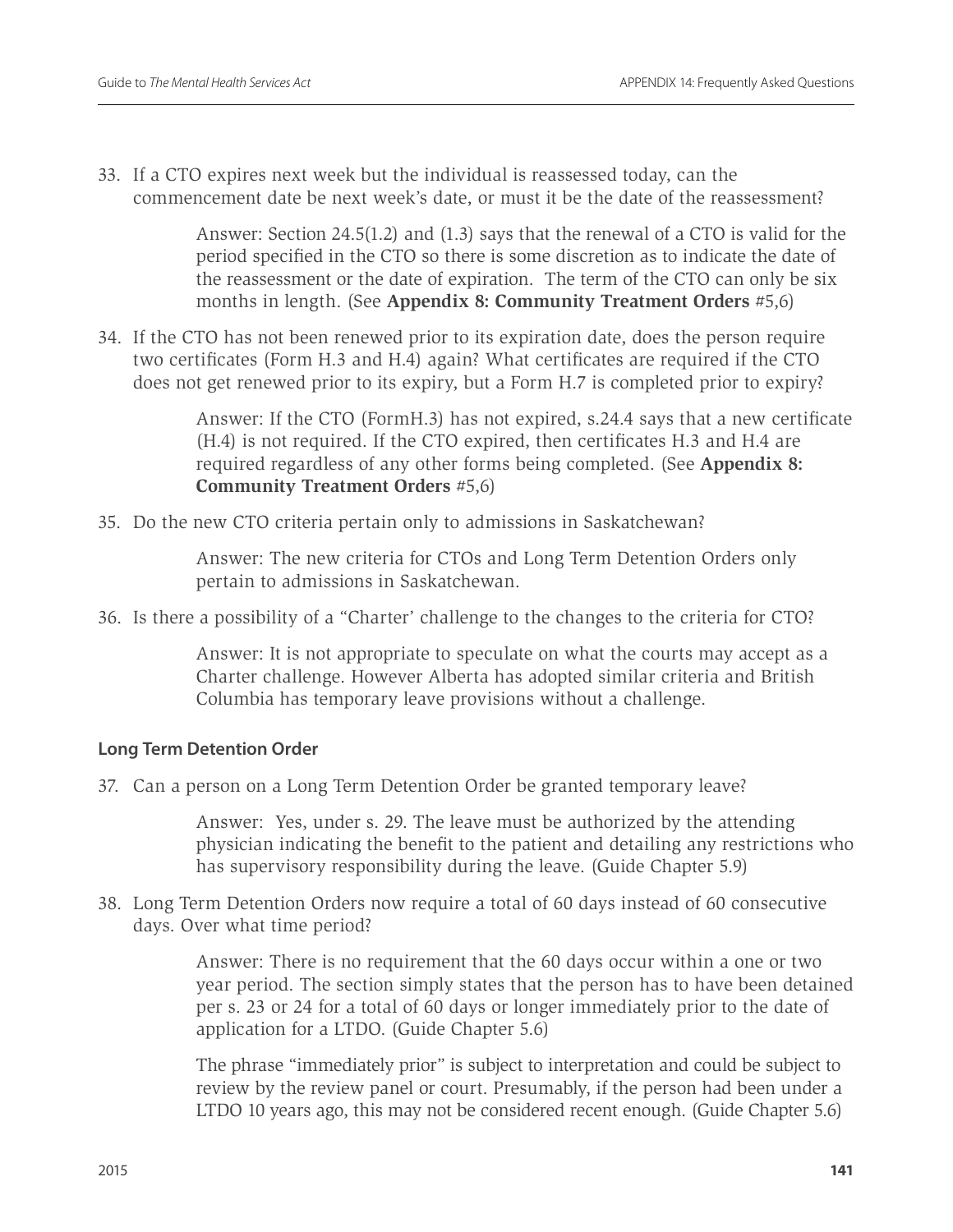33. If a CTO expires next week but the individual is reassessed today, can the commencement date be next week's date, or must it be the date of the reassessment?

    Answer: Section 24.5(1.2) and (1.3) says that the renewal of a CTO is valid for the period specified in the CTO so there is some discretion as to indicate the date of the reassessment or the date of expiration. The term of the CTO can only be six months in length. (See **Appendix 8: Community Treatment Orders** #5,6)

34. If the CTO has not been renewed prior to its expiration date, does the person require two certificates (Form H.3 and H.4) again? What certificates are required if the CTO does not get renewed prior to its expiry, but a Form H.7 is completed prior to expiry?

    Answer: If the CTO (FormH.3) has not expired, s.24.4 says that a new certificate (H.4) is not required. If the CTO expired, then certificates H.3 and H.4 are required regardless of any other forms being completed. (See **Appendix 8: Community Treatment Orders** #5,6)

35. Do the new CTO criteria pertain only to admissions in Saskatchewan?

    Answer: The new criteria for CTOs and Long Term Detention Orders only pertain to admissions in Saskatchewan.

36. Is there a possibility of a "Charter' challenge to the changes to the criteria for CTO?

    Answer: It is not appropriate to speculate on what the courts may accept as a Charter challenge. However Alberta has adopted similar criteria and British Columbia has temporary leave provisions without a challenge.

### Long Term Detention Order

37. Can a person on a Long Term Detention Order be granted temporary leave?

    Answer: Yes, under s. 29. The leave must be authorized by the attending physician indicating the benefit to the patient and detailing any restrictions who has supervisory responsibility during the leave. (Guide Chapter 5.9)

38. Long Term Detention Orders now require a total of 60 days instead of 60 consecutive days. Over what time period?

    Answer: There is no requirement that the 60 days occur within a one or two year period. The section simply states that the person has to have been detained per s. 23 or 24 for a total of 60 days or longer immediately prior to the date of application for a LTDO. (Guide Chapter 5.6)

    The phrase "immediately prior" is subject to interpretation and could be subject to review by the review panel or court. Presumably, if the person had been under a LTDO 10 years ago, this may not be considered recent enough. (Guide Chapter 5.6)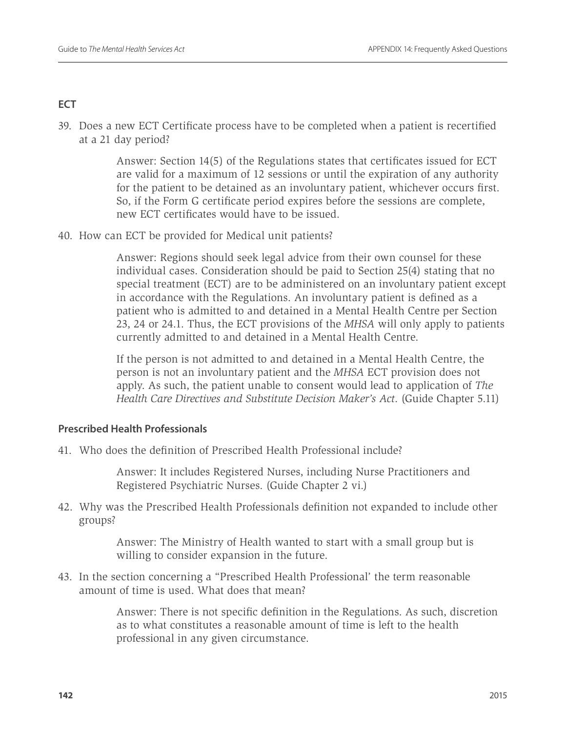## ECT

39. Does a new ECT Certificate process have to be completed when a patient is recertified at a 21 day period?

    Answer: Section 14(5) of the Regulations states that certificates issued for ECT are valid for a maximum of 12 sessions or until the expiration of any authority for the patient to be detained as an involuntary patient, whichever occurs first. So, if the Form G certificate period expires before the sessions are complete, new ECT certificates would have to be issued.

40. How can ECT be provided for Medical unit patients?

    Answer: Regions should seek legal advice from their own counsel for these individual cases. Consideration should be paid to Section 25(4) stating that no special treatment (ECT) are to be administered on an involuntary patient except in accordance with the Regulations. An involuntary patient is defined as a patient who is admitted to and detained in a Mental Health Centre per Section 23, 24 or 24.1. Thus, the ECT provisions of the *MHSA* will only apply to patients currently admitted to and detained in a Mental Health Centre.

    If the person is not admitted to and detained in a Mental Health Centre, the person is not an involuntary patient and the *MHSA* ECT provision does not apply. As such, the patient unable to consent would lead to application of *The Health Care Directives and Substitute Decision Maker's Act*. (Guide Chapter 5.11)

## Prescribed Health Professionals

41. Who does the definition of Prescribed Health Professional include?

    Answer: It includes Registered Nurses, including Nurse Practitioners and Registered Psychiatric Nurses. (Guide Chapter 2 vi.)

42. Why was the Prescribed Health Professionals definition not expanded to include other groups?

    Answer: The Ministry of Health wanted to start with a small group but is willing to consider expansion in the future.

43. In the section concerning a "Prescribed Health Professional' the term reasonable amount of time is used. What does that mean?

    Answer: There is not specific definition in the Regulations. As such, discretion as to what constitutes a reasonable amount of time is left to the health professional in any given circumstance.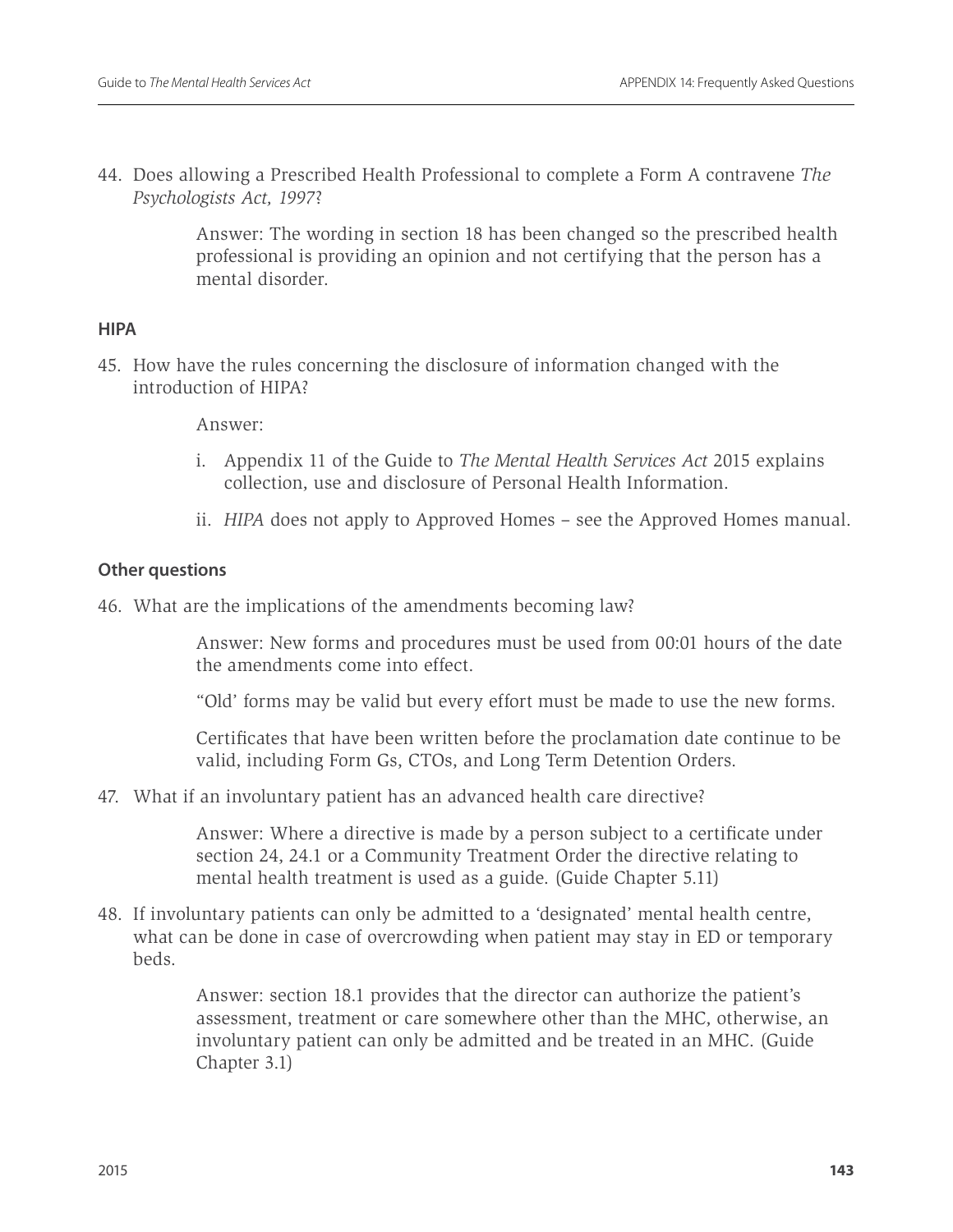44. Does allowing a Prescribed Health Professional to complete a Form A contravene *The Psychologists Act, 1997*?

    Answer: The wording in section 18 has been changed so the prescribed health professional is providing an opinion and not certifying that the person has a mental disorder.

### HIPA

45. How have the rules concerning the disclosure of information changed with the introduction of HIPA?

    Answer:

    i. Appendix 11 of the Guide to *The Mental Health Services Act* 2015 explains collection, use and disclosure of Personal Health Information.

    ii. *HIPA* does not apply to Approved Homes – see the Approved Homes manual.

### Other questions

46. What are the implications of the amendments becoming law?

    Answer: New forms and procedures must be used from 00:01 hours of the date the amendments come into effect.

    "Old' forms may be valid but every effort must be made to use the new forms.

    Certificates that have been written before the proclamation date continue to be valid, including Form Gs, CTOs, and Long Term Detention Orders.

47. What if an involuntary patient has an advanced health care directive?

    Answer: Where a directive is made by a person subject to a certificate under section 24, 24.1 or a Community Treatment Order the directive relating to mental health treatment is used as a guide. (Guide Chapter 5.11)

48. If involuntary patients can only be admitted to a 'designated' mental health centre, what can be done in case of overcrowding when patient may stay in ED or temporary beds.

    Answer: section 18.1 provides that the director can authorize the patient's assessment, treatment or care somewhere other than the MHC, otherwise, an involuntary patient can only be admitted and be treated in an MHC. (Guide Chapter 3.1)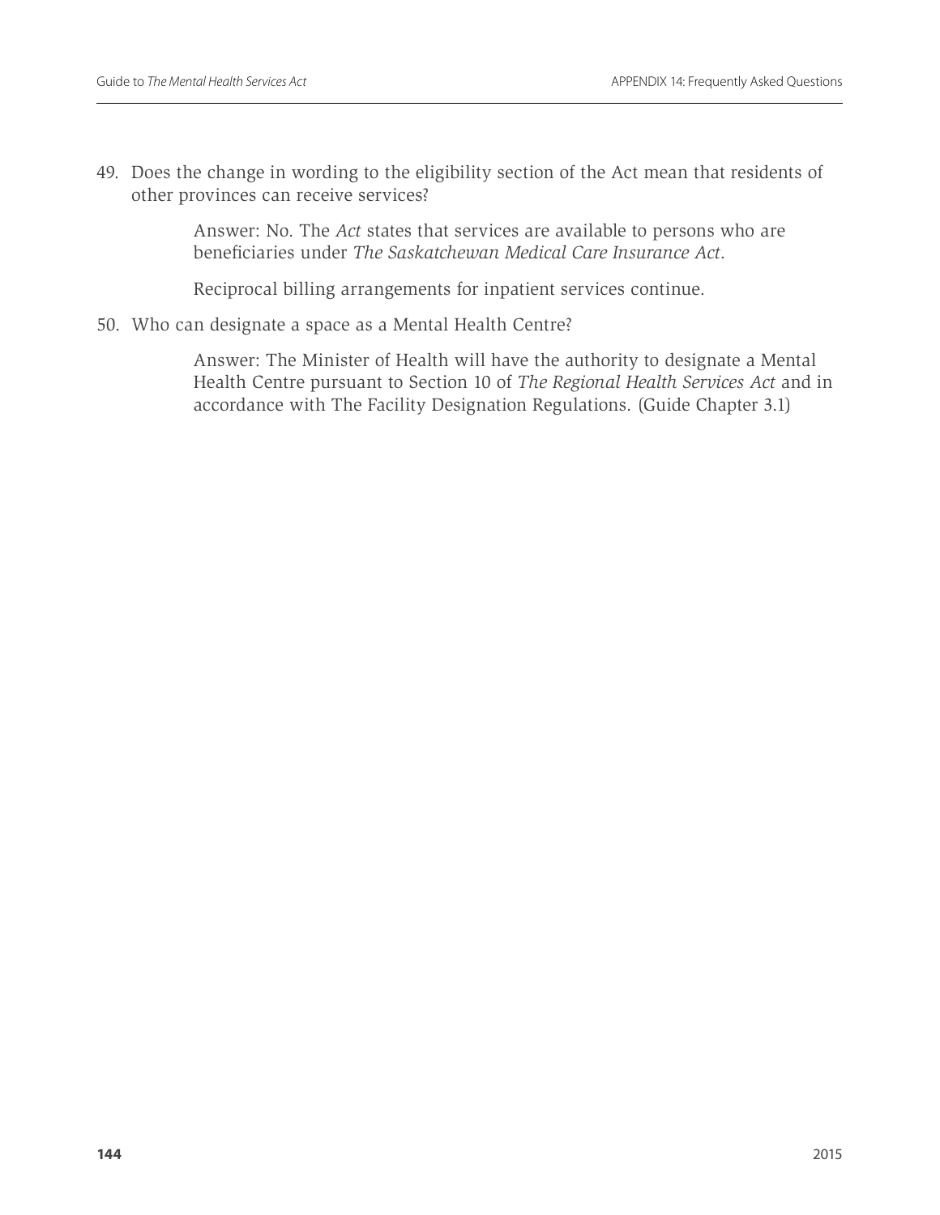49. Does the change in wording to the eligibility section of the Act mean that residents of other provinces can receive services?

    Answer: No. The *Act* states that services are available to persons who are beneficiaries under *The Saskatchewan Medical Care Insurance Act*.

    Reciprocal billing arrangements for inpatient services continue.

50. Who can designate a space as a Mental Health Centre?

    Answer: The Minister of Health will have the authority to designate a Mental Health Centre pursuant to Section 10 of *The Regional Health Services Act* and in accordance with The Facility Designation Regulations. (Guide Chapter 3.1)